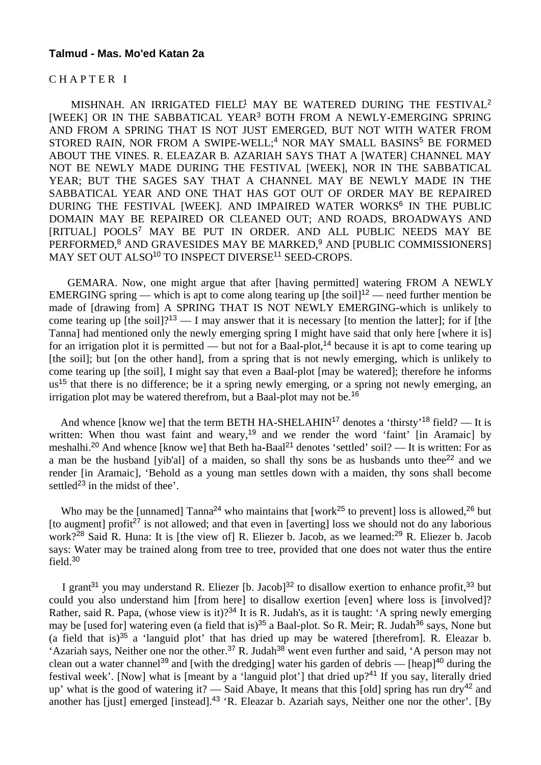**Talmud - Mas. Mo'ed Katan 2a**

C H A P T E R I

MISHNAH. AN IRRIGATED FIELD[1] MAY BE WATERED DURING THE FESTIVAL[2] [WEEK] OR IN THE SABBATICAL YEAR[3] BOTH FROM A NEWLY-EMERGING SPRING AND FROM A SPRING THAT IS NOT JUST EMERGED, BUT NOT WITH WATER FROM STORED RAIN, NOR FROM A SWIPE-WELL;[4] NOR MAY SMALL BASINS[5] BE FORMED ABOUT THE VINES. R. ELEAZAR B. AZARIAH SAYS THAT A [WATER] CHANNEL MAY NOT BE NEWLY MADE DURING THE FESTIVAL [WEEK], NOR IN THE SABBATICAL YEAR; BUT THE SAGES SAY THAT A CHANNEL MAY BE NEWLY MADE IN THE SABBATICAL YEAR AND ONE THAT HAS GOT OUT OF ORDER MAY BE REPAIRED DURING THE FESTIVAL [WEEK]. AND IMPAIRED WATER WORKS[6] IN THE PUBLIC DOMAIN MAY BE REPAIRED OR CLEANED OUT; AND ROADS, BROADWAYS AND [RITUAL] POOLS[7] MAY BE PUT IN ORDER. AND ALL PUBLIC NEEDS MAY BE PERFORMED,[8] AND GRAVESIDES MAY BE MARKED,[9] AND [PUBLIC COMMISSIONERS] MAY SET OUT ALSO[10] TO INSPECT DIVERSE[11] SEED-CROPS.

GEMARA. Now, one might argue that after [having permitted] watering FROM A NEWLY EMERGING spring — which is apt to come along tearing up [the soil][12] — need further mention be made of [drawing from] A SPRING THAT IS NOT NEWLY EMERGING-which is unlikely to come tearing up [the soil]?[13] — I may answer that it is necessary [to mention the latter]; for if [the Tanna] had mentioned only the newly emerging spring I might have said that only here [where it is] for an irrigation plot it is permitted — but not for a Baal-plot,[14] because it is apt to come tearing up [the soil]; but [on the other hand], from a spring that is not newly emerging, which is unlikely to come tearing up [the soil], I might say that even a Baal-plot [may be watered]; therefore he informs us[15] that there is no difference; be it a spring newly emerging, or a spring not newly emerging, an irrigation plot may be watered therefrom, but a Baal-plot may not be.[16]

And whence [know we] that the term BETH HA-SHELAHIN[17] denotes a 'thirsty'[18] field? — It is written: When thou wast faint and weary,[19] and we render the word 'faint' [in Aramaic] by meshalhi.[20] And whence [know we] that Beth ha-Baal[21] denotes 'settled' soil? — It is written: For as a man be the husband [yib'al] of a maiden, so shall thy sons be as husbands unto thee[22] and we render [in Aramaic], 'Behold as a young man settles down with a maiden, thy sons shall become settled[23] in the midst of thee'.

Who may be the [unnamed] Tanna[24] who maintains that [work[25] to prevent] loss is allowed,[26] but [to augment] profit[27] is not allowed; and that even in [averting] loss we should not do any laborious work?[28] Said R. Huna: It is [the view of] R. Eliezer b. Jacob, as we learned:[29] R. Eliezer b. Jacob says: Water may be trained along from tree to tree, provided that one does not water thus the entire field.[30]

I grant[31] you may understand R. Eliezer [b. Jacob][32] to disallow exertion to enhance profit,[33] but could you also understand him [from here] to disallow exertion [even] where loss is [involved]? Rather, said R. Papa, (whose view is it)?[34] It is R. Judah's, as it is taught: 'A spring newly emerging may be [used for] watering even (a field that is)[35] a Baal-plot. So R. Meir; R. Judah[36] says, None but (a field that is)[35] a 'languid plot' that has dried up may be watered [therefrom]. R. Eleazar b. 'Azariah says, Neither one nor the other.[37] R. Judah[38] went even further and said, 'A person may not clean out a water channel[39] and [with the dredging] water his garden of debris — [heap][40] during the festival week'. [Now] what is [meant by a 'languid plot'] that dried up?[41] If you say, literally dried up' what is the good of watering it? — Said Abaye, It means that this [old] spring has run dry[42] and another has [just] emerged [instead].[43] 'R. Eleazar b. Azariah says, Neither one nor the other'. [By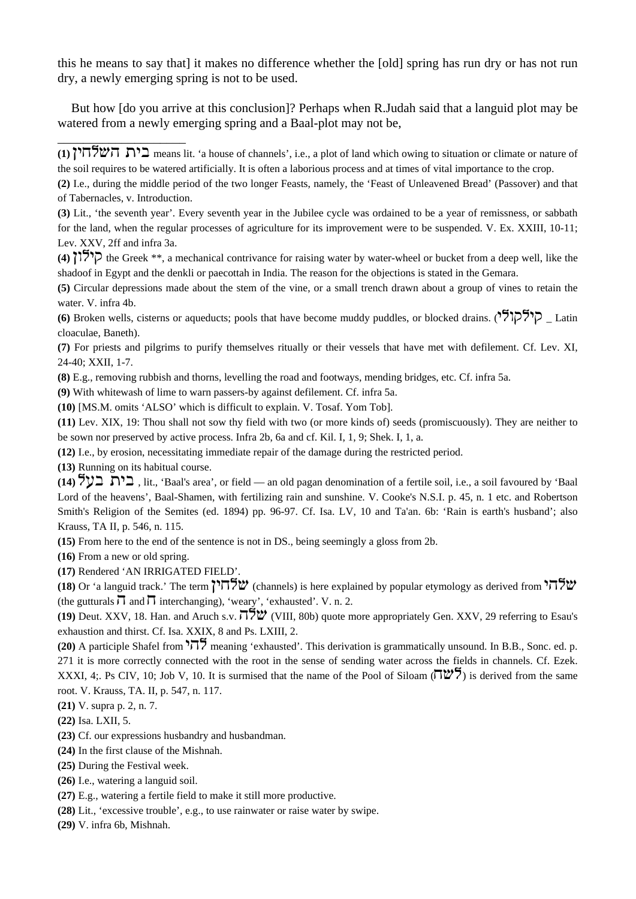this he means to say that] it makes no difference whether the [old] spring has run dry or has not run dry, a newly emerging spring is not to be used.

But how [do you arrive at this conclusion]? Perhaps when R.Judah said that a languid plot may be watered from a newly emerging spring and a Baal-plot may not be,

_____________________

**(1)** בית השלחין means lit. 'a house of channels', i.e., a plot of land which owing to situation or climate or nature of the soil requires to be watered artificially. It is often a laborious process and at times of vital importance to the crop.

**(2)** I.e., during the middle period of the two longer Feasts, namely, the 'Feast of Unleavened Bread' (Passover) and that of Tabernacles, v. Introduction.

**(3)** Lit., 'the seventh year'. Every seventh year in the Jubilee cycle was ordained to be a year of remissness, or sabbath for the land, when the regular processes of agriculture for its improvement were to be suspended. V. Ex. XXIII, 10-11; Lev. XXV, 2ff and infra 3a.

**(4)** קילון the Greek **, a mechanical contrivance for raising water by water-wheel or bucket from a deep well, like the shadoof in Egypt and the denkli or paecottah in India. The reason for the objections is stated in the Gemara.

**(5)** Circular depressions made about the stem of the vine, or a small trench drawn about a group of vines to retain the water. V. infra 4b.

**(6)** Broken wells, cisterns or aqueducts; pools that have become muddy puddles, or blocked drains. (קילקולי _ Latin cloaculae, Baneth).

**(7)** For priests and pilgrims to purify themselves ritually or their vessels that have met with defilement. Cf. Lev. XI, 24-40; XXII, 1-7.

**(8)** E.g., removing rubbish and thorns, levelling the road and footways, mending bridges, etc. Cf. infra 5a.

**(9)** With whitewash of lime to warn passers-by against defilement. Cf. infra 5a.

**(10)** [MS.M. omits 'ALSO' which is difficult to explain. V. Tosaf. Yom Tob].

**(11)** Lev. XIX, 19: Thou shall not sow thy field with two (or more kinds of) seeds (promiscuously). They are neither to be sown nor preserved by active process. Infra 2b, 6a and cf. Kil. I, 1, 9; Shek. I, 1, a.

**(12)** I.e., by erosion, necessitating immediate repair of the damage during the restricted period.

**(13)** Running on its habitual course.

**(14)** בית בעל , lit., 'Baal's area', or field — an old pagan denomination of a fertile soil, i.e., a soil favoured by 'Baal Lord of the heavens', Baal-Shamen, with fertilizing rain and sunshine. V. Cooke's N.S.I. p. 45, n. 1 etc. and Robertson Smith's Religion of the Semites (ed. 1894) pp. 96-97. Cf. Isa. LV, 10 and Ta'an. 6b: 'Rain is earth's husband'; also Krauss, TA II, p. 546, n. 115.

**(15)** From here to the end of the sentence is not in DS., being seemingly a gloss from 2b.

**(16)** From a new or old spring.

**(17)** Rendered 'AN IRRIGATED FIELD'.

**(18)** Or 'a languid track.' The term שלחין (channels) is here explained by popular etymology as derived from שלהי (the gutturals ה and ח interchanging), 'weary', 'exhausted'. V. n. 2.

**(19)** Deut. XXV, 18. Han. and Aruch s.v. שלח (VIII, 80b) quote more appropriately Gen. XXV, 29 referring to Esau's exhaustion and thirst. Cf. Isa. XXIX, 8 and Ps. LXIII, 2.

**(20)** A participle Shafel from להי meaning 'exhausted'. This derivation is grammatically unsound. In B.B., Sonc. ed. p. 271 it is more correctly connected with the root in the sense of sending water across the fields in channels. Cf. Ezek. XXXI, 4;. Ps CIV, 10; Job V, 10. It is surmised that the name of the Pool of Siloam (שלח) is derived from the same root. V. Krauss, TA. II, p. 547, n. 117.

**(21)** V. supra p. 2, n. 7.

**(22)** Isa. LXII, 5.

**(23)** Cf. our expressions husbandry and husbandman.

**(24)** In the first clause of the Mishnah.

**(25)** During the Festival week.

**(26)** I.e., watering a languid soil.

**(27)** E.g., watering a fertile field to make it still more productive.

**(28)** Lit., 'excessive trouble', e.g., to use rainwater or raise water by swipe.

**(29)** V. infra 6b, Mishnah.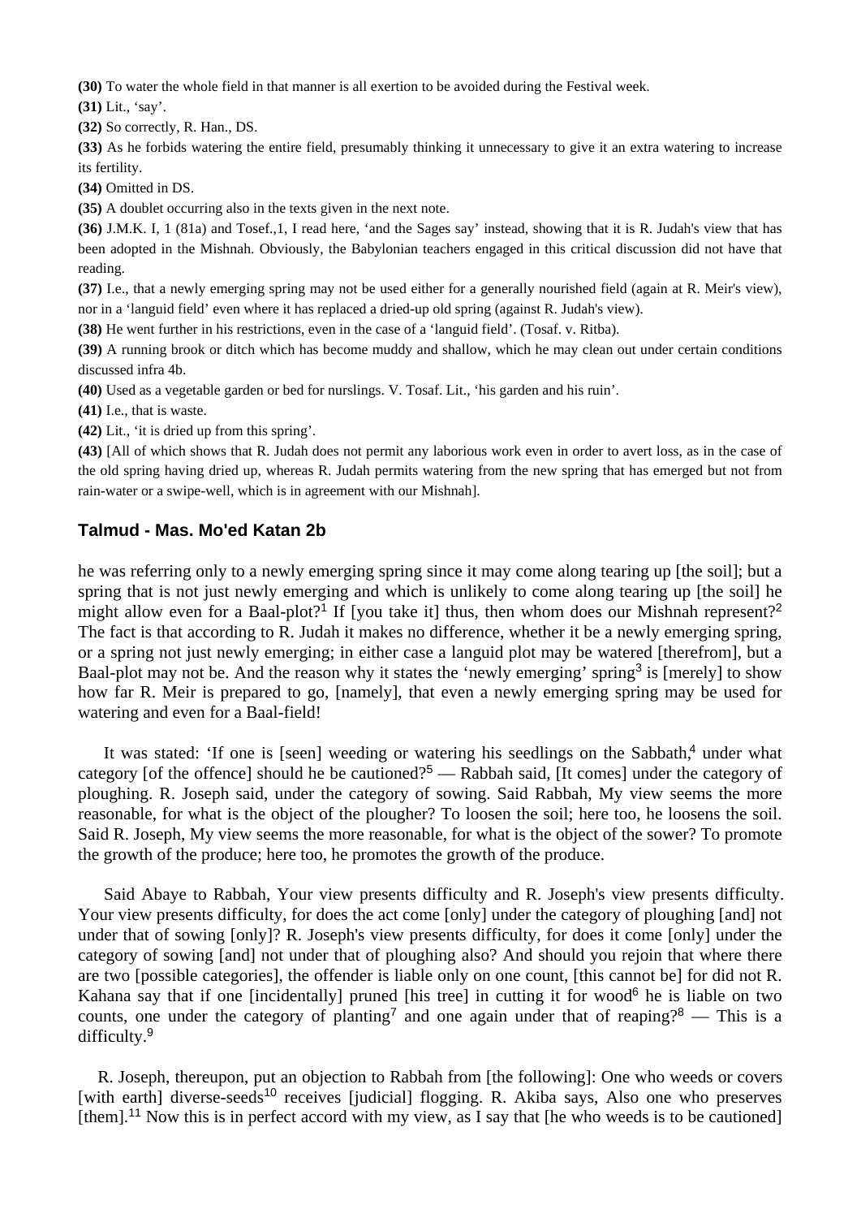**(30)** To water the whole field in that manner is all exertion to be avoided during the Festival week.

**(31)** Lit., 'say'.

**(32)** So correctly, R. Han., DS.

**(33)** As he forbids watering the entire field, presumably thinking it unnecessary to give it an extra watering to increase its fertility.

**(34)** Omitted in DS.

**(35)** A doublet occurring also in the texts given in the next note.

**(36)** J.M.K. I, 1 (81a) and Tosef.,1, I read here, 'and the Sages say' instead, showing that it is R. Judah's view that has been adopted in the Mishnah. Obviously, the Babylonian teachers engaged in this critical discussion did not have that reading.

**(37)** I.e., that a newly emerging spring may not be used either for a generally nourished field (again at R. Meir's view), nor in a 'languid field' even where it has replaced a dried-up old spring (against R. Judah's view).

**(38)** He went further in his restrictions, even in the case of a 'languid field'. (Tosaf. v. Ritba).

**(39)** A running brook or ditch which has become muddy and shallow, which he may clean out under certain conditions discussed infra 4b.

**(40)** Used as a vegetable garden or bed for nurslings. V. Tosaf. Lit., 'his garden and his ruin'.

**(41)** I.e., that is waste.

**(42)** Lit., 'it is dried up from this spring'.

**(43)** [All of which shows that R. Judah does not permit any laborious work even in order to avert loss, as in the case of the old spring having dried up, whereas R. Judah permits watering from the new spring that has emerged but not from rain-water or a swipe-well, which is in agreement with our Mishnah].

## Talmud - Mas. Mo'ed Katan 2b

he was referring only to a newly emerging spring since it may come along tearing up [the soil]; but a spring that is not just newly emerging and which is unlikely to come along tearing up [the soil] he might allow even for a Baal-plot?[1] If [you take it] thus, then whom does our Mishnah represent?[2] The fact is that according to R. Judah it makes no difference, whether it be a newly emerging spring, or a spring not just newly emerging; in either case a languid plot may be watered [therefrom], but a Baal-plot may not be. And the reason why it states the 'newly emerging' spring[3] is [merely] to show how far R. Meir is prepared to go, [namely], that even a newly emerging spring may be used for watering and even for a Baal-field!

It was stated: 'If one is [seen] weeding or watering his seedlings on the Sabbath,[4] under what category [of the offence] should he be cautioned?[5] — Rabbah said, [It comes] under the category of ploughing. R. Joseph said, under the category of sowing. Said Rabbah, My view seems the more reasonable, for what is the object of the plougher? To loosen the soil; here too, he loosens the soil. Said R. Joseph, My view seems the more reasonable, for what is the object of the sower? To promote the growth of the produce; here too, he promotes the growth of the produce.

Said Abaye to Rabbah, Your view presents difficulty and R. Joseph's view presents difficulty. Your view presents difficulty, for does the act come [only] under the category of ploughing [and] not under that of sowing [only]? R. Joseph's view presents difficulty, for does it come [only] under the category of sowing [and] not under that of ploughing also? And should you rejoin that where there are two [possible categories], the offender is liable only on one count, [this cannot be] for did not R. Kahana say that if one [incidentally] pruned [his tree] in cutting it for wood[6] he is liable on two counts, one under the category of planting[7] and one again under that of reaping?[8] — This is a difficulty.[9]

R. Joseph, thereupon, put an objection to Rabbah from [the following]: One who weeds or covers [with earth] diverse-seeds[10] receives [judicial] flogging. R. Akiba says, Also one who preserves [them].[11] Now this is in perfect accord with my view, as I say that [he who weeds is to be cautioned]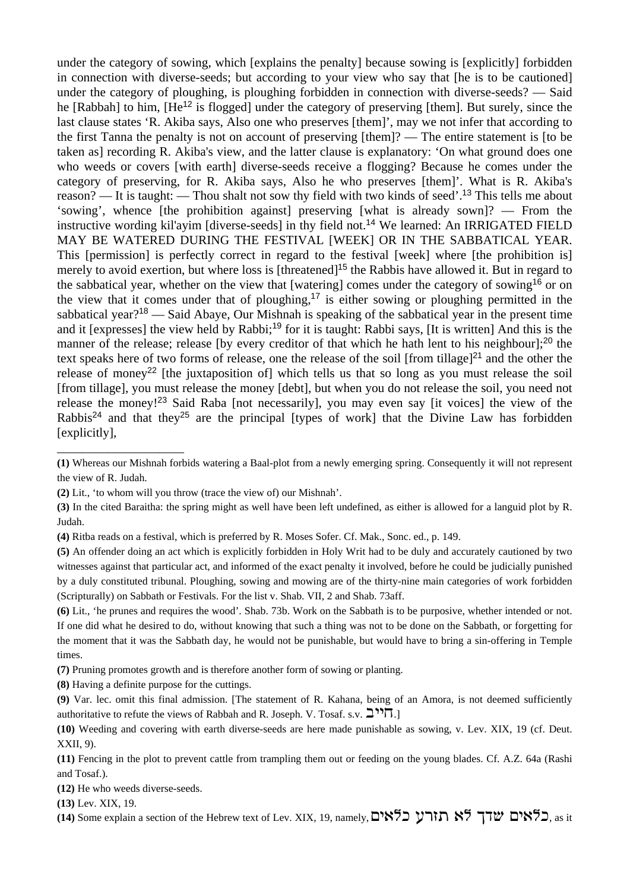under the category of sowing, which [explains the penalty] because sowing is [explicitly] forbidden in connection with diverse-seeds; but according to your view who say that [he is to be cautioned] under the category of ploughing, is ploughing forbidden in connection with diverse-seeds? — Said he [Rabbah] to him, [He[12] is flogged] under the category of preserving [them]. But surely, since the last clause states 'R. Akiba says, Also one who preserves [them]', may we not infer that according to the first Tanna the penalty is not on account of preserving [them]? — The entire statement is [to be taken as] recording R. Akiba's view, and the latter clause is explanatory: 'On what ground does one who weeds or covers [with earth] diverse-seeds receive a flogging? Because he comes under the category of preserving, for R. Akiba says, Also he who preserves [them]'. What is R. Akiba's reason? — It is taught: — Thou shalt not sow thy field with two kinds of seed'.[13] This tells me about 'sowing', whence [the prohibition against] preserving [what is already sown]? — From the instructive wording kil'ayim [diverse-seeds] in thy field not.[14] We learned: An IRRIGATED FIELD MAY BE WATERED DURING THE FESTIVAL [WEEK] OR IN THE SABBATICAL YEAR. This [permission] is perfectly correct in regard to the festival [week] where [the prohibition is] merely to avoid exertion, but where loss is [threatened][15] the Rabbis have allowed it. But in regard to the sabbatical year, whether on the view that [watering] comes under the category of sowing[16] or on the view that it comes under that of ploughing,[17] is either sowing or ploughing permitted in the sabbatical year?[18] — Said Abaye, Our Mishnah is speaking of the sabbatical year in the present time and it [expresses] the view held by Rabbi;[19] for it is taught: Rabbi says, [It is written] And this is the manner of the release; release [by every creditor of that which he hath lent to his neighbour];[20] the text speaks here of two forms of release, one the release of the soil [from tillage][21] and the other the release of money[22] [the juxtaposition of] which tells us that so long as you must release the soil [from tillage], you must release the money [debt], but when you do not release the soil, you need not release the money![23] Said Raba [not necessarily], you may even say [it voices] the view of the Rabbis[24] and that they[25] are the principal [types of work] that the Divine Law has forbidden [explicitly],

---

**(1)** Whereas our Mishnah forbids watering a Baal-plot from a newly emerging spring. Consequently it will not represent the view of R. Judah.

**(2)** Lit., 'to whom will you throw (trace the view of) our Mishnah'.

**(3)** In the cited Baraitha: the spring might as well have been left undefined, as either is allowed for a languid plot by R. Judah.

**(4)** Ritba reads on a festival, which is preferred by R. Moses Sofer. Cf. Mak., Sonc. ed., p. 149.

**(5)** An offender doing an act which is explicitly forbidden in Holy Writ had to be duly and accurately cautioned by two witnesses against that particular act, and informed of the exact penalty it involved, before he could be judicially punished by a duly constituted tribunal. Ploughing, sowing and mowing are of the thirty-nine main categories of work forbidden (Scripturally) on Sabbath or Festivals. For the list v. Shab. VII, 2 and Shab. 73aff.

**(6)** Lit., 'he prunes and requires the wood'. Shab. 73b. Work on the Sabbath is to be purposive, whether intended or not. If one did what he desired to do, without knowing that such a thing was not to be done on the Sabbath, or forgetting for the moment that it was the Sabbath day, he would not be punishable, but would have to bring a sin-offering in Temple times.

**(7)** Pruning promotes growth and is therefore another form of sowing or planting.

**(8)** Having a definite purpose for the cuttings.

**(9)** Var. lec. omit this final admission. [The statement of R. Kahana, being of an Amora, is not deemed sufficiently authoritative to refute the views of Rabbah and R. Joseph. V. Tosaf. s.v. חייב.]

**(10)** Weeding and covering with earth diverse-seeds are here made punishable as sowing, v. Lev. XIX, 19 (cf. Deut. XXII, 9).

**(11)** Fencing in the plot to prevent cattle from trampling them out or feeding on the young blades. Cf. A.Z. 64a (Rashi and Tosaf.).

**(12)** He who weeds diverse-seeds.

**(13)** Lev. XIX, 19.

**(14)** Some explain a section of the Hebrew text of Lev. XIX, 19, namely, כלאים שדך לא תזרע כלאים, as it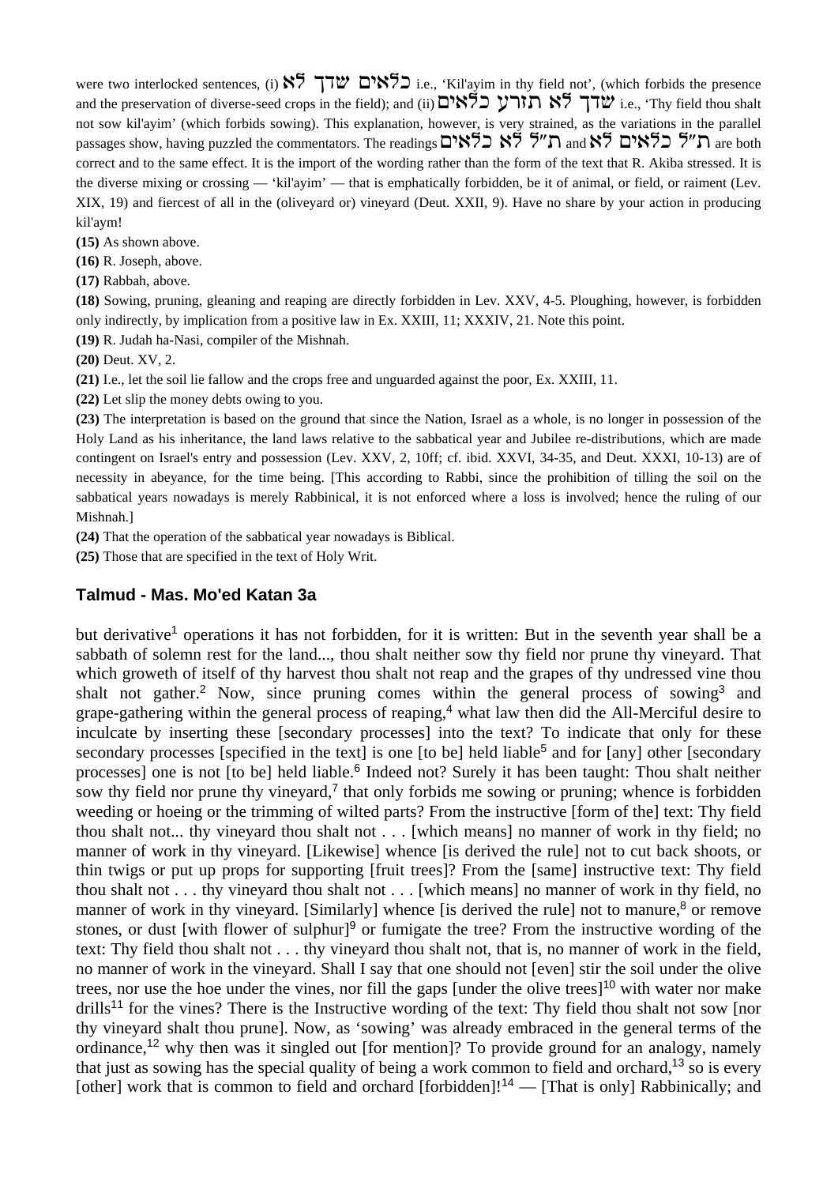were two interlocked sentences, (i) כלאים שדך לא i.e., 'Kil'ayim in thy field not', (which forbids the presence and the preservation of diverse-seed crops in the field); and (ii) שדך לא תזרע כלאים i.e., 'Thy field thou shalt not sow kil'ayim' (which forbids sowing). This explanation, however, is very strained, as the variations in the parallel passages show, having puzzled the commentators. The readings ת"ל לא כלאים and ת"ל כלאים לא are both correct and to the same effect. It is the import of the wording rather than the form of the text that R. Akiba stressed. It is the diverse mixing or crossing — 'kil'ayim' — that is emphatically forbidden, be it of animal, or field, or raiment (Lev. XIX, 19) and fiercest of all in the (oliveyard or) vineyard (Deut. XXII, 9). Have no share by your action in producing kil'aym!

**(15)** As shown above.

**(16)** R. Joseph, above.

**(17)** Rabbah, above.

**(18)** Sowing, pruning, gleaning and reaping are directly forbidden in Lev. XXV, 4-5. Ploughing, however, is forbidden only indirectly, by implication from a positive law in Ex. XXIII, 11; XXXIV, 21. Note this point.

**(19)** R. Judah ha-Nasi, compiler of the Mishnah.

**(20)** Deut. XV, 2.

**(21)** I.e., let the soil lie fallow and the crops free and unguarded against the poor, Ex. XXIII, 11.

**(22)** Let slip the money debts owing to you.

**(23)** The interpretation is based on the ground that since the Nation, Israel as a whole, is no longer in possession of the Holy Land as his inheritance, the land laws relative to the sabbatical year and Jubilee re-distributions, which are made contingent on Israel's entry and possession (Lev. XXV, 2, 10ff; cf. ibid. XXVI, 34-35, and Deut. XXXI, 10-13) are of necessity in abeyance, for the time being. [This according to Rabbi, since the prohibition of tilling the soil on the sabbatical years nowadays is merely Rabbinical, it is not enforced where a loss is involved; hence the ruling of our Mishnah.]

**(24)** That the operation of the sabbatical year nowadays is Biblical.

**(25)** Those that are specified in the text of Holy Writ.

## Talmud - Mas. Mo'ed Katan 3a

but derivative[1] operations it has not forbidden, for it is written: But in the seventh year shall be a sabbath of solemn rest for the land..., thou shalt neither sow thy field nor prune thy vineyard. That which groweth of itself of thy harvest thou shalt not reap and the grapes of thy undressed vine thou shalt not gather.[2] Now, since pruning comes within the general process of sowing[3] and grape-gathering within the general process of reaping,[4] what law then did the All-Merciful desire to inculcate by inserting these [secondary processes] into the text? To indicate that only for these secondary processes [specified in the text] is one [to be] held liable[5] and for [any] other [secondary processes] one is not [to be] held liable.[6] Indeed not? Surely it has been taught: Thou shalt neither sow thy field nor prune thy vineyard,[7] that only forbids me sowing or pruning; whence is forbidden weeding or hoeing or the trimming of wilted parts? From the instructive [form of the] text: Thy field thou shalt not... thy vineyard thou shalt not . . . [which means] no manner of work in thy field; no manner of work in thy vineyard. [Likewise] whence [is derived the rule] not to cut back shoots, or thin twigs or put up props for supporting [fruit trees]? From the [same] instructive text: Thy field thou shalt not . . . thy vineyard thou shalt not . . . [which means] no manner of work in thy field, no manner of work in thy vineyard. [Similarly] whence [is derived the rule] not to manure,[8] or remove stones, or dust [with flower of sulphur][9] or fumigate the tree? From the instructive wording of the text: Thy field thou shalt not . . . thy vineyard thou shalt not, that is, no manner of work in the field, no manner of work in the vineyard. Shall I say that one should not [even] stir the soil under the olive trees, nor use the hoe under the vines, nor fill the gaps [under the olive trees][10] with water nor make drills[11] for the vines? There is the Instructive wording of the text: Thy field thou shalt not sow [nor thy vineyard shalt thou prune]. Now, as 'sowing' was already embraced in the general terms of the ordinance,[12] why then was it singled out [for mention]? To provide ground for an analogy, namely that just as sowing has the special quality of being a work common to field and orchard,[13] so is every [other] work that is common to field and orchard [forbidden]![14] — [That is only] Rabbinically; and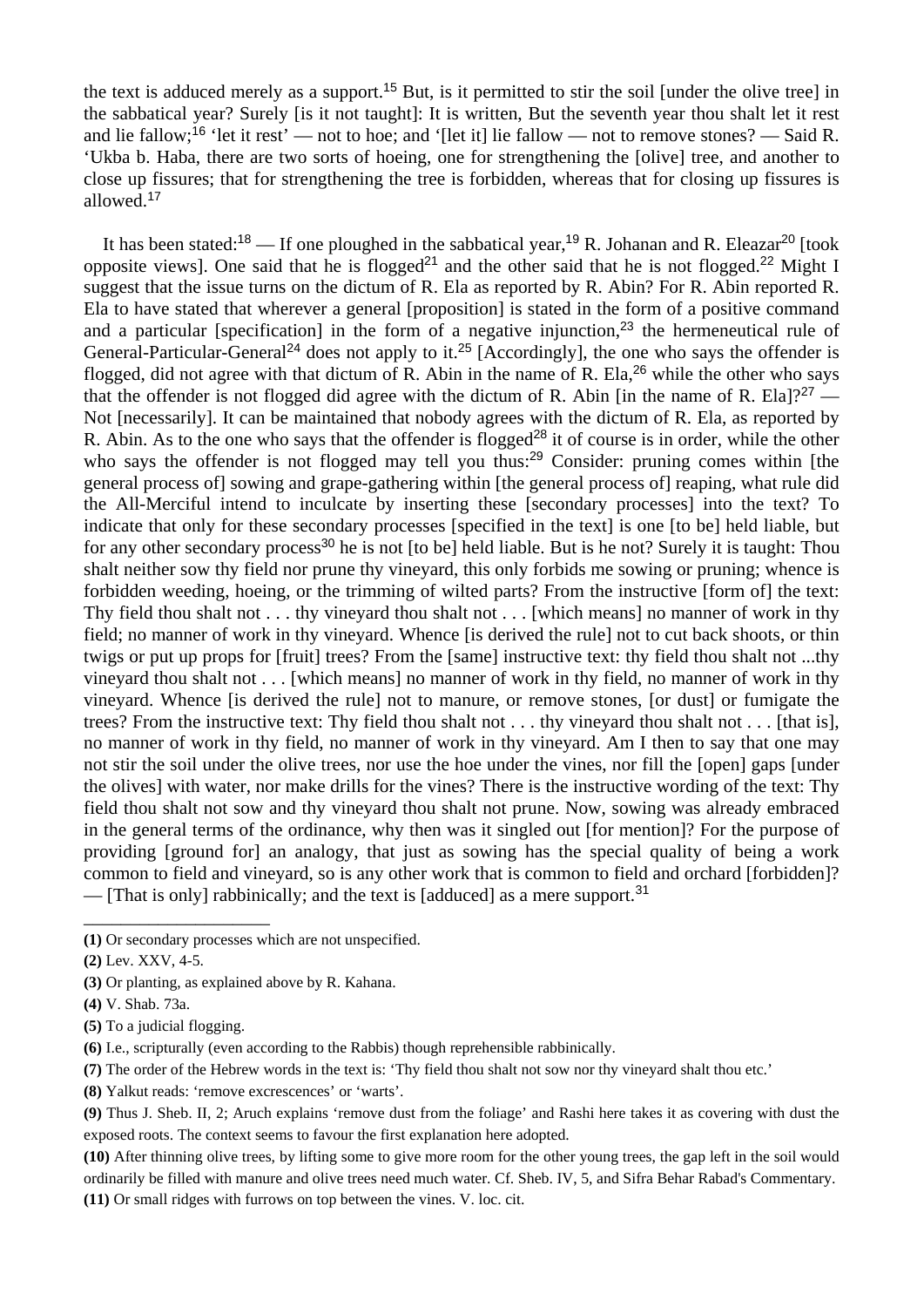the text is adduced merely as a support.[15] But, is it permitted to stir the soil [under the olive tree] in the sabbatical year? Surely [is it not taught]: It is written, But the seventh year thou shalt let it rest and lie fallow;[16] 'let it rest' — not to hoe; and '[let it] lie fallow — not to remove stones? — Said R. 'Ukba b. Haba, there are two sorts of hoeing, one for strengthening the [olive] tree, and another to close up fissures; that for strengthening the tree is forbidden, whereas that for closing up fissures is allowed.[17]

It has been stated:[18] — If one ploughed in the sabbatical year,[19] R. Johanan and R. Eleazar[20] [took opposite views]. One said that he is flogged[21] and the other said that he is not flogged.[22] Might I suggest that the issue turns on the dictum of R. Ela as reported by R. Abin? For R. Abin reported R. Ela to have stated that wherever a general [proposition] is stated in the form of a positive command and a particular [specification] in the form of a negative injunction,[23] the hermeneutical rule of General-Particular-General[24] does not apply to it.[25] [Accordingly], the one who says the offender is flogged, did not agree with that dictum of R. Abin in the name of R. Ela,[26] while the other who says that the offender is not flogged did agree with the dictum of R. Abin [in the name of R. Ela]?[27] — Not [necessarily]. It can be maintained that nobody agrees with the dictum of R. Ela, as reported by R. Abin. As to the one who says that the offender is flogged[28] it of course is in order, while the other who says the offender is not flogged may tell you thus:[29] Consider: pruning comes within [the general process of] sowing and grape-gathering within [the general process of] reaping, what rule did the All-Merciful intend to inculcate by inserting these [secondary processes] into the text? To indicate that only for these secondary processes [specified in the text] is one [to be] held liable, but for any other secondary process[30] he is not [to be] held liable. But is he not? Surely it is taught: Thou shalt neither sow thy field nor prune thy vineyard, this only forbids me sowing or pruning; whence is forbidden weeding, hoeing, or the trimming of wilted parts? From the instructive [form of] the text: Thy field thou shalt not . . . thy vineyard thou shalt not . . . [which means] no manner of work in thy field; no manner of work in thy vineyard. Whence [is derived the rule] not to cut back shoots, or thin twigs or put up props for [fruit] trees? From the [same] instructive text: thy field thou shalt not ...thy vineyard thou shalt not . . . [which means] no manner of work in thy field, no manner of work in thy vineyard. Whence [is derived the rule] not to manure, or remove stones, [or dust] or fumigate the trees? From the instructive text: Thy field thou shalt not . . . thy vineyard thou shalt not . . . [that is], no manner of work in thy field, no manner of work in thy vineyard. Am I then to say that one may not stir the soil under the olive trees, nor use the hoe under the vines, nor fill the [open] gaps [under the olives] with water, nor make drills for the vines? There is the instructive wording of the text: Thy field thou shalt not sow and thy vineyard thou shalt not prune. Now, sowing was already embraced in the general terms of the ordinance, why then was it singled out [for mention]? For the purpose of providing [ground for] an analogy, that just as sowing has the special quality of being a work common to field and vineyard, so is any other work that is common to field and orchard [forbidden]? — [That is only] rabbinically; and the text is [adduced] as a mere support.[31]

---

**(1)** Or secondary processes which are not unspecified.

**(2)** Lev. XXV, 4-5.

**(3)** Or planting, as explained above by R. Kahana.

**(4)** V. Shab. 73a.

**(5)** To a judicial flogging.

**(6)** I.e., scripturally (even according to the Rabbis) though reprehensible rabbinically.

**(7)** The order of the Hebrew words in the text is: 'Thy field thou shalt not sow nor thy vineyard shalt thou etc.'

**(8)** Yalkut reads: 'remove excrescences' or 'warts'.

**(9)** Thus J. Sheb. II, 2; Aruch explains 'remove dust from the foliage' and Rashi here takes it as covering with dust the exposed roots. The context seems to favour the first explanation here adopted.

**(10)** After thinning olive trees, by lifting some to give more room for the other young trees, the gap left in the soil would ordinarily be filled with manure and olive trees need much water. Cf. Sheb. IV, 5, and Sifra Behar Rabad's Commentary.

**(11)** Or small ridges with furrows on top between the vines. V. loc. cit.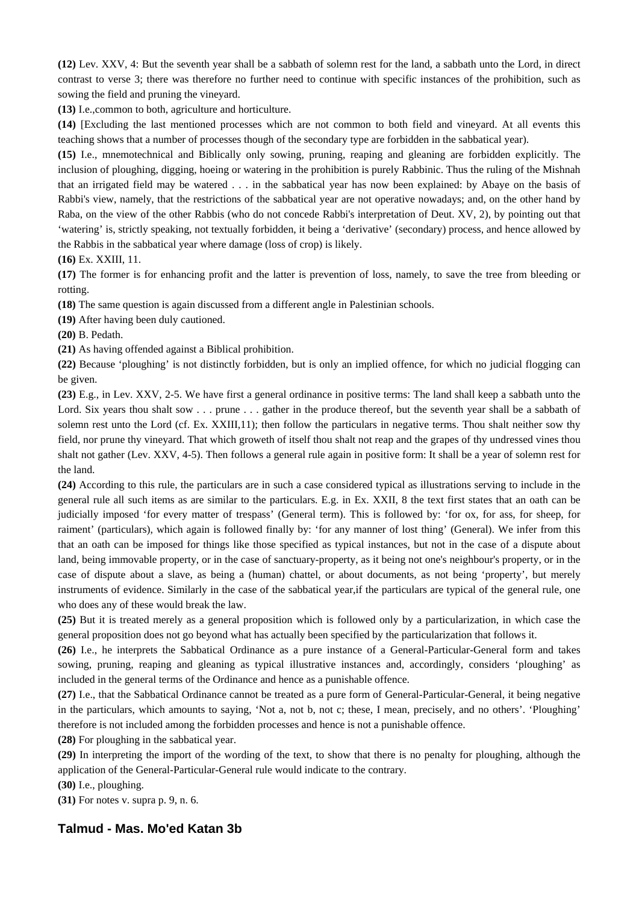**(12)** Lev. XXV, 4: But the seventh year shall be a sabbath of solemn rest for the land, a sabbath unto the Lord, in direct contrast to verse 3; there was therefore no further need to continue with specific instances of the prohibition, such as sowing the field and pruning the vineyard.

**(13)** I.e.,common to both, agriculture and horticulture.

**(14)** [Excluding the last mentioned processes which are not common to both field and vineyard. At all events this teaching shows that a number of processes though of the secondary type are forbidden in the sabbatical year).

**(15)** I.e., mnemotechnical and Biblically only sowing, pruning, reaping and gleaning are forbidden explicitly. The inclusion of ploughing, digging, hoeing or watering in the prohibition is purely Rabbinic. Thus the ruling of the Mishnah that an irrigated field may be watered . . . in the sabbatical year has now been explained: by Abaye on the basis of Rabbi's view, namely, that the restrictions of the sabbatical year are not operative nowadays; and, on the other hand by Raba, on the view of the other Rabbis (who do not concede Rabbi's interpretation of Deut. XV, 2), by pointing out that 'watering' is, strictly speaking, not textually forbidden, it being a 'derivative' (secondary) process, and hence allowed by the Rabbis in the sabbatical year where damage (loss of crop) is likely.

**(16)** Ex. XXIII, 11.

**(17)** The former is for enhancing profit and the latter is prevention of loss, namely, to save the tree from bleeding or rotting.

**(18)** The same question is again discussed from a different angle in Palestinian schools.

**(19)** After having been duly cautioned.

**(20)** B. Pedath.

**(21)** As having offended against a Biblical prohibition.

**(22)** Because 'ploughing' is not distinctly forbidden, but is only an implied offence, for which no judicial flogging can be given.

**(23)** E.g., in Lev. XXV, 2-5. We have first a general ordinance in positive terms: The land shall keep a sabbath unto the Lord. Six years thou shalt sow . . . prune . . . gather in the produce thereof, but the seventh year shall be a sabbath of solemn rest unto the Lord (cf. Ex. XXIII,11); then follow the particulars in negative terms. Thou shalt neither sow thy field, nor prune thy vineyard. That which groweth of itself thou shalt not reap and the grapes of thy undressed vines thou shalt not gather (Lev. XXV, 4-5). Then follows a general rule again in positive form: It shall be a year of solemn rest for the land.

**(24)** According to this rule, the particulars are in such a case considered typical as illustrations serving to include in the general rule all such items as are similar to the particulars. E.g. in Ex. XXII, 8 the text first states that an oath can be judicially imposed 'for every matter of trespass' (General term). This is followed by: 'for ox, for ass, for sheep, for raiment' (particulars), which again is followed finally by: 'for any manner of lost thing' (General). We infer from this that an oath can be imposed for things like those specified as typical instances, but not in the case of a dispute about land, being immovable property, or in the case of sanctuary-property, as it being not one's neighbour's property, or in the case of dispute about a slave, as being a (human) chattel, or about documents, as not being 'property', but merely instruments of evidence. Similarly in the case of the sabbatical year,if the particulars are typical of the general rule, one who does any of these would break the law.

**(25)** But it is treated merely as a general proposition which is followed only by a particularization, in which case the general proposition does not go beyond what has actually been specified by the particularization that follows it.

**(26)** I.e., he interprets the Sabbatical Ordinance as a pure instance of a General-Particular-General form and takes sowing, pruning, reaping and gleaning as typical illustrative instances and, accordingly, considers 'ploughing' as included in the general terms of the Ordinance and hence as a punishable offence.

**(27)** I.e., that the Sabbatical Ordinance cannot be treated as a pure form of General-Particular-General, it being negative in the particulars, which amounts to saying, 'Not a, not b, not c; these, I mean, precisely, and no others'. 'Ploughing' therefore is not included among the forbidden processes and hence is not a punishable offence.

**(28)** For ploughing in the sabbatical year.

**(29)** In interpreting the import of the wording of the text, to show that there is no penalty for ploughing, although the application of the General-Particular-General rule would indicate to the contrary.

**(30)** I.e., ploughing.

**(31)** For notes v. supra p. 9, n. 6.

## Talmud - Mas. Mo'ed Katan 3b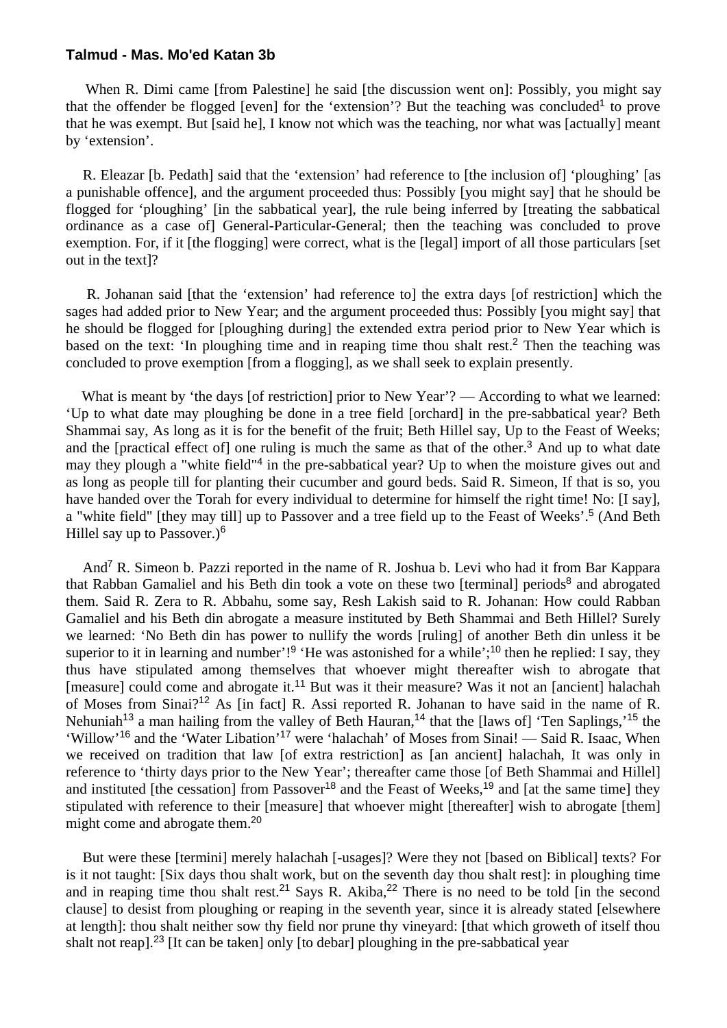**Talmud - Mas. Mo'ed Katan 3b**

When R. Dimi came [from Palestine] he said [the discussion went on]: Possibly, you might say that the offender be flogged [even] for the ‘extension’? But the teaching was concluded[1] to prove that he was exempt. But [said he], I know not which was the teaching, nor what was [actually] meant by ‘extension’.

R. Eleazar [b. Pedath] said that the ‘extension’ had reference to [the inclusion of] ‘ploughing’ [as a punishable offence], and the argument proceeded thus: Possibly [you might say] that he should be flogged for ‘ploughing’ [in the sabbatical year], the rule being inferred by [treating the sabbatical ordinance as a case of] General-Particular-General; then the teaching was concluded to prove exemption. For, if it [the flogging] were correct, what is the [legal] import of all those particulars [set out in the text]?

R. Johanan said [that the ‘extension’ had reference to] the extra days [of restriction] which the sages had added prior to New Year; and the argument proceeded thus: Possibly [you might say] that he should be flogged for [ploughing during] the extended extra period prior to New Year which is based on the text: ‘In ploughing time and in reaping time thou shalt rest.[2] Then the teaching was concluded to prove exemption [from a flogging], as we shall seek to explain presently.

What is meant by ‘the days [of restriction] prior to New Year’? — According to what we learned: ‘Up to what date may ploughing be done in a tree field [orchard] in the pre-sabbatical year? Beth Shammai say, As long as it is for the benefit of the fruit; Beth Hillel say, Up to the Feast of Weeks; and the [practical effect of] one ruling is much the same as that of the other.[3] And up to what date may they plough a "white field"[4] in the pre-sabbatical year? Up to when the moisture gives out and as long as people till for planting their cucumber and gourd beds. Said R. Simeon, If that is so, you have handed over the Torah for every individual to determine for himself the right time! No: [I say], a "white field" [they may till] up to Passover and a tree field up to the Feast of Weeks’.[5] (And Beth Hillel say up to Passover.)[6]

And[7] R. Simeon b. Pazzi reported in the name of R. Joshua b. Levi who had it from Bar Kappara that Rabban Gamaliel and his Beth din took a vote on these two [terminal] periods[8] and abrogated them. Said R. Zera to R. Abbahu, some say, Resh Lakish said to R. Johanan: How could Rabban Gamaliel and his Beth din abrogate a measure instituted by Beth Shammai and Beth Hillel? Surely we learned: ‘No Beth din has power to nullify the words [ruling] of another Beth din unless it be superior to it in learning and number’![9] ‘He was astonished for a while’;[10] then he replied: I say, they thus have stipulated among themselves that whoever might thereafter wish to abrogate that [measure] could come and abrogate it.[11] But was it their measure? Was it not an [ancient] halachah of Moses from Sinai?[12] As [in fact] R. Assi reported R. Johanan to have said in the name of R. Nehuniah[13] a man hailing from the valley of Beth Hauran,[14] that the [laws of] ‘Ten Saplings,’[15] the ‘Willow’[16] and the ‘Water Libation’[17] were ‘halachah’ of Moses from Sinai! — Said R. Isaac, When we received on tradition that law [of extra restriction] as [an ancient] halachah, It was only in reference to ‘thirty days prior to the New Year’; thereafter came those [of Beth Shammai and Hillel] and instituted [the cessation] from Passover[18] and the Feast of Weeks,[19] and [at the same time] they stipulated with reference to their [measure] that whoever might [thereafter] wish to abrogate [them] might come and abrogate them.[20]

But were these [termini] merely halachah [-usages]? Were they not [based on Biblical] texts? For is it not taught: [Six days thou shalt work, but on the seventh day thou shalt rest]: in ploughing time and in reaping time thou shalt rest.[21] Says R. Akiba,[22] There is no need to be told [in the second clause] to desist from ploughing or reaping in the seventh year, since it is already stated [elsewhere at length]: thou shalt neither sow thy field nor prune thy vineyard: [that which groweth of itself thou shalt not reap].[23] [It can be taken] only [to debar] ploughing in the pre-sabbatical year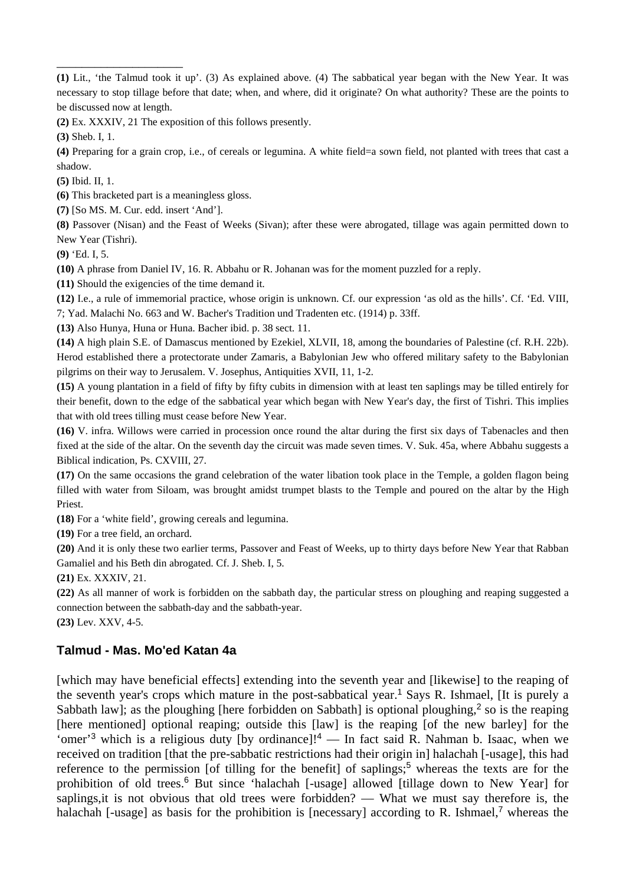**(1)** Lit., 'the Talmud took it up'. (3) As explained above. (4) The sabbatical year began with the New Year. It was necessary to stop tillage before that date; when, and where, did it originate? On what authority? These are the points to be discussed now at length.

**(2)** Ex. XXXIV, 21 The exposition of this follows presently.

**(3)** Sheb. I, 1.

**(4)** Preparing for a grain crop, i.e., of cereals or legumina. A white field=a sown field, not planted with trees that cast a shadow.

**(5)** Ibid. II, 1.

**(6)** This bracketed part is a meaningless gloss.

**(7)** [So MS. M. Cur. edd. insert 'And'].

**(8)** Passover (Nisan) and the Feast of Weeks (Sivan); after these were abrogated, tillage was again permitted down to New Year (Tishri).

**(9)** 'Ed. I, 5.

**(10)** A phrase from Daniel IV, 16. R. Abbahu or R. Johanan was for the moment puzzled for a reply.

**(11)** Should the exigencies of the time demand it.

**(12)** I.e., a rule of immemorial practice, whose origin is unknown. Cf. our expression 'as old as the hills'. Cf. 'Ed. VIII, 7; Yad. Malachi No. 663 and W. Bacher's Tradition und Tradenten etc. (1914) p. 33ff.

**(13)** Also Hunya, Huna or Huna. Bacher ibid. p. 38 sect. 11.

**(14)** A high plain S.E. of Damascus mentioned by Ezekiel, XLVII, 18, among the boundaries of Palestine (cf. R.H. 22b). Herod established there a protectorate under Zamaris, a Babylonian Jew who offered military safety to the Babylonian pilgrims on their way to Jerusalem. V. Josephus, Antiquities XVII, 11, 1-2.

**(15)** A young plantation in a field of fifty by fifty cubits in dimension with at least ten saplings may be tilled entirely for their benefit, down to the edge of the sabbatical year which began with New Year's day, the first of Tishri. This implies that with old trees tilling must cease before New Year.

**(16)** V. infra. Willows were carried in procession once round the altar during the first six days of Tabenacles and then fixed at the side of the altar. On the seventh day the circuit was made seven times. V. Suk. 45a, where Abbahu suggests a Biblical indication, Ps. CXVIII, 27.

**(17)** On the same occasions the grand celebration of the water libation took place in the Temple, a golden flagon being filled with water from Siloam, was brought amidst trumpet blasts to the Temple and poured on the altar by the High Priest.

**(18)** For a 'white field', growing cereals and legumina.

**(19)** For a tree field, an orchard.

**(20)** And it is only these two earlier terms, Passover and Feast of Weeks, up to thirty days before New Year that Rabban Gamaliel and his Beth din abrogated. Cf. J. Sheb. I, 5.

**(21)** Ex. XXXIV, 21.

**(22)** As all manner of work is forbidden on the sabbath day, the particular stress on ploughing and reaping suggested a connection between the sabbath-day and the sabbath-year.

**(23)** Lev. XXV, 4-5.

### Talmud - Mas. Mo'ed Katan 4a

[which may have beneficial effects] extending into the seventh year and [likewise] to the reaping of the seventh year's crops which mature in the post-sabbatical year.[1] Says R. Ishmael, [It is purely a Sabbath law]; as the ploughing [here forbidden on Sabbath] is optional ploughing,[2] so is the reaping [here mentioned] optional reaping; outside this [law] is the reaping [of the new barley] for the 'omer'[3] which is a religious duty [by ordinance]![4] — In fact said R. Nahman b. Isaac, when we received on tradition [that the pre-sabbatic restrictions had their origin in] halachah [-usage], this had reference to the permission [of tilling for the benefit] of saplings;[5] whereas the texts are for the prohibition of old trees.[6] But since 'halachah [-usage] allowed [tillage down to New Year] for saplings,it is not obvious that old trees were forbidden? — What we must say therefore is, the halachah [-usage] as basis for the prohibition is [necessary] according to R. Ishmael,[7] whereas the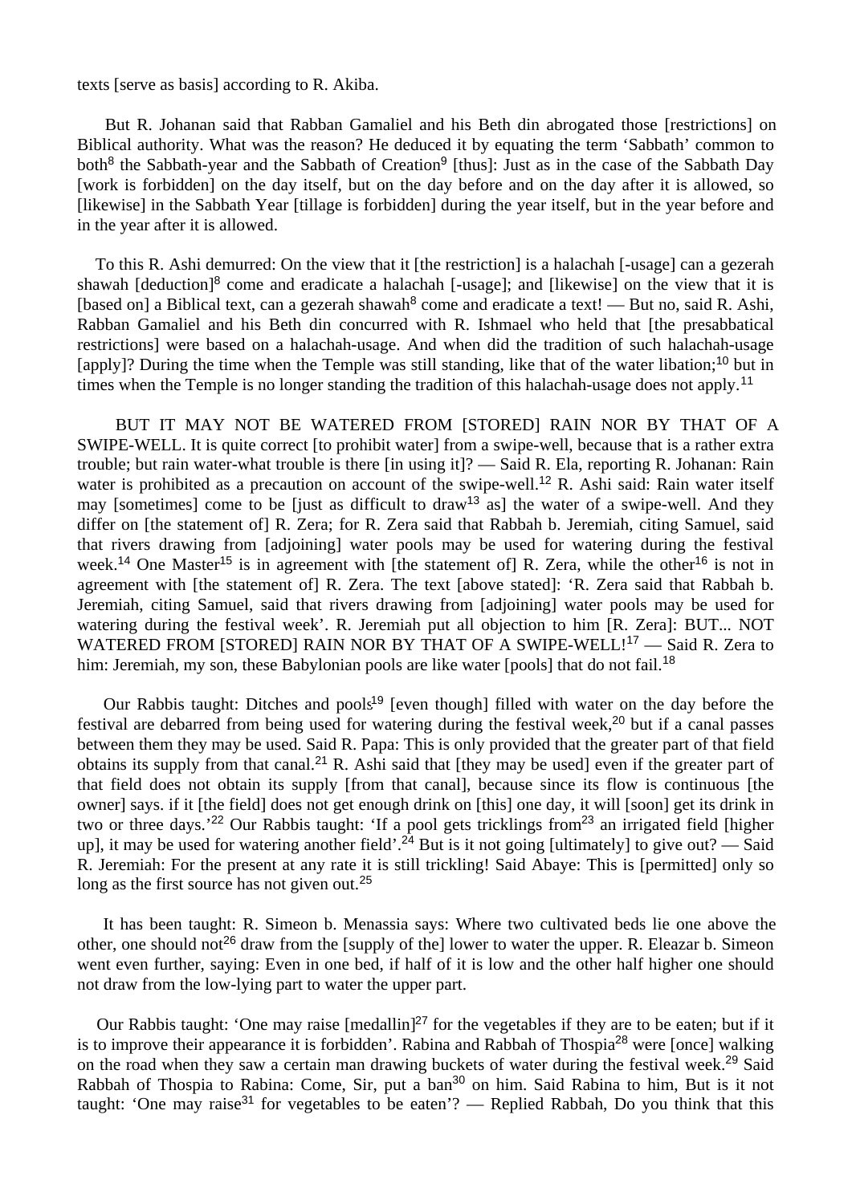texts [serve as basis] according to R. Akiba.

But R. Johanan said that Rabban Gamaliel and his Beth din abrogated those [restrictions] on Biblical authority. What was the reason? He deduced it by equating the term 'Sabbath' common to both[8] the Sabbath-year and the Sabbath of Creation[9] [thus]: Just as in the case of the Sabbath Day [work is forbidden] on the day itself, but on the day before and on the day after it is allowed, so [likewise] in the Sabbath Year [tillage is forbidden] during the year itself, but in the year before and in the year after it is allowed.

To this R. Ashi demurred: On the view that it [the restriction] is a halachah [-usage] can a gezerah shawah [deduction][8] come and eradicate a halachah [-usage]; and [likewise] on the view that it is [based on] a Biblical text, can a gezerah shawah[8] come and eradicate a text! — But no, said R. Ashi, Rabban Gamaliel and his Beth din concurred with R. Ishmael who held that [the presabbatical restrictions] were based on a halachah-usage. And when did the tradition of such halachah-usage [apply]? During the time when the Temple was still standing, like that of the water libation;[10] but in times when the Temple is no longer standing the tradition of this halachah-usage does not apply.[11]

BUT IT MAY NOT BE WATERED FROM [STORED] RAIN NOR BY THAT OF A SWIPE-WELL. It is quite correct [to prohibit water] from a swipe-well, because that is a rather extra trouble; but rain water-what trouble is there [in using it]? — Said R. Ela, reporting R. Johanan: Rain water is prohibited as a precaution on account of the swipe-well.[12] R. Ashi said: Rain water itself may [sometimes] come to be [just as difficult to draw[13] as] the water of a swipe-well. And they differ on [the statement of] R. Zera; for R. Zera said that Rabbah b. Jeremiah, citing Samuel, said that rivers drawing from [adjoining] water pools may be used for watering during the festival week.[14] One Master[15] is in agreement with [the statement of] R. Zera, while the other[16] is not in agreement with [the statement of] R. Zera. The text [above stated]: 'R. Zera said that Rabbah b. Jeremiah, citing Samuel, said that rivers drawing from [adjoining] water pools may be used for watering during the festival week'. R. Jeremiah put all objection to him [R. Zera]: BUT... NOT WATERED FROM [STORED] RAIN NOR BY THAT OF A SWIPE-WELL![17] — Said R. Zera to him: Jeremiah, my son, these Babylonian pools are like water [pools] that do not fail.[18]

Our Rabbis taught: Ditches and pools[19] [even though] filled with water on the day before the festival are debarred from being used for watering during the festival week,[20] but if a canal passes between them they may be used. Said R. Papa: This is only provided that the greater part of that field obtains its supply from that canal.[21] R. Ashi said that [they may be used] even if the greater part of that field does not obtain its supply [from that canal], because since its flow is continuous [the owner] says. if it [the field] does not get enough drink on [this] one day, it will [soon] get its drink in two or three days.'[22] Our Rabbis taught: 'If a pool gets tricklings from[23] an irrigated field [higher up], it may be used for watering another field'.[24] But is it not going [ultimately] to give out? — Said R. Jeremiah: For the present at any rate it is still trickling! Said Abaye: This is [permitted] only so long as the first source has not given out.[25]

It has been taught: R. Simeon b. Menassia says: Where two cultivated beds lie one above the other, one should not[26] draw from the [supply of the] lower to water the upper. R. Eleazar b. Simeon went even further, saying: Even in one bed, if half of it is low and the other half higher one should not draw from the low-lying part to water the upper part.

Our Rabbis taught: 'One may raise [medallin][27] for the vegetables if they are to be eaten; but if it is to improve their appearance it is forbidden'. Rabina and Rabbah of Thospia[28] were [once] walking on the road when they saw a certain man drawing buckets of water during the festival week.[29] Said Rabbah of Thospia to Rabina: Come, Sir, put a ban[30] on him. Said Rabina to him, But is it not taught: 'One may raise[31] for vegetables to be eaten'? — Replied Rabbah, Do you think that this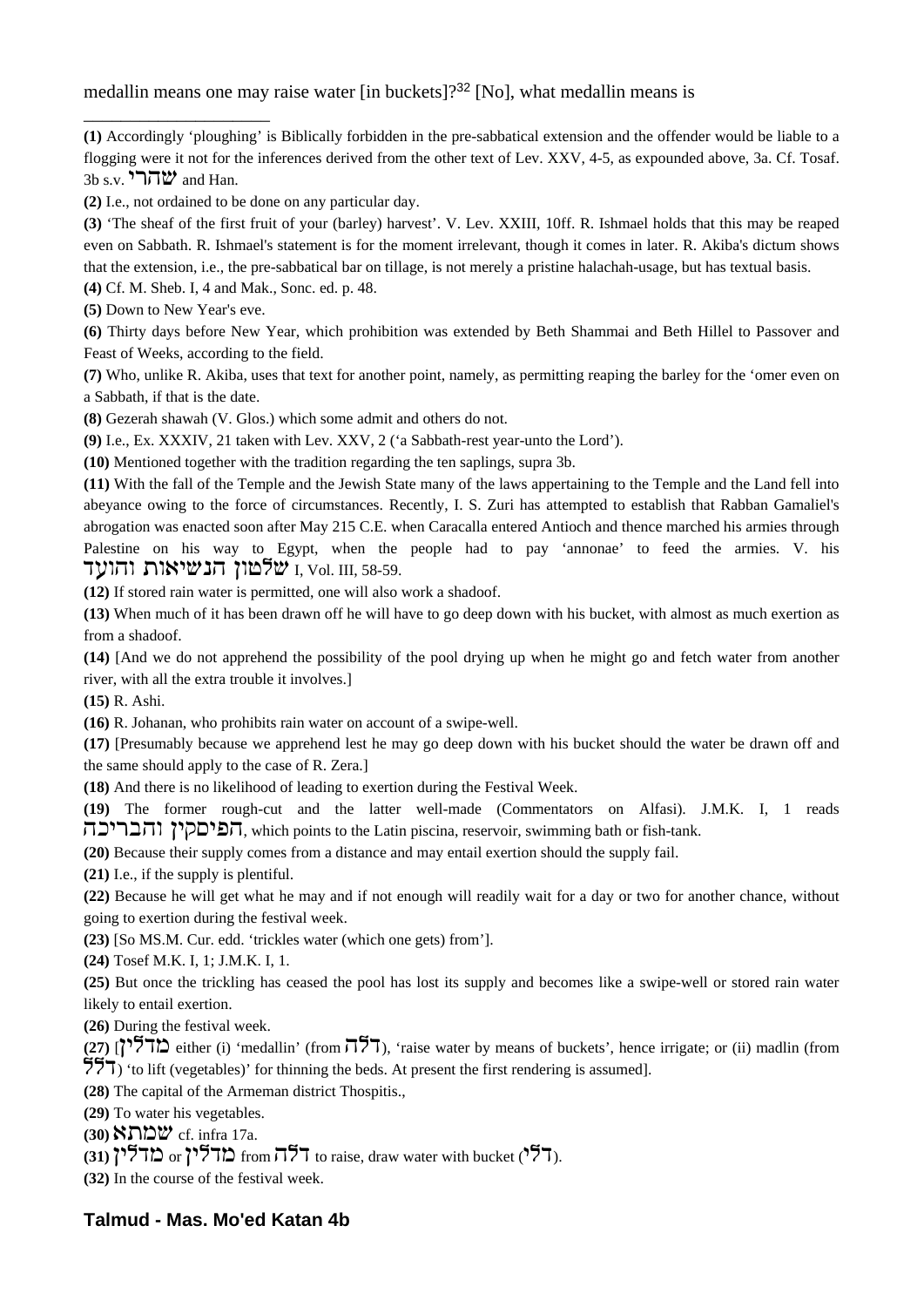medallin means one may raise water [in buckets]?[32] [No], what medallin means is

---

**(1)** Accordingly 'ploughing' is Biblically forbidden in the pre-sabbatical extension and the offender would be liable to a flogging were it not for the inferences derived from the other text of Lev. XXV, 4-5, as expounded above, 3a. Cf. Tosaf. 3b s.v. שהרי and Han.

**(2)** I.e., not ordained to be done on any particular day.

**(3)** 'The sheaf of the first fruit of your (barley) harvest'. V. Lev. XXIII, 10ff. R. Ishmael holds that this may be reaped even on Sabbath. R. Ishmael's statement is for the moment irrelevant, though it comes in later. R. Akiba's dictum shows that the extension, i.e., the pre-sabbatical bar on tillage, is not merely a pristine halachah-usage, but has textual basis.

**(4)** Cf. M. Sheb. I, 4 and Mak., Sonc. ed. p. 48.

**(5)** Down to New Year's eve.

**(6)** Thirty days before New Year, which prohibition was extended by Beth Shammai and Beth Hillel to Passover and Feast of Weeks, according to the field.

**(7)** Who, unlike R. Akiba, uses that text for another point, namely, as permitting reaping the barley for the 'omer even on a Sabbath, if that is the date.

**(8)** Gezerah shawah (V. Glos.) which some admit and others do not.

**(9)** I.e., Ex. XXXIV, 21 taken with Lev. XXV, 2 ('a Sabbath-rest year-unto the Lord').

**(10)** Mentioned together with the tradition regarding the ten saplings, supra 3b.

**(11)** With the fall of the Temple and the Jewish State many of the laws appertaining to the Temple and the Land fell into abeyance owing to the force of circumstances. Recently, I. S. Zuri has attempted to establish that Rabban Gamaliel's abrogation was enacted soon after May 215 C.E. when Caracalla entered Antioch and thence marched his armies through Palestine on his way to Egypt, when the people had to pay 'annonae' to feed the armies. V. his שלטון הנשיאות והועד I, Vol. III, 58-59.

**(12)** If stored rain water is permitted, one will also work a shadoof.

**(13)** When much of it has been drawn off he will have to go deep down with his bucket, with almost as much exertion as from a shadoof.

**(14)** [And we do not apprehend the possibility of the pool drying up when he might go and fetch water from another river, with all the extra trouble it involves.]

**(15)** R. Ashi.

**(16)** R. Johanan, who prohibits rain water on account of a swipe-well.

**(17)** [Presumably because we apprehend lest he may go deep down with his bucket should the water be drawn off and the same should apply to the case of R. Zera.]

**(18)** And there is no likelihood of leading to exertion during the Festival Week.

**(19)** The former rough-cut and the latter well-made (Commentators on Alfasi). J.M.K. I, 1 reads הפיסקין והבריכה, which points to the Latin piscina, reservoir, swimming bath or fish-tank.

**(20)** Because their supply comes from a distance and may entail exertion should the supply fail.

**(21)** I.e., if the supply is plentiful.

**(22)** Because he will get what he may and if not enough will readily wait for a day or two for another chance, without going to exertion during the festival week.

**(23)** [So MS.M. Cur. edd. 'trickles water (which one gets) from'].

**(24)** Tosef M.K. I, 1; J.M.K. I, 1.

**(25)** But once the trickling has ceased the pool has lost its supply and becomes like a swipe-well or stored rain water likely to entail exertion.

**(26)** During the festival week.

**(27)** [מדלין either (i) 'medallin' (from דלה), 'raise water by means of buckets', hence irrigate; or (ii) madlin (from דלל) 'to lift (vegetables)' for thinning the beds. At present the first rendering is assumed].

**(28)** The capital of the Armeman district Thospitis.,

**(29)** To water his vegetables.

**(30)** שמתא cf. infra 17a.

**(31)** מדלין or מדלין from דלה to raise, draw water with bucket (דלי).

**(32)** In the course of the festival week.

## Talmud - Mas. Mo'ed Katan 4b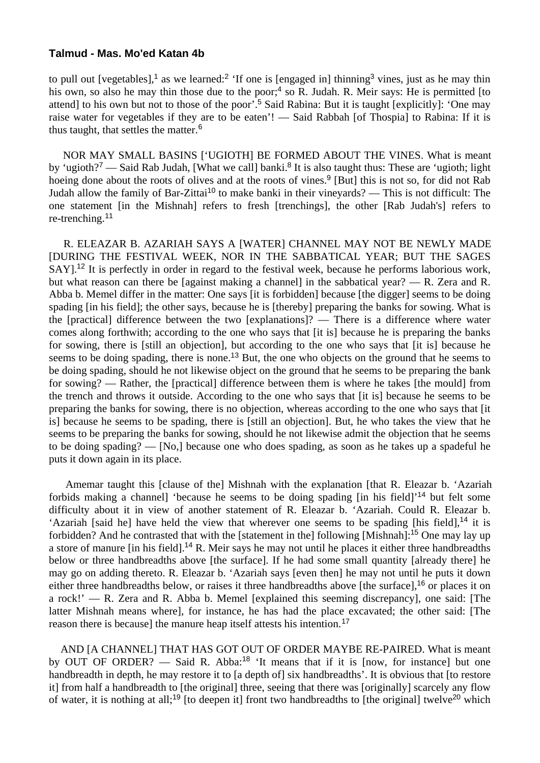## Talmud - Mas. Mo'ed Katan 4b

to pull out [vegetables],[1] as we learned:[2] 'If one is [engaged in] thinning[3] vines, just as he may thin his own, so also he may thin those due to the poor;[4] so R. Judah. R. Meir says: He is permitted [to attend] to his own but not to those of the poor'.[5] Said Rabina: But it is taught [explicitly]: 'One may raise water for vegetables if they are to be eaten'! — Said Rabbah [of Thospia] to Rabina: If it is thus taught, that settles the matter.[6]

NOR MAY SMALL BASINS ['UGIOTH] BE FORMED ABOUT THE VINES. What is meant by 'ugioth?[7] — Said Rab Judah, [What we call] banki.[8] It is also taught thus: These are 'ugioth; light hoeing done about the roots of olives and at the roots of vines.[9] [But] this is not so, for did not Rab Judah allow the family of Bar-Zittai[10] to make banki in their vineyards? — This is not difficult: The one statement [in the Mishnah] refers to fresh [trenchings], the other [Rab Judah's] refers to re-trenching.[11]

R. ELEAZAR B. AZARIAH SAYS A [WATER] CHANNEL MAY NOT BE NEWLY MADE [DURING THE FESTIVAL WEEK, NOR IN THE SABBATICAL YEAR; BUT THE SAGES SAY].[12] It is perfectly in order in regard to the festival week, because he performs laborious work, but what reason can there be [against making a channel] in the sabbatical year? — R. Zera and R. Abba b. Memel differ in the matter: One says [it is forbidden] because [the digger] seems to be doing spading [in his field]; the other says, because he is [thereby] preparing the banks for sowing. What is the [practical] difference between the two [explanations]? — There is a difference where water comes along forthwith; according to the one who says that [it is] because he is preparing the banks for sowing, there is [still an objection], but according to the one who says that [it is] because he seems to be doing spading, there is none.[13] But, the one who objects on the ground that he seems to be doing spading, should he not likewise object on the ground that he seems to be preparing the bank for sowing? — Rather, the [practical] difference between them is where he takes [the mould] from the trench and throws it outside. According to the one who says that [it is] because he seems to be preparing the banks for sowing, there is no objection, whereas according to the one who says that [it is] because he seems to be spading, there is [still an objection]. But, he who takes the view that he seems to be preparing the banks for sowing, should he not likewise admit the objection that he seems to be doing spading? — [No,] because one who does spading, as soon as he takes up a spadeful he puts it down again in its place.

Amemar taught this [clause of the] Mishnah with the explanation [that R. Eleazar b. 'Azariah forbids making a channel] 'because he seems to be doing spading [in his field]'[14] but felt some difficulty about it in view of another statement of R. Eleazar b. 'Azariah. Could R. Eleazar b. 'Azariah [said he] have held the view that wherever one seems to be spading [his field],[14] it is forbidden? And he contrasted that with the [statement in the] following [Mishnah]:[15] One may lay up a store of manure [in his field].[14] R. Meir says he may not until he places it either three handbreadths below or three handbreadths above [the surface]. If he had some small quantity [already there] he may go on adding thereto. R. Eleazar b. 'Azariah says [even then] he may not until he puts it down either three handbreadths below, or raises it three handbreadths above [the surface],[16] or places it on a rock!' — R. Zera and R. Abba b. Memel [explained this seeming discrepancy], one said: [The latter Mishnah means where], for instance, he has had the place excavated; the other said: [The reason there is because] the manure heap itself attests his intention.[17]

AND [A CHANNEL] THAT HAS GOT OUT OF ORDER MAYBE RE-PAIRED. What is meant by OUT OF ORDER? — Said R. Abba:[18] 'It means that if it is [now, for instance] but one handbreadth in depth, he may restore it to [a depth of] six handbreadths'. It is obvious that [to restore it] from half a handbreadth to [the original] three, seeing that there was [originally] scarcely any flow of water, it is nothing at all;[19] [to deepen it] front two handbreadths to [the original] twelve[20] which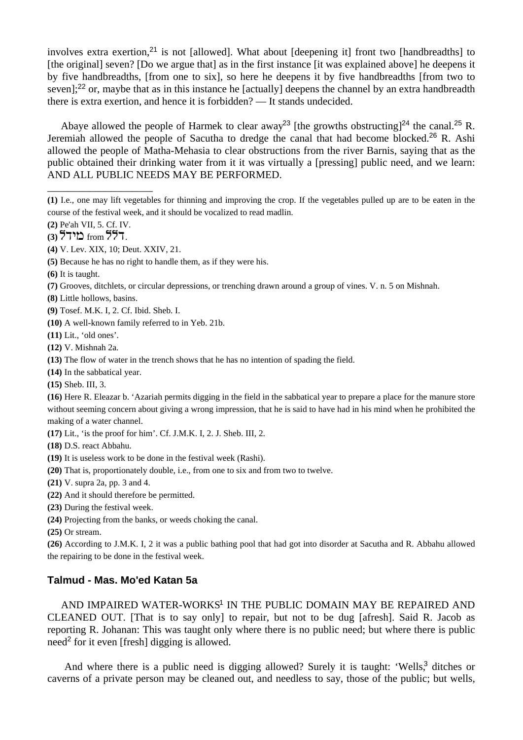involves extra exertion,[21] is not [allowed]. What about [deepening it] front two [handbreadths] to [the original] seven? [Do we argue that] as in the first instance [it was explained above] he deepens it by five handbreadths, [from one to six], so here he deepens it by five handbreadths [from two to seven];[22] or, maybe that as in this instance he [actually] deepens the channel by an extra handbreadth there is extra exertion, and hence it is forbidden? — It stands undecided.

Abaye allowed the people of Harmek to clear away[23] [the growths obstructing][24] the canal.[25] R. Jeremiah allowed the people of Sacutha to dredge the canal that had become blocked.[26] R. Ashi allowed the people of Matha-Mehasia to clear obstructions from the river Barnis, saying that as the public obtained their drinking water from it it was virtually a [pressing] public need, and we learn: AND ALL PUBLIC NEEDS MAY BE PERFORMED.

---

**(1)** I.e., one may lift vegetables for thinning and improving the crop. If the vegetables pulled up are to be eaten in the course of the festival week, and it should be vocalized to read madlin.

**(2)** Pe'ah VII, 5. Cf. IV.

**(3)** מידל from דלל.

**(4)** V. Lev. XIX, 10; Deut. XXIV, 21.

**(5)** Because he has no right to handle them, as if they were his.

**(6)** It is taught.

**(7)** Grooves, ditchlets, or circular depressions, or trenching drawn around a group of vines. V. n. 5 on Mishnah.

**(8)** Little hollows, basins.

**(9)** Tosef. M.K. I, 2. Cf. Ibid. Sheb. I.

**(10)** A well-known family referred to in Yeb. 21b.

**(11)** Lit., 'old ones'.

**(12)** V. Mishnah 2a.

**(13)** The flow of water in the trench shows that he has no intention of spading the field.

**(14)** In the sabbatical year.

**(15)** Sheb. III, 3.

**(16)** Here R. Eleazar b. 'Azariah permits digging in the field in the sabbatical year to prepare a place for the manure store without seeming concern about giving a wrong impression, that he is said to have had in his mind when he prohibited the making of a water channel.

**(17)** Lit., 'is the proof for him'. Cf. J.M.K. I, 2. J. Sheb. III, 2.

**(18)** D.S. react Abbahu.

**(19)** It is useless work to be done in the festival week (Rashi).

**(20)** That is, proportionately double, i.e., from one to six and from two to twelve.

**(21)** V. supra 2a, pp. 3 and 4.

**(22)** And it should therefore be permitted.

**(23)** During the festival week.

**(24)** Projecting from the banks, or weeds choking the canal.

**(25)** Or stream.

**(26)** According to J.M.K. I, 2 it was a public bathing pool that had got into disorder at Sacutha and R. Abbahu allowed the repairing to be done in the festival week.

## Talmud - Mas. Mo'ed Katan 5a

AND IMPAIRED WATER-WORKS[1] IN THE PUBLIC DOMAIN MAY BE REPAIRED AND CLEANED OUT. [That is to say only] to repair, but not to be dug [afresh]. Said R. Jacob as reporting R. Johanan: This was taught only where there is no public need; but where there is public need[2] for it even [fresh] digging is allowed.

And where there is a public need is digging allowed? Surely it is taught: 'Wells,[3] ditches or caverns of a private person may be cleaned out, and needless to say, those of the public; but wells,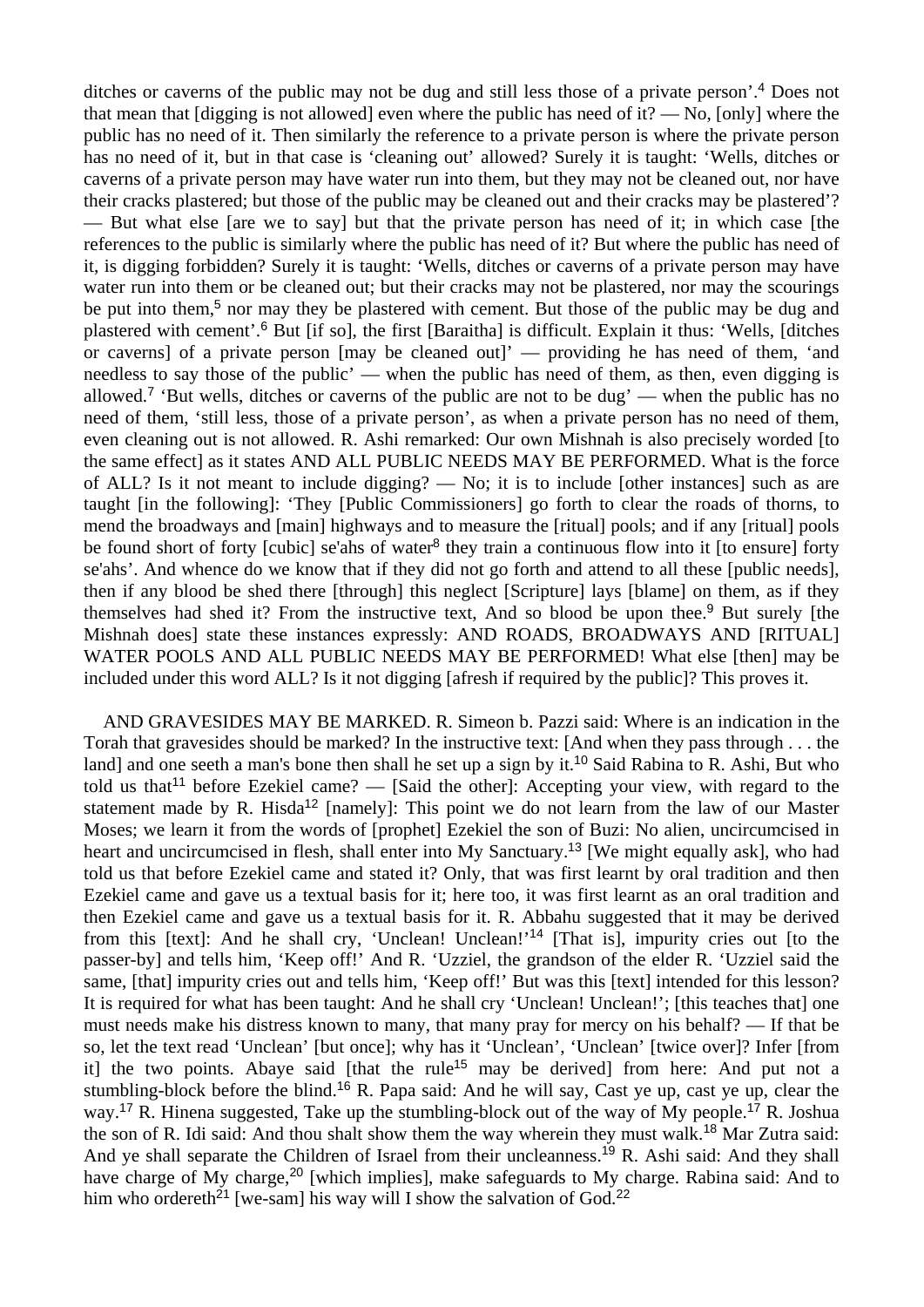ditches or caverns of the public may not be dug and still less those of a private person'.[4] Does not that mean that [digging is not allowed] even where the public has need of it? — No, [only] where the public has no need of it. Then similarly the reference to a private person is where the private person has no need of it, but in that case is 'cleaning out' allowed? Surely it is taught: 'Wells, ditches or caverns of a private person may have water run into them, but they may not be cleaned out, nor have their cracks plastered; but those of the public may be cleaned out and their cracks may be plastered'? — But what else [are we to say] but that the private person has need of it; in which case [the references to the public is similarly where the public has need of it? But where the public has need of it, is digging forbidden? Surely it is taught: 'Wells, ditches or caverns of a private person may have water run into them or be cleaned out; but their cracks may not be plastered, nor may the scourings be put into them,[5] nor may they be plastered with cement. But those of the public may be dug and plastered with cement'.[6] But [if so], the first [Baraitha] is difficult. Explain it thus: 'Wells, [ditches or caverns] of a private person [may be cleaned out]' — providing he has need of them, 'and needless to say those of the public' — when the public has need of them, as then, even digging is allowed.[7] 'But wells, ditches or caverns of the public are not to be dug' — when the public has no need of them, 'still less, those of a private person', as when a private person has no need of them, even cleaning out is not allowed. R. Ashi remarked: Our own Mishnah is also precisely worded [to the same effect] as it states AND ALL PUBLIC NEEDS MAY BE PERFORMED. What is the force of ALL? Is it not meant to include digging? — No; it is to include [other instances] such as are taught [in the following]: 'They [Public Commissioners] go forth to clear the roads of thorns, to mend the broadways and [main] highways and to measure the [ritual] pools; and if any [ritual] pools be found short of forty [cubic] se'ahs of water[8] they train a continuous flow into it [to ensure] forty se'ahs'. And whence do we know that if they did not go forth and attend to all these [public needs], then if any blood be shed there [through] this neglect [Scripture] lays [blame] on them, as if they themselves had shed it? From the instructive text, And so blood be upon thee.[9] But surely [the Mishnah does] state these instances expressly: AND ROADS, BROADWAYS AND [RITUAL] WATER POOLS AND ALL PUBLIC NEEDS MAY BE PERFORMED! What else [then] may be included under this word ALL? Is it not digging [afresh if required by the public]? This proves it.

AND GRAVESIDES MAY BE MARKED. R. Simeon b. Pazzi said: Where is an indication in the Torah that gravesides should be marked? In the instructive text: [And when they pass through . . . the land] and one seeth a man's bone then shall he set up a sign by it.[10] Said Rabina to R. Ashi, But who told us that[11] before Ezekiel came? — [Said the other]: Accepting your view, with regard to the statement made by R. Hisda[12] [namely]: This point we do not learn from the law of our Master Moses; we learn it from the words of [prophet] Ezekiel the son of Buzi: No alien, uncircumcised in heart and uncircumcised in flesh, shall enter into My Sanctuary.[13] [We might equally ask], who had told us that before Ezekiel came and stated it? Only, that was first learnt by oral tradition and then Ezekiel came and gave us a textual basis for it; here too, it was first learnt as an oral tradition and then Ezekiel came and gave us a textual basis for it. R. Abbahu suggested that it may be derived from this [text]: And he shall cry, 'Unclean! Unclean!'[14] [That is], impurity cries out [to the passer-by] and tells him, 'Keep off!' And R. 'Uzziel, the grandson of the elder R. 'Uzziel said the same, [that] impurity cries out and tells him, 'Keep off!' But was this [text] intended for this lesson? It is required for what has been taught: And he shall cry 'Unclean! Unclean!'; [this teaches that] one must needs make his distress known to many, that many pray for mercy on his behalf? — If that be so, let the text read 'Unclean' [but once]; why has it 'Unclean', 'Unclean' [twice over]? Infer [from it] the two points. Abaye said [that the rule[15] may be derived] from here: And put not a stumbling-block before the blind.[16] R. Papa said: And he will say, Cast ye up, cast ye up, clear the way.[17] R. Hinena suggested, Take up the stumbling-block out of the way of My people.[17] R. Joshua the son of R. Idi said: And thou shalt show them the way wherein they must walk.[18] Mar Zutra said: And ye shall separate the Children of Israel from their uncleanness.[19] R. Ashi said: And they shall have charge of My charge,[20] [which implies], make safeguards to My charge. Rabina said: And to him who ordereth[21] [we-sam] his way will I show the salvation of God.[22]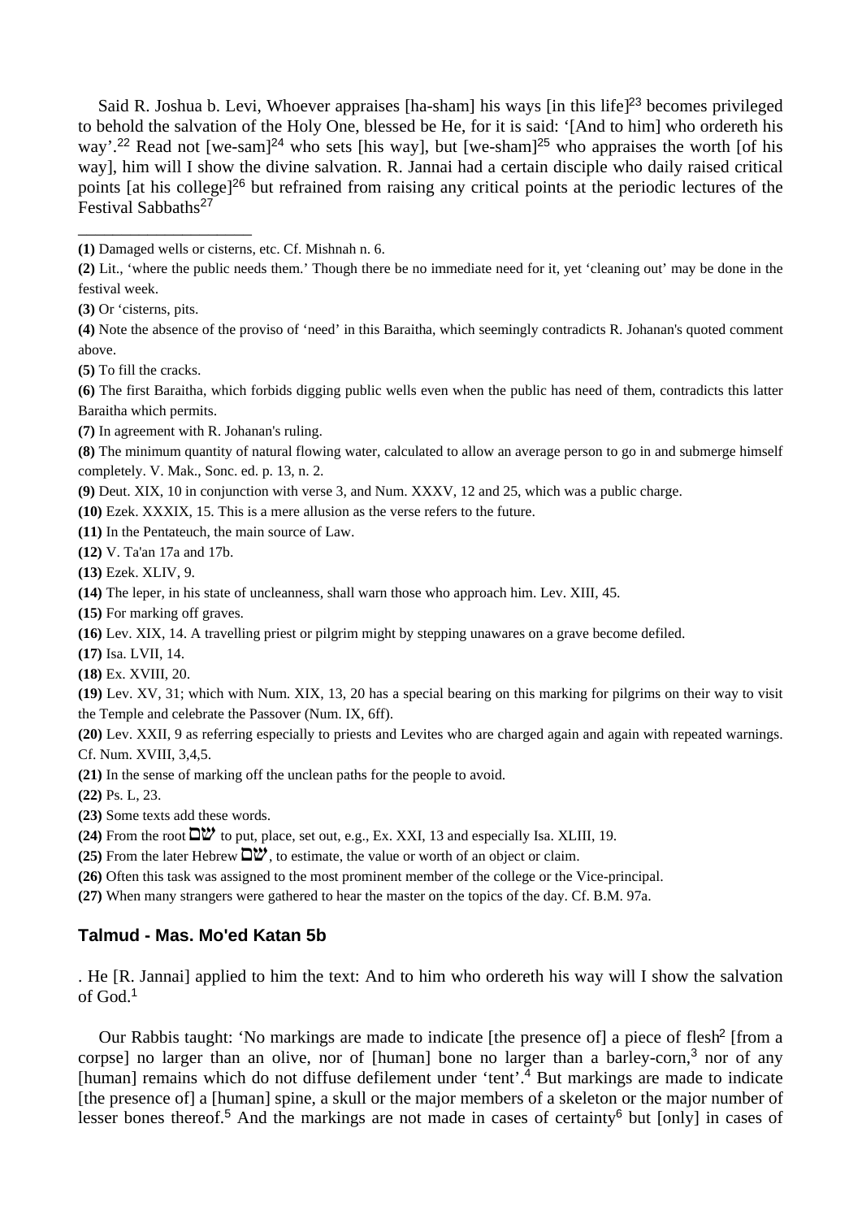Said R. Joshua b. Levi, Whoever appraises [ha-sham] his ways [in this life][23] becomes privileged to behold the salvation of the Holy One, blessed be He, for it is said: '[And to him] who ordereth his way'.[22] Read not [we-sam][24] who sets [his way], but [we-sham][25] who appraises the worth [of his way], him will I show the divine salvation. R. Jannai had a certain disciple who daily raised critical points [at his college][26] but refrained from raising any critical points at the periodic lectures of the Festival Sabbaths[27]

---

**(1)** Damaged wells or cisterns, etc. Cf. Mishnah n. 6.

**(2)** Lit., 'where the public needs them.' Though there be no immediate need for it, yet 'cleaning out' may be done in the festival week.

**(3)** Or 'cisterns, pits.

**(4)** Note the absence of the proviso of 'need' in this Baraitha, which seemingly contradicts R. Johanan's quoted comment above.

**(5)** To fill the cracks.

**(6)** The first Baraitha, which forbids digging public wells even when the public has need of them, contradicts this latter Baraitha which permits.

**(7)** In agreement with R. Johanan's ruling.

**(8)** The minimum quantity of natural flowing water, calculated to allow an average person to go in and submerge himself completely. V. Mak., Sonc. ed. p. 13, n. 2.

**(9)** Deut. XIX, 10 in conjunction with verse 3, and Num. XXXV, 12 and 25, which was a public charge.

**(10)** Ezek. XXXIX, 15. This is a mere allusion as the verse refers to the future.

**(11)** In the Pentateuch, the main source of Law.

**(12)** V. Ta'an 17a and 17b.

**(13)** Ezek. XLIV, 9.

**(14)** The leper, in his state of uncleanness, shall warn those who approach him. Lev. XIII, 45.

**(15)** For marking off graves.

**(16)** Lev. XIX, 14. A travelling priest or pilgrim might by stepping unawares on a grave become defiled.

**(17)** Isa. LVII, 14.

**(18)** Ex. XVIII, 20.

**(19)** Lev. XV, 31; which with Num. XIX, 13, 20 has a special bearing on this marking for pilgrims on their way to visit the Temple and celebrate the Passover (Num. IX, 6ff).

**(20)** Lev. XXII, 9 as referring especially to priests and Levites who are charged again and again with repeated warnings. Cf. Num. XVIII, 3,4,5.

**(21)** In the sense of marking off the unclean paths for the people to avoid.

**(22)** Ps. L, 23.

**(23)** Some texts add these words.

**(24)** From the root שם to put, place, set out, e.g., Ex. XXI, 13 and especially Isa. XLIII, 19.

**(25)** From the later Hebrew שם, to estimate, the value or worth of an object or claim.

**(26)** Often this task was assigned to the most prominent member of the college or the Vice-principal.

**(27)** When many strangers were gathered to hear the master on the topics of the day. Cf. B.M. 97a.

## Talmud - Mas. Mo'ed Katan 5b

. He [R. Jannai] applied to him the text: And to him who ordereth his way will I show the salvation of God.[1]

Our Rabbis taught: 'No markings are made to indicate [the presence of] a piece of flesh[2] [from a corpse] no larger than an olive, nor of [human] bone no larger than a barley-corn,[3] nor of any [human] remains which do not diffuse defilement under 'tent'.[4] But markings are made to indicate [the presence of] a [human] spine, a skull or the major members of a skeleton or the major number of lesser bones thereof.[5] And the markings are not made in cases of certainty[6] but [only] in cases of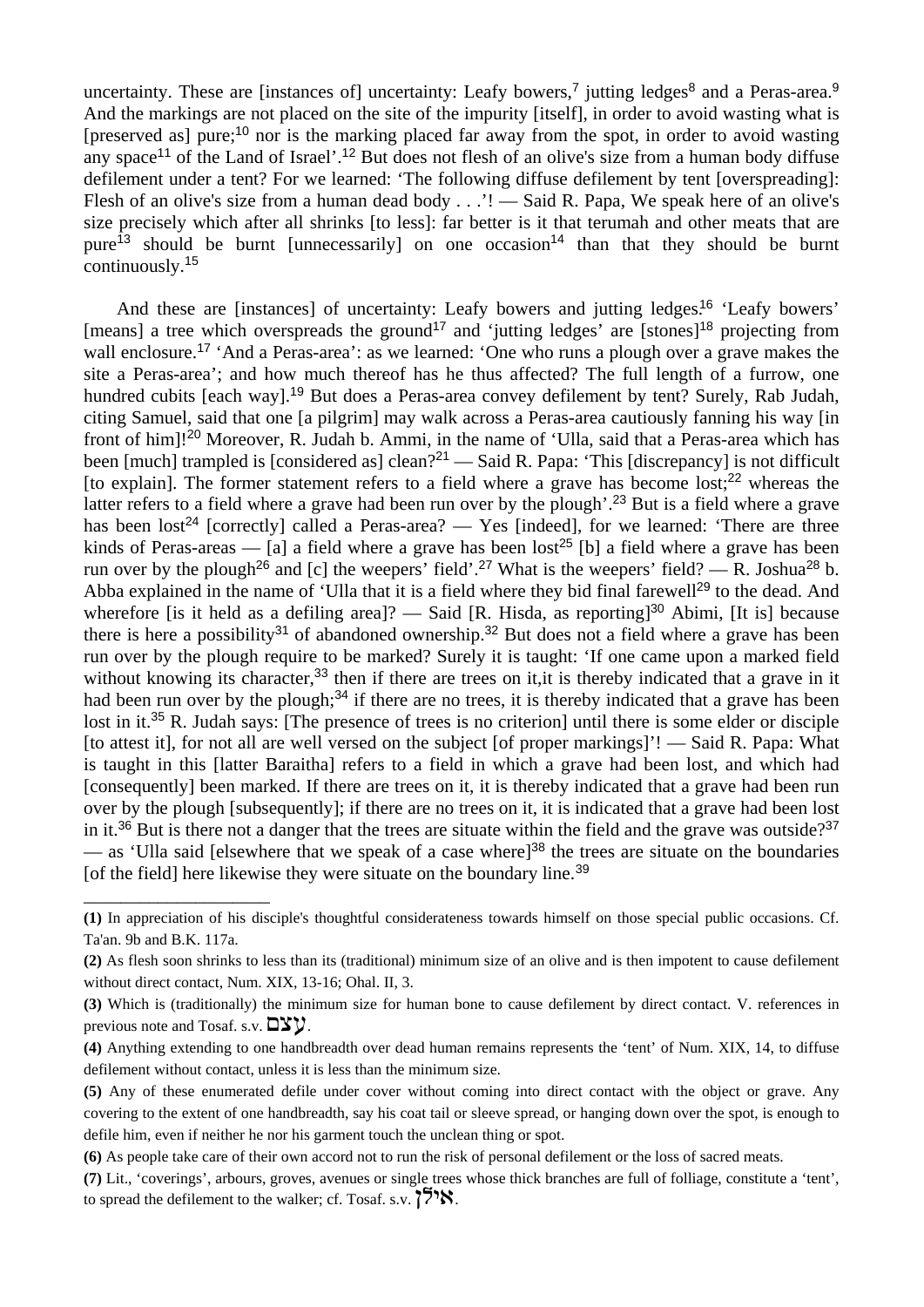uncertainty. These are [instances of] uncertainty: Leafy bowers,[7] jutting ledges[8] and a Peras-area.[9] And the markings are not placed on the site of the impurity [itself], in order to avoid wasting what is [preserved as] pure;[10] nor is the marking placed far away from the spot, in order to avoid wasting any space[11] of the Land of Israel'.[12] But does not flesh of an olive's size from a human body diffuse defilement under a tent? For we learned: 'The following diffuse defilement by tent [overspreading]: Flesh of an olive's size from a human dead body . . .'! — Said R. Papa, We speak here of an olive's size precisely which after all shrinks [to less]: far better is it that terumah and other meats that are pure[13] should be burnt [unnecessarily] on one occasion[14] than that they should be burnt continuously.[15]

And these are [instances] of uncertainty: Leafy bowers and jutting ledges.[16] 'Leafy bowers' [means] a tree which overspreads the ground[17] and 'jutting ledges' are [stones][18] projecting from wall enclosure.[17] 'And a Peras-area': as we learned: 'One who runs a plough over a grave makes the site a Peras-area'; and how much thereof has he thus affected? The full length of a furrow, one hundred cubits [each way].[19] But does a Peras-area convey defilement by tent? Surely, Rab Judah, citing Samuel, said that one [a pilgrim] may walk across a Peras-area cautiously fanning his way [in front of him]![20] Moreover, R. Judah b. Ammi, in the name of 'Ulla, said that a Peras-area which has been [much] trampled is [considered as] clean?[21] — Said R. Papa: 'This [discrepancy] is not difficult [to explain]. The former statement refers to a field where a grave has become lost;[22] whereas the latter refers to a field where a grave had been run over by the plough'.[23] But is a field where a grave has been lost[24] [correctly] called a Peras-area? — Yes [indeed], for we learned: 'There are three kinds of Peras-areas — [a] a field where a grave has been lost[25] [b] a field where a grave has been run over by the plough[26] and [c] the weepers' field'.[27] What is the weepers' field? — R. Joshua[28] b. Abba explained in the name of 'Ulla that it is a field where they bid final farewell[29] to the dead. And wherefore [is it held as a defiling area]? — Said [R. Hisda, as reporting][30] Abimi, [It is] because there is here a possibility[31] of abandoned ownership.[32] But does not a field where a grave has been run over by the plough require to be marked? Surely it is taught: 'If one came upon a marked field without knowing its character,[33] then if there are trees on it,it is thereby indicated that a grave in it had been run over by the plough;[34] if there are no trees, it is thereby indicated that a grave has been lost in it.[35] R. Judah says: [The presence of trees is no criterion] until there is some elder or disciple [to attest it], for not all are well versed on the subject [of proper markings]'! — Said R. Papa: What is taught in this [latter Baraitha] refers to a field in which a grave had been lost, and which had [consequently] been marked. If there are trees on it, it is thereby indicated that a grave had been run over by the plough [subsequently]; if there are no trees on it, it is indicated that a grave had been lost in it.[36] But is there not a danger that the trees are situate within the field and the grave was outside?[37] — as 'Ulla said [elsewhere that we speak of a case where][38] the trees are situate on the boundaries [of the field] here likewise they were situate on the boundary line.[39]

---

**(1)** In appreciation of his disciple's thoughtful considerateness towards himself on those special public occasions. Cf. Ta'an. 9b and B.K. 117a.

**(2)** As flesh soon shrinks to less than its (traditional) minimum size of an olive and is then impotent to cause defilement without direct contact, Num. XIX, 13-16; Ohal. II, 3.

**(3)** Which is (traditionally) the minimum size for human bone to cause defilement by direct contact. V. references in previous note and Tosaf. s.v. עצם.

**(4)** Anything extending to one handbreadth over dead human remains represents the 'tent' of Num. XIX, 14, to diffuse defilement without contact, unless it is less than the minimum size.

**(5)** Any of these enumerated defile under cover without coming into direct contact with the object or grave. Any covering to the extent of one handbreadth, say his coat tail or sleeve spread, or hanging down over the spot, is enough to defile him, even if neither he nor his garment touch the unclean thing or spot.

**(6)** As people take care of their own accord not to run the risk of personal defilement or the loss of sacred meats.

**(7)** Lit., 'coverings', arbours, groves, avenues or single trees whose thick branches are full of folliage, constitute a 'tent', to spread the defilement to the walker; cf. Tosaf. s.v. אילן.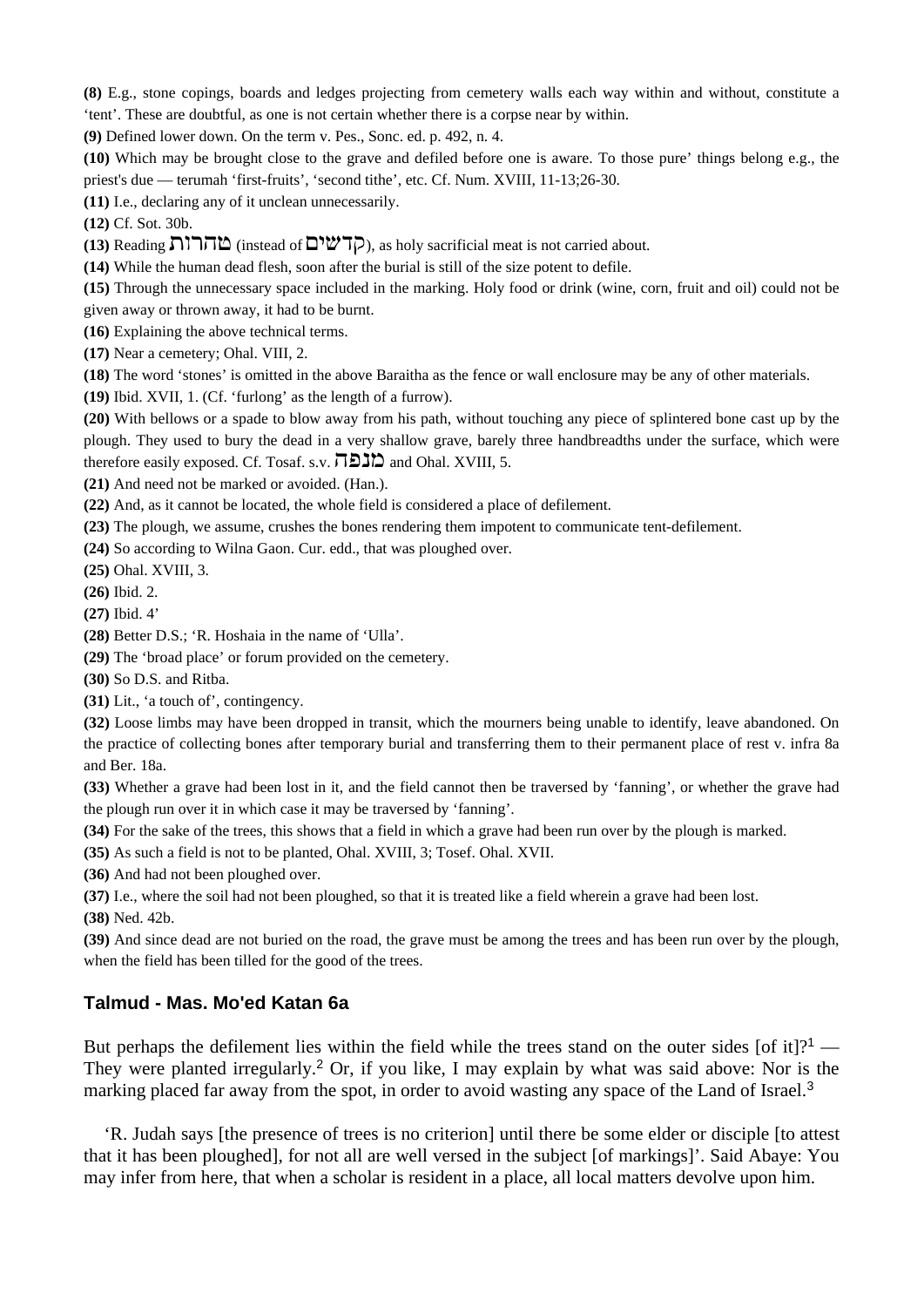**(8)** E.g., stone copings, boards and ledges projecting from cemetery walls each way within and without, constitute a 'tent'. These are doubtful, as one is not certain whether there is a corpse near by within.

**(9)** Defined lower down. On the term v. Pes., Sonc. ed. p. 492, n. 4.

**(10)** Which may be brought close to the grave and defiled before one is aware. To those pure' things belong e.g., the priest's due — terumah 'first-fruits', 'second tithe', etc. Cf. Num. XVIII, 11-13;26-30.

**(11)** I.e., declaring any of it unclean unnecessarily.

**(12)** Cf. Sot. 30b.

**(13)** Reading טהרות (instead of קדשים), as holy sacrificial meat is not carried about.

**(14)** While the human dead flesh, soon after the burial is still of the size potent to defile.

**(15)** Through the unnecessary space included in the marking. Holy food or drink (wine, corn, fruit and oil) could not be given away or thrown away, it had to be burnt.

**(16)** Explaining the above technical terms.

**(17)** Near a cemetery; Ohal. VIII, 2.

**(18)** The word 'stones' is omitted in the above Baraitha as the fence or wall enclosure may be any of other materials.

**(19)** Ibid. XVII, 1. (Cf. 'furlong' as the length of a furrow).

**(20)** With bellows or a spade to blow away from his path, without touching any piece of splintered bone cast up by the plough. They used to bury the dead in a very shallow grave, barely three handbreadths under the surface, which were therefore easily exposed. Cf. Tosaf. s.v. מנפח and Ohal. XVIII, 5.

**(21)** And need not be marked or avoided. (Han.).

**(22)** And, as it cannot be located, the whole field is considered a place of defilement.

**(23)** The plough, we assume, crushes the bones rendering them impotent to communicate tent-defilement.

**(24)** So according to Wilna Gaon. Cur. edd., that was ploughed over.

**(25)** Ohal. XVIII, 3.

**(26)** Ibid. 2.

**(27)** Ibid. 4'

**(28)** Better D.S.; 'R. Hoshaia in the name of 'Ulla'.

**(29)** The 'broad place' or forum provided on the cemetery.

**(30)** So D.S. and Ritba.

**(31)** Lit., 'a touch of', contingency.

**(32)** Loose limbs may have been dropped in transit, which the mourners being unable to identify, leave abandoned. On the practice of collecting bones after temporary burial and transferring them to their permanent place of rest v. infra 8a and Ber. 18a.

**(33)** Whether a grave had been lost in it, and the field cannot then be traversed by 'fanning', or whether the grave had the plough run over it in which case it may be traversed by 'fanning'.

**(34)** For the sake of the trees, this shows that a field in which a grave had been run over by the plough is marked.

**(35)** As such a field is not to be planted, Ohal. XVIII, 3; Tosef. Ohal. XVII.

**(36)** And had not been ploughed over.

**(37)** I.e., where the soil had not been ploughed, so that it is treated like a field wherein a grave had been lost.

**(38)** Ned. 42b.

**(39)** And since dead are not buried on the road, the grave must be among the trees and has been run over by the plough, when the field has been tilled for the good of the trees.

## Talmud - Mas. Mo'ed Katan 6a

But perhaps the defilement lies within the field while the trees stand on the outer sides [of it]?[1] — They were planted irregularly.[2] Or, if you like, I may explain by what was said above: Nor is the marking placed far away from the spot, in order to avoid wasting any space of the Land of Israel.[3]

'R. Judah says [the presence of trees is no criterion] until there be some elder or disciple [to attest that it has been ploughed], for not all are well versed in the subject [of markings]'. Said Abaye: You may infer from here, that when a scholar is resident in a place, all local matters devolve upon him.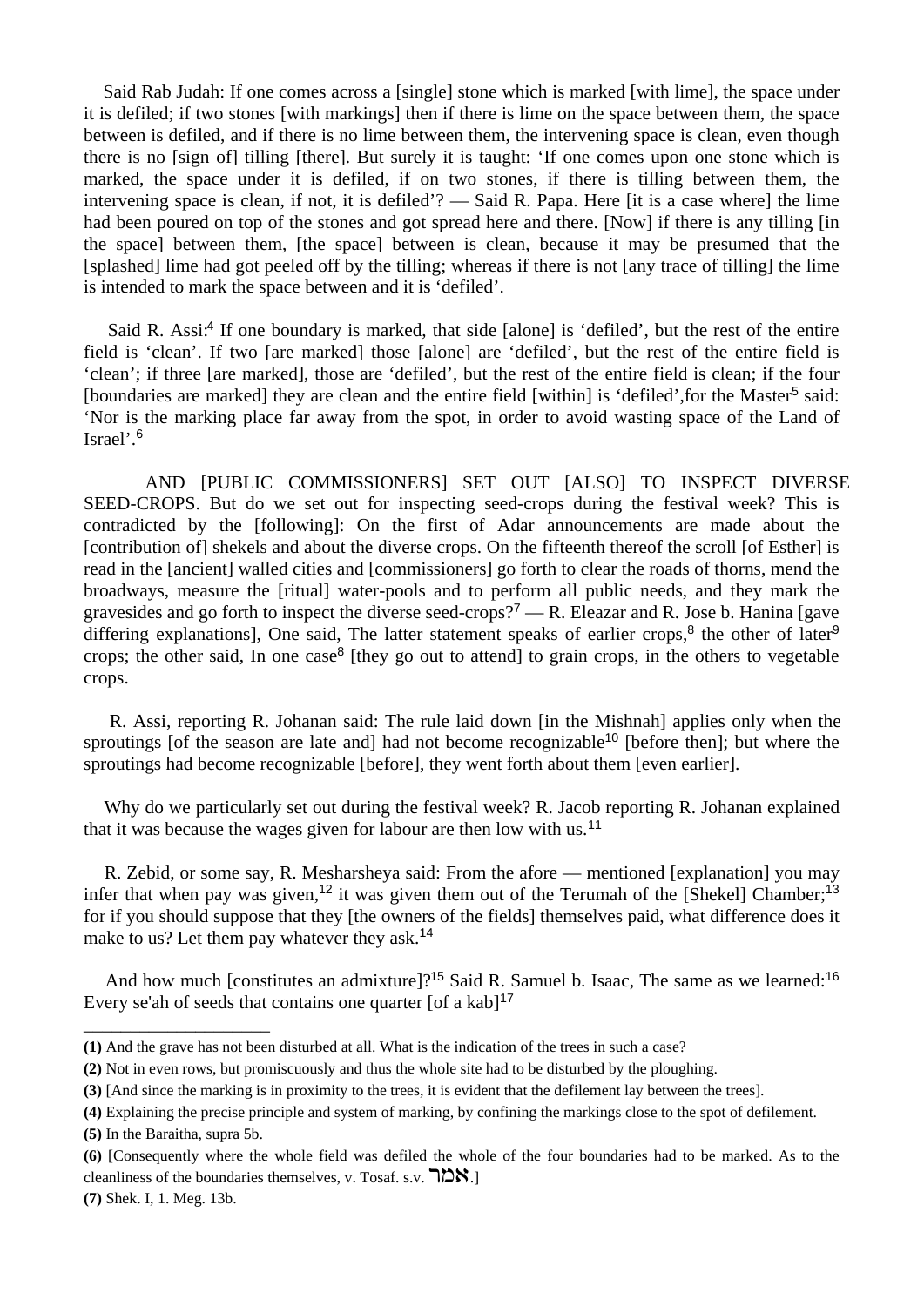Said Rab Judah: If one comes across a [single] stone which is marked [with lime], the space under it is defiled; if two stones [with markings] then if there is lime on the space between them, the space between is defiled, and if there is no lime between them, the intervening space is clean, even though there is no [sign of] tilling [there]. But surely it is taught: 'If one comes upon one stone which is marked, the space under it is defiled, if on two stones, if there is tilling between them, the intervening space is clean, if not, it is defiled'? — Said R. Papa. Here [it is a case where] the lime had been poured on top of the stones and got spread here and there. [Now] if there is any tilling [in the space] between them, [the space] between is clean, because it may be presumed that the [splashed] lime had got peeled off by the tilling; whereas if there is not [any trace of tilling] the lime is intended to mark the space between and it is 'defiled'.

Said R. Assi:[4] If one boundary is marked, that side [alone] is 'defiled', but the rest of the entire field is 'clean'. If two [are marked] those [alone] are 'defiled', but the rest of the entire field is 'clean'; if three [are marked], those are 'defiled', but the rest of the entire field is clean; if the four [boundaries are marked] they are clean and the entire field [within] is 'defiled',for the Master[5] said: 'Nor is the marking place far away from the spot, in order to avoid wasting space of the Land of Israel'.[6]

AND [PUBLIC COMMISSIONERS] SET OUT [ALSO] TO INSPECT DIVERSE SEED-CROPS. But do we set out for inspecting seed-crops during the festival week? This is contradicted by the [following]: On the first of Adar announcements are made about the [contribution of] shekels and about the diverse crops. On the fifteenth thereof the scroll [of Esther] is read in the [ancient] walled cities and [commissioners] go forth to clear the roads of thorns, mend the broadways, measure the [ritual] water-pools and to perform all public needs, and they mark the gravesides and go forth to inspect the diverse seed-crops?[7] — R. Eleazar and R. Jose b. Hanina [gave differing explanations], One said, The latter statement speaks of earlier crops,[8] the other of later[9] crops; the other said, In one case[8] [they go out to attend] to grain crops, in the others to vegetable crops.

R. Assi, reporting R. Johanan said: The rule laid down [in the Mishnah] applies only when the sproutings [of the season are late and] had not become recognizable[10] [before then]; but where the sproutings had become recognizable [before], they went forth about them [even earlier].

Why do we particularly set out during the festival week? R. Jacob reporting R. Johanan explained that it was because the wages given for labour are then low with us.[11]

R. Zebid, or some say, R. Mesharsheya said: From the afore — mentioned [explanation] you may infer that when pay was given,[12] it was given them out of the Terumah of the [Shekel] Chamber;[13] for if you should suppose that they [the owners of the fields] themselves paid, what difference does it make to us? Let them pay whatever they ask.[14]

And how much [constitutes an admixture]?[15] Said R. Samuel b. Isaac, The same as we learned:[16] Every se'ah of seeds that contains one quarter [of a kab][17]

---

**(1)** And the grave has not been disturbed at all. What is the indication of the trees in such a case?

**(2)** Not in even rows, but promiscuously and thus the whole site had to be disturbed by the ploughing.

**(3)** [And since the marking is in proximity to the trees, it is evident that the defilement lay between the trees].

**(4)** Explaining the precise principle and system of marking, by confining the markings close to the spot of defilement.

**(5)** In the Baraitha, supra 5b.

**(6)** [Consequently where the whole field was defiled the whole of the four boundaries had to be marked. As to the cleanliness of the boundaries themselves, v. Tosaf. s.v. אמר.]

**(7)** Shek. I, 1. Meg. 13b.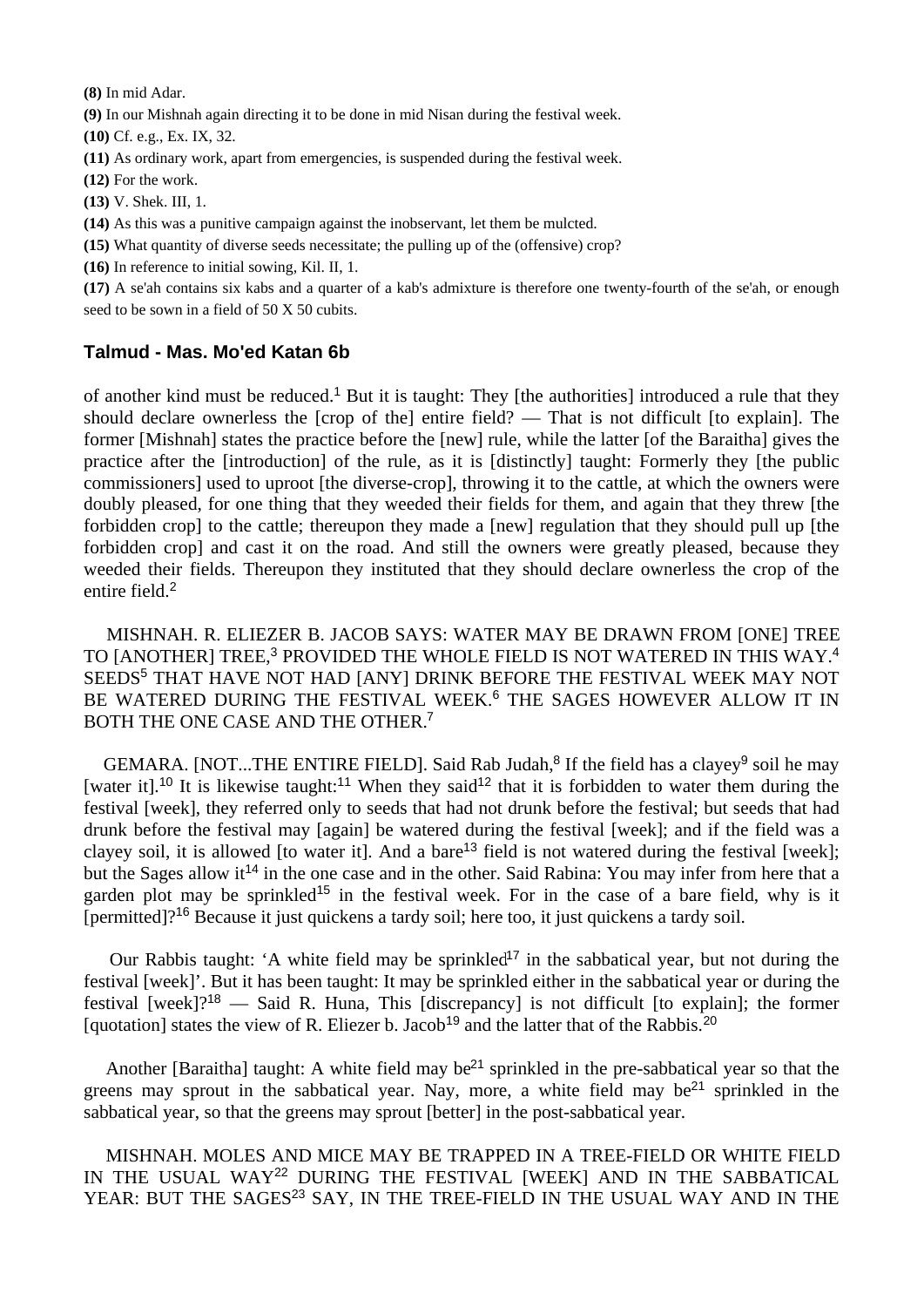**(8)** In mid Adar.

**(9)** In our Mishnah again directing it to be done in mid Nisan during the festival week.

**(10)** Cf. e.g., Ex. IX, 32.

**(11)** As ordinary work, apart from emergencies, is suspended during the festival week.

**(12)** For the work.

**(13)** V. Shek. III, 1.

**(14)** As this was a punitive campaign against the inobservant, let them be mulcted.

**(15)** What quantity of diverse seeds necessitate; the pulling up of the (offensive) crop?

**(16)** In reference to initial sowing, Kil. II, 1.

**(17)** A se'ah contains six kabs and a quarter of a kab's admixture is therefore one twenty-fourth of the se'ah, or enough seed to be sown in a field of 50 X 50 cubits.

### Talmud - Mas. Mo'ed Katan 6b

of another kind must be reduced.[1] But it is taught: They [the authorities] introduced a rule that they should declare ownerless the [crop of the] entire field? — That is not difficult [to explain]. The former [Mishnah] states the practice before the [new] rule, while the latter [of the Baraitha] gives the practice after the [introduction] of the rule, as it is [distinctly] taught: Formerly they [the public commissioners] used to uproot [the diverse-crop], throwing it to the cattle, at which the owners were doubly pleased, for one thing that they weeded their fields for them, and again that they threw [the forbidden crop] to the cattle; thereupon they made a [new] regulation that they should pull up [the forbidden crop] and cast it on the road. And still the owners were greatly pleased, because they weeded their fields. Thereupon they instituted that they should declare ownerless the crop of the entire field.[2]

MISHNAH. R. ELIEZER B. JACOB SAYS: WATER MAY BE DRAWN FROM [ONE] TREE TO [ANOTHER] TREE,[3] PROVIDED THE WHOLE FIELD IS NOT WATERED IN THIS WAY.[4] SEEDS[5] THAT HAVE NOT HAD [ANY] DRINK BEFORE THE FESTIVAL WEEK MAY NOT BE WATERED DURING THE FESTIVAL WEEK.[6] THE SAGES HOWEVER ALLOW IT IN BOTH THE ONE CASE AND THE OTHER.[7]

GEMARA. [NOT...THE ENTIRE FIELD]. Said Rab Judah,[8] If the field has a clayey[9] soil he may [water it].[10] It is likewise taught:[11] When they said[12] that it is forbidden to water them during the festival [week], they referred only to seeds that had not drunk before the festival; but seeds that had drunk before the festival may [again] be watered during the festival [week]; and if the field was a clayey soil, it is allowed [to water it]. And a bare[13] field is not watered during the festival [week]; but the Sages allow it[14] in the one case and in the other. Said Rabina: You may infer from here that a garden plot may be sprinkled[15] in the festival week. For in the case of a bare field, why is it [permitted]?[16] Because it just quickens a tardy soil; here too, it just quickens a tardy soil.

Our Rabbis taught: 'A white field may be sprinkled[17] in the sabbatical year, but not during the festival [week]'. But it has been taught: It may be sprinkled either in the sabbatical year or during the festival [week]?[18] — Said R. Huna, This [discrepancy] is not difficult [to explain]; the former [quotation] states the view of R. Eliezer b. Jacob[19] and the latter that of the Rabbis.[20]

Another [Baraitha] taught: A white field may be[21] sprinkled in the pre-sabbatical year so that the greens may sprout in the sabbatical year. Nay, more, a white field may be[21] sprinkled in the sabbatical year, so that the greens may sprout [better] in the post-sabbatical year.

MISHNAH. MOLES AND MICE MAY BE TRAPPED IN A TREE-FIELD OR WHITE FIELD IN THE USUAL WAY[22] DURING THE FESTIVAL [WEEK] AND IN THE SABBATICAL YEAR: BUT THE SAGES[23] SAY, IN THE TREE-FIELD IN THE USUAL WAY AND IN THE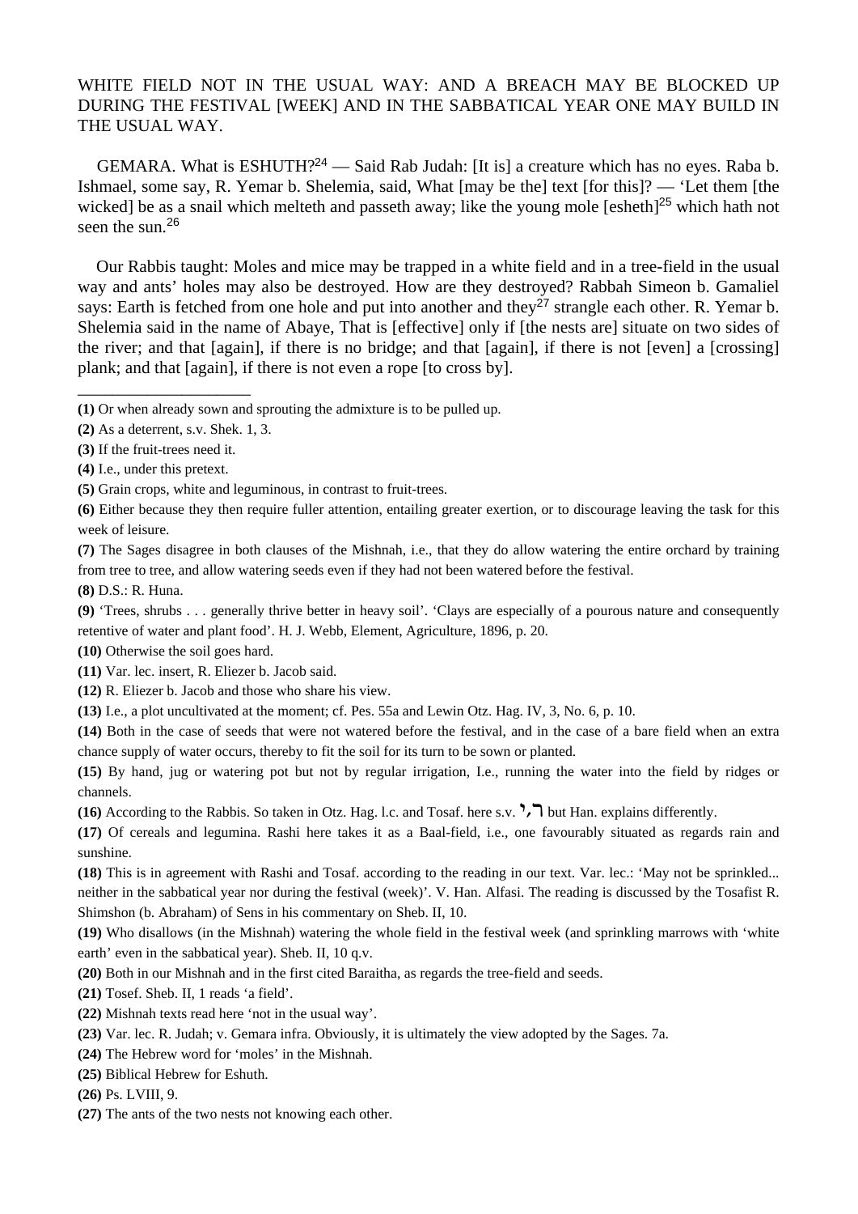WHITE FIELD NOT IN THE USUAL WAY: AND A BREACH MAY BE BLOCKED UP DURING THE FESTIVAL [WEEK] AND IN THE SABBATICAL YEAR ONE MAY BUILD IN THE USUAL WAY.

GEMARA. What is ESHUTH?[24] — Said Rab Judah: [It is] a creature which has no eyes. Raba b. Ishmael, some say, R. Yemar b. Shelemia, said, What [may be the] text [for this]? — 'Let them [the wicked] be as a snail which melteth and passeth away; like the young mole [esheth][25] which hath not seen the sun.[26]

Our Rabbis taught: Moles and mice may be trapped in a white field and in a tree-field in the usual way and ants' holes may also be destroyed. How are they destroyed? Rabbah Simeon b. Gamaliel says: Earth is fetched from one hole and put into another and they[27] strangle each other. R. Yemar b. Shelemia said in the name of Abaye, That is [effective] only if [the nests are] situate on two sides of the river; and that [again], if there is no bridge; and that [again], if there is not [even] a [crossing] plank; and that [again], if there is not even a rope [to cross by].

---

**(1)** Or when already sown and sprouting the admixture is to be pulled up.

**(2)** As a deterrent, s.v. Shek. 1, 3.

**(3)** If the fruit-trees need it.

**(4)** I.e., under this pretext.

**(5)** Grain crops, white and leguminous, in contrast to fruit-trees.

**(6)** Either because they then require fuller attention, entailing greater exertion, or to discourage leaving the task for this week of leisure.

**(7)** The Sages disagree in both clauses of the Mishnah, i.e., that they do allow watering the entire orchard by training from tree to tree, and allow watering seeds even if they had not been watered before the festival.

**(8)** D.S.: R. Huna.

**(9)** 'Trees, shrubs . . . generally thrive better in heavy soil'. 'Clays are especially of a pourous nature and consequently retentive of water and plant food'. H. J. Webb, Element, Agriculture, 1896, p. 20.

**(10)** Otherwise the soil goes hard.

**(11)** Var. lec. insert, R. Eliezer b. Jacob said.

**(12)** R. Eliezer b. Jacob and those who share his view.

**(13)** I.e., a plot uncultivated at the moment; cf. Pes. 55a and Lewin Otz. Hag. IV, 3, No. 6, p. 10.

**(14)** Both in the case of seeds that were not watered before the festival, and in the case of a bare field when an extra chance supply of water occurs, thereby to fit the soil for its turn to be sown or planted.

**(15)** By hand, jug or watering pot but not by regular irrigation, I.e., running the water into the field by ridges or channels.

**(16)** According to the Rabbis. So taken in Otz. Hag. l.c. and Tosaf. here s.v. ד,י but Han. explains differently.

**(17)** Of cereals and legumina. Rashi here takes it as a Baal-field, i.e., one favourably situated as regards rain and sunshine.

**(18)** This is in agreement with Rashi and Tosaf. according to the reading in our text. Var. lec.: 'May not be sprinkled... neither in the sabbatical year nor during the festival (week)'. V. Han. Alfasi. The reading is discussed by the Tosafist R. Shimshon (b. Abraham) of Sens in his commentary on Sheb. II, 10.

**(19)** Who disallows (in the Mishnah) watering the whole field in the festival week (and sprinkling marrows with 'white earth' even in the sabbatical year). Sheb. II, 10 q.v.

**(20)** Both in our Mishnah and in the first cited Baraitha, as regards the tree-field and seeds.

**(21)** Tosef. Sheb. II, 1 reads 'a field'.

**(22)** Mishnah texts read here 'not in the usual way'.

**(23)** Var. lec. R. Judah; v. Gemara infra. Obviously, it is ultimately the view adopted by the Sages. 7a.

**(24)** The Hebrew word for 'moles' in the Mishnah.

**(25)** Biblical Hebrew for Eshuth.

**(26)** Ps. LVIII, 9.

**(27)** The ants of the two nests not knowing each other.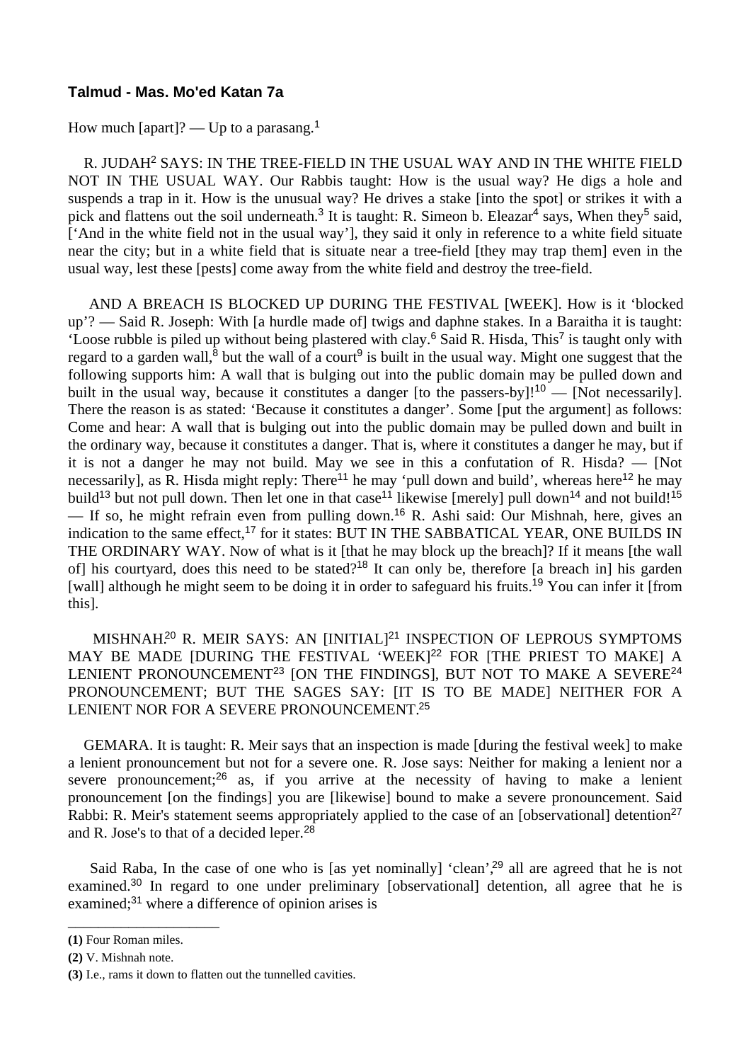**Talmud - Mas. Mo'ed Katan 7a**

How much [apart]? — Up to a parasang.[1]

R. JUDAH[2] SAYS: IN THE TREE-FIELD IN THE USUAL WAY AND IN THE WHITE FIELD NOT IN THE USUAL WAY. Our Rabbis taught: How is the usual way? He digs a hole and suspends a trap in it. How is the unusual way? He drives a stake [into the spot] or strikes it with a pick and flattens out the soil underneath.[3] It is taught: R. Simeon b. Eleazar[4] says, When they[5] said, ['And in the white field not in the usual way'], they said it only in reference to a white field situate near the city; but in a white field that is situate near a tree-field [they may trap them] even in the usual way, lest these [pests] come away from the white field and destroy the tree-field.

AND A BREACH IS BLOCKED UP DURING THE FESTIVAL [WEEK]. How is it 'blocked up'? — Said R. Joseph: With [a hurdle made of] twigs and daphne stakes. In a Baraitha it is taught: 'Loose rubble is piled up without being plastered with clay.[6] Said R. Hisda, This[7] is taught only with regard to a garden wall,[8] but the wall of a court[9] is built in the usual way. Might one suggest that the following supports him: A wall that is bulging out into the public domain may be pulled down and built in the usual way, because it constitutes a danger [to the passers-by]![10] — [Not necessarily]. There the reason is as stated: 'Because it constitutes a danger'. Some [put the argument] as follows: Come and hear: A wall that is bulging out into the public domain may be pulled down and built in the ordinary way, because it constitutes a danger. That is, where it constitutes a danger he may, but if it is not a danger he may not build. May we see in this a confutation of R. Hisda? — [Not necessarily], as R. Hisda might reply: There[11] he may 'pull down and build', whereas here[12] he may build[13] but not pull down. Then let one in that case[11] likewise [merely] pull down[14] and not build![15] — If so, he might refrain even from pulling down.[16] R. Ashi said: Our Mishnah, here, gives an indication to the same effect,[17] for it states: BUT IN THE SABBATICAL YEAR, ONE BUILDS IN THE ORDINARY WAY. Now of what is it [that he may block up the breach]? If it means [the wall of] his courtyard, does this need to be stated?[18] It can only be, therefore [a breach in] his garden [wall] although he might seem to be doing it in order to safeguard his fruits.[19] You can infer it [from this].

MISHNAH.[20] R. MEIR SAYS: AN [INITIAL][21] INSPECTION OF LEPROUS SYMPTOMS MAY BE MADE [DURING THE FESTIVAL 'WEEK][22] FOR [THE PRIEST TO MAKE] A LENIENT PRONOUNCEMENT[23] [ON THE FINDINGS], BUT NOT TO MAKE A SEVERE[24] PRONOUNCEMENT; BUT THE SAGES SAY: [IT IS TO BE MADE] NEITHER FOR A LENIENT NOR FOR A SEVERE PRONOUNCEMENT.[25]

GEMARA. It is taught: R. Meir says that an inspection is made [during the festival week] to make a lenient pronouncement but not for a severe one. R. Jose says: Neither for making a lenient nor a severe pronouncement;[26] as, if you arrive at the necessity of having to make a lenient pronouncement [on the findings] you are [likewise] bound to make a severe pronouncement. Said Rabbi: R. Meir's statement seems appropriately applied to the case of an [observational] detention[27] and R. Jose's to that of a decided leper.[28]

Said Raba, In the case of one who is [as yet nominally] 'clean',[29] all are agreed that he is not examined.[30] In regard to one under preliminary [observational] detention, all agree that he is examined;[31] where a difference of opinion arises is

---

**(1)** Four Roman miles.

**(2)** V. Mishnah note.

**(3)** I.e., rams it down to flatten out the tunnelled cavities.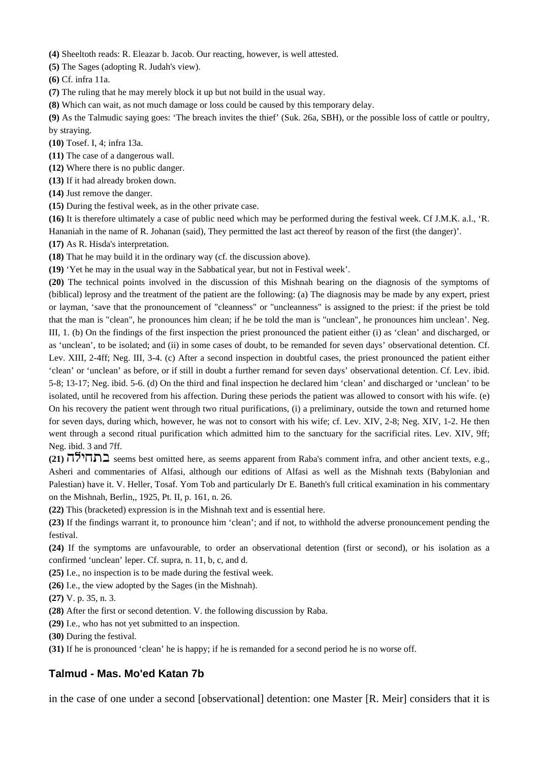**(4)** Sheeltoth reads: R. Eleazar b. Jacob. Our reacting, however, is well attested.

**(5)** The Sages (adopting R. Judah's view).

**(6)** Cf. infra 11a.

**(7)** The ruling that he may merely block it up but not build in the usual way.

**(8)** Which can wait, as not much damage or loss could be caused by this temporary delay.

**(9)** As the Talmudic saying goes: 'The breach invites the thief' (Suk. 26a, SBH), or the possible loss of cattle or poultry, by straying.

**(10)** Tosef. I, 4; infra 13a.

**(11)** The case of a dangerous wall.

**(12)** Where there is no public danger.

**(13)** If it had already broken down.

**(14)** Just remove the danger.

**(15)** During the festival week, as in the other private case.

**(16)** It is therefore ultimately a case of public need which may be performed during the festival week. Cf J.M.K. a.l., 'R. Hananiah in the name of R. Johanan (said), They permitted the last act thereof by reason of the first (the danger)'.

**(17)** As R. Hisda's interpretation.

**(18)** That he may build it in the ordinary way (cf. the discussion above).

**(19)** 'Yet he may in the usual way in the Sabbatical year, but not in Festival week'.

**(20)** The technical points involved in the discussion of this Mishnah bearing on the diagnosis of the symptoms of (biblical) leprosy and the treatment of the patient are the following: (a) The diagnosis may be made by any expert, priest or layman, 'save that the pronouncement of "cleanness" or "uncleanness" is assigned to the priest: if the priest be told that the man is "clean", he pronounces him clean; if he be told the man is "unclean", he pronounces him unclean'. Neg. III, 1. (b) On the findings of the first inspection the priest pronounced the patient either (i) as 'clean' and discharged, or as 'unclean', to be isolated; and (ii) in some cases of doubt, to be remanded for seven days' observational detention. Cf. Lev. XIII, 2-4ff; Neg. III, 3-4. (c) After a second inspection in doubtful cases, the priest pronounced the patient either 'clean' or 'unclean' as before, or if still in doubt a further remand for seven days' observational detention. Cf. Lev. ibid. 5-8; 13-17; Neg. ibid. 5-6. (d) On the third and final inspection he declared him 'clean' and discharged or 'unclean' to be isolated, until he recovered from his affection. During these periods the patient was allowed to consort with his wife. (e) On his recovery the patient went through two ritual purifications, (i) a preliminary, outside the town and returned home for seven days, during which, however, he was not to consort with his wife; cf. Lev. XIV, 2-8; Neg. XIV, 1-2. He then went through a second ritual purification which admitted him to the sanctuary for the sacrificial rites. Lev. XIV, 9ff; Neg. ibid. 3 and 7ff.

**(21)** בתחילה seems best omitted here, as seems apparent from Raba's comment infra, and other ancient texts, e.g., Asheri and commentaries of Alfasi, although our editions of Alfasi as well as the Mishnah texts (Babylonian and Palestian) have it. V. Heller, Tosaf. Yom Tob and particularly Dr E. Baneth's full critical examination in his commentary on the Mishnah, Berlin,, 1925, Pt. II, p. 161, n. 26.

**(22)** This (bracketed) expression is in the Mishnah text and is essential here.

**(23)** If the findings warrant it, to pronounce him 'clean'; and if not, to withhold the adverse pronouncement pending the festival.

**(24)** If the symptoms are unfavourable, to order an observational detention (first or second), or his isolation as a confirmed 'unclean' leper. Cf. supra, n. 11, b, c, and d.

**(25)** I.e., no inspection is to be made during the festival week.

**(26)** I.e., the view adopted by the Sages (in the Mishnah).

**(27)** V. p. 35, n. 3.

**(28)** After the first or second detention. V. the following discussion by Raba.

**(29)** I.e., who has not yet submitted to an inspection.

**(30)** During the festival.

**(31)** If he is pronounced 'clean' he is happy; if he is remanded for a second period he is no worse off.

## Talmud - Mas. Mo'ed Katan 7b

in the case of one under a second [observational] detention: one Master [R. Meir] considers that it is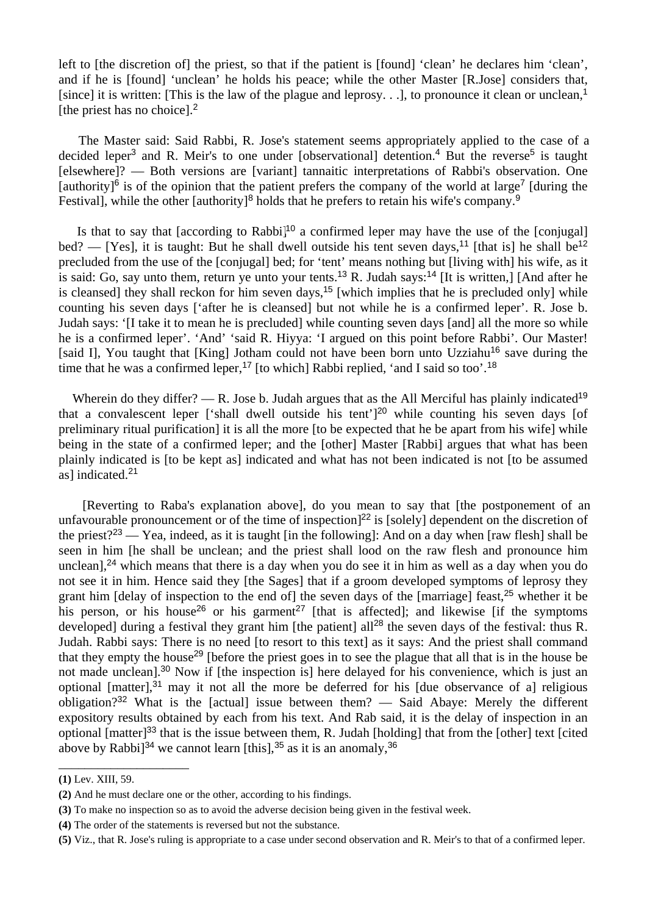left to [the discretion of] the priest, so that if the patient is [found] ‘clean’ he declares him ‘clean’, and if he is [found] ‘unclean’ he holds his peace; while the other Master [R.Jose] considers that, [since] it is written: [This is the law of the plague and leprosy. . .], to pronounce it clean or unclean,[1] [the priest has no choice].[2]

The Master said: Said Rabbi, R. Jose's statement seems appropriately applied to the case of a decided leper[3] and R. Meir's to one under [observational] detention.[4] But the reverse[5] is taught [elsewhere]? — Both versions are [variant] tannaitic interpretations of Rabbi's observation. One [authority][6] is of the opinion that the patient prefers the company of the world at large[7] [during the Festival], while the other [authority][8] holds that he prefers to retain his wife's company.[9]

Is that to say that [according to Rabbi][10] a confirmed leper may have the use of the [conjugal] bed? — [Yes], it is taught: But he shall dwell outside his tent seven days,[11] [that is] he shall be[12] precluded from the use of the [conjugal] bed; for ‘tent’ means nothing but [living with] his wife, as it is said: Go, say unto them, return ye unto your tents.[13] R. Judah says:[14] [It is written,] [And after he is cleansed] they shall reckon for him seven days,[15] [which implies that he is precluded only] while counting his seven days [‘after he is cleansed] but not while he is a confirmed leper’. R. Jose b. Judah says: ‘[I take it to mean he is precluded] while counting seven days [and] all the more so while he is a confirmed leper’. ‘And’ ‘said R. Hiyya: ‘I argued on this point before Rabbi’. Our Master! [said I], You taught that [King] Jotham could not have been born unto Uzziahu[16] save during the time that he was a confirmed leper,[17] [to which] Rabbi replied, ‘and I said so too’.[18]

Wherein do they differ? — R. Jose b. Judah argues that as the All Merciful has plainly indicated[19] that a convalescent leper [‘shall dwell outside his tent’][20] while counting his seven days [of preliminary ritual purification] it is all the more [to be expected that he be apart from his wife] while being in the state of a confirmed leper; and the [other] Master [Rabbi] argues that what has been plainly indicated is [to be kept as] indicated and what has not been indicated is not [to be assumed as] indicated.[21]

[Reverting to Raba's explanation above], do you mean to say that [the postponement of an unfavourable pronouncement or of the time of inspection][22] is [solely] dependent on the discretion of the priest?[23] — Yea, indeed, as it is taught [in the following]: And on a day when [raw flesh] shall be seen in him [he shall be unclean; and the priest shall lood on the raw flesh and pronounce him unclean],[24] which means that there is a day when you do see it in him as well as a day when you do not see it in him. Hence said they [the Sages] that if a groom developed symptoms of leprosy they grant him [delay of inspection to the end of] the seven days of the [marriage] feast,[25] whether it be his person, or his house[26] or his garment[27] [that is affected]; and likewise [if the symptoms developed] during a festival they grant him [the patient] all[28] the seven days of the festival: thus R. Judah. Rabbi says: There is no need [to resort to this text] as it says: And the priest shall command that they empty the house[29] [before the priest goes in to see the plague that all that is in the house be not made unclean].[30] Now if [the inspection is] here delayed for his convenience, which is just an optional [matter],[31] may it not all the more be deferred for his [due observance of a] religious obligation?[32] What is the [actual] issue between them? — Said Abaye: Merely the different expository results obtained by each from his text. And Rab said, it is the delay of inspection in an optional [matter][33] that is the issue between them, R. Judah [holding] that from the [other] text [cited above by Rabbi][34] we cannot learn [this],[35] as it is an anomaly,[36]

---

**(1)** Lev. XIII, 59.

**(2)** And he must declare one or the other, according to his findings.

**(3)** To make no inspection so as to avoid the adverse decision being given in the festival week.

**(4)** The order of the statements is reversed but not the substance.

**(5)** Viz., that R. Jose's ruling is appropriate to a case under second observation and R. Meir's to that of a confirmed leper.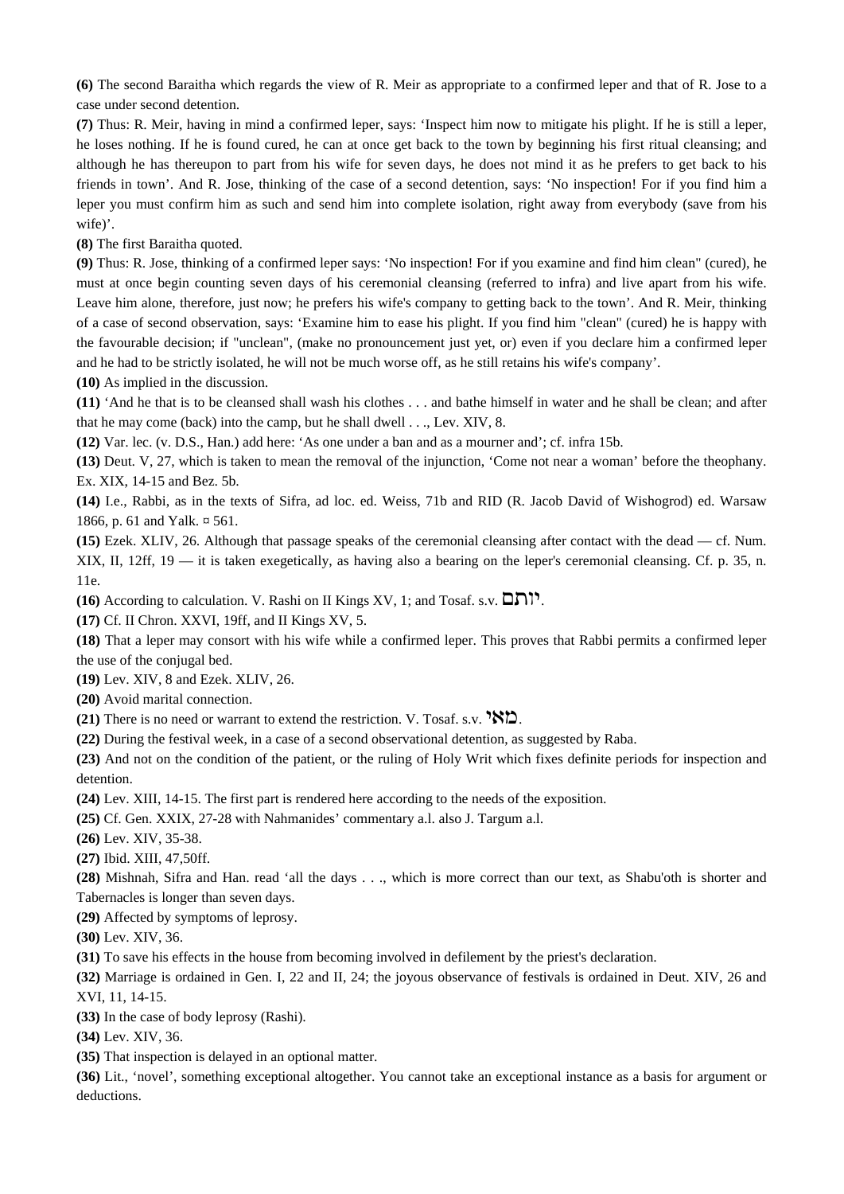**(6)** The second Baraitha which regards the view of R. Meir as appropriate to a confirmed leper and that of R. Jose to a case under second detention.

**(7)** Thus: R. Meir, having in mind a confirmed leper, says: 'Inspect him now to mitigate his plight. If he is still a leper, he loses nothing. If he is found cured, he can at once get back to the town by beginning his first ritual cleansing; and although he has thereupon to part from his wife for seven days, he does not mind it as he prefers to get back to his friends in town'. And R. Jose, thinking of the case of a second detention, says: 'No inspection! For if you find him a leper you must confirm him as such and send him into complete isolation, right away from everybody (save from his wife)'.

**(8)** The first Baraitha quoted.

**(9)** Thus: R. Jose, thinking of a confirmed leper says: 'No inspection! For if you examine and find him clean" (cured), he must at once begin counting seven days of his ceremonial cleansing (referred to infra) and live apart from his wife. Leave him alone, therefore, just now; he prefers his wife's company to getting back to the town'. And R. Meir, thinking of a case of second observation, says: 'Examine him to ease his plight. If you find him "clean" (cured) he is happy with the favourable decision; if "unclean", (make no pronouncement just yet, or) even if you declare him a confirmed leper and he had to be strictly isolated, he will not be much worse off, as he still retains his wife's company'.

**(10)** As implied in the discussion.

**(11)** 'And he that is to be cleansed shall wash his clothes . . . and bathe himself in water and he shall be clean; and after that he may come (back) into the camp, but he shall dwell . . ., Lev. XIV, 8.

**(12)** Var. lec. (v. D.S., Han.) add here: 'As one under a ban and as a mourner and'; cf. infra 15b.

**(13)** Deut. V, 27, which is taken to mean the removal of the injunction, 'Come not near a woman' before the theophany. Ex. XIX, 14-15 and Bez. 5b.

**(14)** I.e., Rabbi, as in the texts of Sifra, ad loc. ed. Weiss, 71b and RID (R. Jacob David of Wishogrod) ed. Warsaw 1866, p. 61 and Yalk. ¤ 561.

**(15)** Ezek. XLIV, 26. Although that passage speaks of the ceremonial cleansing after contact with the dead — cf. Num. XIX, II, 12ff, 19 — it is taken exegetically, as having also a bearing on the leper's ceremonial cleansing. Cf. p. 35, n. 11e.

**(16)** According to calculation. V. Rashi on II Kings XV, 1; and Tosaf. s.v. יותם.

**(17)** Cf. II Chron. XXVI, 19ff, and II Kings XV, 5.

**(18)** That a leper may consort with his wife while a confirmed leper. This proves that Rabbi permits a confirmed leper the use of the conjugal bed.

**(19)** Lev. XIV, 8 and Ezek. XLIV, 26.

**(20)** Avoid marital connection.

**(21)** There is no need or warrant to extend the restriction. V. Tosaf. s.v. מאי.

**(22)** During the festival week, in a case of a second observational detention, as suggested by Raba.

**(23)** And not on the condition of the patient, or the ruling of Holy Writ which fixes definite periods for inspection and detention.

**(24)** Lev. XIII, 14-15. The first part is rendered here according to the needs of the exposition.

**(25)** Cf. Gen. XXIX, 27-28 with Nahmanides' commentary a.l. also J. Targum a.l.

**(26)** Lev. XIV, 35-38.

**(27)** Ibid. XIII, 47,50ff.

**(28)** Mishnah, Sifra and Han. read 'all the days . . ., which is more correct than our text, as Shabu'oth is shorter and Tabernacles is longer than seven days.

**(29)** Affected by symptoms of leprosy.

**(30)** Lev. XIV, 36.

**(31)** To save his effects in the house from becoming involved in defilement by the priest's declaration.

**(32)** Marriage is ordained in Gen. I, 22 and II, 24; the joyous observance of festivals is ordained in Deut. XIV, 26 and XVI, 11, 14-15.

**(33)** In the case of body leprosy (Rashi).

**(34)** Lev. XIV, 36.

**(35)** That inspection is delayed in an optional matter.

**(36)** Lit., 'novel', something exceptional altogether. You cannot take an exceptional instance as a basis for argument or deductions.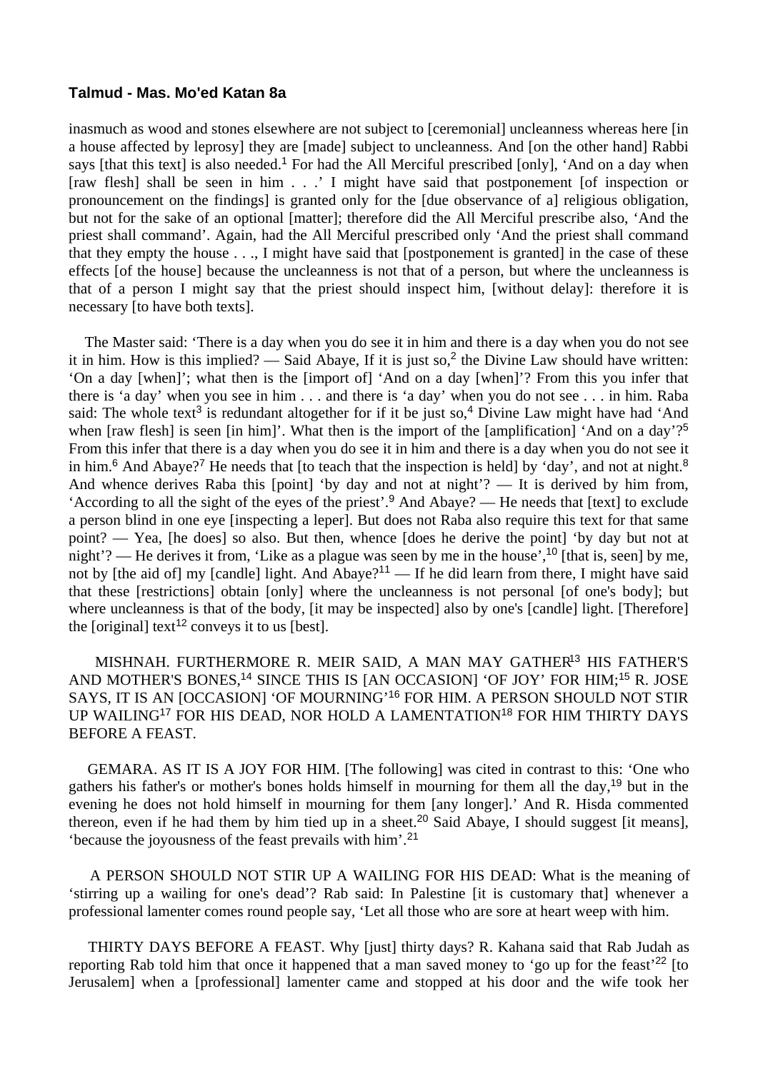**Talmud - Mas. Mo'ed Katan 8a**

inasmuch as wood and stones elsewhere are not subject to [ceremonial] uncleanness whereas here [in a house affected by leprosy] they are [made] subject to uncleanness. And [on the other hand] Rabbi says [that this text] is also needed.[1] For had the All Merciful prescribed [only], 'And on a day when [raw flesh] shall be seen in him . . .' I might have said that postponement [of inspection or pronouncement on the findings] is granted only for the [due observance of a] religious obligation, but not for the sake of an optional [matter]; therefore did the All Merciful prescribe also, 'And the priest shall command'. Again, had the All Merciful prescribed only 'And the priest shall command that they empty the house . . ., I might have said that [postponement is granted] in the case of these effects [of the house] because the uncleanness is not that of a person, but where the uncleanness is that of a person I might say that the priest should inspect him, [without delay]: therefore it is necessary [to have both texts].

The Master said: 'There is a day when you do see it in him and there is a day when you do not see it in him. How is this implied? — Said Abaye, If it is just so,[2] the Divine Law should have written: 'On a day [when]'; what then is the [import of] 'And on a day [when]'? From this you infer that there is 'a day' when you see in him . . . and there is 'a day' when you do not see . . . in him. Raba said: The whole text[3] is redundant altogether for if it be just so,[4] Divine Law might have had 'And when [raw flesh] is seen [in him]'. What then is the import of the [amplification] 'And on a day'?[5] From this infer that there is a day when you do see it in him and there is a day when you do not see it in him.[6] And Abaye?[7] He needs that [to teach that the inspection is held] by 'day', and not at night.[8] And whence derives Raba this [point] 'by day and not at night'? — It is derived by him from, 'According to all the sight of the eyes of the priest'.[9] And Abaye? — He needs that [text] to exclude a person blind in one eye [inspecting a leper]. But does not Raba also require this text for that same point? — Yea, [he does] so also. But then, whence [does he derive the point] 'by day but not at night'? — He derives it from, 'Like as a plague was seen by me in the house',[10] [that is, seen] by me, not by [the aid of] my [candle] light. And Abaye?[11] — If he did learn from there, I might have said that these [restrictions] obtain [only] where the uncleanness is not personal [of one's body]; but where uncleanness is that of the body, [it may be inspected] also by one's [candle] light. [Therefore] the [original] text[12] conveys it to us [best].

MISHNAH. FURTHERMORE R. MEIR SAID, A MAN MAY GATHER[13] HIS FATHER'S AND MOTHER'S BONES,[14] SINCE THIS IS [AN OCCASION] 'OF JOY' FOR HIM;[15] R. JOSE SAYS, IT IS AN [OCCASION] 'OF MOURNING'[16] FOR HIM. A PERSON SHOULD NOT STIR UP WAILING[17] FOR HIS DEAD, NOR HOLD A LAMENTATION[18] FOR HIM THIRTY DAYS BEFORE A FEAST.

GEMARA. AS IT IS A JOY FOR HIM. [The following] was cited in contrast to this: 'One who gathers his father's or mother's bones holds himself in mourning for them all the day,[19] but in the evening he does not hold himself in mourning for them [any longer].' And R. Hisda commented thereon, even if he had them by him tied up in a sheet.[20] Said Abaye, I should suggest [it means], 'because the joyousness of the feast prevails with him'.[21]

A PERSON SHOULD NOT STIR UP A WAILING FOR HIS DEAD: What is the meaning of 'stirring up a wailing for one's dead'? Rab said: In Palestine [it is customary that] whenever a professional lamenter comes round people say, 'Let all those who are sore at heart weep with him.

THIRTY DAYS BEFORE A FEAST. Why [just] thirty days? R. Kahana said that Rab Judah as reporting Rab told him that once it happened that a man saved money to 'go up for the feast'[22] [to Jerusalem] when a [professional] lamenter came and stopped at his door and the wife took her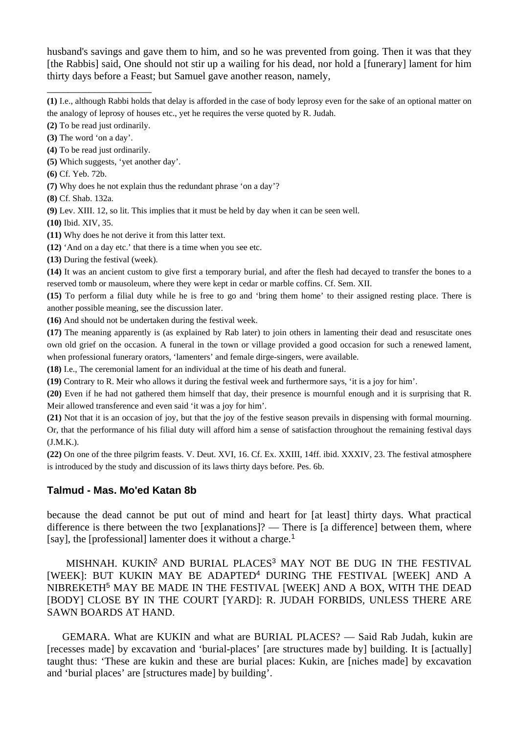husband's savings and gave them to him, and so he was prevented from going. Then it was that they [the Rabbis] said, One should not stir up a wailing for his dead, nor hold a [funerary] lament for him thirty days before a Feast; but Samuel gave another reason, namely,

\_\_\_\_\_\_\_\_\_\_\_\_\_\_\_\_\_\_\_\_\_\_

**(1)** I.e., although Rabbi holds that delay is afforded in the case of body leprosy even for the sake of an optional matter on the analogy of leprosy of houses etc., yet he requires the verse quoted by R. Judah.

**(2)** To be read just ordinarily.

**(3)** The word 'on a day'.

**(4)** To be read just ordinarily.

**(5)** Which suggests, 'yet another day'.

**(6)** Cf. Yeb. 72b.

**(7)** Why does he not explain thus the redundant phrase 'on a day'?

**(8)** Cf. Shab. 132a.

**(9)** Lev. XIII. 12, so lit. This implies that it must be held by day when it can be seen well.

**(10)** Ibid. XIV, 35.

**(11)** Why does he not derive it from this latter text.

**(12)** 'And on a day etc.' that there is a time when you see etc.

**(13)** During the festival (week).

**(14)** It was an ancient custom to give first a temporary burial, and after the flesh had decayed to transfer the bones to a reserved tomb or mausoleum, where they were kept in cedar or marble coffins. Cf. Sem. XII.

**(15)** To perform a filial duty while he is free to go and 'bring them home' to their assigned resting place. There is another possible meaning, see the discussion later.

**(16)** And should not be undertaken during the festival week.

**(17)** The meaning apparently is (as explained by Rab later) to join others in lamenting their dead and resuscitate ones own old grief on the occasion. A funeral in the town or village provided a good occasion for such a renewed lament, when professional funerary orators, 'lamenters' and female dirge-singers, were available.

**(18)** I.e., The ceremonial lament for an individual at the time of his death and funeral.

**(19)** Contrary to R. Meir who allows it during the festival week and furthermore says, 'it is a joy for him'.

**(20)** Even if he had not gathered them himself that day, their presence is mournful enough and it is surprising that R. Meir allowed transference and even said 'it was a joy for him'.

**(21)** Not that it is an occasion of joy, but that the joy of the festive season prevails in dispensing with formal mourning. Or, that the performance of his filial duty will afford him a sense of satisfaction throughout the remaining festival days (J.M.K.).

**(22)** On one of the three pilgrim feasts. V. Deut. XVI, 16. Cf. Ex. XXIII, 14ff. ibid. XXXIV, 23. The festival atmosphere is introduced by the study and discussion of its laws thirty days before. Pes. 6b.

### Talmud - Mas. Mo'ed Katan 8b

because the dead cannot be put out of mind and heart for [at least] thirty days. What practical difference is there between the two [explanations]? — There is [a difference] between them, where [say], the [professional] lamenter does it without a charge.[1]

MISHNAH. KUKIN[2] AND BURIAL PLACES[3] MAY NOT BE DUG IN THE FESTIVAL [WEEK]: BUT KUKIN MAY BE ADAPTED[4] DURING THE FESTIVAL [WEEK] AND A NIBREKETH[5] MAY BE MADE IN THE FESTIVAL [WEEK] AND A BOX, WITH THE DEAD [BODY] CLOSE BY IN THE COURT [YARD]: R. JUDAH FORBIDS, UNLESS THERE ARE SAWN BOARDS AT HAND.

GEMARA. What are KUKIN and what are BURIAL PLACES? — Said Rab Judah, kukin are [recesses made] by excavation and 'burial-places' [are structures made by] building. It is [actually] taught thus: 'These are kukin and these are burial places: Kukin, are [niches made] by excavation and 'burial places' are [structures made] by building'.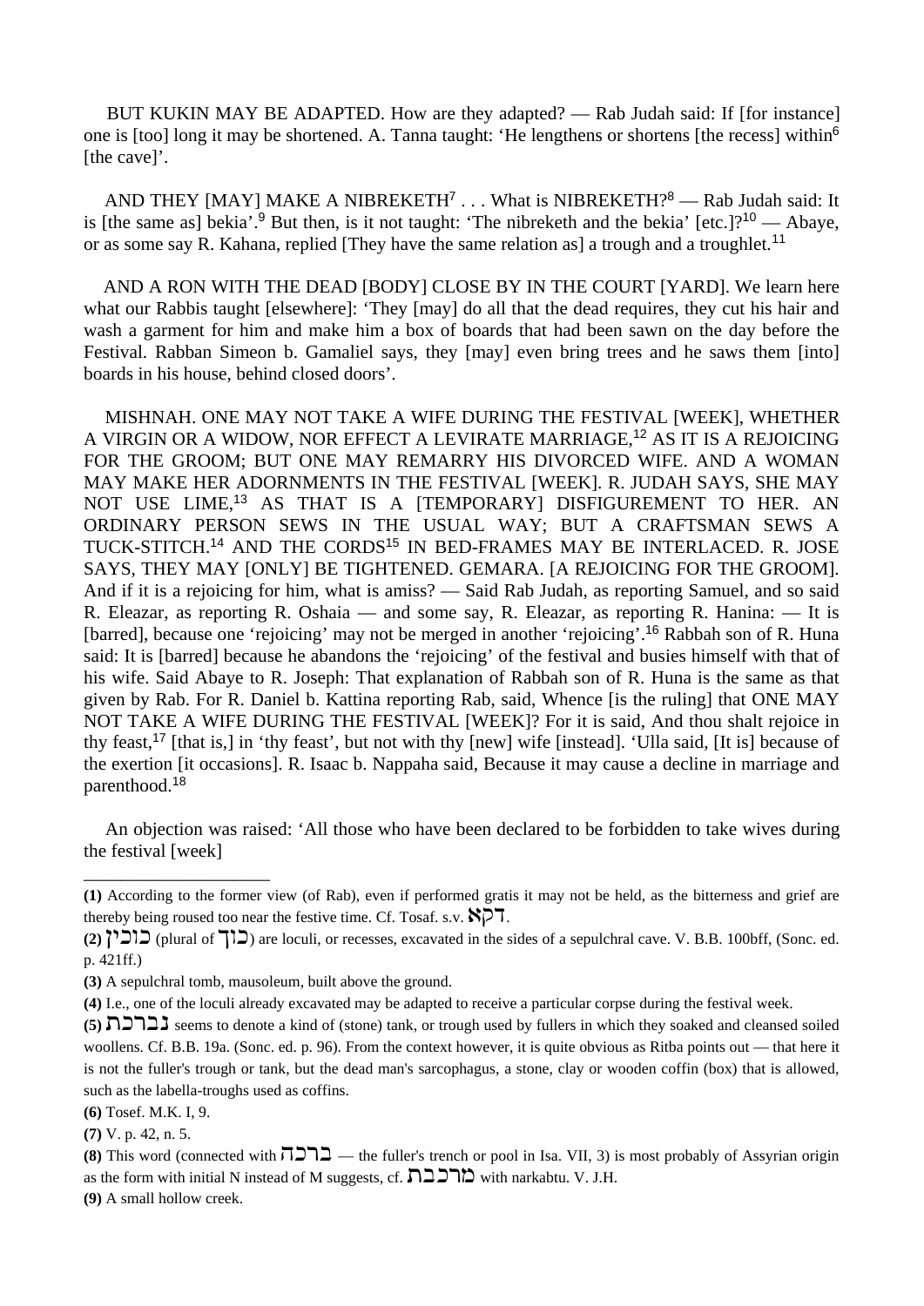BUT KUKIN MAY BE ADAPTED. How are they adapted? — Rab Judah said: If [for instance] one is [too] long it may be shortened. A. Tanna taught: 'He lengthens or shortens [the recess] within[6] [the cave]'.

AND THEY [MAY] MAKE A NIBREKETH[7] . . . What is NIBREKETH?[8] — Rab Judah said: It is [the same as] bekia'.[9] But then, is it not taught: 'The nibreketh and the bekia' [etc.]?[10] — Abaye, or as some say R. Kahana, replied [They have the same relation as] a trough and a troughlet.[11]

AND A RON WITH THE DEAD [BODY] CLOSE BY IN THE COURT [YARD]. We learn here what our Rabbis taught [elsewhere]: 'They [may] do all that the dead requires, they cut his hair and wash a garment for him and make him a box of boards that had been sawn on the day before the Festival. Rabban Simeon b. Gamaliel says, they [may] even bring trees and he saws them [into] boards in his house, behind closed doors'.

MISHNAH. ONE MAY NOT TAKE A WIFE DURING THE FESTIVAL [WEEK], WHETHER A VIRGIN OR A WIDOW, NOR EFFECT A LEVIRATE MARRIAGE,[12] AS IT IS A REJOICING FOR THE GROOM; BUT ONE MAY REMARRY HIS DIVORCED WIFE. AND A WOMAN MAY MAKE HER ADORNMENTS IN THE FESTIVAL [WEEK]. R. JUDAH SAYS, SHE MAY NOT USE LIME,[13] AS THAT IS A [TEMPORARY] DISFIGUREMENT TO HER. AN ORDINARY PERSON SEWS IN THE USUAL WAY; BUT A CRAFTSMAN SEWS A TUCK-STITCH.[14] AND THE CORDS[15] IN BED-FRAMES MAY BE INTERLACED. R. JOSE SAYS, THEY MAY [ONLY] BE TIGHTENED. GEMARA. [A REJOICING FOR THE GROOM]. And if it is a rejoicing for him, what is amiss? — Said Rab Judah, as reporting Samuel, and so said R. Eleazar, as reporting R. Oshaia — and some say, R. Eleazar, as reporting R. Hanina: — It is [barred], because one 'rejoicing' may not be merged in another 'rejoicing'.[16] Rabbah son of R. Huna said: It is [barred] because he abandons the 'rejoicing' of the festival and busies himself with that of his wife. Said Abaye to R. Joseph: That explanation of Rabbah son of R. Huna is the same as that given by Rab. For R. Daniel b. Kattina reporting Rab, said, Whence [is the ruling] that ONE MAY NOT TAKE A WIFE DURING THE FESTIVAL [WEEK]? For it is said, And thou shalt rejoice in thy feast,[17] [that is,] in 'thy feast', but not with thy [new] wife [instead]. 'Ulla said, [It is] because of the exertion [it occasions]. R. Isaac b. Nappaha said, Because it may cause a decline in marriage and parenthood.[18]

An objection was raised: 'All those who have been declared to be forbidden to take wives during the festival [week]

---

**(1)** According to the former view (of Rab), even if performed gratis it may not be held, as the bitterness and grief are thereby being roused too near the festive time. Cf. Tosaf. s.v. דקא.

**(2)** כוכין (plural of כוך) are loculi, or recesses, excavated in the sides of a sepulchral cave. V. B.B. 100bff, (Sonc. ed. p. 421ff.)

**(3)** A sepulchral tomb, mausoleum, built above the ground.

**(4)** I.e., one of the loculi already excavated may be adapted to receive a particular corpse during the festival week.

**(5)** נברכת seems to denote a kind of (stone) tank, or trough used by fullers in which they soaked and cleansed soiled woollens. Cf. B.B. 19a. (Sonc. ed. p. 96). From the context however, it is quite obvious as Ritba points out — that here it is not the fuller's trough or tank, but the dead man's sarcophagus, a stone, clay or wooden coffin (box) that is allowed, such as the labella-troughs used as coffins.

**(6)** Tosef. M.K. I, 9.

**(7)** V. p. 42, n. 5.

**(8)** This word (connected with ברכה — the fuller's trench or pool in Isa. VII, 3) is most probably of Assyrian origin as the form with initial N instead of M suggests, cf. מרכבת with narkabtu. V. J.H.

**(9)** A small hollow creek.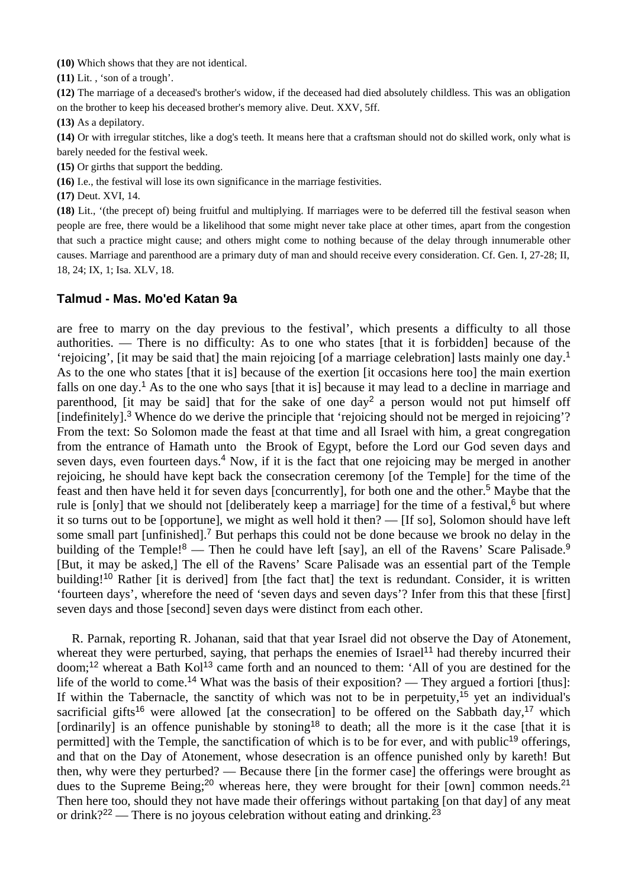**(10)** Which shows that they are not identical.

**(11)** Lit. , 'son of a trough'.

**(12)** The marriage of a deceased's brother's widow, if the deceased had died absolutely childless. This was an obligation on the brother to keep his deceased brother's memory alive. Deut. XXV, 5ff.

**(13)** As a depilatory.

**(14)** Or with irregular stitches, like a dog's teeth. It means here that a craftsman should not do skilled work, only what is barely needed for the festival week.

**(15)** Or girths that support the bedding.

**(16)** I.e., the festival will lose its own significance in the marriage festivities.

**(17)** Deut. XVI, 14.

**(18)** Lit., '(the precept of) being fruitful and multiplying. If marriages were to be deferred till the festival season when people are free, there would be a likelihood that some might never take place at other times, apart from the congestion that such a practice might cause; and others might come to nothing because of the delay through innumerable other causes. Marriage and parenthood are a primary duty of man and should receive every consideration. Cf. Gen. I, 27-28; II, 18, 24; IX, 1; Isa. XLV, 18.

## Talmud - Mas. Mo'ed Katan 9a

are free to marry on the day previous to the festival', which presents a difficulty to all those authorities. — There is no difficulty: As to one who states [that it is forbidden] because of the 'rejoicing', [it may be said that] the main rejoicing [of a marriage celebration] lasts mainly one day.[1] As to the one who states [that it is] because of the exertion [it occasions here too] the main exertion falls on one day.[1] As to the one who says [that it is] because it may lead to a decline in marriage and parenthood, [it may be said] that for the sake of one day[2] a person would not put himself off [indefinitely].[3] Whence do we derive the principle that 'rejoicing should not be merged in rejoicing'? From the text: So Solomon made the feast at that time and all Israel with him, a great congregation from the entrance of Hamath unto the Brook of Egypt, before the Lord our God seven days and seven days, even fourteen days.[4] Now, if it is the fact that one rejoicing may be merged in another rejoicing, he should have kept back the consecration ceremony [of the Temple] for the time of the feast and then have held it for seven days [concurrently], for both one and the other.[5] Maybe that the rule is [only] that we should not [deliberately keep a marriage] for the time of a festival,[6] but where it so turns out to be [opportune], we might as well hold it then? — [If so], Solomon should have left some small part [unfinished].[7] But perhaps this could not be done because we brook no delay in the building of the Temple![8] — Then he could have left [say], an ell of the Ravens' Scare Palisade.[9] [But, it may be asked,] The ell of the Ravens' Scare Palisade was an essential part of the Temple building![10] Rather [it is derived] from [the fact that] the text is redundant. Consider, it is written 'fourteen days', wherefore the need of 'seven days and seven days'? Infer from this that these [first] seven days and those [second] seven days were distinct from each other.

R. Parnak, reporting R. Johanan, said that that year Israel did not observe the Day of Atonement, whereat they were perturbed, saying, that perhaps the enemies of Israel[11] had thereby incurred their doom;[12] whereat a Bath Kol[13] came forth and an nounced to them: 'All of you are destined for the life of the world to come.[14] What was the basis of their exposition? — They argued a fortiori [thus]: If within the Tabernacle, the sanctity of which was not to be in perpetuity,[15] yet an individual's sacrificial gifts[16] were allowed [at the consecration] to be offered on the Sabbath day,[17] which [ordinarily] is an offence punishable by stoning[18] to death; all the more is it the case [that it is permitted] with the Temple, the sanctification of which is to be for ever, and with public[19] offerings, and that on the Day of Atonement, whose desecration is an offence punished only by kareth! But then, why were they perturbed? — Because there [in the former case] the offerings were brought as dues to the Supreme Being;[20] whereas here, they were brought for their [own] common needs.[21] Then here too, should they not have made their offerings without partaking [on that day] of any meat or drink?[22] — There is no joyous celebration without eating and drinking.[23]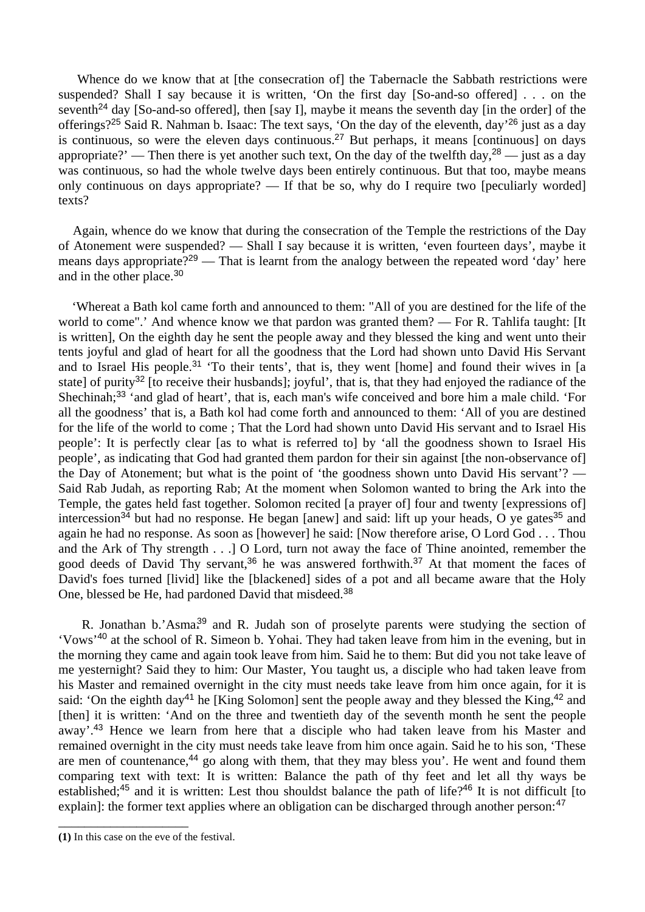Whence do we know that at [the consecration of] the Tabernacle the Sabbath restrictions were suspended? Shall I say because it is written, ‘On the first day [So-and-so offered] . . . on the seventh[24] day [So-and-so offered], then [say I], maybe it means the seventh day [in the order] of the offerings?[25] Said R. Nahman b. Isaac: The text says, ‘On the day of the eleventh, day’[26] just as a day is continuous, so were the eleven days continuous.[27] But perhaps, it means [continuous] on days appropriate?’ — Then there is yet another such text, On the day of the twelfth day,[28] — just as a day was continuous, so had the whole twelve days been entirely continuous. But that too, maybe means only continuous on days appropriate? — If that be so, why do I require two [peculiarly worded] texts?

Again, whence do we know that during the consecration of the Temple the restrictions of the Day of Atonement were suspended? — Shall I say because it is written, ‘even fourteen days’, maybe it means days appropriate?[29] — That is learnt from the analogy between the repeated word ‘day’ here and in the other place.[30]

‘Whereat a Bath kol came forth and announced to them: "All of you are destined for the life of the world to come".’ And whence know we that pardon was granted them? — For R. Tahlifa taught: [It is written], On the eighth day he sent the people away and they blessed the king and went unto their tents joyful and glad of heart for all the goodness that the Lord had shown unto David His Servant and to Israel His people.[31] ‘To their tents’, that is, they went [home] and found their wives in [a state] of purity[32] [to receive their husbands]; joyful’, that is, that they had enjoyed the radiance of the Shechinah;[33] ‘and glad of heart’, that is, each man's wife conceived and bore him a male child. ‘For all the goodness’ that is, a Bath kol had come forth and announced to them: ‘All of you are destined for the life of the world to come ; That the Lord had shown unto David His servant and to Israel His people’: It is perfectly clear [as to what is referred to] by ‘all the goodness shown to Israel His people’, as indicating that God had granted them pardon for their sin against [the non-observance of] the Day of Atonement; but what is the point of ‘the goodness shown unto David His servant’? — Said Rab Judah, as reporting Rab; At the moment when Solomon wanted to bring the Ark into the Temple, the gates held fast together. Solomon recited [a prayer of] four and twenty [expressions of] intercession[34] but had no response. He began [anew] and said: lift up your heads, O ye gates[35] and again he had no response. As soon as [however] he said: [Now therefore arise, O Lord God . . . Thou and the Ark of Thy strength . . .] O Lord, turn not away the face of Thine anointed, remember the good deeds of David Thy servant,[36] he was answered forthwith.[37] At that moment the faces of David's foes turned [livid] like the [blackened] sides of a pot and all became aware that the Holy One, blessed be He, had pardoned David that misdeed.[38]

R. Jonathan b.’Asmai[39] and R. Judah son of proselyte parents were studying the section of ‘Vows’[40] at the school of R. Simeon b. Yohai. They had taken leave from him in the evening, but in the morning they came and again took leave from him. Said he to them: But did you not take leave of me yesternight? Said they to him: Our Master, You taught us, a disciple who had taken leave from his Master and remained overnight in the city must needs take leave from him once again, for it is said: ‘On the eighth day[41] he [King Solomon] sent the people away and they blessed the King,[42] and [then] it is written: ‘And on the three and twentieth day of the seventh month he sent the people away’.[43] Hence we learn from here that a disciple who had taken leave from his Master and remained overnight in the city must needs take leave from him once again. Said he to his son, ‘These are men of countenance,[44] go along with them, that they may bless you’. He went and found them comparing text with text: It is written: Balance the path of thy feet and let all thy ways be established;[45] and it is written: Lest thou shouldst balance the path of life?[46] It is not difficult [to explain]: the former text applies where an obligation can be discharged through another person:[47]

---

**(1)** In this case on the eve of the festival.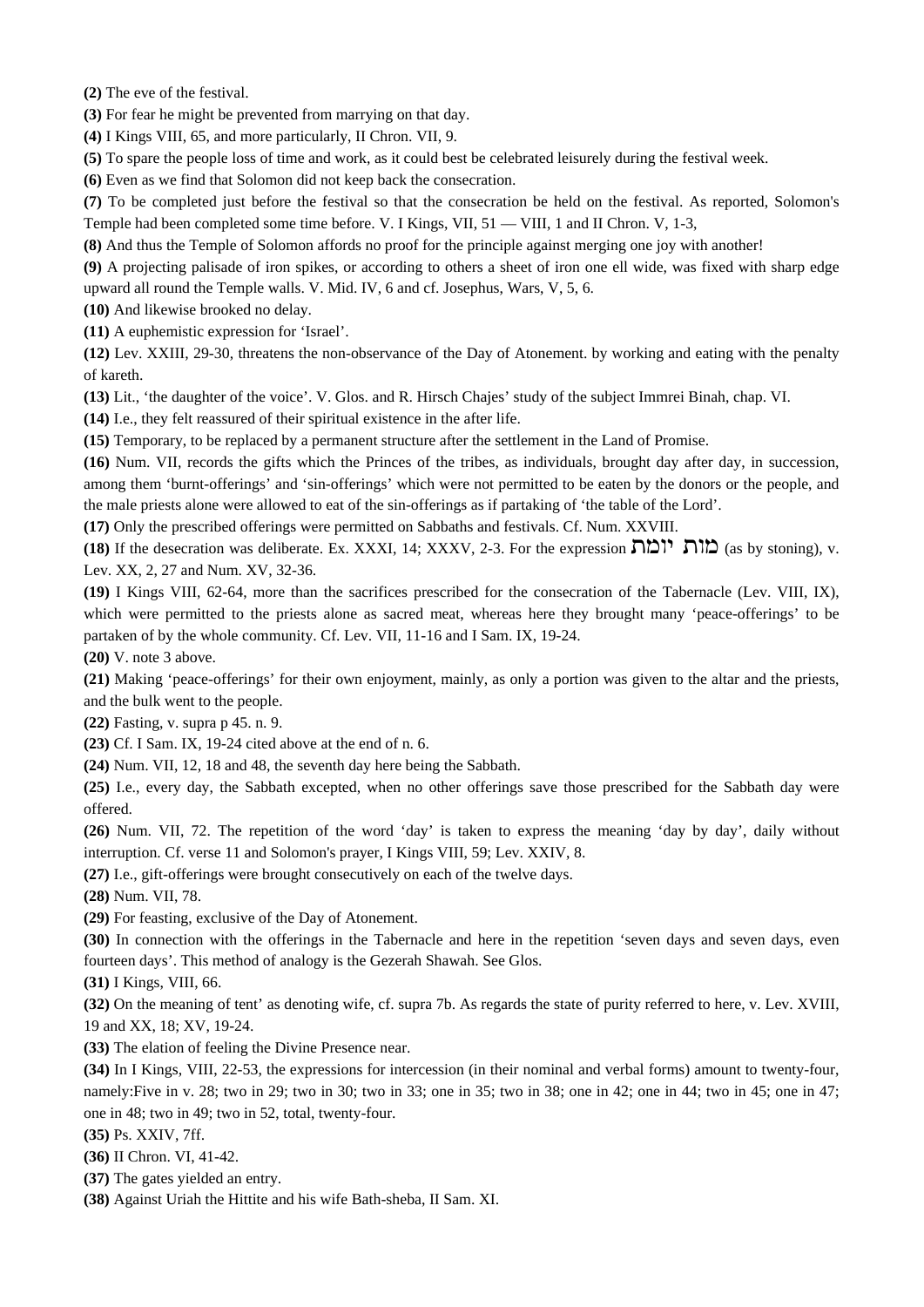**(2)** The eve of the festival.

**(3)** For fear he might be prevented from marrying on that day.

**(4)** I Kings VIII, 65, and more particularly, II Chron. VII, 9.

**(5)** To spare the people loss of time and work, as it could best be celebrated leisurely during the festival week.

**(6)** Even as we find that Solomon did not keep back the consecration.

**(7)** To be completed just before the festival so that the consecration be held on the festival. As reported, Solomon's Temple had been completed some time before. V. I Kings, VII, 51 — VIII, 1 and II Chron. V, 1-3,

**(8)** And thus the Temple of Solomon affords no proof for the principle against merging one joy with another!

**(9)** A projecting palisade of iron spikes, or according to others a sheet of iron one ell wide, was fixed with sharp edge upward all round the Temple walls. V. Mid. IV, 6 and cf. Josephus, Wars, V, 5, 6.

**(10)** And likewise brooked no delay.

**(11)** A euphemistic expression for 'Israel'.

**(12)** Lev. XXIII, 29-30, threatens the non-observance of the Day of Atonement. by working and eating with the penalty of kareth.

**(13)** Lit., 'the daughter of the voice'. V. Glos. and R. Hirsch Chajes' study of the subject Immrei Binah, chap. VI.

**(14)** I.e., they felt reassured of their spiritual existence in the after life.

**(15)** Temporary, to be replaced by a permanent structure after the settlement in the Land of Promise.

**(16)** Num. VII, records the gifts which the Princes of the tribes, as individuals, brought day after day, in succession, among them 'burnt-offerings' and 'sin-offerings' which were not permitted to be eaten by the donors or the people, and the male priests alone were allowed to eat of the sin-offerings as if partaking of 'the table of the Lord'.

**(17)** Only the prescribed offerings were permitted on Sabbaths and festivals. Cf. Num. XXVIII.

**(18)** If the desecration was deliberate. Ex. XXXI, 14; XXXV, 2-3. For the expression מות יומת (as by stoning), v. Lev. XX, 2, 27 and Num. XV, 32-36.

**(19)** I Kings VIII, 62-64, more than the sacrifices prescribed for the consecration of the Tabernacle (Lev. VIII, IX), which were permitted to the priests alone as sacred meat, whereas here they brought many 'peace-offerings' to be partaken of by the whole community. Cf. Lev. VII, 11-16 and I Sam. IX, 19-24.

**(20)** V. note 3 above.

**(21)** Making 'peace-offerings' for their own enjoyment, mainly, as only a portion was given to the altar and the priests, and the bulk went to the people.

**(22)** Fasting, v. supra p 45. n. 9.

**(23)** Cf. I Sam. IX, 19-24 cited above at the end of n. 6.

**(24)** Num. VII, 12, 18 and 48, the seventh day here being the Sabbath.

**(25)** I.e., every day, the Sabbath excepted, when no other offerings save those prescribed for the Sabbath day were offered.

**(26)** Num. VII, 72. The repetition of the word 'day' is taken to express the meaning 'day by day', daily without interruption. Cf. verse 11 and Solomon's prayer, I Kings VIII, 59; Lev. XXIV, 8.

**(27)** I.e., gift-offerings were brought consecutively on each of the twelve days.

**(28)** Num. VII, 78.

**(29)** For feasting, exclusive of the Day of Atonement.

**(30)** In connection with the offerings in the Tabernacle and here in the repetition 'seven days and seven days, even fourteen days'. This method of analogy is the Gezerah Shawah. See Glos.

**(31)** I Kings, VIII, 66.

**(32)** On the meaning of tent' as denoting wife, cf. supra 7b. As regards the state of purity referred to here, v. Lev. XVIII, 19 and XX, 18; XV, 19-24.

**(33)** The elation of feeling the Divine Presence near.

**(34)** In I Kings, VIII, 22-53, the expressions for intercession (in their nominal and verbal forms) amount to twenty-four, namely:Five in v. 28; two in 29; two in 30; two in 33; one in 35; two in 38; one in 42; one in 44; two in 45; one in 47; one in 48; two in 49; two in 52, total, twenty-four.

**(35)** Ps. XXIV, 7ff.

**(36)** II Chron. VI, 41-42.

**(37)** The gates yielded an entry.

**(38)** Against Uriah the Hittite and his wife Bath-sheba, II Sam. XI.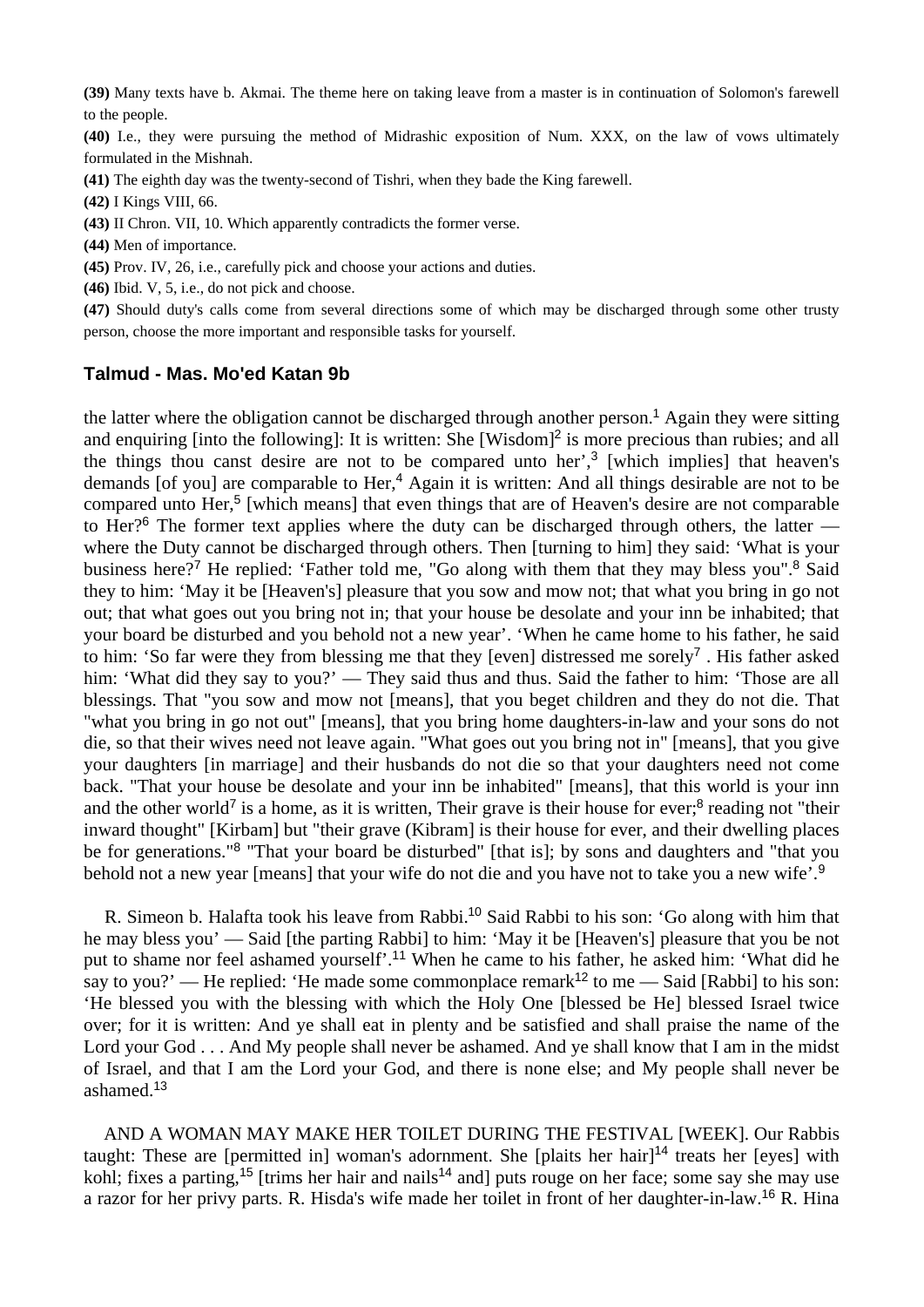**(39)** Many texts have b. Akmai. The theme here on taking leave from a master is in continuation of Solomon's farewell to the people.

**(40)** I.e., they were pursuing the method of Midrashic exposition of Num. XXX, on the law of vows ultimately formulated in the Mishnah.

**(41)** The eighth day was the twenty-second of Tishri, when they bade the King farewell.

**(42)** I Kings VIII, 66.

**(43)** II Chron. VII, 10. Which apparently contradicts the former verse.

**(44)** Men of importance.

**(45)** Prov. IV, 26, i.e., carefully pick and choose your actions and duties.

**(46)** Ibid. V, 5, i.e., do not pick and choose.

**(47)** Should duty's calls come from several directions some of which may be discharged through some other trusty person, choose the more important and responsible tasks for yourself.

## Talmud - Mas. Mo'ed Katan 9b

the latter where the obligation cannot be discharged through another person.[1] Again they were sitting and enquiring [into the following]: It is written: She [Wisdom][2] is more precious than rubies; and all the things thou canst desire are not to be compared unto her',[3] [which implies] that heaven's demands [of you] are comparable to Her,[4] Again it is written: And all things desirable are not to be compared unto Her,[5] [which means] that even things that are of Heaven's desire are not comparable to Her?[6] The former text applies where the duty can be discharged through others, the latter — where the Duty cannot be discharged through others. Then [turning to him] they said: 'What is your business here?[7] He replied: 'Father told me, "Go along with them that they may bless you".[8] Said they to him: 'May it be [Heaven's] pleasure that you sow and mow not; that what you bring in go not out; that what goes out you bring not in; that your house be desolate and your inn be inhabited; that your board be disturbed and you behold not a new year'. 'When he came home to his father, he said to him: 'So far were they from blessing me that they [even] distressed me sorely[7] . His father asked him: 'What did they say to you?' — They said thus and thus. Said the father to him: 'Those are all blessings. That "you sow and mow not [means], that you beget children and they do not die. That "what you bring in go not out" [means], that you bring home daughters-in-law and your sons do not die, so that their wives need not leave again. "What goes out you bring not in" [means], that you give your daughters [in marriage] and their husbands do not die so that your daughters need not come back. "That your house be desolate and your inn be inhabited" [means], that this world is your inn and the other world[7] is a home, as it is written, Their grave is their house for ever;[8] reading not "their inward thought" [Kirbam] but "their grave (Kibram] is their house for ever, and their dwelling places be for generations."[8] "That your board be disturbed" [that is]; by sons and daughters and "that you behold not a new year [means] that your wife do not die and you have not to take you a new wife'.[9]

R. Simeon b. Halafta took his leave from Rabbi.[10] Said Rabbi to his son: 'Go along with him that he may bless you' — Said [the parting Rabbi] to him: 'May it be [Heaven's] pleasure that you be not put to shame nor feel ashamed yourself'.[11] When he came to his father, he asked him: 'What did he say to you?' — He replied: 'He made some commonplace remark[12] to me — Said [Rabbi] to his son: 'He blessed you with the blessing with which the Holy One [blessed be He] blessed Israel twice over; for it is written: And ye shall eat in plenty and be satisfied and shall praise the name of the Lord your God . . . And My people shall never be ashamed. And ye shall know that I am in the midst of Israel, and that I am the Lord your God, and there is none else; and My people shall never be ashamed.[13]

AND A WOMAN MAY MAKE HER TOILET DURING THE FESTIVAL [WEEK]. Our Rabbis taught: These are [permitted in] woman's adornment. She [plaits her hair][14] treats her [eyes] with kohl; fixes a parting,[15] [trims her hair and nails[14] and] puts rouge on her face; some say she may use a razor for her privy parts. R. Hisda's wife made her toilet in front of her daughter-in-law.[16] R. Hina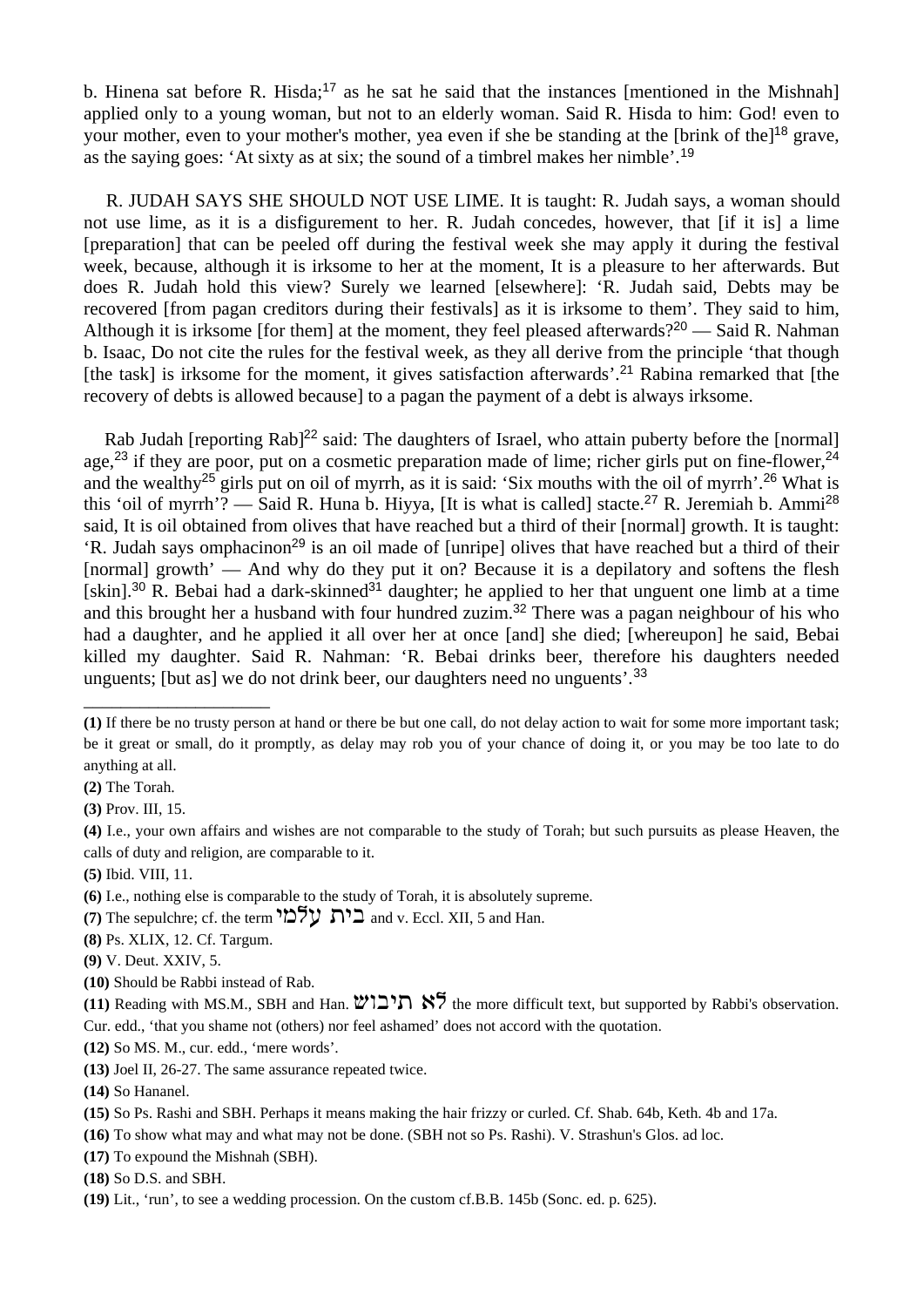b. Hinena sat before R. Hisda;[17] as he sat he said that the instances [mentioned in the Mishnah] applied only to a young woman, but not to an elderly woman. Said R. Hisda to him: God! even to your mother, even to your mother's mother, yea even if she be standing at the [brink of the][18] grave, as the saying goes: 'At sixty as at six; the sound of a timbrel makes her nimble'.[19]

R. JUDAH SAYS SHE SHOULD NOT USE LIME. It is taught: R. Judah says, a woman should not use lime, as it is a disfigurement to her. R. Judah concedes, however, that [if it is] a lime [preparation] that can be peeled off during the festival week she may apply it during the festival week, because, although it is irksome to her at the moment, It is a pleasure to her afterwards. But does R. Judah hold this view? Surely we learned [elsewhere]: 'R. Judah said, Debts may be recovered [from pagan creditors during their festivals] as it is irksome to them'. They said to him, Although it is irksome [for them] at the moment, they feel pleased afterwards?[20] — Said R. Nahman b. Isaac, Do not cite the rules for the festival week, as they all derive from the principle 'that though [the task] is irksome for the moment, it gives satisfaction afterwards'.[21] Rabina remarked that [the recovery of debts is allowed because] to a pagan the payment of a debt is always irksome.

Rab Judah [reporting Rab][22] said: The daughters of Israel, who attain puberty before the [normal] age,[23] if they are poor, put on a cosmetic preparation made of lime; richer girls put on fine-flower,[24] and the wealthy[25] girls put on oil of myrrh, as it is said: 'Six mouths with the oil of myrrh'.[26] What is this 'oil of myrrh'? — Said R. Huna b. Hiyya, [It is what is called] stacte.[27] R. Jeremiah b. Ammi[28] said, It is oil obtained from olives that have reached but a third of their [normal] growth. It is taught: 'R. Judah says omphacinon[29] is an oil made of [unripe] olives that have reached but a third of their [normal] growth' — And why do they put it on? Because it is a depilatory and softens the flesh [skin].[30] R. Bebai had a dark-skinned[31] daughter; he applied to her that unguent one limb at a time and this brought her a husband with four hundred zuzim.[32] There was a pagan neighbour of his who had a daughter, and he applied it all over her at once [and] she died; [whereupon] he said, Bebai killed my daughter. Said R. Nahman: 'R. Bebai drinks beer, therefore his daughters needed unguents; [but as] we do not drink beer, our daughters need no unguents'.[33]

---

**(1)** If there be no trusty person at hand or there be but one call, do not delay action to wait for some more important task; be it great or small, do it promptly, as delay may rob you of your chance of doing it, or you may be too late to do anything at all.

**(2)** The Torah.

**(3)** Prov. III, 15.

**(4)** I.e., your own affairs and wishes are not comparable to the study of Torah; but such pursuits as please Heaven, the calls of duty and religion, are comparable to it.

**(5)** Ibid. VIII, 11.

**(6)** I.e., nothing else is comparable to the study of Torah, it is absolutely supreme.

**(7)** The sepulchre; cf. the term בית עלמי and v. Eccl. XII, 5 and Han.

**(8)** Ps. XLIX, 12. Cf. Targum.

**(9)** V. Deut. XXIV, 5.

**(10)** Should be Rabbi instead of Rab.

**(11)** Reading with MS.M., SBH and Han. לא תיבוש the more difficult text, but supported by Rabbi's observation. Cur. edd., 'that you shame not (others) nor feel ashamed' does not accord with the quotation.

**(12)** So MS. M., cur. edd., 'mere words'.

**(13)** Joel II, 26-27. The same assurance repeated twice.

**(14)** So Hananel.

**(15)** So Ps. Rashi and SBH. Perhaps it means making the hair frizzy or curled. Cf. Shab. 64b, Keth. 4b and 17a.

**(16)** To show what may and what may not be done. (SBH not so Ps. Rashi). V. Strashun's Glos. ad loc.

**(17)** To expound the Mishnah (SBH).

**(18)** So D.S. and SBH.

**(19)** Lit., 'run', to see a wedding procession. On the custom cf.B.B. 145b (Sonc. ed. p. 625).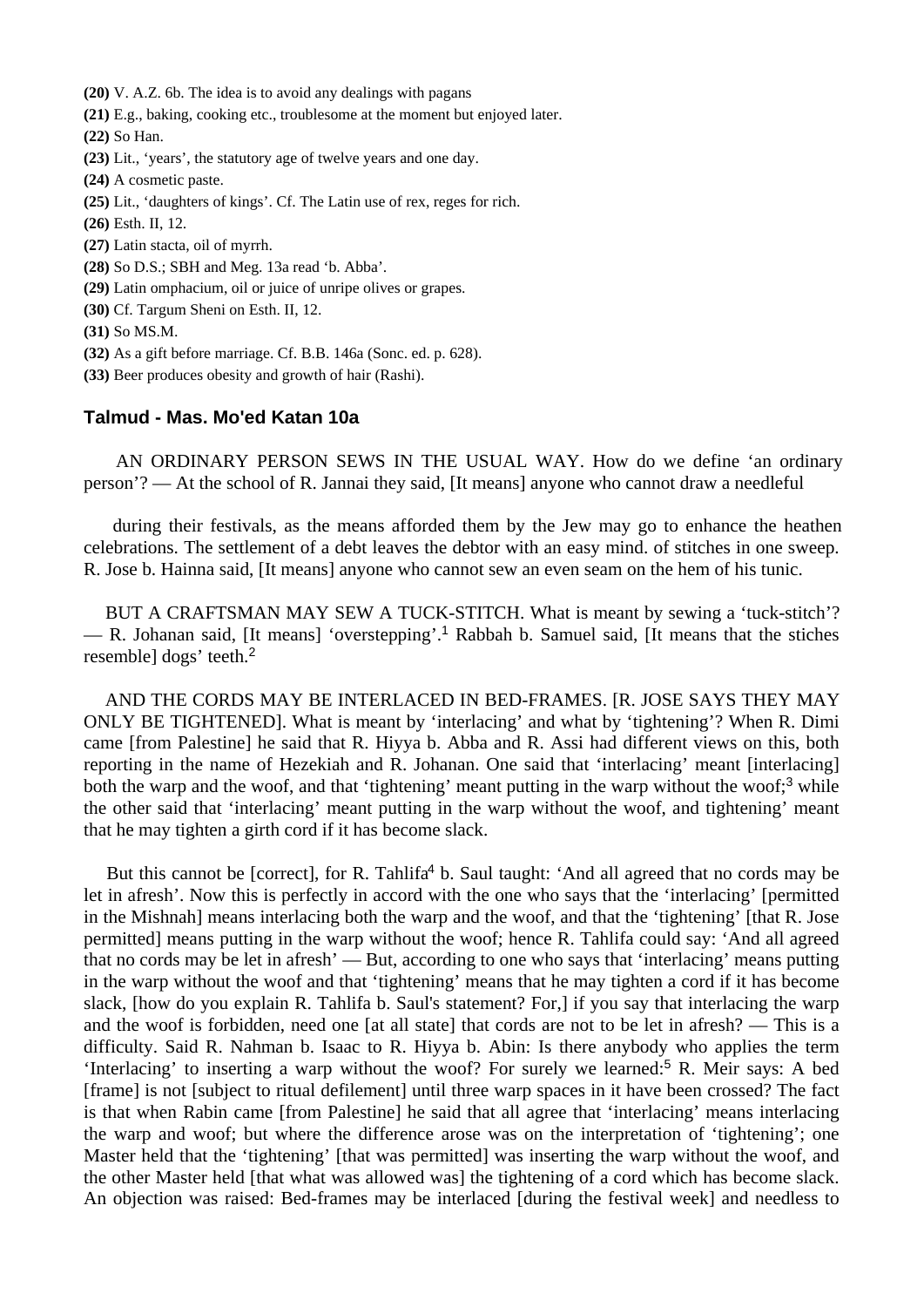**(20)** V. A.Z. 6b. The idea is to avoid any dealings with pagans

**(21)** E.g., baking, cooking etc., troublesome at the moment but enjoyed later.

**(22)** So Han.

**(23)** Lit., 'years', the statutory age of twelve years and one day.

**(24)** A cosmetic paste.

**(25)** Lit., 'daughters of kings'. Cf. The Latin use of rex, reges for rich.

**(26)** Esth. II, 12.

**(27)** Latin stacta, oil of myrrh.

**(28)** So D.S.; SBH and Meg. 13a read 'b. Abba'.

**(29)** Latin omphacium, oil or juice of unripe olives or grapes.

**(30)** Cf. Targum Sheni on Esth. II, 12.

**(31)** So MS.M.

**(32)** As a gift before marriage. Cf. B.B. 146a (Sonc. ed. p. 628).

**(33)** Beer produces obesity and growth of hair (Rashi).

## Talmud - Mas. Mo'ed Katan 10a

AN ORDINARY PERSON SEWS IN THE USUAL WAY. How do we define 'an ordinary person'? — At the school of R. Jannai they said, [It means] anyone who cannot draw a needleful

during their festivals, as the means afforded them by the Jew may go to enhance the heathen celebrations. The settlement of a debt leaves the debtor with an easy mind. of stitches in one sweep. R. Jose b. Hainna said, [It means] anyone who cannot sew an even seam on the hem of his tunic.

BUT A CRAFTSMAN MAY SEW A TUCK-STITCH. What is meant by sewing a 'tuck-stitch'? — R. Johanan said, [It means] 'overstepping'.[1] Rabbah b. Samuel said, [It means that the stiches resemble] dogs' teeth.[2]

AND THE CORDS MAY BE INTERLACED IN BED-FRAMES. [R. JOSE SAYS THEY MAY ONLY BE TIGHTENED]. What is meant by 'interlacing' and what by 'tightening'? When R. Dimi came [from Palestine] he said that R. Hiyya b. Abba and R. Assi had different views on this, both reporting in the name of Hezekiah and R. Johanan. One said that 'interlacing' meant [interlacing] both the warp and the woof, and that 'tightening' meant putting in the warp without the woof;[3] while the other said that 'interlacing' meant putting in the warp without the woof, and tightening' meant that he may tighten a girth cord if it has become slack.

But this cannot be [correct], for R. Tahlifa[4] b. Saul taught: 'And all agreed that no cords may be let in afresh'. Now this is perfectly in accord with the one who says that the 'interlacing' [permitted in the Mishnah] means interlacing both the warp and the woof, and that the 'tightening' [that R. Jose permitted] means putting in the warp without the woof; hence R. Tahlifa could say: 'And all agreed that no cords may be let in afresh' — But, according to one who says that 'interlacing' means putting in the warp without the woof and that 'tightening' means that he may tighten a cord if it has become slack, [how do you explain R. Tahlifa b. Saul's statement? For,] if you say that interlacing the warp and the woof is forbidden, need one [at all state] that cords are not to be let in afresh? — This is a difficulty. Said R. Nahman b. Isaac to R. Hiyya b. Abin: Is there anybody who applies the term 'Interlacing' to inserting a warp without the woof? For surely we learned:[5] R. Meir says: A bed [frame] is not [subject to ritual defilement] until three warp spaces in it have been crossed? The fact is that when Rabin came [from Palestine] he said that all agree that 'interlacing' means interlacing the warp and woof; but where the difference arose was on the interpretation of 'tightening'; one Master held that the 'tightening' [that was permitted] was inserting the warp without the woof, and the other Master held [that what was allowed was] the tightening of a cord which has become slack. An objection was raised: Bed-frames may be interlaced [during the festival week] and needless to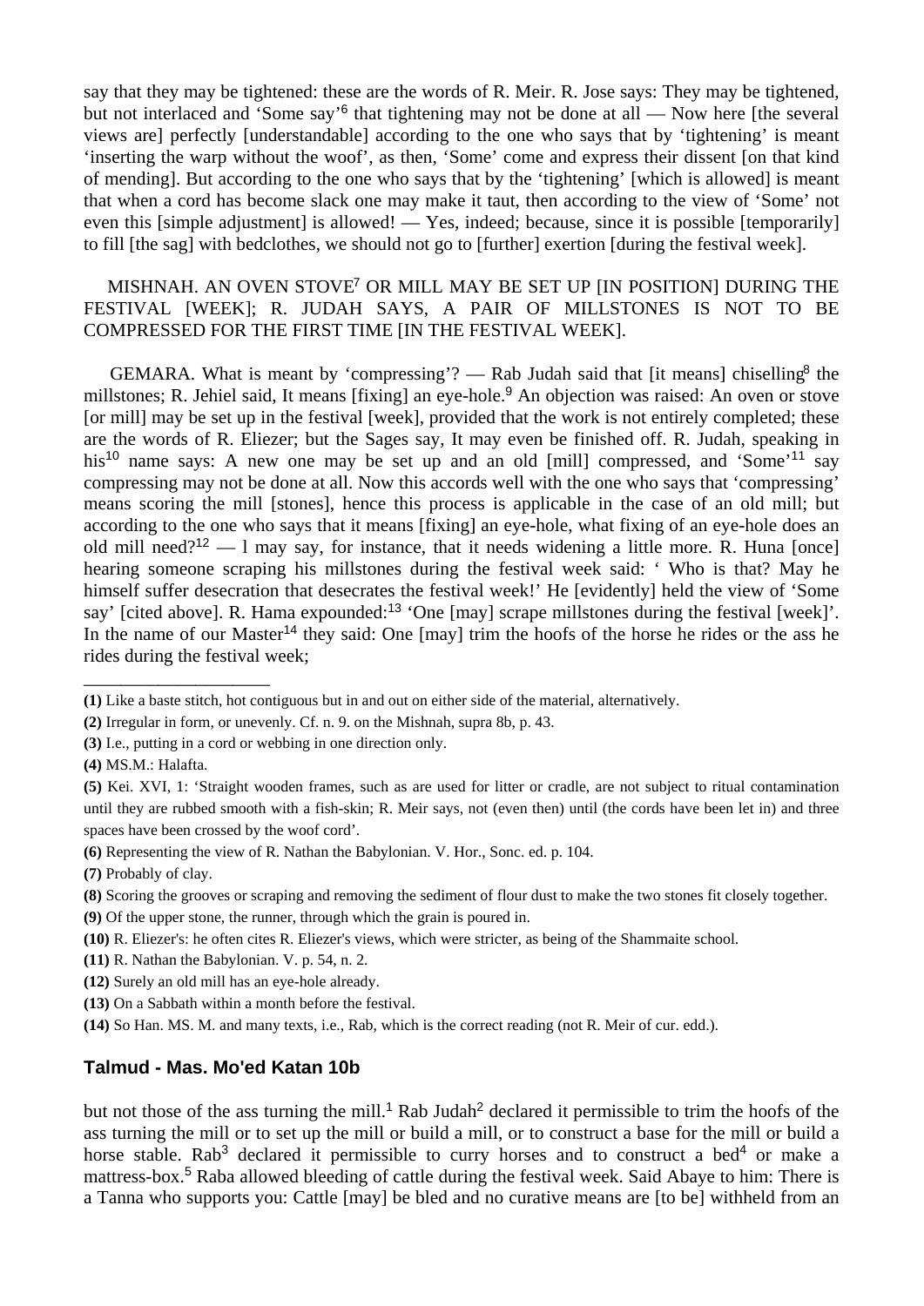say that they may be tightened: these are the words of R. Meir. R. Jose says: They may be tightened, but not interlaced and 'Some say'[6] that tightening may not be done at all — Now here [the several views are] perfectly [understandable] according to the one who says that by 'tightening' is meant 'inserting the warp without the woof', as then, 'Some' come and express their dissent [on that kind of mending]. But according to the one who says that by the 'tightening' [which is allowed] is meant that when a cord has become slack one may make it taut, then according to the view of 'Some' not even this [simple adjustment] is allowed! — Yes, indeed; because, since it is possible [temporarily] to fill [the sag] with bedclothes, we should not go to [further] exertion [during the festival week].

MISHNAH. AN OVEN STOVE[7] OR MILL MAY BE SET UP [IN POSITION] DURING THE FESTIVAL [WEEK]; R. JUDAH SAYS, A PAIR OF MILLSTONES IS NOT TO BE COMPRESSED FOR THE FIRST TIME [IN THE FESTIVAL WEEK].

GEMARA. What is meant by 'compressing'? — Rab Judah said that [it means] chiselling[8] the millstones; R. Jehiel said, It means [fixing] an eye-hole.[9] An objection was raised: An oven or stove [or mill] may be set up in the festival [week], provided that the work is not entirely completed; these are the words of R. Eliezer; but the Sages say, It may even be finished off. R. Judah, speaking in his[10] name says: A new one may be set up and an old [mill] compressed, and 'Some'[11] say compressing may not be done at all. Now this accords well with the one who says that 'compressing' means scoring the mill [stones], hence this process is applicable in the case of an old mill; but according to the one who says that it means [fixing] an eye-hole, what fixing of an eye-hole does an old mill need?[12] — I may say, for instance, that it needs widening a little more. R. Huna [once] hearing someone scraping his millstones during the festival week said: ' Who is that? May he himself suffer desecration that desecrates the festival week!' He [evidently] held the view of 'Some say' [cited above]. R. Hama expounded:[13] 'One [may] scrape millstones during the festival [week]'. In the name of our Master[14] they said: One [may] trim the hoofs of the horse he rides or the ass he rides during the festival week;

---

**(1)** Like a baste stitch, hot contiguous but in and out on either side of the material, alternatively.

**(2)** Irregular in form, or unevenly. Cf. n. 9. on the Mishnah, supra 8b, p. 43.

**(3)** I.e., putting in a cord or webbing in one direction only.

**(4)** MS.M.: Halafta.

**(5)** Kei. XVI, 1: 'Straight wooden frames, such as are used for litter or cradle, are not subject to ritual contamination until they are rubbed smooth with a fish-skin; R. Meir says, not (even then) until (the cords have been let in) and three spaces have been crossed by the woof cord'.

**(6)** Representing the view of R. Nathan the Babylonian. V. Hor., Sonc. ed. p. 104.

**(7)** Probably of clay.

**(8)** Scoring the grooves or scraping and removing the sediment of flour dust to make the two stones fit closely together.

**(9)** Of the upper stone, the runner, through which the grain is poured in.

**(10)** R. Eliezer's: he often cites R. Eliezer's views, which were stricter, as being of the Shammaite school.

**(11)** R. Nathan the Babylonian. V. p. 54, n. 2.

**(12)** Surely an old mill has an eye-hole already.

**(13)** On a Sabbath within a month before the festival.

**(14)** So Han. MS. M. and many texts, i.e., Rab, which is the correct reading (not R. Meir of cur. edd.).

## Talmud - Mas. Mo'ed Katan 10b

but not those of the ass turning the mill.[1] Rab Judah[2] declared it permissible to trim the hoofs of the ass turning the mill or to set up the mill or build a mill, or to construct a base for the mill or build a horse stable. Rab[3] declared it permissible to curry horses and to construct a bed[4] or make a mattress-box.[5] Raba allowed bleeding of cattle during the festival week. Said Abaye to him: There is a Tanna who supports you: Cattle [may] be bled and no curative means are [to be] withheld from an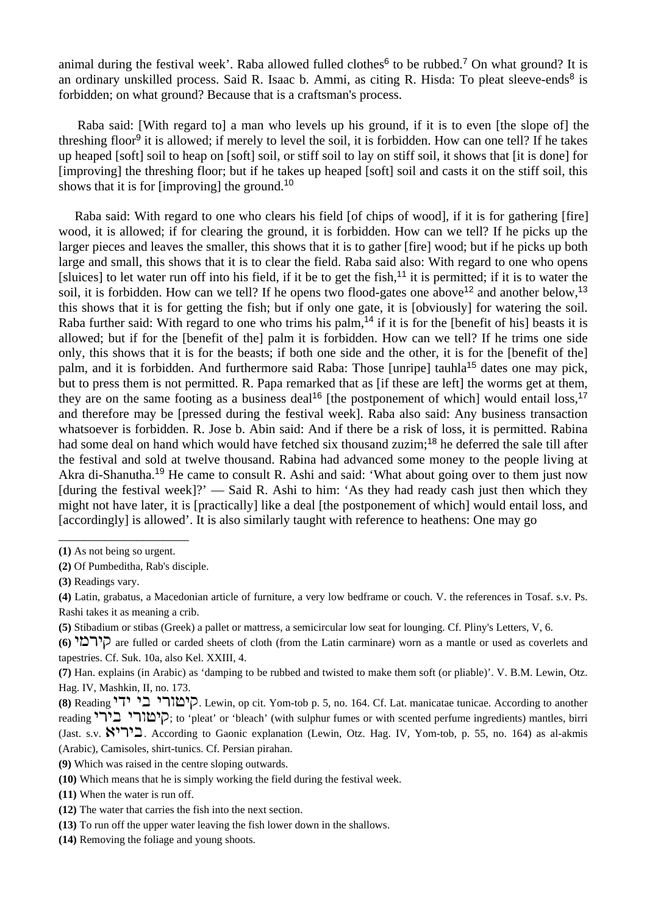animal during the festival week'. Raba allowed fulled clothes[6] to be rubbed.[7] On what ground? It is an ordinary unskilled process. Said R. Isaac b. Ammi, as citing R. Hisda: To pleat sleeve-ends[8] is forbidden; on what ground? Because that is a craftsman's process.

Raba said: [With regard to] a man who levels up his ground, if it is to even [the slope of] the threshing floor[9] it is allowed; if merely to level the soil, it is forbidden. How can one tell? If he takes up heaped [soft] soil to heap on [soft] soil, or stiff soil to lay on stiff soil, it shows that [it is done] for [improving] the threshing floor; but if he takes up heaped [soft] soil and casts it on the stiff soil, this shows that it is for [improving] the ground.[10]

Raba said: With regard to one who clears his field [of chips of wood], if it is for gathering [fire] wood, it is allowed; if for clearing the ground, it is forbidden. How can we tell? If he picks up the larger pieces and leaves the smaller, this shows that it is to gather [fire] wood; but if he picks up both large and small, this shows that it is to clear the field. Raba said also: With regard to one who opens [sluices] to let water run off into his field, if it be to get the fish,[11] it is permitted; if it is to water the soil, it is forbidden. How can we tell? If he opens two flood-gates one above[12] and another below,[13] this shows that it is for getting the fish; but if only one gate, it is [obviously] for watering the soil. Raba further said: With regard to one who trims his palm,[14] if it is for the [benefit of his] beasts it is allowed; but if for the [benefit of the] palm it is forbidden. How can we tell? If he trims one side only, this shows that it is for the beasts; if both one side and the other, it is for the [benefit of the] palm, and it is forbidden. And furthermore said Raba: Those [unripe] tauhla[15] dates one may pick, but to press them is not permitted. R. Papa remarked that as [if these are left] the worms get at them, they are on the same footing as a business deal[16] [the postponement of which] would entail loss,[17] and therefore may be [pressed during the festival week]. Raba also said: Any business transaction whatsoever is forbidden. R. Jose b. Abin said: And if there be a risk of loss, it is permitted. Rabina had some deal on hand which would have fetched six thousand zuzim;[18] he deferred the sale till after the festival and sold at twelve thousand. Rabina had advanced some money to the people living at Akra di-Shanutha.[19] He came to consult R. Ashi and said: 'What about going over to them just now [during the festival week]?' — Said R. Ashi to him: 'As they had ready cash just then which they might not have later, it is [practically] like a deal [the postponement of which] would entail loss, and [accordingly] is allowed'. It is also similarly taught with reference to heathens: One may go

---

**(1)** As not being so urgent.

**(2)** Of Pumbeditha, Rab's disciple.

**(3)** Readings vary.

**(4)** Latin, grabatus, a Macedonian article of furniture, a very low bedframe or couch. V. the references in Tosaf. s.v. Ps. Rashi takes it as meaning a crib.

**(5)** Stibadium or stibas (Greek) a pallet or mattress, a semicircular low seat for lounging. Cf. Pliny's Letters, V, 6.

**(6)** קירמי are fulled or carded sheets of cloth (from the Latin carminare) worn as a mantle or used as coverlets and tapestries. Cf. Suk. 10a, also Kel. XXIII, 4.

**(7)** Han. explains (in Arabic) as 'damping to be rubbed and twisted to make them soft (or pliable)'. V. B.M. Lewin, Otz. Hag. IV, Mashkin, II, no. 173.

**(8)** Reading קיטורי בי ידי. Lewin, op cit. Yom-tob p. 5, no. 164. Cf. Lat. manicatae tunicae. According to another reading קיטורי בירי; to 'pleat' or 'bleach' (with sulphur fumes or with scented perfume ingredients) mantles, birri (Jast. s.v. ביריא. According to Gaonic explanation (Lewin, Otz. Hag. IV, Yom-tob, p. 55, no. 164) as al-akmis (Arabic), Camisoles, shirt-tunics. Cf. Persian pirahan.

**(9)** Which was raised in the centre sloping outwards.

**(10)** Which means that he is simply working the field during the festival week.

**(11)** When the water is run off.

**(12)** The water that carries the fish into the next section.

**(13)** To run off the upper water leaving the fish lower down in the shallows.

**(14)** Removing the foliage and young shoots.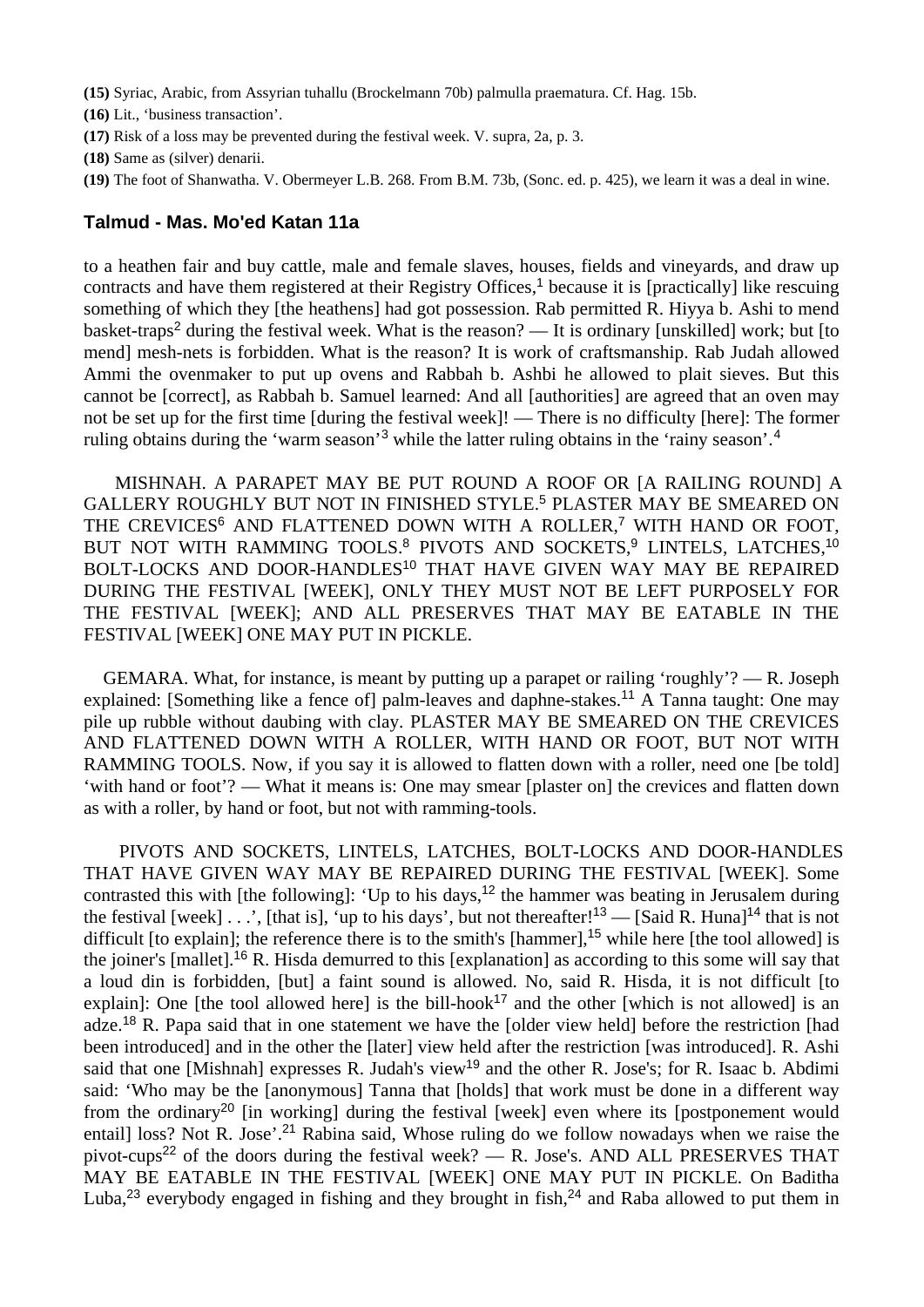**(15)** Syriac, Arabic, from Assyrian tuhallu (Brockelmann 70b) palmulla praematura. Cf. Hag. 15b.

**(16)** Lit., 'business transaction'.

**(17)** Risk of a loss may be prevented during the festival week. V. supra, 2a, p. 3.

**(18)** Same as (silver) denarii.

**(19)** The foot of Shanwatha. V. Obermeyer L.B. 268. From B.M. 73b, (Sonc. ed. p. 425), we learn it was a deal in wine.

## Talmud - Mas. Mo'ed Katan 11a

to a heathen fair and buy cattle, male and female slaves, houses, fields and vineyards, and draw up contracts and have them registered at their Registry Offices,[1] because it is [practically] like rescuing something of which they [the heathens] had got possession. Rab permitted R. Hiyya b. Ashi to mend basket-traps[2] during the festival week. What is the reason? — It is ordinary [unskilled] work; but [to mend] mesh-nets is forbidden. What is the reason? It is work of craftsmanship. Rab Judah allowed Ammi the ovenmaker to put up ovens and Rabbah b. Ashbi he allowed to plait sieves. But this cannot be [correct], as Rabbah b. Samuel learned: And all [authorities] are agreed that an oven may not be set up for the first time [during the festival week]! — There is no difficulty [here]: The former ruling obtains during the 'warm season'[3] while the latter ruling obtains in the 'rainy season'.[4]

MISHNAH. A PARAPET MAY BE PUT ROUND A ROOF OR [A RAILING ROUND] A GALLERY ROUGHLY BUT NOT IN FINISHED STYLE.[5] PLASTER MAY BE SMEARED ON THE CREVICES[6] AND FLATTENED DOWN WITH A ROLLER,[7] WITH HAND OR FOOT, BUT NOT WITH RAMMING TOOLS.[8] PIVOTS AND SOCKETS,[9] LINTELS, LATCHES,[10] BOLT-LOCKS AND DOOR-HANDLES[10] THAT HAVE GIVEN WAY MAY BE REPAIRED DURING THE FESTIVAL [WEEK], ONLY THEY MUST NOT BE LEFT PURPOSELY FOR THE FESTIVAL [WEEK]; AND ALL PRESERVES THAT MAY BE EATABLE IN THE FESTIVAL [WEEK] ONE MAY PUT IN PICKLE.

GEMARA. What, for instance, is meant by putting up a parapet or railing 'roughly'? — R. Joseph explained: [Something like a fence of] palm-leaves and daphne-stakes.[11] A Tanna taught: One may pile up rubble without daubing with clay. PLASTER MAY BE SMEARED ON THE CREVICES AND FLATTENED DOWN WITH A ROLLER, WITH HAND OR FOOT, BUT NOT WITH RAMMING TOOLS. Now, if you say it is allowed to flatten down with a roller, need one [be told] 'with hand or foot'? — What it means is: One may smear [plaster on] the crevices and flatten down as with a roller, by hand or foot, but not with ramming-tools.

PIVOTS AND SOCKETS, LINTELS, LATCHES, BOLT-LOCKS AND DOOR-HANDLES THAT HAVE GIVEN WAY MAY BE REPAIRED DURING THE FESTIVAL [WEEK]. Some contrasted this with [the following]: 'Up to his days,[12] the hammer was beating in Jerusalem during the festival [week] . . .', [that is], 'up to his days', but not thereafter![13] — [Said R. Huna][14] that is not difficult [to explain]; the reference there is to the smith's [hammer],[15] while here [the tool allowed] is the joiner's [mallet].[16] R. Hisda demurred to this [explanation] as according to this some will say that a loud din is forbidden, [but] a faint sound is allowed. No, said R. Hisda, it is not difficult [to explain]: One [the tool allowed here] is the bill-hook[17] and the other [which is not allowed] is an adze.[18] R. Papa said that in one statement we have the [older view held] before the restriction [had been introduced] and in the other the [later] view held after the restriction [was introduced]. R. Ashi said that one [Mishnah] expresses R. Judah's view[19] and the other R. Jose's; for R. Isaac b. Abdimi said: 'Who may be the [anonymous] Tanna that [holds] that work must be done in a different way from the ordinary[20] [in working] during the festival [week] even where its [postponement would entail] loss? Not R. Jose'.[21] Rabina said, Whose ruling do we follow nowadays when we raise the pivot-cups[22] of the doors during the festival week? — R. Jose's. AND ALL PRESERVES THAT MAY BE EATABLE IN THE FESTIVAL [WEEK] ONE MAY PUT IN PICKLE. On Baditha Luba,[23] everybody engaged in fishing and they brought in fish,[24] and Raba allowed to put them in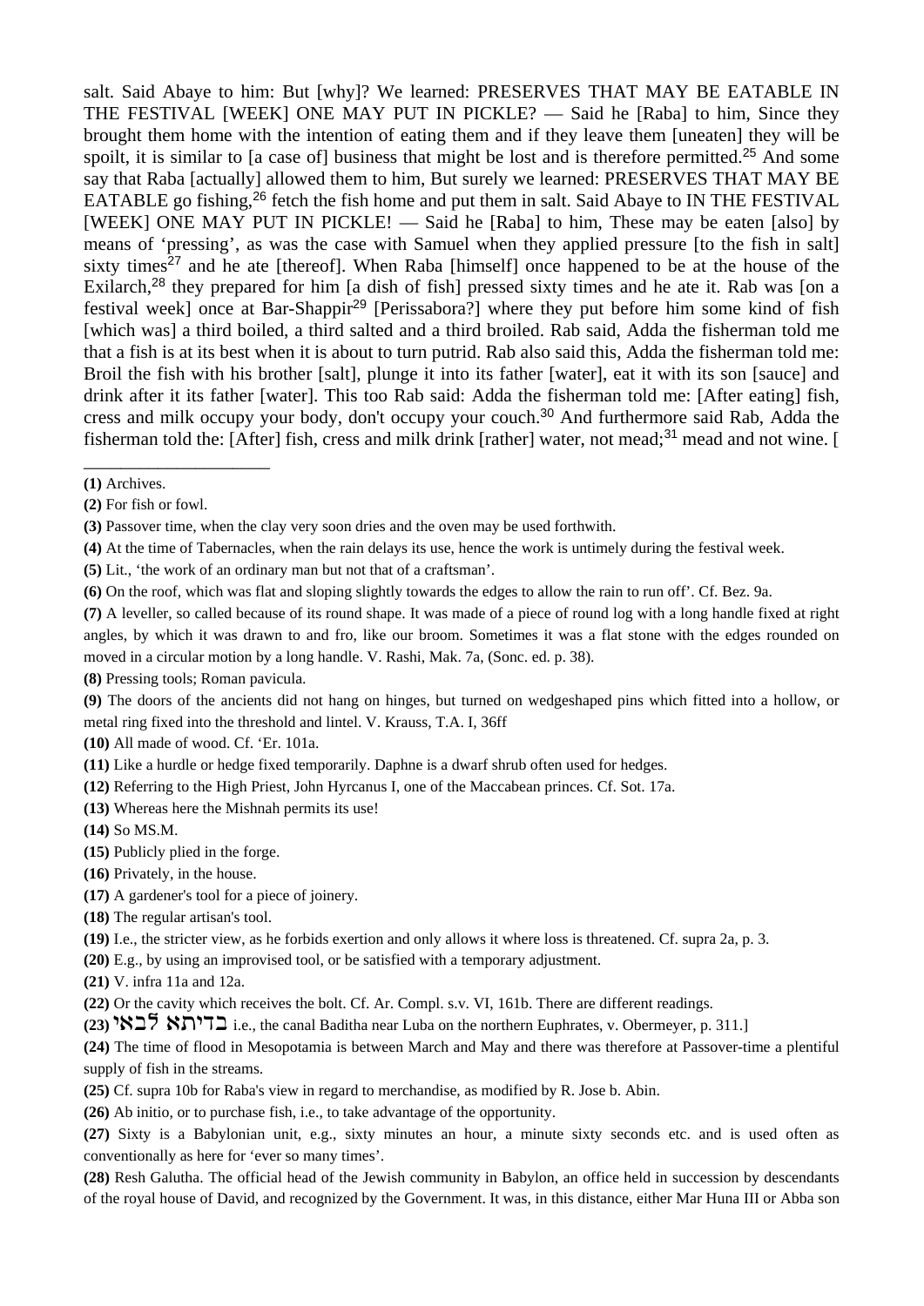salt. Said Abaye to him: But [why]? We learned: PRESERVES THAT MAY BE EATABLE IN THE FESTIVAL [WEEK] ONE MAY PUT IN PICKLE? — Said he [Raba] to him, Since they brought them home with the intention of eating them and if they leave them [uneaten] they will be spoilt, it is similar to [a case of] business that might be lost and is therefore permitted.[25] And some say that Raba [actually] allowed them to him, But surely we learned: PRESERVES THAT MAY BE EATABLE go fishing,[26] fetch the fish home and put them in salt. Said Abaye to IN THE FESTIVAL [WEEK] ONE MAY PUT IN PICKLE! — Said he [Raba] to him, These may be eaten [also] by means of 'pressing', as was the case with Samuel when they applied pressure [to the fish in salt] sixty times[27] and he ate [thereof]. When Raba [himself] once happened to be at the house of the Exilarch,[28] they prepared for him [a dish of fish] pressed sixty times and he ate it. Rab was [on a festival week] once at Bar-Shappir[29] [Perissabora?] where they put before him some kind of fish [which was] a third boiled, a third salted and a third broiled. Rab said, Adda the fisherman told me that a fish is at its best when it is about to turn putrid. Rab also said this, Adda the fisherman told me: Broil the fish with his brother [salt], plunge it into its father [water], eat it with its son [sauce] and drink after it its father [water]. This too Rab said: Adda the fisherman told me: [After eating] fish, cress and milk occupy your body, don't occupy your couch.[30] And furthermore said Rab, Adda the fisherman told the: [After] fish, cress and milk drink [rather] water, not mead;[31] mead and not wine. [

---

**(1)** Archives.

**(2)** For fish or fowl.

**(3)** Passover time, when the clay very soon dries and the oven may be used forthwith.

**(4)** At the time of Tabernacles, when the rain delays its use, hence the work is untimely during the festival week.

**(5)** Lit., 'the work of an ordinary man but not that of a craftsman'.

**(6)** On the roof, which was flat and sloping slightly towards the edges to allow the rain to run off'. Cf. Bez. 9a.

**(7)** A leveller, so called because of its round shape. It was made of a piece of round log with a long handle fixed at right angles, by which it was drawn to and fro, like our broom. Sometimes it was a flat stone with the edges rounded on moved in a circular motion by a long handle. V. Rashi, Mak. 7a, (Sonc. ed. p. 38).

**(8)** Pressing tools; Roman pavicula.

**(9)** The doors of the ancients did not hang on hinges, but turned on wedgeshaped pins which fitted into a hollow, or metal ring fixed into the threshold and lintel. V. Krauss, T.A. I, 36ff

**(10)** All made of wood. Cf. 'Er. 101a.

**(11)** Like a hurdle or hedge fixed temporarily. Daphne is a dwarf shrub often used for hedges.

**(12)** Referring to the High Priest, John Hyrcanus I, one of the Maccabean princes. Cf. Sot. 17a.

**(13)** Whereas here the Mishnah permits its use!

**(14)** So MS.M.

**(15)** Publicly plied in the forge.

**(16)** Privately, in the house.

**(17)** A gardener's tool for a piece of joinery.

**(18)** The regular artisan's tool.

**(19)** I.e., the stricter view, as he forbids exertion and only allows it where loss is threatened. Cf. supra 2a, p. 3.

**(20)** E.g., by using an improvised tool, or be satisfied with a temporary adjustment.

**(21)** V. infra 11a and 12a.

**(22)** Or the cavity which receives the bolt. Cf. Ar. Compl. s.v. VI, 161b. There are different readings.

**(23)** בדיתא לבאי i.e., the canal Baditha near Luba on the northern Euphrates, v. Obermeyer, p. 311.]

**(24)** The time of flood in Mesopotamia is between March and May and there was therefore at Passover-time a plentiful supply of fish in the streams.

**(25)** Cf. supra 10b for Raba's view in regard to merchandise, as modified by R. Jose b. Abin.

**(26)** Ab initio, or to purchase fish, i.e., to take advantage of the opportunity.

**(27)** Sixty is a Babylonian unit, e.g., sixty minutes an hour, a minute sixty seconds etc. and is used often as conventionally as here for 'ever so many times'.

**(28)** Resh Galutha. The official head of the Jewish community in Babylon, an office held in succession by descendants of the royal house of David, and recognized by the Government. It was, in this distance, either Mar Huna III or Abba son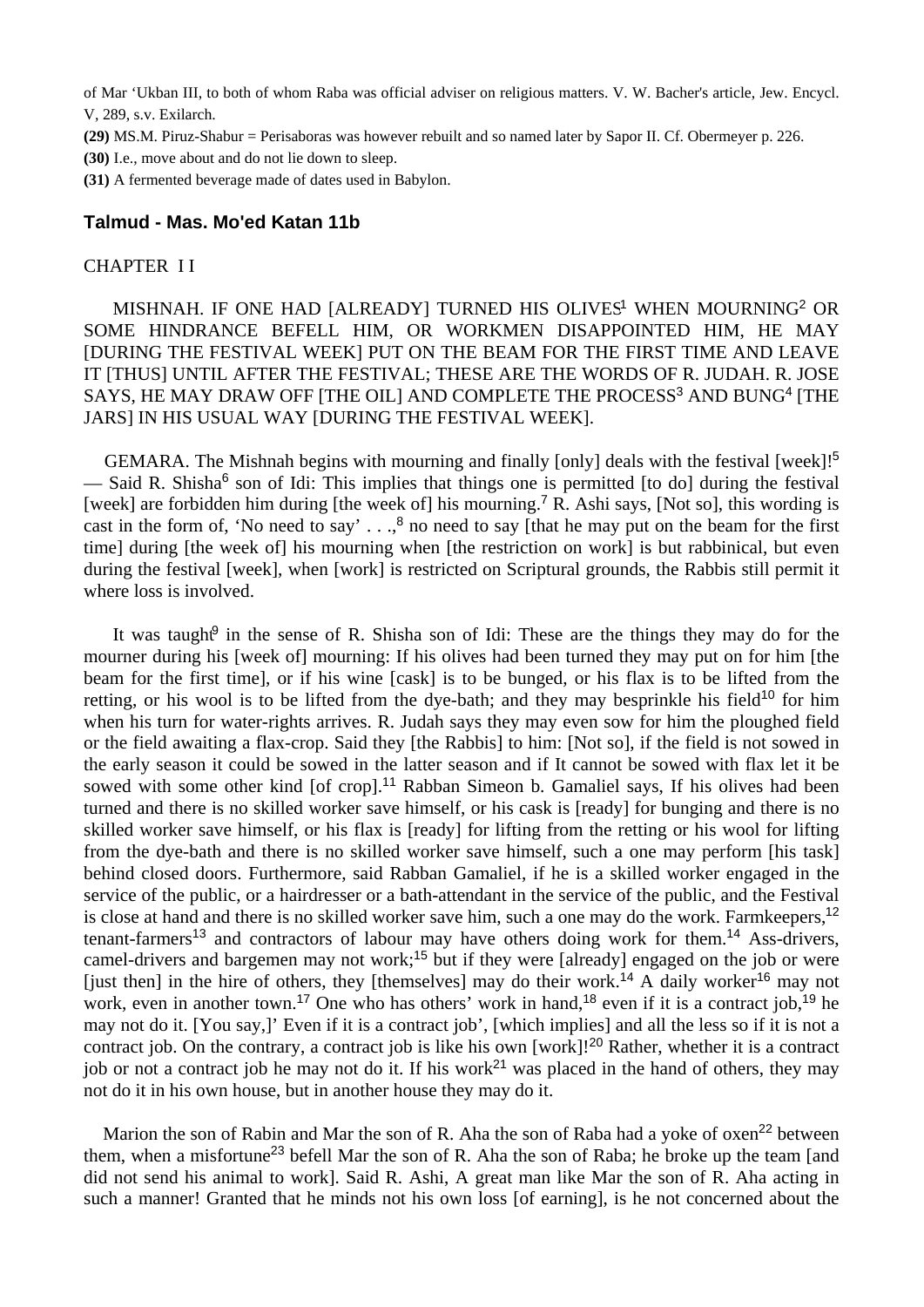of Mar 'Ukban III, to both of whom Raba was official adviser on religious matters. V. W. Bacher's article, Jew. Encycl. V, 289, s.v. Exilarch.

**(29)** MS.M. Piruz-Shabur = Perisaboras was however rebuilt and so named later by Sapor II. Cf. Obermeyer p. 226.

**(30)** I.e., move about and do not lie down to sleep.

**(31)** A fermented beverage made of dates used in Babylon.

## Talmud - Mas. Mo'ed Katan 11b

CHAPTER I I

MISHNAH. IF ONE HAD [ALREADY] TURNED HIS OLIVES[1] WHEN MOURNING[2] OR SOME HINDRANCE BEFELL HIM, OR WORKMEN DISAPPOINTED HIM, HE MAY [DURING THE FESTIVAL WEEK] PUT ON THE BEAM FOR THE FIRST TIME AND LEAVE IT [THUS] UNTIL AFTER THE FESTIVAL; THESE ARE THE WORDS OF R. JUDAH. R. JOSE SAYS, HE MAY DRAW OFF [THE OIL] AND COMPLETE THE PROCESS[3] AND BUNG[4] [THE JARS] IN HIS USUAL WAY [DURING THE FESTIVAL WEEK].

GEMARA. The Mishnah begins with mourning and finally [only] deals with the festival [week]![5] — Said R. Shisha[6] son of Idi: This implies that things one is permitted [to do] during the festival [week] are forbidden him during [the week of] his mourning.[7] R. Ashi says, [Not so], this wording is cast in the form of, 'No need to say' . . .,[8] no need to say [that he may put on the beam for the first time] during [the week of] his mourning when [the restriction on work] is but rabbinical, but even during the festival [week], when [work] is restricted on Scriptural grounds, the Rabbis still permit it where loss is involved.

It was taught[9] in the sense of R. Shisha son of Idi: These are the things they may do for the mourner during his [week of] mourning: If his olives had been turned they may put on for him [the beam for the first time], or if his wine [cask] is to be bunged, or his flax is to be lifted from the retting, or his wool is to be lifted from the dye-bath; and they may besprinkle his field[10] for him when his turn for water-rights arrives. R. Judah says they may even sow for him the ploughed field or the field awaiting a flax-crop. Said they [the Rabbis] to him: [Not so], if the field is not sowed in the early season it could be sowed in the latter season and if It cannot be sowed with flax let it be sowed with some other kind [of crop].[11] Rabban Simeon b. Gamaliel says, If his olives had been turned and there is no skilled worker save himself, or his cask is [ready] for bunging and there is no skilled worker save himself, or his flax is [ready] for lifting from the retting or his wool for lifting from the dye-bath and there is no skilled worker save himself, such a one may perform [his task] behind closed doors. Furthermore, said Rabban Gamaliel, if he is a skilled worker engaged in the service of the public, or a hairdresser or a bath-attendant in the service of the public, and the Festival is close at hand and there is no skilled worker save him, such a one may do the work. Farmkeepers,[12] tenant-farmers[13] and contractors of labour may have others doing work for them.[14] Ass-drivers, camel-drivers and bargemen may not work;[15] but if they were [already] engaged on the job or were [just then] in the hire of others, they [themselves] may do their work.[14] A daily worker[16] may not work, even in another town.[17] One who has others' work in hand,[18] even if it is a contract job,[19] he may not do it. [You say,]' Even if it is a contract job', [which implies] and all the less so if it is not a contract job. On the contrary, a contract job is like his own [work]![20] Rather, whether it is a contract job or not a contract job he may not do it. If his work[21] was placed in the hand of others, they may not do it in his own house, but in another house they may do it.

Marion the son of Rabin and Mar the son of R. Aha the son of Raba had a yoke of oxen[22] between them, when a misfortune[23] befell Mar the son of R. Aha the son of Raba; he broke up the team [and did not send his animal to work]. Said R. Ashi, A great man like Mar the son of R. Aha acting in such a manner! Granted that he minds not his own loss [of earning], is he not concerned about the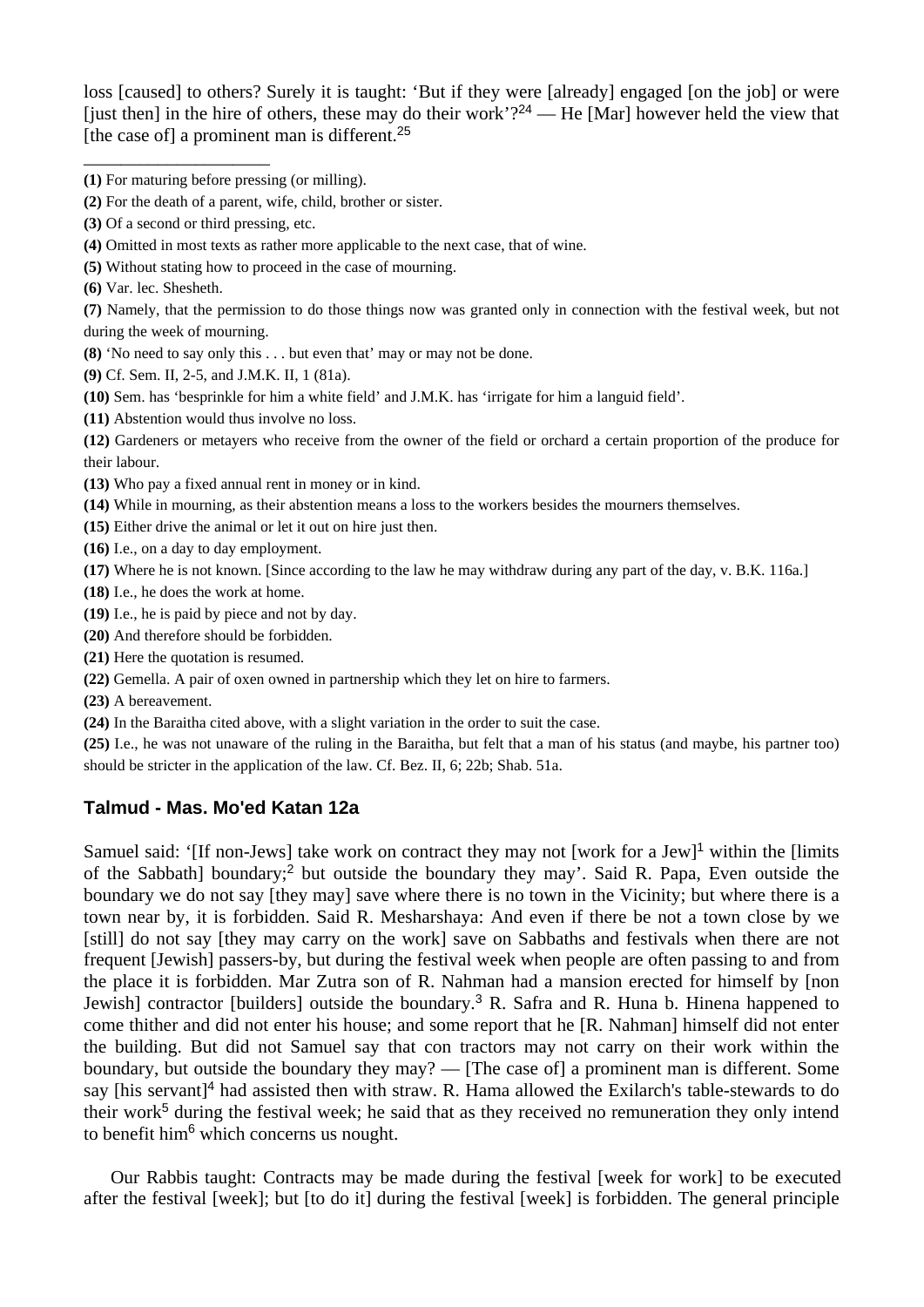loss [caused] to others? Surely it is taught: ‘But if they were [already] engaged [on the job] or were [just then] in the hire of others, these may do their work’?[24] — He [Mar] however held the view that [the case of] a prominent man is different.[25]

_____________________

**(1)** For maturing before pressing (or milling).

**(2)** For the death of a parent, wife, child, brother or sister.

**(3)** Of a second or third pressing, etc.

**(4)** Omitted in most texts as rather more applicable to the next case, that of wine.

**(5)** Without stating how to proceed in the case of mourning.

**(6)** Var. lec. Shesheth.

**(7)** Namely, that the permission to do those things now was granted only in connection with the festival week, but not during the week of mourning.

**(8)** ‘No need to say only this . . . but even that’ may or may not be done.

**(9)** Cf. Sem. II, 2-5, and J.M.K. II, 1 (81a).

**(10)** Sem. has ‘besprinkle for him a white field’ and J.M.K. has ‘irrigate for him a languid field’.

**(11)** Abstention would thus involve no loss.

**(12)** Gardeners or metayers who receive from the owner of the field or orchard a certain proportion of the produce for their labour.

**(13)** Who pay a fixed annual rent in money or in kind.

**(14)** While in mourning, as their abstention means a loss to the workers besides the mourners themselves.

**(15)** Either drive the animal or let it out on hire just then.

**(16)** I.e., on a day to day employment.

**(17)** Where he is not known. [Since according to the law he may withdraw during any part of the day, v. B.K. 116a.]

**(18)** I.e., he does the work at home.

**(19)** I.e., he is paid by piece and not by day.

**(20)** And therefore should be forbidden.

**(21)** Here the quotation is resumed.

**(22)** Gemella. A pair of oxen owned in partnership which they let on hire to farmers.

**(23)** A bereavement.

**(24)** In the Baraitha cited above, with a slight variation in the order to suit the case.

**(25)** I.e., he was not unaware of the ruling in the Baraitha, but felt that a man of his status (and maybe, his partner too) should be stricter in the application of the law. Cf. Bez. II, 6; 22b; Shab. 51a.

## Talmud - Mas. Mo'ed Katan 12a

Samuel said: ‘[If non-Jews] take work on contract they may not [work for a Jew][1] within the [limits of the Sabbath] boundary;[2] but outside the boundary they may’. Said R. Papa, Even outside the boundary we do not say [they may] save where there is no town in the Vicinity; but where there is a town near by, it is forbidden. Said R. Mesharshaya: And even if there be not a town close by we [still] do not say [they may carry on the work] save on Sabbaths and festivals when there are not frequent [Jewish] passers-by, but during the festival week when people are often passing to and from the place it is forbidden. Mar Zutra son of R. Nahman had a mansion erected for himself by [non Jewish] contractor [builders] outside the boundary.[3] R. Safra and R. Huna b. Hinena happened to come thither and did not enter his house; and some report that he [R. Nahman] himself did not enter the building. But did not Samuel say that con tractors may not carry on their work within the boundary, but outside the boundary they may? — [The case of] a prominent man is different. Some say [his servant][4] had assisted then with straw. R. Hama allowed the Exilarch's table-stewards to do their work[5] during the festival week; he said that as they received no remuneration they only intend to benefit him[6] which concerns us nought.

Our Rabbis taught: Contracts may be made during the festival [week for work] to be executed after the festival [week]; but [to do it] during the festival [week] is forbidden. The general principle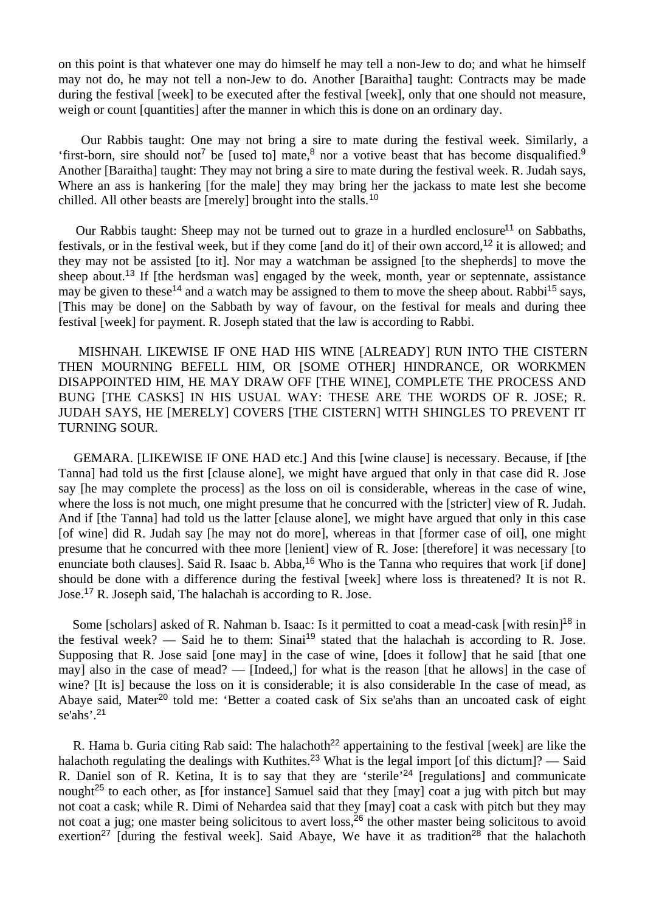on this point is that whatever one may do himself he may tell a non-Jew to do; and what he himself may not do, he may not tell a non-Jew to do. Another [Baraitha] taught: Contracts may be made during the festival [week] to be executed after the festival [week], only that one should not measure, weigh or count [quantities] after the manner in which this is done on an ordinary day.

Our Rabbis taught: One may not bring a sire to mate during the festival week. Similarly, a 'first-born, sire should not[7] be [used to] mate,[8] nor a votive beast that has become disqualified.[9] Another [Baraitha] taught: They may not bring a sire to mate during the festival week. R. Judah says, Where an ass is hankering [for the male] they may bring her the jackass to mate lest she become chilled. All other beasts are [merely] brought into the stalls.[10]

Our Rabbis taught: Sheep may not be turned out to graze in a hurdled enclosure[11] on Sabbaths, festivals, or in the festival week, but if they come [and do it] of their own accord,[12] it is allowed; and they may not be assisted [to it]. Nor may a watchman be assigned [to the shepherds] to move the sheep about.[13] If [the herdsman was] engaged by the week, month, year or septennate, assistance may be given to these[14] and a watch may be assigned to them to move the sheep about. Rabbi[15] says, [This may be done] on the Sabbath by way of favour, on the festival for meals and during thee festival [week] for payment. R. Joseph stated that the law is according to Rabbi.

MISHNAH. LIKEWISE IF ONE HAD HIS WINE [ALREADY] RUN INTO THE CISTERN THEN MOURNING BEFELL HIM, OR [SOME OTHER] HINDRANCE, OR WORKMEN DISAPPOINTED HIM, HE MAY DRAW OFF [THE WINE], COMPLETE THE PROCESS AND BUNG [THE CASKS] IN HIS USUAL WAY: THESE ARE THE WORDS OF R. JOSE; R. JUDAH SAYS, HE [MERELY] COVERS [THE CISTERN] WITH SHINGLES TO PREVENT IT TURNING SOUR.

GEMARA. [LIKEWISE IF ONE HAD etc.] And this [wine clause] is necessary. Because, if [the Tanna] had told us the first [clause alone], we might have argued that only in that case did R. Jose say [he may complete the process] as the loss on oil is considerable, whereas in the case of wine, where the loss is not much, one might presume that he concurred with the [stricter] view of R. Judah. And if [the Tanna] had told us the latter [clause alone], we might have argued that only in this case [of wine] did R. Judah say [he may not do more], whereas in that [former case of oil], one might presume that he concurred with thee more [lenient] view of R. Jose: [therefore] it was necessary [to enunciate both clauses]. Said R. Isaac b. Abba,[16] Who is the Tanna who requires that work [if done] should be done with a difference during the festival [week] where loss is threatened? It is not R. Jose.[17] R. Joseph said, The halachah is according to R. Jose.

Some [scholars] asked of R. Nahman b. Isaac: Is it permitted to coat a mead-cask [with resin][18] in the festival week? — Said he to them: Sinai[19] stated that the halachah is according to R. Jose. Supposing that R. Jose said [one may] in the case of wine, [does it follow] that he said [that one may] also in the case of mead? — [Indeed,] for what is the reason [that he allows] in the case of wine? [It is] because the loss on it is considerable; it is also considerable In the case of mead, as Abaye said, Mater[20] told me: 'Better a coated cask of Six se'ahs than an uncoated cask of eight se'ahs'.[21]

R. Hama b. Guria citing Rab said: The halachoth[22] appertaining to the festival [week] are like the halachoth regulating the dealings with Kuthites.[23] What is the legal import [of this dictum]? — Said R. Daniel son of R. Ketina, It is to say that they are 'sterile'[24] [regulations] and communicate nought[25] to each other, as [for instance] Samuel said that they [may] coat a jug with pitch but may not coat a cask; while R. Dimi of Nehardea said that they [may] coat a cask with pitch but they may not coat a jug; one master being solicitous to avert loss,[26] the other master being solicitous to avoid exertion[27] [during the festival week]. Said Abaye, We have it as tradition[28] that the halachoth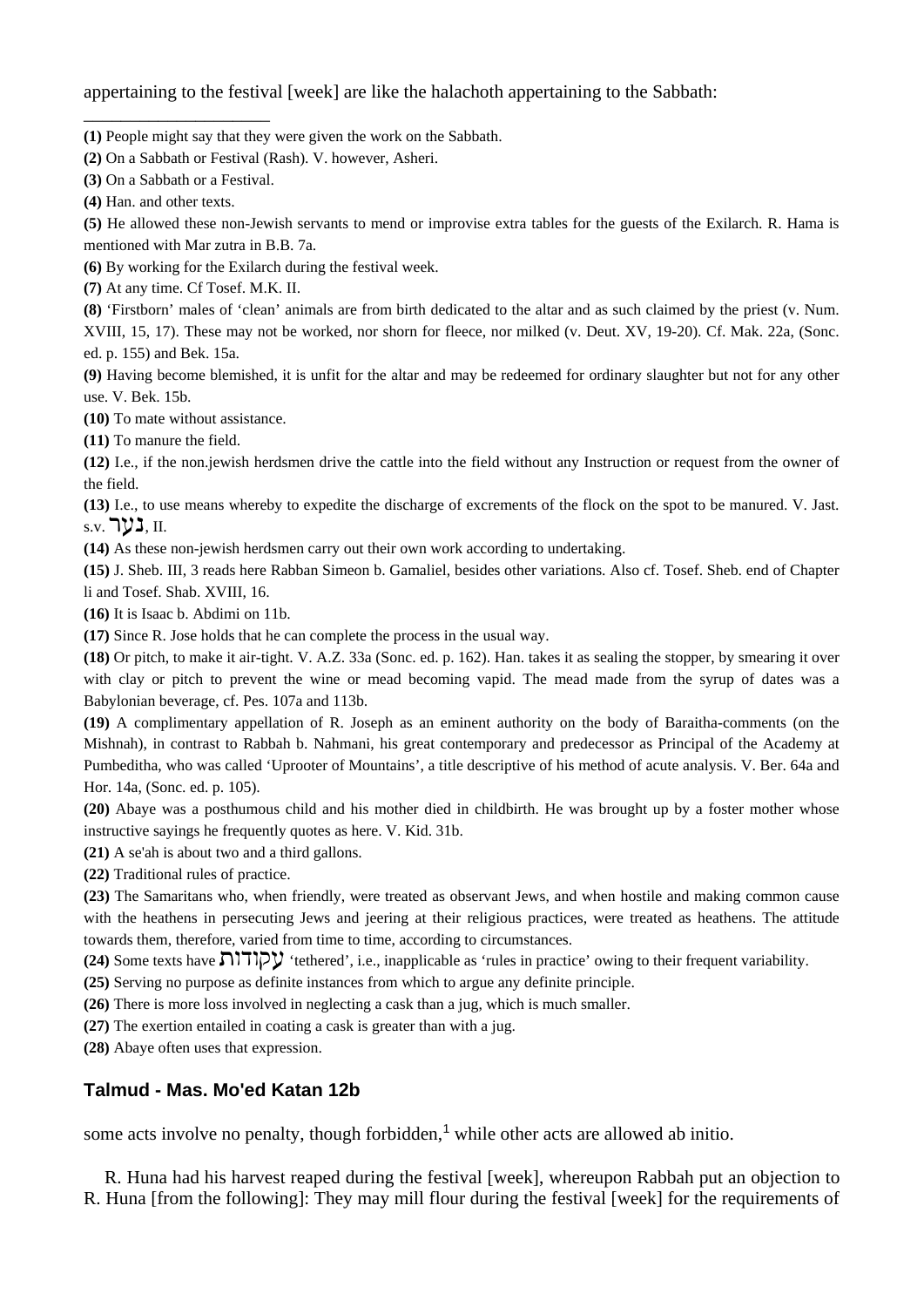appertaining to the festival [week] are like the halachoth appertaining to the Sabbath:

______________________

**(1)** People might say that they were given the work on the Sabbath.

**(2)** On a Sabbath or Festival (Rash). V. however, Asheri.

**(3)** On a Sabbath or a Festival.

**(4)** Han. and other texts.

**(5)** He allowed these non-Jewish servants to mend or improvise extra tables for the guests of the Exilarch. R. Hama is mentioned with Mar zutra in B.B. 7a.

**(6)** By working for the Exilarch during the festival week.

**(7)** At any time. Cf Tosef. M.K. II.

**(8)** 'Firstborn' males of 'clean' animals are from birth dedicated to the altar and as such claimed by the priest (v. Num. XVIII, 15, 17). These may not be worked, nor shorn for fleece, nor milked (v. Deut. XV, 19-20). Cf. Mak. 22a, (Sonc. ed. p. 155) and Bek. 15a.

**(9)** Having become blemished, it is unfit for the altar and may be redeemed for ordinary slaughter but not for any other use. V. Bek. 15b.

**(10)** To mate without assistance.

**(11)** To manure the field.

**(12)** I.e., if the non.jewish herdsmen drive the cattle into the field without any Instruction or request from the owner of the field.

**(13)** I.e., to use means whereby to expedite the discharge of excrements of the flock on the spot to be manured. V. Jast. s.v. נער, II.

**(14)** As these non-jewish herdsmen carry out their own work according to undertaking.

**(15)** J. Sheb. III, 3 reads here Rabban Simeon b. Gamaliel, besides other variations. Also cf. Tosef. Sheb. end of Chapter li and Tosef. Shab. XVIII, 16.

**(16)** It is Isaac b. Abdimi on 11b.

**(17)** Since R. Jose holds that he can complete the process in the usual way.

**(18)** Or pitch, to make it air-tight. V. A.Z. 33a (Sonc. ed. p. 162). Han. takes it as sealing the stopper, by smearing it over with clay or pitch to prevent the wine or mead becoming vapid. The mead made from the syrup of dates was a Babylonian beverage, cf. Pes. 107a and 113b.

**(19)** A complimentary appellation of R. Joseph as an eminent authority on the body of Baraitha-comments (on the Mishnah), in contrast to Rabbah b. Nahmani, his great contemporary and predecessor as Principal of the Academy at Pumbeditha, who was called 'Uprooter of Mountains', a title descriptive of his method of acute analysis. V. Ber. 64a and Hor. 14a, (Sonc. ed. p. 105).

**(20)** Abaye was a posthumous child and his mother died in childbirth. He was brought up by a foster mother whose instructive sayings he frequently quotes as here. V. Kid. 31b.

**(21)** A se'ah is about two and a third gallons.

**(22)** Traditional rules of practice.

**(23)** The Samaritans who, when friendly, were treated as observant Jews, and when hostile and making common cause with the heathens in persecuting Jews and jeering at their religious practices, were treated as heathens. The attitude towards them, therefore, varied from time to time, according to circumstances.

**(24)** Some texts have עקודות 'tethered', i.e., inapplicable as 'rules in practice' owing to their frequent variability.

**(25)** Serving no purpose as definite instances from which to argue any definite principle.

**(26)** There is more loss involved in neglecting a cask than a jug, which is much smaller.

**(27)** The exertion entailed in coating a cask is greater than with a jug.

**(28)** Abaye often uses that expression.

## Talmud - Mas. Mo'ed Katan 12b

some acts involve no penalty, though forbidden,[1] while other acts are allowed ab initio.

R. Huna had his harvest reaped during the festival [week], whereupon Rabbah put an objection to R. Huna [from the following]: They may mill flour during the festival [week] for the requirements of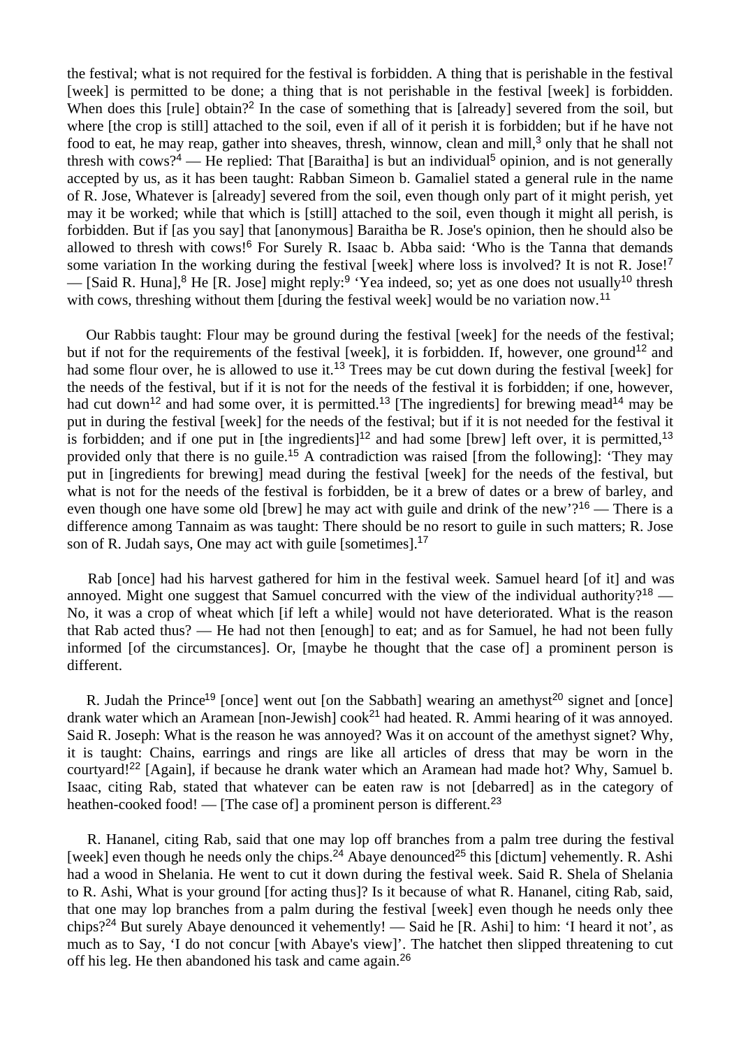the festival; what is not required for the festival is forbidden. A thing that is perishable in the festival [week] is permitted to be done; a thing that is not perishable in the festival [week] is forbidden. When does this [rule] obtain?[2] In the case of something that is [already] severed from the soil, but where [the crop is still] attached to the soil, even if all of it perish it is forbidden; but if he have not food to eat, he may reap, gather into sheaves, thresh, winnow, clean and mill,[3] only that he shall not thresh with cows?[4] — He replied: That [Baraitha] is but an individual[5] opinion, and is not generally accepted by us, as it has been taught: Rabban Simeon b. Gamaliel stated a general rule in the name of R. Jose, Whatever is [already] severed from the soil, even though only part of it might perish, yet may it be worked; while that which is [still] attached to the soil, even though it might all perish, is forbidden. But if [as you say] that [anonymous] Baraitha be R. Jose's opinion, then he should also be allowed to thresh with cows![6] For Surely R. Isaac b. Abba said: 'Who is the Tanna that demands some variation In the working during the festival [week] where loss is involved? It is not R. Jose![7] — [Said R. Huna],[8] He [R. Jose] might reply:[9] 'Yea indeed, so; yet as one does not usually[10] thresh with cows, threshing without them [during the festival week] would be no variation now.[11]

Our Rabbis taught: Flour may be ground during the festival [week] for the needs of the festival; but if not for the requirements of the festival [week], it is forbidden. If, however, one ground[12] and had some flour over, he is allowed to use it.[13] Trees may be cut down during the festival [week] for the needs of the festival, but if it is not for the needs of the festival it is forbidden; if one, however, had cut down[12] and had some over, it is permitted.[13] [The ingredients] for brewing mead[14] may be put in during the festival [week] for the needs of the festival; but if it is not needed for the festival it is forbidden; and if one put in [the ingredients][12] and had some [brew] left over, it is permitted,[13] provided only that there is no guile.[15] A contradiction was raised [from the following]: 'They may put in [ingredients for brewing] mead during the festival [week] for the needs of the festival, but what is not for the needs of the festival is forbidden, be it a brew of dates or a brew of barley, and even though one have some old [brew] he may act with guile and drink of the new'?[16] — There is a difference among Tannaim as was taught: There should be no resort to guile in such matters; R. Jose son of R. Judah says, One may act with guile [sometimes].[17]

Rab [once] had his harvest gathered for him in the festival week. Samuel heard [of it] and was annoyed. Might one suggest that Samuel concurred with the view of the individual authority?[18] — No, it was a crop of wheat which [if left a while] would not have deteriorated. What is the reason that Rab acted thus? — He had not then [enough] to eat; and as for Samuel, he had not been fully informed [of the circumstances]. Or, [maybe he thought that the case of] a prominent person is different.

R. Judah the Prince[19] [once] went out [on the Sabbath] wearing an amethyst[20] signet and [once] drank water which an Aramean [non-Jewish] cook[21] had heated. R. Ammi hearing of it was annoyed. Said R. Joseph: What is the reason he was annoyed? Was it on account of the amethyst signet? Why, it is taught: Chains, earrings and rings are like all articles of dress that may be worn in the courtyard![22] [Again], if because he drank water which an Aramean had made hot? Why, Samuel b. Isaac, citing Rab, stated that whatever can be eaten raw is not [debarred] as in the category of heathen-cooked food! — [The case of] a prominent person is different.[23]

R. Hananel, citing Rab, said that one may lop off branches from a palm tree during the festival [week] even though he needs only the chips.[24] Abaye denounced[25] this [dictum] vehemently. R. Ashi had a wood in Shelania. He went to cut it down during the festival week. Said R. Shela of Shelania to R. Ashi, What is your ground [for acting thus]? Is it because of what R. Hananel, citing Rab, said, that one may lop branches from a palm during the festival [week] even though he needs only thee chips?[24] But surely Abaye denounced it vehemently! — Said he [R. Ashi] to him: 'I heard it not', as much as to Say, 'I do not concur [with Abaye's view]'. The hatchet then slipped threatening to cut off his leg. He then abandoned his task and came again.[26]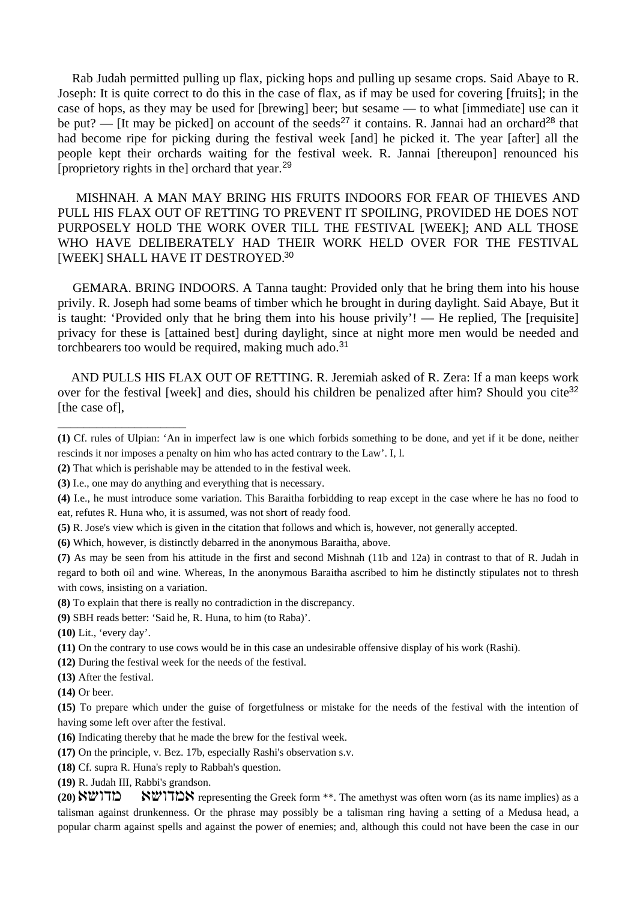Rab Judah permitted pulling up flax, picking hops and pulling up sesame crops. Said Abaye to R. Joseph: It is quite correct to do this in the case of flax, as if may be used for covering [fruits]; in the case of hops, as they may be used for [brewing] beer; but sesame — to what [immediate] use can it be put? — [It may be picked] on account of the seeds[27] it contains. R. Jannai had an orchard[28] that had become ripe for picking during the festival week [and] he picked it. The year [after] all the people kept their orchards waiting for the festival week. R. Jannai [thereupon] renounced his [proprietory rights in the] orchard that year.[29]

MISHNAH. A MAN MAY BRING HIS FRUITS INDOORS FOR FEAR OF THIEVES AND PULL HIS FLAX OUT OF RETTING TO PREVENT IT SPOILING, PROVIDED HE DOES NOT PURPOSELY HOLD THE WORK OVER TILL THE FESTIVAL [WEEK]; AND ALL THOSE WHO HAVE DELIBERATELY HAD THEIR WORK HELD OVER FOR THE FESTIVAL [WEEK] SHALL HAVE IT DESTROYED.[30]

GEMARA. BRING INDOORS. A Tanna taught: Provided only that he bring them into his house privily. R. Joseph had some beams of timber which he brought in during daylight. Said Abaye, But it is taught: 'Provided only that he bring them into his house privily'! — He replied, The [requisite] privacy for these is [attained best] during daylight, since at night more men would be needed and torchbearers too would be required, making much ado.[31]

AND PULLS HIS FLAX OUT OF RETTING. R. Jeremiah asked of R. Zera: If a man keeps work over for the festival [week] and dies, should his children be penalized after him? Should you cite[32] [the case of],

---

**(1)** Cf. rules of Ulpian: 'An in imperfect law is one which forbids something to be done, and yet if it be done, neither rescinds it nor imposes a penalty on him who has acted contrary to the Law'. I, l.

**(2)** That which is perishable may be attended to in the festival week.

**(3)** I.e., one may do anything and everything that is necessary.

**(4)** I.e., he must introduce some variation. This Baraitha forbidding to reap except in the case where he has no food to eat, refutes R. Huna who, it is assumed, was not short of ready food.

**(5)** R. Jose's view which is given in the citation that follows and which is, however, not generally accepted.

**(6)** Which, however, is distinctly debarred in the anonymous Baraitha, above.

**(7)** As may be seen from his attitude in the first and second Mishnah (11b and 12a) in contrast to that of R. Judah in regard to both oil and wine. Whereas, In the anonymous Baraitha ascribed to him he distinctly stipulates not to thresh with cows, insisting on a variation.

**(8)** To explain that there is really no contradiction in the discrepancy.

**(9)** SBH reads better: 'Said he, R. Huna, to him (to Raba)'.

**(10)** Lit., 'every day'.

**(11)** On the contrary to use cows would be in this case an undesirable offensive display of his work (Rashi).

**(12)** During the festival week for the needs of the festival.

**(13)** After the festival.

**(14)** Or beer.

**(15)** To prepare which under the guise of forgetfulness or mistake for the needs of the festival with the intention of having some left over after the festival.

**(16)** Indicating thereby that he made the brew for the festival week.

**(17)** On the principle, v. Bez. 17b, especially Rashi's observation s.v.

**(18)** Cf. supra R. Huna's reply to Rabbah's question.

**(19)** R. Judah III, Rabbi's grandson.

**(20)** מדושא אמדושא representing the Greek form **. The amethyst was often worn (as its name implies) as a talisman against drunkenness. Or the phrase may possibly be a talisman ring having a setting of a Medusa head, a popular charm against spells and against the power of enemies; and, although this could not have been the case in our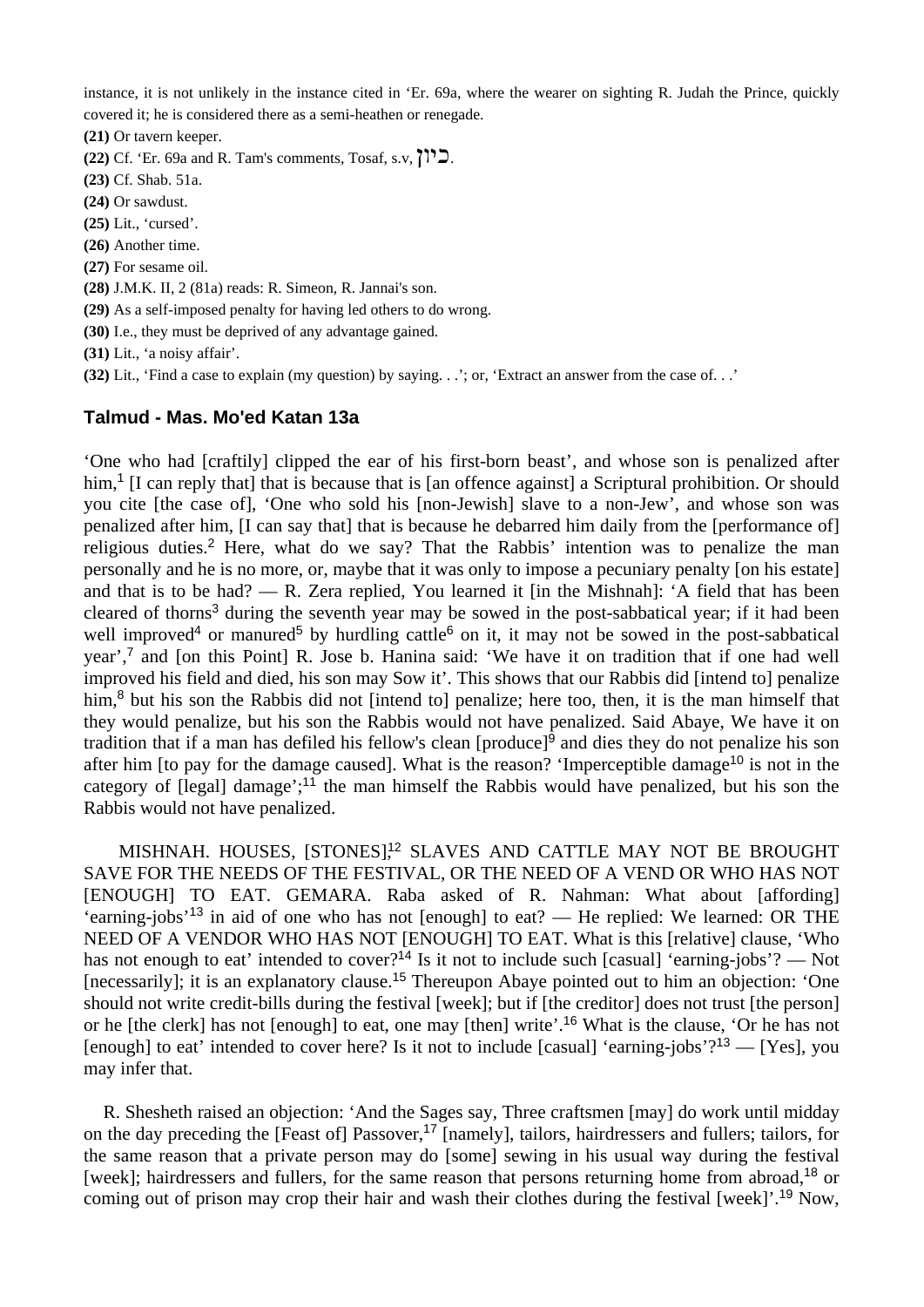instance, it is not unlikely in the instance cited in 'Er. 69a, where the wearer on sighting R. Judah the Prince, quickly covered it; he is considered there as a semi-heathen or renegade.

**(21)** Or tavern keeper.

**(22)** Cf. 'Er. 69a and R. Tam's comments, Tosaf, s.v, כיון.

**(23)** Cf. Shab. 51a.

**(24)** Or sawdust.

**(25)** Lit., 'cursed'.

**(26)** Another time.

**(27)** For sesame oil.

**(28)** J.M.K. II, 2 (81a) reads: R. Simeon, R. Jannai's son.

**(29)** As a self-imposed penalty for having led others to do wrong.

**(30)** I.e., they must be deprived of any advantage gained.

**(31)** Lit., 'a noisy affair'.

**(32)** Lit., 'Find a case to explain (my question) by saying. . .'; or, 'Extract an answer from the case of. . .'

### Talmud - Mas. Mo'ed Katan 13a

'One who had [craftily] clipped the ear of his first-born beast', and whose son is penalized after him,[1] [I can reply that] that is because that is [an offence against] a Scriptural prohibition. Or should you cite [the case of], 'One who sold his [non-Jewish] slave to a non-Jew', and whose son was penalized after him, [I can say that] that is because he debarred him daily from the [performance of] religious duties.[2] Here, what do we say? That the Rabbis' intention was to penalize the man personally and he is no more, or, maybe that it was only to impose a pecuniary penalty [on his estate] and that is to be had? — R. Zera replied, You learned it [in the Mishnah]: 'A field that has been cleared of thorns[3] during the seventh year may be sowed in the post-sabbatical year; if it had been well improved[4] or manured[5] by hurdling cattle[6] on it, it may not be sowed in the post-sabbatical year',[7] and [on this Point] R. Jose b. Hanina said: 'We have it on tradition that if one had well improved his field and died, his son may Sow it'. This shows that our Rabbis did [intend to] penalize him,[8] but his son the Rabbis did not [intend to] penalize; here too, then, it is the man himself that they would penalize, but his son the Rabbis would not have penalized. Said Abaye, We have it on tradition that if a man has defiled his fellow's clean [produce][9] and dies they do not penalize his son after him [to pay for the damage caused]. What is the reason? 'Imperceptible damage[10] is not in the category of [legal] damage';[11] the man himself the Rabbis would have penalized, but his son the Rabbis would not have penalized.

MISHNAH. HOUSES, [STONES],[12] SLAVES AND CATTLE MAY NOT BE BROUGHT SAVE FOR THE NEEDS OF THE FESTIVAL, OR THE NEED OF A VEND OR WHO HAS NOT [ENOUGH] TO EAT. GEMARA. Raba asked of R. Nahman: What about [affording] 'earning-jobs'[13] in aid of one who has not [enough] to eat? — He replied: We learned: OR THE NEED OF A VENDOR WHO HAS NOT [ENOUGH] TO EAT. What is this [relative] clause, 'Who has not enough to eat' intended to cover?[14] Is it not to include such [casual] 'earning-jobs'? — Not [necessarily]; it is an explanatory clause.[15] Thereupon Abaye pointed out to him an objection: 'One should not write credit-bills during the festival [week]; but if [the creditor] does not trust [the person] or he [the clerk] has not [enough] to eat, one may [then] write'.[16] What is the clause, 'Or he has not [enough] to eat' intended to cover here? Is it not to include [casual] 'earning-jobs'?[13] — [Yes], you may infer that.

R. Shesheth raised an objection: 'And the Sages say, Three craftsmen [may] do work until midday on the day preceding the [Feast of] Passover,[17] [namely], tailors, hairdressers and fullers; tailors, for the same reason that a private person may do [some] sewing in his usual way during the festival [week]; hairdressers and fullers, for the same reason that persons returning home from abroad,[18] or coming out of prison may crop their hair and wash their clothes during the festival [week]'.[19] Now,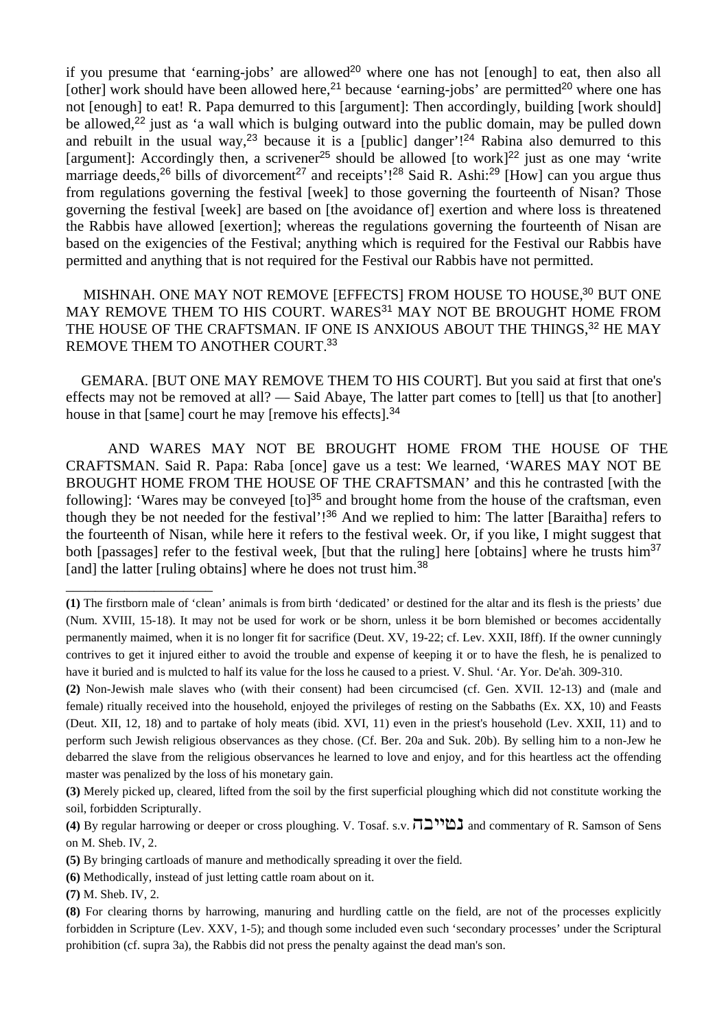if you presume that 'earning-jobs' are allowed[20] where one has not [enough] to eat, then also all [other] work should have been allowed here,[21] because 'earning-jobs' are permitted[20] where one has not [enough] to eat! R. Papa demurred to this [argument]: Then accordingly, building [work should] be allowed,[22] just as 'a wall which is bulging outward into the public domain, may be pulled down and rebuilt in the usual way,[23] because it is a [public] danger'![24] Rabina also demurred to this [argument]: Accordingly then, a scrivener[25] should be allowed [to work][22] just as one may 'write marriage deeds,[26] bills of divorcement[27] and receipts'![28] Said R. Ashi:[29] [How] can you argue thus from regulations governing the festival [week] to those governing the fourteenth of Nisan? Those governing the festival [week] are based on [the avoidance of] exertion and where loss is threatened the Rabbis have allowed [exertion]; whereas the regulations governing the fourteenth of Nisan are based on the exigencies of the Festival; anything which is required for the Festival our Rabbis have permitted and anything that is not required for the Festival our Rabbis have not permitted.

MISHNAH. ONE MAY NOT REMOVE [EFFECTS] FROM HOUSE TO HOUSE,[30] BUT ONE MAY REMOVE THEM TO HIS COURT. WARES[31] MAY NOT BE BROUGHT HOME FROM THE HOUSE OF THE CRAFTSMAN. IF ONE IS ANXIOUS ABOUT THE THINGS,[32] HE MAY REMOVE THEM TO ANOTHER COURT.[33]

GEMARA. [BUT ONE MAY REMOVE THEM TO HIS COURT]. But you said at first that one's effects may not be removed at all? — Said Abaye, The latter part comes to [tell] us that [to another] house in that [same] court he may [remove his effects].[34]

AND WARES MAY NOT BE BROUGHT HOME FROM THE HOUSE OF THE CRAFTSMAN. Said R. Papa: Raba [once] gave us a test: We learned, 'WARES MAY NOT BE BROUGHT HOME FROM THE HOUSE OF THE CRAFTSMAN' and this he contrasted [with the following]: 'Wares may be conveyed [to][35] and brought home from the house of the craftsman, even though they be not needed for the festival'![36] And we replied to him: The latter [Baraitha] refers to the fourteenth of Nisan, while here it refers to the festival week. Or, if you like, I might suggest that both [passages] refer to the festival week, [but that the ruling] here [obtains] where he trusts him[37] [and] the latter [ruling obtains] where he does not trust him.[38]

---

**(1)** The firstborn male of 'clean' animals is from birth 'dedicated' or destined for the altar and its flesh is the priests' due (Num. XVIII, 15-18). It may not be used for work or be shorn, unless it be born blemished or becomes accidentally permanently maimed, when it is no longer fit for sacrifice (Deut. XV, 19-22; cf. Lev. XXII, I8ff). If the owner cunningly contrives to get it injured either to avoid the trouble and expense of keeping it or to have the flesh, he is penalized to have it buried and is mulcted to half its value for the loss he caused to a priest. V. Shul. 'Ar. Yor. De'ah. 309-310.

**(2)** Non-Jewish male slaves who (with their consent) had been circumcised (cf. Gen. XVII. 12-13) and (male and female) ritually received into the household, enjoyed the privileges of resting on the Sabbaths (Ex. XX, 10) and Feasts (Deut. XII, 12, 18) and to partake of holy meats (ibid. XVI, 11) even in the priest's household (Lev. XXII, 11) and to perform such Jewish religious observances as they chose. (Cf. Ber. 20a and Suk. 20b). By selling him to a non-Jew he debarred the slave from the religious observances he learned to love and enjoy, and for this heartless act the offending master was penalized by the loss of his monetary gain.

**(3)** Merely picked up, cleared, lifted from the soil by the first superficial ploughing which did not constitute working the soil, forbidden Scripturally.

**(4)** By regular harrowing or deeper or cross ploughing. V. Tosaf. s.v. נטייבה and commentary of R. Samson of Sens on M. Sheb. IV, 2.

**(5)** By bringing cartloads of manure and methodically spreading it over the field.

**(6)** Methodically, instead of just letting cattle roam about on it.

**(7)** M. Sheb. IV, 2.

**(8)** For clearing thorns by harrowing, manuring and hurdling cattle on the field, are not of the processes explicitly forbidden in Scripture (Lev. XXV, 1-5); and though some included even such 'secondary processes' under the Scriptural prohibition (cf. supra 3a), the Rabbis did not press the penalty against the dead man's son.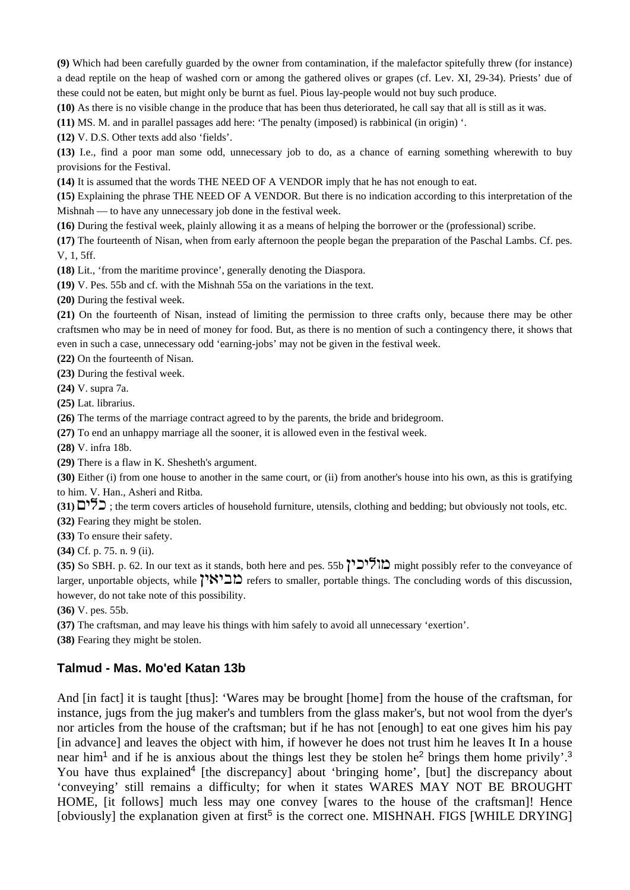**(9)** Which had been carefully guarded by the owner from contamination, if the malefactor spitefully threw (for instance) a dead reptile on the heap of washed corn or among the gathered olives or grapes (cf. Lev. XI, 29-34). Priests' due of these could not be eaten, but might only be burnt as fuel. Pious lay-people would not buy such produce.

**(10)** As there is no visible change in the produce that has been thus deteriorated, he call say that all is still as it was.

**(11)** MS. M. and in parallel passages add here: 'The penalty (imposed) is rabbinical (in origin) '.

**(12)** V. D.S. Other texts add also 'fields'.

**(13)** I.e., find a poor man some odd, unnecessary job to do, as a chance of earning something wherewith to buy provisions for the Festival.

**(14)** It is assumed that the words THE NEED OF A VENDOR imply that he has not enough to eat.

**(15)** Explaining the phrase THE NEED OF A VENDOR. But there is no indication according to this interpretation of the Mishnah — to have any unnecessary job done in the festival week.

**(16)** During the festival week, plainly allowing it as a means of helping the borrower or the (professional) scribe.

**(17)** The fourteenth of Nisan, when from early afternoon the people began the preparation of the Paschal Lambs. Cf. pes. V, 1, 5ff.

**(18)** Lit., 'from the maritime province', generally denoting the Diaspora.

**(19)** V. Pes. 55b and cf. with the Mishnah 55a on the variations in the text.

**(20)** During the festival week.

**(21)** On the fourteenth of Nisan, instead of limiting the permission to three crafts only, because there may be other craftsmen who may be in need of money for food. But, as there is no mention of such a contingency there, it shows that even in such a case, unnecessary odd 'earning-jobs' may not be given in the festival week.

**(22)** On the fourteenth of Nisan.

**(23)** During the festival week.

**(24)** V. supra 7a.

**(25)** Lat. librarius.

**(26)** The terms of the marriage contract agreed to by the parents, the bride and bridegroom.

**(27)** To end an unhappy marriage all the sooner, it is allowed even in the festival week.

**(28)** V. infra 18b.

**(29)** There is a flaw in K. Shesheth's argument.

**(30)** Either (i) from one house to another in the same court, or (ii) from another's house into his own, as this is gratifying to him. V. Han., Asheri and Ritba.

**(31)** כלים ; the term covers articles of household furniture, utensils, clothing and bedding; but obviously not tools, etc.

**(32)** Fearing they might be stolen.

**(33)** To ensure their safety.

**(34)** Cf. p. 75. n. 9 (ii).

**(35)** So SBH. p. 62. In our text as it stands, both here and pes. 55b מוליכין might possibly refer to the conveyance of larger, unportable objects, while מביאין refers to smaller, portable things. The concluding words of this discussion, however, do not take note of this possibility.

**(36)** V. pes. 55b.

**(37)** The craftsman, and may leave his things with him safely to avoid all unnecessary 'exertion'.

**(38)** Fearing they might be stolen.

## Talmud - Mas. Mo'ed Katan 13b

And [in fact] it is taught [thus]: 'Wares may be brought [home] from the house of the craftsman, for instance, jugs from the jug maker's and tumblers from the glass maker's, but not wool from the dyer's nor articles from the house of the craftsman; but if he has not [enough] to eat one gives him his pay [in advance] and leaves the object with him, if however he does not trust him he leaves It In a house near him[1] and if he is anxious about the things lest they be stolen he[2] brings them home privily'.[3] You have thus explained[4] [the discrepancy] about 'bringing home', [but] the discrepancy about 'conveying' still remains a difficulty; for when it states WARES MAY NOT BE BROUGHT HOME, [it follows] much less may one convey [wares to the house of the craftsman]! Hence [obviously] the explanation given at first[5] is the correct one. MISHNAH. FIGS [WHILE DRYING]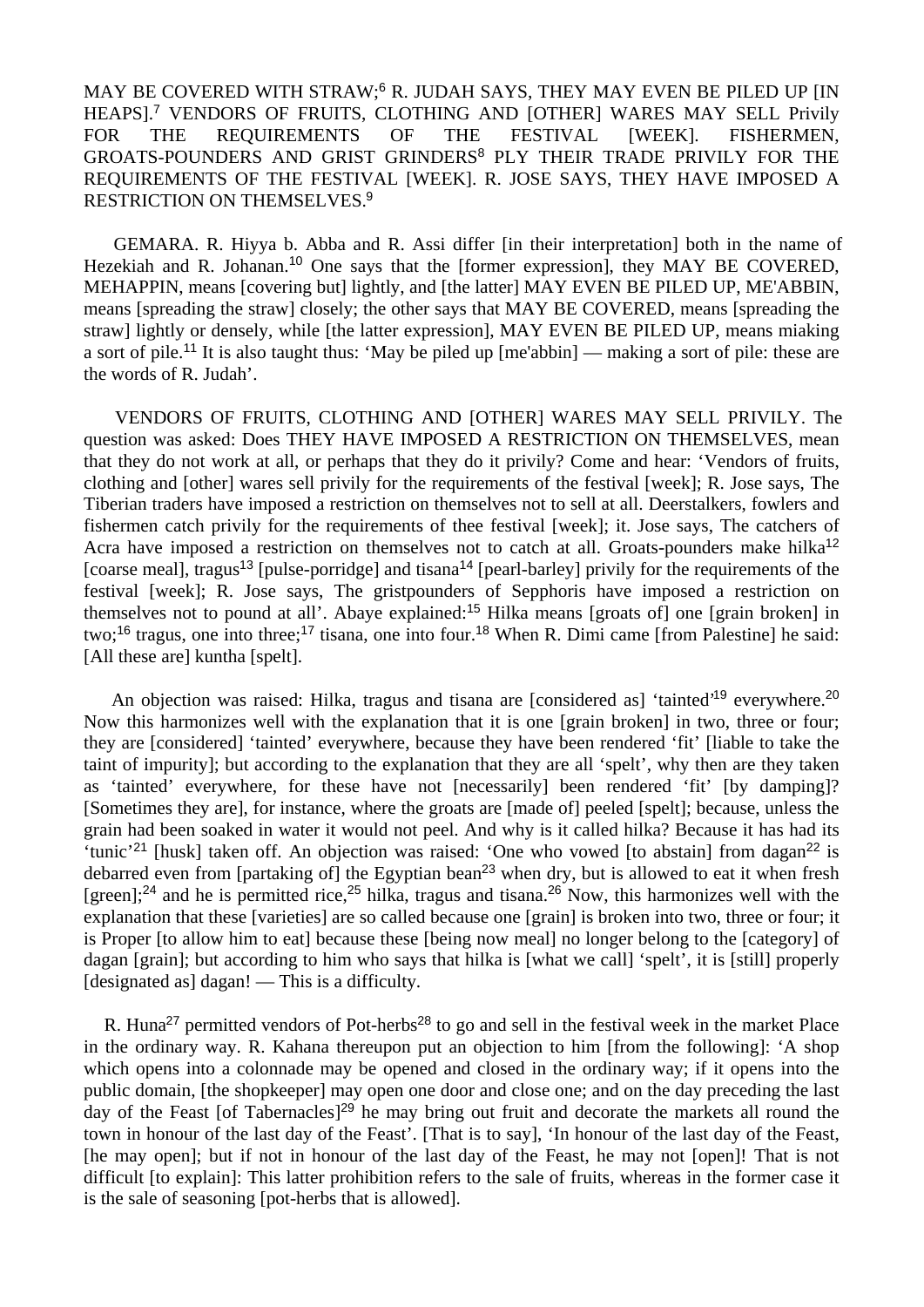MAY BE COVERED WITH STRAW;[6] R. JUDAH SAYS, THEY MAY EVEN BE PILED UP [IN HEAPS].[7] VENDORS OF FRUITS, CLOTHING AND [OTHER] WARES MAY SELL Privily FOR THE REQUIREMENTS OF THE FESTIVAL [WEEK]. FISHERMEN, GROATS-POUNDERS AND GRIST GRINDERS[8] PLY THEIR TRADE PRIVILY FOR THE REQUIREMENTS OF THE FESTIVAL [WEEK]. R. JOSE SAYS, THEY HAVE IMPOSED A RESTRICTION ON THEMSELVES.[9]

GEMARA. R. Hiyya b. Abba and R. Assi differ [in their interpretation] both in the name of Hezekiah and R. Johanan.[10] One says that the [former expression], they MAY BE COVERED, MEHAPPIN, means [covering but] lightly, and [the latter] MAY EVEN BE PILED UP, ME'ABBIN, means [spreading the straw] closely; the other says that MAY BE COVERED, means [spreading the straw] lightly or densely, while [the latter expression], MAY EVEN BE PILED UP, means miaking a sort of pile.[11] It is also taught thus: 'May be piled up [me'abbin] — making a sort of pile: these are the words of R. Judah'.

VENDORS OF FRUITS, CLOTHING AND [OTHER] WARES MAY SELL PRIVILY. The question was asked: Does THEY HAVE IMPOSED A RESTRICTION ON THEMSELVES, mean that they do not work at all, or perhaps that they do it privily? Come and hear: 'Vendors of fruits, clothing and [other] wares sell privily for the requirements of the festival [week]; R. Jose says, The Tiberian traders have imposed a restriction on themselves not to sell at all. Deerstalkers, fowlers and fishermen catch privily for the requirements of thee festival [week]; it. Jose says, The catchers of Acra have imposed a restriction on themselves not to catch at all. Groats-pounders make hilka[12] [coarse meal], tragus[13] [pulse-porridge] and tisana[14] [pearl-barley] privily for the requirements of the festival [week]; R. Jose says, The gristpounders of Sepphoris have imposed a restriction on themselves not to pound at all'. Abaye explained:[15] Hilka means [groats of] one [grain broken] in two;[16] tragus, one into three;[17] tisana, one into four.[18] When R. Dimi came [from Palestine] he said: [All these are] kuntha [spelt].

An objection was raised: Hilka, tragus and tisana are [considered as] 'tainted'[19] everywhere.[20] Now this harmonizes well with the explanation that it is one [grain broken] in two, three or four; they are [considered] 'tainted' everywhere, because they have been rendered 'fit' [liable to take the taint of impurity]; but according to the explanation that they are all 'spelt', why then are they taken as 'tainted' everywhere, for these have not [necessarily] been rendered 'fit' [by damping]? [Sometimes they are], for instance, where the groats are [made of] peeled [spelt]; because, unless the grain had been soaked in water it would not peel. And why is it called hilka? Because it has had its 'tunic'[21] [husk] taken off. An objection was raised: 'One who vowed [to abstain] from dagan[22] is debarred even from [partaking of] the Egyptian bean[23] when dry, but is allowed to eat it when fresh [green];[24] and he is permitted rice,[25] hilka, tragus and tisana.[26] Now, this harmonizes well with the explanation that these [varieties] are so called because one [grain] is broken into two, three or four; it is Proper [to allow him to eat] because these [being now meal] no longer belong to the [category] of dagan [grain]; but according to him who says that hilka is [what we call] 'spelt', it is [still] properly [designated as] dagan! — This is a difficulty.

R. Huna[27] permitted vendors of Pot-herbs[28] to go and sell in the festival week in the market Place in the ordinary way. R. Kahana thereupon put an objection to him [from the following]: 'A shop which opens into a colonnade may be opened and closed in the ordinary way; if it opens into the public domain, [the shopkeeper] may open one door and close one; and on the day preceding the last day of the Feast [of Tabernacles][29] he may bring out fruit and decorate the markets all round the town in honour of the last day of the Feast'. [That is to say], 'In honour of the last day of the Feast, [he may open]; but if not in honour of the last day of the Feast, he may not [open]! That is not difficult [to explain]: This latter prohibition refers to the sale of fruits, whereas in the former case it is the sale of seasoning [pot-herbs that is allowed].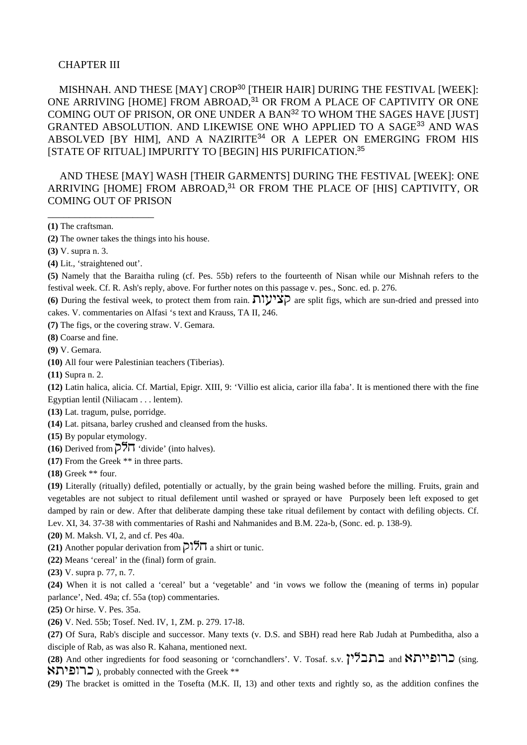CHAPTER III

MISHNAH. AND THESE [MAY] CROP[30] [THEIR HAIR] DURING THE FESTIVAL [WEEK]: ONE ARRIVING [HOME] FROM ABROAD,[31] OR FROM A PLACE OF CAPTIVITY OR ONE COMING OUT OF PRISON, OR ONE UNDER A BAN[32] TO WHOM THE SAGES HAVE [JUST] GRANTED ABSOLUTION. AND LIKEWISE ONE WHO APPLIED TO A SAGE[33] AND WAS ABSOLVED [BY HIM], AND A NAZIRITE[34] OR A LEPER ON EMERGING FROM HIS [STATE OF RITUAL] IMPURITY TO [BEGIN] HIS PURIFICATION.[35]

AND THESE [MAY] WASH [THEIR GARMENTS] DURING THE FESTIVAL [WEEK]: ONE ARRIVING [HOME] FROM ABROAD,[31] OR FROM THE PLACE OF [HIS] CAPTIVITY, OR COMING OUT OF PRISON

______________________

**(1)** The craftsman.

**(2)** The owner takes the things into his house.

**(3)** V. supra n. 3.

**(4)** Lit., 'straightened out'.

**(5)** Namely that the Baraitha ruling (cf. Pes. 55b) refers to the fourteenth of Nisan while our Mishnah refers to the festival week. Cf. R. Ash's reply, above. For further notes on this passage v. pes., Sonc. ed. p. 276.

**(6)** During the festival week, to protect them from rain. קציעות are split figs, which are sun-dried and pressed into cakes. V. commentaries on Alfasi 's text and Krauss, TA II, 246.

**(7)** The figs, or the covering straw. V. Gemara.

**(8)** Coarse and fine.

**(9)** V. Gemara.

**(10)** All four were Palestinian teachers (Tiberias).

**(11)** Supra n. 2.

**(12)** Latin halica, alicia. Cf. Martial, Epigr. XIII, 9: 'Villio est alicia, carior illa faba'. It is mentioned there with the fine Egyptian lentil (Niliacam . . . lentem).

**(13)** Lat. tragum, pulse, porridge.

**(14)** Lat. pitsana, barley crushed and cleansed from the husks.

**(15)** By popular etymology.

**(16)** Derived from חלק 'divide' (into halves).

**(17)** From the Greek ** in three parts.

**(18)** Greek ** four.

**(19)** Literally (ritually) defiled, potentially or actually, by the grain being washed before the milling. Fruits, grain and vegetables are not subject to ritual defilement until washed or sprayed or have Purposely been left exposed to get damped by rain or dew. After that deliberate damping these take ritual defilement by contact with defiling objects. Cf. Lev. XI, 34. 37-38 with commentaries of Rashi and Nahmanides and B.M. 22a-b, (Sonc. ed. p. 138-9).

**(20)** M. Maksh. VI, 2, and cf. Pes 40a.

**(21)** Another popular derivation from חלוק a shirt or tunic.

**(22)** Means 'cereal' in the (final) form of grain.

**(23)** V. supra p. 77, n. 7.

**(24)** When it is not called a 'cereal' but a 'vegetable' and 'in vows we follow the (meaning of terms in) popular parlance', Ned. 49a; cf. 55a (top) commentaries.

**(25)** Or hirse. V. Pes. 35a.

**(26)** V. Ned. 55b; Tosef. Ned. IV, 1, ZM. p. 279. 17-l8.

**(27)** Of Sura, Rab's disciple and successor. Many texts (v. D.S. and SBH) read here Rab Judah at Pumbeditha, also a disciple of Rab, as was also R. Kahana, mentioned next.

**(28)** And other ingredients for food seasoning or 'cornchandlers'. V. Tosaf. s.v. בתבלין and כרופייתא (sing. כרופיתא ), probably connected with the Greek **

**(29)** The bracket is omitted in the Tosefta (M.K. II, 13) and other texts and rightly so, as the addition confines the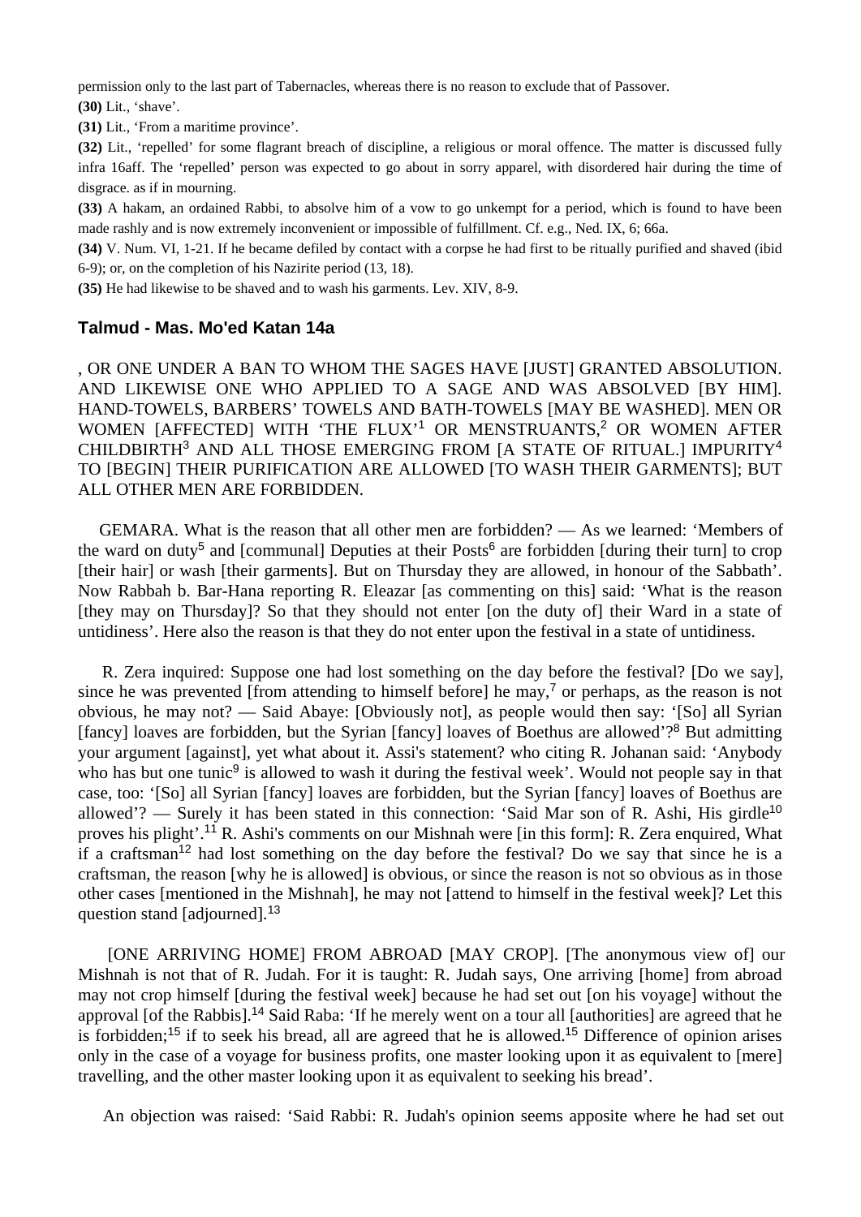permission only to the last part of Tabernacles, whereas there is no reason to exclude that of Passover.

**(30)** Lit., 'shave'.

**(31)** Lit., 'From a maritime province'.

**(32)** Lit., 'repelled' for some flagrant breach of discipline, a religious or moral offence. The matter is discussed fully infra 16aff. The 'repelled' person was expected to go about in sorry apparel, with disordered hair during the time of disgrace. as if in mourning.

**(33)** A hakam, an ordained Rabbi, to absolve him of a vow to go unkempt for a period, which is found to have been made rashly and is now extremely inconvenient or impossible of fulfillment. Cf. e.g., Ned. IX, 6; 66a.

**(34)** V. Num. VI, 1-21. If he became defiled by contact with a corpse he had first to be ritually purified and shaved (ibid 6-9); or, on the completion of his Nazirite period (13, 18).

**(35)** He had likewise to be shaved and to wash his garments. Lev. XIV, 8-9.

## Talmud - Mas. Mo'ed Katan 14a

, OR ONE UNDER A BAN TO WHOM THE SAGES HAVE [JUST] GRANTED ABSOLUTION. AND LIKEWISE ONE WHO APPLIED TO A SAGE AND WAS ABSOLVED [BY HIM]. HAND-TOWELS, BARBERS' TOWELS AND BATH-TOWELS [MAY BE WASHED]. MEN OR WOMEN [AFFECTED] WITH 'THE FLUX'[1] OR MENSTRUANTS,[2] OR WOMEN AFTER CHILDBIRTH[3] AND ALL THOSE EMERGING FROM [A STATE OF RITUAL.] IMPURITY[4] TO [BEGIN] THEIR PURIFICATION ARE ALLOWED [TO WASH THEIR GARMENTS]; BUT ALL OTHER MEN ARE FORBIDDEN.

GEMARA. What is the reason that all other men are forbidden? — As we learned: 'Members of the ward on duty[5] and [communal] Deputies at their Posts[6] are forbidden [during their turn] to crop [their hair] or wash [their garments]. But on Thursday they are allowed, in honour of the Sabbath'. Now Rabbah b. Bar-Hana reporting R. Eleazar [as commenting on this] said: 'What is the reason [they may on Thursday]? So that they should not enter [on the duty of] their Ward in a state of untidiness'. Here also the reason is that they do not enter upon the festival in a state of untidiness.

R. Zera inquired: Suppose one had lost something on the day before the festival? [Do we say], since he was prevented [from attending to himself before] he may,[7] or perhaps, as the reason is not obvious, he may not? — Said Abaye: [Obviously not], as people would then say: '[So] all Syrian [fancy] loaves are forbidden, but the Syrian [fancy] loaves of Boethus are allowed'?[8] But admitting your argument [against], yet what about it. Assi's statement? who citing R. Johanan said: 'Anybody who has but one tunic[9] is allowed to wash it during the festival week'. Would not people say in that case, too: '[So] all Syrian [fancy] loaves are forbidden, but the Syrian [fancy] loaves of Boethus are allowed'? — Surely it has been stated in this connection: 'Said Mar son of R. Ashi, His girdle[10] proves his plight'.[11] R. Ashi's comments on our Mishnah were [in this form]: R. Zera enquired, What if a craftsman[12] had lost something on the day before the festival? Do we say that since he is a craftsman, the reason [why he is allowed] is obvious, or since the reason is not so obvious as in those other cases [mentioned in the Mishnah], he may not [attend to himself in the festival week]? Let this question stand [adjourned].[13]

[ONE ARRIVING HOME] FROM ABROAD [MAY CROP]. [The anonymous view of] our Mishnah is not that of R. Judah. For it is taught: R. Judah says, One arriving [home] from abroad may not crop himself [during the festival week] because he had set out [on his voyage] without the approval [of the Rabbis].[14] Said Raba: 'If he merely went on a tour all [authorities] are agreed that he is forbidden;[15] if to seek his bread, all are agreed that he is allowed.[15] Difference of opinion arises only in the case of a voyage for business profits, one master looking upon it as equivalent to [mere] travelling, and the other master looking upon it as equivalent to seeking his bread'.

An objection was raised: 'Said Rabbi: R. Judah's opinion seems apposite where he had set out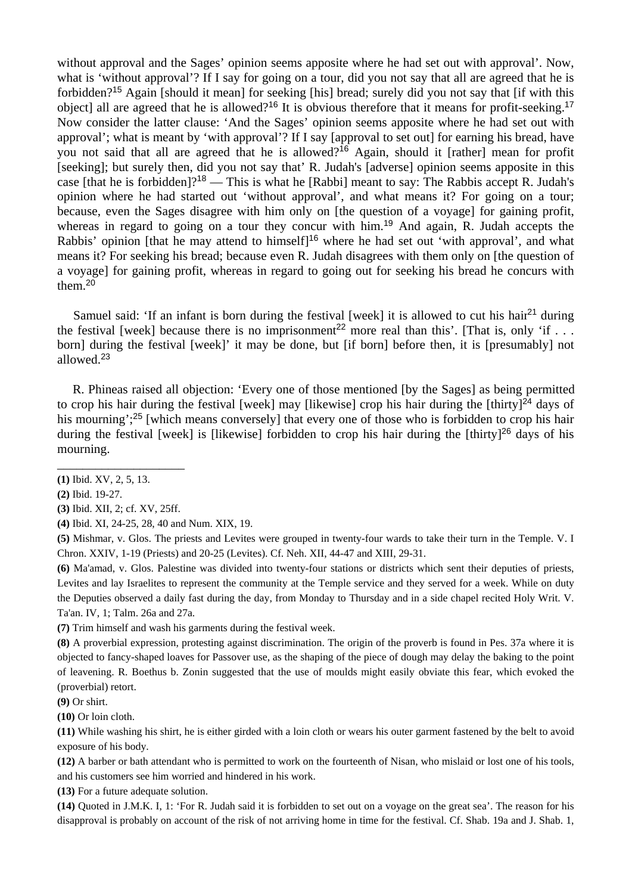without approval and the Sages' opinion seems apposite where he had set out with approval'. Now, what is 'without approval'? If I say for going on a tour, did you not say that all are agreed that he is forbidden?[15] Again [should it mean] for seeking [his] bread; surely did you not say that [if with this object] all are agreed that he is allowed?[16] It is obvious therefore that it means for profit-seeking.[17] Now consider the latter clause: 'And the Sages' opinion seems apposite where he had set out with approval'; what is meant by 'with approval'? If I say [approval to set out] for earning his bread, have you not said that all are agreed that he is allowed?[16] Again, should it [rather] mean for profit [seeking]; but surely then, did you not say that' R. Judah's [adverse] opinion seems apposite in this case [that he is forbidden]?[18] — This is what he [Rabbi] meant to say: The Rabbis accept R. Judah's opinion where he had started out 'without approval', and what means it? For going on a tour; because, even the Sages disagree with him only on [the question of a voyage] for gaining profit, whereas in regard to going on a tour they concur with him.[19] And again, R. Judah accepts the Rabbis' opinion [that he may attend to himself][16] where he had set out 'with approval', and what means it? For seeking his bread; because even R. Judah disagrees with them only on [the question of a voyage] for gaining profit, whereas in regard to going out for seeking his bread he concurs with them.[20]

Samuel said: 'If an infant is born during the festival [week] it is allowed to cut his hair[21] during the festival [week] because there is no imprisonment[22] more real than this'. [That is, only 'if . . . born] during the festival [week]' it may be done, but [if born] before then, it is [presumably] not allowed.[23]

R. Phineas raised all objection: 'Every one of those mentioned [by the Sages] as being permitted to crop his hair during the festival [week] may [likewise] crop his hair during the [thirty][24] days of his mourning';[25] [which means conversely] that every one of those who is forbidden to crop his hair during the festival [week] is [likewise] forbidden to crop his hair during the [thirty][26] days of his mourning.

---

**(1)** Ibid. XV, 2, 5, 13.

**(2)** Ibid. 19-27.

**(3)** Ibid. XII, 2; cf. XV, 25ff.

**(4)** Ibid. XI, 24-25, 28, 40 and Num. XIX, 19.

**(5)** Mishmar, v. Glos. The priests and Levites were grouped in twenty-four wards to take their turn in the Temple. V. I Chron. XXIV, 1-19 (Priests) and 20-25 (Levites). Cf. Neh. XII, 44-47 and XIII, 29-31.

**(6)** Ma'amad, v. Glos. Palestine was divided into twenty-four stations or districts which sent their deputies of priests, Levites and lay Israelites to represent the community at the Temple service and they served for a week. While on duty the Deputies observed a daily fast during the day, from Monday to Thursday and in a side chapel recited Holy Writ. V. Ta'an. IV, 1; Talm. 26a and 27a.

**(7)** Trim himself and wash his garments during the festival week.

**(8)** A proverbial expression, protesting against discrimination. The origin of the proverb is found in Pes. 37a where it is objected to fancy-shaped loaves for Passover use, as the shaping of the piece of dough may delay the baking to the point of leavening. R. Boethus b. Zonin suggested that the use of moulds might easily obviate this fear, which evoked the (proverbial) retort.

**(9)** Or shirt.

**(10)** Or loin cloth.

**(11)** While washing his shirt, he is either girded with a loin cloth or wears his outer garment fastened by the belt to avoid exposure of his body.

**(12)** A barber or bath attendant who is permitted to work on the fourteenth of Nisan, who mislaid or lost one of his tools, and his customers see him worried and hindered in his work.

**(13)** For a future adequate solution.

**(14)** Quoted in J.M.K. I, 1: 'For R. Judah said it is forbidden to set out on a voyage on the great sea'. The reason for his disapproval is probably on account of the risk of not arriving home in time for the festival. Cf. Shab. 19a and J. Shab. 1,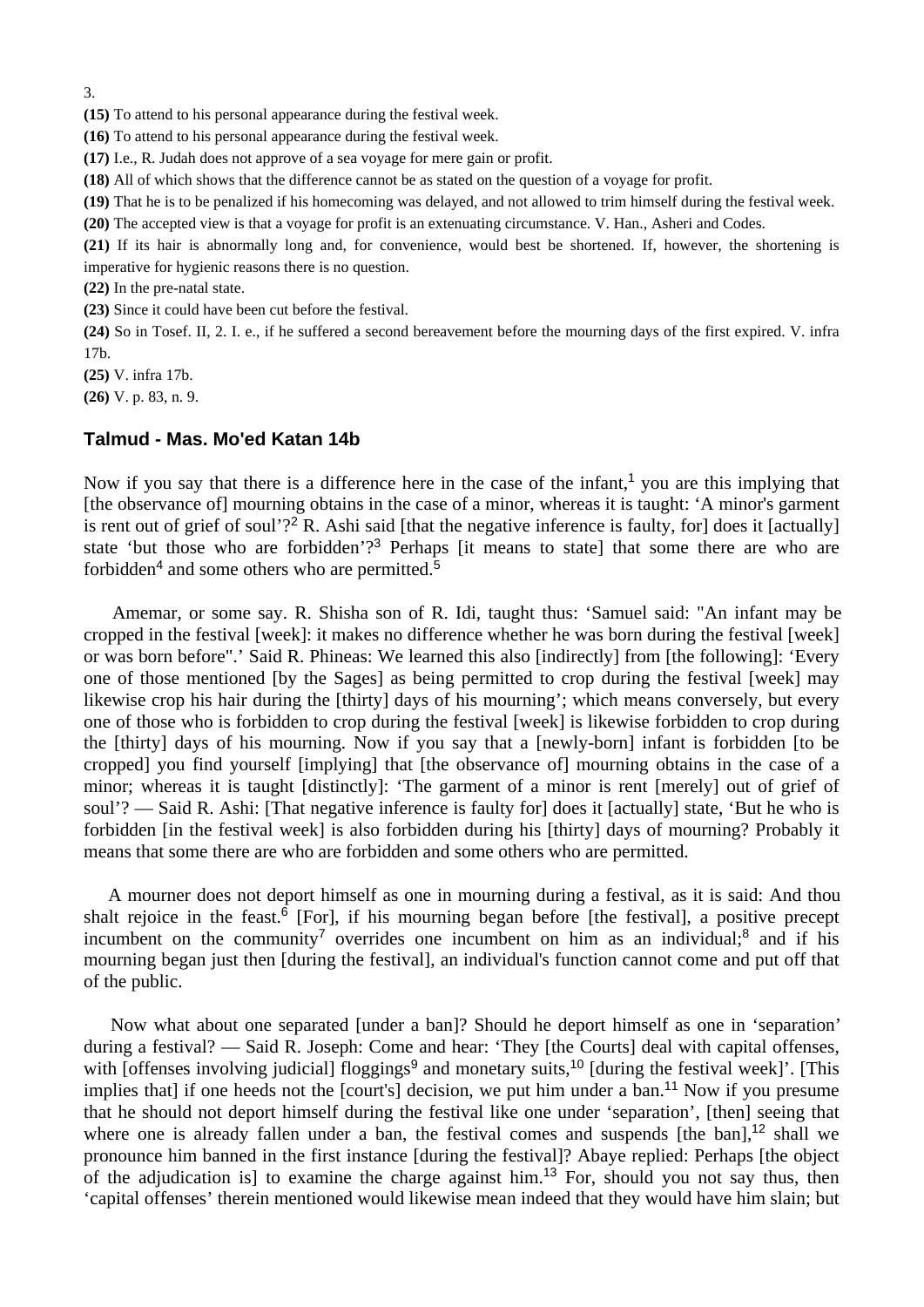3.

**(15)** To attend to his personal appearance during the festival week.

**(16)** To attend to his personal appearance during the festival week.

**(17)** I.e., R. Judah does not approve of a sea voyage for mere gain or profit.

**(18)** All of which shows that the difference cannot be as stated on the question of a voyage for profit.

**(19)** That he is to be penalized if his homecoming was delayed, and not allowed to trim himself during the festival week.

**(20)** The accepted view is that a voyage for profit is an extenuating circumstance. V. Han., Asheri and Codes.

**(21)** If its hair is abnormally long and, for convenience, would best be shortened. If, however, the shortening is imperative for hygienic reasons there is no question.

**(22)** In the pre-natal state.

**(23)** Since it could have been cut before the festival.

**(24)** So in Tosef. II, 2. I. e., if he suffered a second bereavement before the mourning days of the first expired. V. infra 17b.

**(25)** V. infra 17b.

**(26)** V. p. 83, n. 9.

## Talmud - Mas. Mo'ed Katan 14b

Now if you say that there is a difference here in the case of the infant,[1] you are this implying that [the observance of] mourning obtains in the case of a minor, whereas it is taught: 'A minor's garment is rent out of grief of soul'?[2] R. Ashi said [that the negative inference is faulty, for] does it [actually] state 'but those who are forbidden'?[3] Perhaps [it means to state] that some there are who are forbidden[4] and some others who are permitted.[5]

Amemar, or some say. R. Shisha son of R. Idi, taught thus: 'Samuel said: "An infant may be cropped in the festival [week]: it makes no difference whether he was born during the festival [week] or was born before".' Said R. Phineas: We learned this also [indirectly] from [the following]: 'Every one of those mentioned [by the Sages] as being permitted to crop during the festival [week] may likewise crop his hair during the [thirty] days of his mourning'; which means conversely, but every one of those who is forbidden to crop during the festival [week] is likewise forbidden to crop during the [thirty] days of his mourning. Now if you say that a [newly-born] infant is forbidden [to be cropped] you find yourself [implying] that [the observance of] mourning obtains in the case of a minor; whereas it is taught [distinctly]: 'The garment of a minor is rent [merely] out of grief of soul'? — Said R. Ashi: [That negative inference is faulty for] does it [actually] state, 'But he who is forbidden [in the festival week] is also forbidden during his [thirty] days of mourning? Probably it means that some there are who are forbidden and some others who are permitted.

A mourner does not deport himself as one in mourning during a festival, as it is said: And thou shalt rejoice in the feast.[6] [For], if his mourning began before [the festival], a positive precept incumbent on the community[7] overrides one incumbent on him as an individual;[8] and if his mourning began just then [during the festival], an individual's function cannot come and put off that of the public.

Now what about one separated [under a ban]? Should he deport himself as one in 'separation' during a festival? — Said R. Joseph: Come and hear: 'They [the Courts] deal with capital offenses, with [offenses involving judicial] floggings[9] and monetary suits,[10] [during the festival week]'. [This implies that] if one heeds not the [court's] decision, we put him under a ban.[11] Now if you presume that he should not deport himself during the festival like one under 'separation', [then] seeing that where one is already fallen under a ban, the festival comes and suspends [the ban],[12] shall we pronounce him banned in the first instance [during the festival]? Abaye replied: Perhaps [the object of the adjudication is] to examine the charge against him.[13] For, should you not say thus, then 'capital offenses' therein mentioned would likewise mean indeed that they would have him slain; but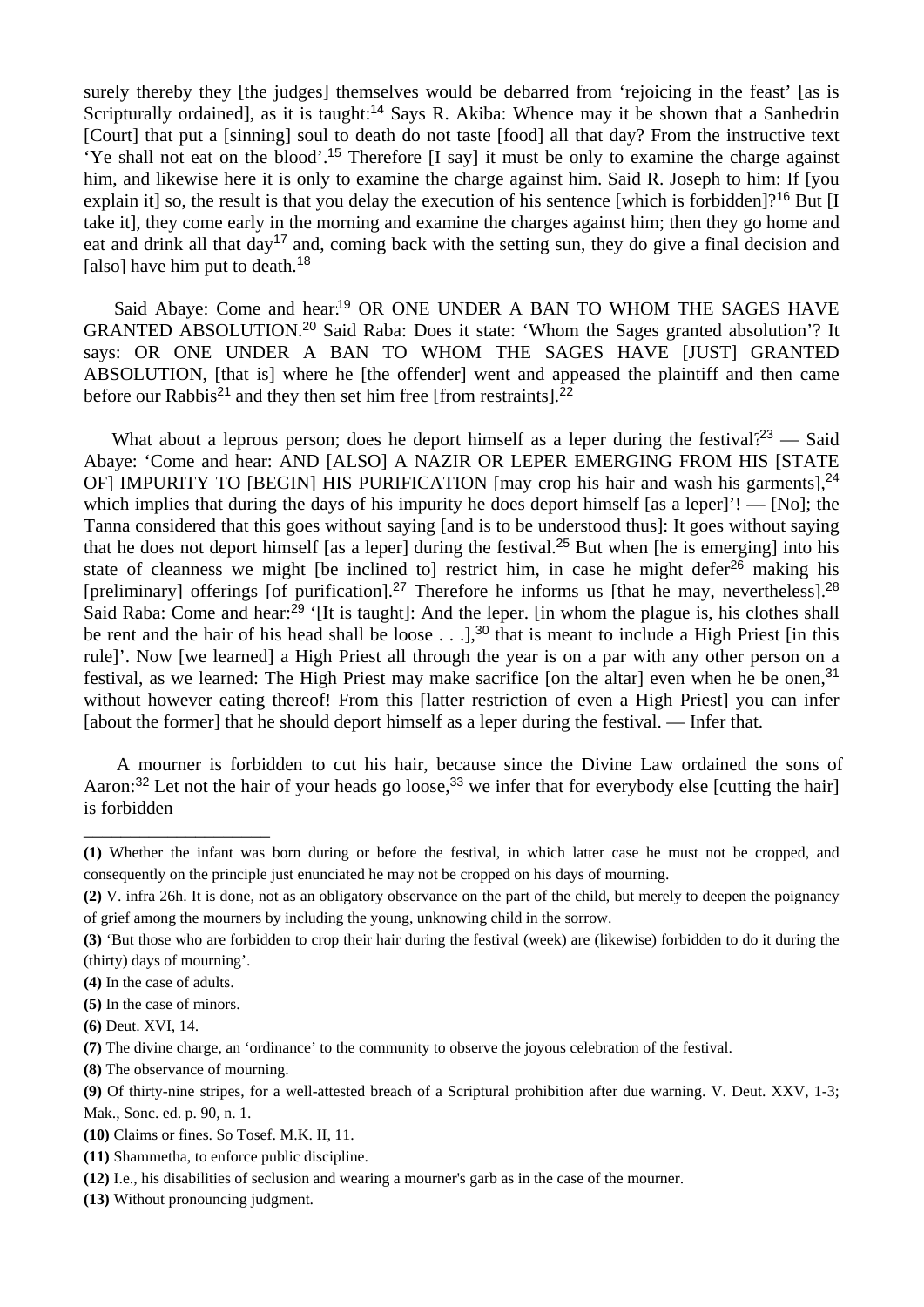surely thereby they [the judges] themselves would be debarred from 'rejoicing in the feast' [as is Scripturally ordained], as it is taught:[14] Says R. Akiba: Whence may it be shown that a Sanhedrin [Court] that put a [sinning] soul to death do not taste [food] all that day? From the instructive text 'Ye shall not eat on the blood'.[15] Therefore [I say] it must be only to examine the charge against him, and likewise here it is only to examine the charge against him. Said R. Joseph to him: If [you explain it] so, the result is that you delay the execution of his sentence [which is forbidden]?[16] But [I take it], they come early in the morning and examine the charges against him; then they go home and eat and drink all that day[17] and, coming back with the setting sun, they do give a final decision and [also] have him put to death.[18]

Said Abaye: Come and hear:[19] OR ONE UNDER A BAN TO WHOM THE SAGES HAVE GRANTED ABSOLUTION.[20] Said Raba: Does it state: 'Whom the Sages granted absolution'? It says: OR ONE UNDER A BAN TO WHOM THE SAGES HAVE [JUST] GRANTED ABSOLUTION, [that is] where he [the offender] went and appeased the plaintiff and then came before our Rabbis[21] and they then set him free [from restraints].[22]

What about a leprous person; does he deport himself as a leper during the festival?[23] — Said Abaye: 'Come and hear: AND [ALSO] A NAZIR OR LEPER EMERGING FROM HIS [STATE OF] IMPURITY TO [BEGIN] HIS PURIFICATION [may crop his hair and wash his garments],[24] which implies that during the days of his impurity he does deport himself [as a leper]'! — [No]; the Tanna considered that this goes without saying [and is to be understood thus]: It goes without saying that he does not deport himself [as a leper] during the festival.[25] But when [he is emerging] into his state of cleanness we might [be inclined to] restrict him, in case he might defer[26] making his [preliminary] offerings [of purification].[27] Therefore he informs us [that he may, nevertheless].[28] Said Raba: Come and hear:[29] '[It is taught]: And the leper. [in whom the plague is, his clothes shall be rent and the hair of his head shall be loose . . .],[30] that is meant to include a High Priest [in this rule]'. Now [we learned] a High Priest all through the year is on a par with any other person on a festival, as we learned: The High Priest may make sacrifice [on the altar] even when he be onen,[31] without however eating thereof! From this [latter restriction of even a High Priest] you can infer [about the former] that he should deport himself as a leper during the festival. — Infer that.

A mourner is forbidden to cut his hair, because since the Divine Law ordained the sons of Aaron:[32] Let not the hair of your heads go loose,[33] we infer that for everybody else [cutting the hair] is forbidden

---

**(1)** Whether the infant was born during or before the festival, in which latter case he must not be cropped, and consequently on the principle just enunciated he may not be cropped on his days of mourning.

**(2)** V. infra 26h. It is done, not as an obligatory observance on the part of the child, but merely to deepen the poignancy of grief among the mourners by including the young, unknowing child in the sorrow.

**(3)** 'But those who are forbidden to crop their hair during the festival (week) are (likewise) forbidden to do it during the (thirty) days of mourning'.

**(4)** In the case of adults.

**(5)** In the case of minors.

**(6)** Deut. XVI, 14.

**(7)** The divine charge, an 'ordinance' to the community to observe the joyous celebration of the festival.

**(8)** The observance of mourning.

**(9)** Of thirty-nine stripes, for a well-attested breach of a Scriptural prohibition after due warning. V. Deut. XXV, 1-3; Mak., Sonc. ed. p. 90, n. 1.

**(10)** Claims or fines. So Tosef. M.K. II, 11.

**(11)** Shammetha, to enforce public discipline.

**(12)** I.e., his disabilities of seclusion and wearing a mourner's garb as in the case of the mourner.

**(13)** Without pronouncing judgment.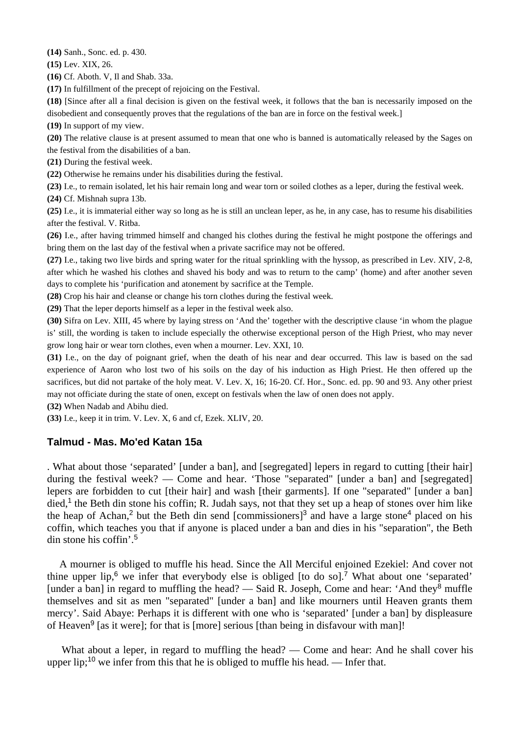**(14)** Sanh., Sonc. ed. p. 430.

**(15)** Lev. XIX, 26.

**(16)** Cf. Aboth. V, Il and Shab. 33a.

**(17)** In fulfillment of the precept of rejoicing on the Festival.

**(18)** [Since after all a final decision is given on the festival week, it follows that the ban is necessarily imposed on the disobedient and consequently proves that the regulations of the ban are in force on the festival week.]

**(19)** In support of my view.

**(20)** The relative clause is at present assumed to mean that one who is banned is automatically released by the Sages on the festival from the disabilities of a ban.

**(21)** During the festival week.

**(22)** Otherwise he remains under his disabilities during the festival.

**(23)** I.e., to remain isolated, let his hair remain long and wear torn or soiled clothes as a leper, during the festival week.

**(24)** Cf. Mishnah supra 13b.

**(25)** I.e., it is immaterial either way so long as he is still an unclean leper, as he, in any case, has to resume his disabilities after the festival. V. Ritba.

**(26)** I.e., after having trimmed himself and changed his clothes during the festival he might postpone the offerings and bring them on the last day of the festival when a private sacrifice may not be offered.

**(27)** I.e., taking two live birds and spring water for the ritual sprinkling with the hyssop, as prescribed in Lev. XIV, 2-8, after which he washed his clothes and shaved his body and was to return to the camp' (home) and after another seven days to complete his 'purification and atonement by sacrifice at the Temple.

**(28)** Crop his hair and cleanse or change his torn clothes during the festival week.

**(29)** That the leper deports himself as a leper in the festival week also.

**(30)** Sifra on Lev. XIII, 45 where by laying stress on 'And the' together with the descriptive clause 'in whom the plague is' still, the wording is taken to include especially the otherwise exceptional person of the High Priest, who may never grow long hair or wear torn clothes, even when a mourner. Lev. XXI, 10.

**(31)** I.e., on the day of poignant grief, when the death of his near and dear occurred. This law is based on the sad experience of Aaron who lost two of his soils on the day of his induction as High Priest. He then offered up the sacrifices, but did not partake of the holy meat. V. Lev. X, 16; 16-20. Cf. Hor., Sonc. ed. pp. 90 and 93. Any other priest may not officiate during the state of onen, except on festivals when the law of onen does not apply.

**(32)** When Nadab and Abihu died.

**(33)** I.e., keep it in trim. V. Lev. X, 6 and cf, Ezek. XLIV, 20.

### Talmud - Mas. Mo'ed Katan 15a

. What about those 'separated' [under a ban], and [segregated] lepers in regard to cutting [their hair] during the festival week? — Come and hear. 'Those "separated" [under a ban] and [segregated] lepers are forbidden to cut [their hair] and wash [their garments]. If one "separated" [under a ban] died,[1] the Beth din stone his coffin; R. Judah says, not that they set up a heap of stones over him like the heap of Achan,[2] but the Beth din send [commissioners][3] and have a large stone[4] placed on his coffin, which teaches you that if anyone is placed under a ban and dies in his "separation", the Beth din stone his coffin'.[5]

A mourner is obliged to muffle his head. Since the All Merciful enjoined Ezekiel: And cover not thine upper lip,[6] we infer that everybody else is obliged [to do so].[7] What about one 'separated' [under a ban] in regard to muffling the head? — Said R. Joseph, Come and hear: 'And they[8] muffle themselves and sit as men "separated" [under a ban] and like mourners until Heaven grants them mercy'. Said Abaye: Perhaps it is different with one who is 'separated' [under a ban] by displeasure of Heaven[9] [as it were]; for that is [more] serious [than being in disfavour with man]!

What about a leper, in regard to muffling the head? — Come and hear: And he shall cover his upper lip;[10] we infer from this that he is obliged to muffle his head. — Infer that.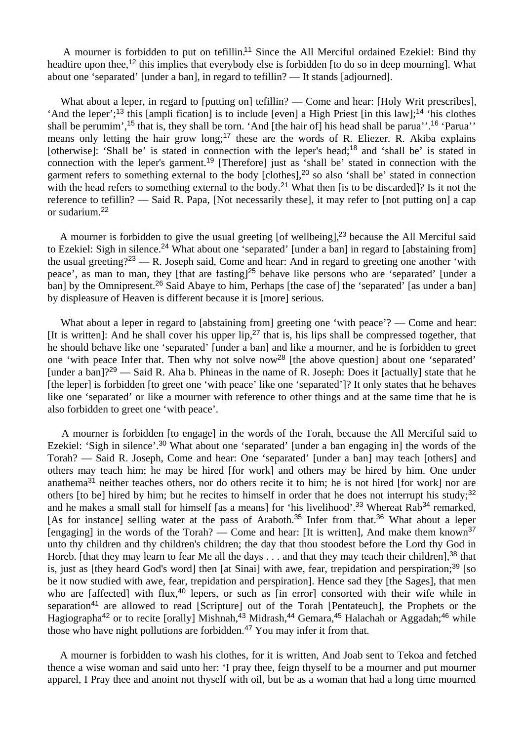A mourner is forbidden to put on tefillin.[11] Since the All Merciful ordained Ezekiel: Bind thy headtire upon thee,[12] this implies that everybody else is forbidden [to do so in deep mourning]. What about one 'separated' [under a ban], in regard to tefillin? — It stands [adjourned].

What about a leper, in regard to [putting on] tefillin? — Come and hear: [Holy Writ prescribes], 'And the leper';[13] this [ampli fication] is to include [even] a High Priest [in this law];[14] 'his clothes shall be perumim',[15] that is, they shall be torn. 'And [the hair of] his head shall be parua''.[16] 'Parua'' means only letting the hair grow long;[17] these are the words of R. Eliezer. R. Akiba explains [otherwise]: 'Shall be' is stated in connection with the leper's head;[18] and 'shall be' is stated in connection with the leper's garment.[19] [Therefore] just as 'shall be' stated in connection with the garment refers to something external to the body [clothes],[20] so also 'shall be' stated in connection with the head refers to something external to the body.[21] What then [is to be discarded]? Is it not the reference to tefillin? — Said R. Papa, [Not necessarily these], it may refer to [not putting on] a cap or sudarium.[22]

A mourner is forbidden to give the usual greeting [of wellbeing],[23] because the All Merciful said to Ezekiel: Sigh in silence.[24] What about one 'separated' [under a ban] in regard to [abstaining from] the usual greeting?[23] — R. Joseph said, Come and hear: And in regard to greeting one another 'with peace', as man to man, they [that are fasting][25] behave like persons who are 'separated' [under a ban] by the Omnipresent.[26] Said Abaye to him, Perhaps [the case of] the 'separated' [as under a ban] by displeasure of Heaven is different because it is [more] serious.

What about a leper in regard to [abstaining from] greeting one 'with peace'? — Come and hear: [It is written]: And he shall cover his upper lip,[27] that is, his lips shall be compressed together, that he should behave like one 'separated' [under a ban] and like a mourner, and he is forbidden to greet one 'with peace Infer that. Then why not solve now[28] [the above question] about one 'separated' [under a ban]?[29] — Said R. Aha b. Phineas in the name of R. Joseph: Does it [actually] state that he [the leper] is forbidden [to greet one 'with peace' like one 'separated']? It only states that he behaves like one 'separated' or like a mourner with reference to other things and at the same time that he is also forbidden to greet one 'with peace'.

A mourner is forbidden [to engage] in the words of the Torah, because the All Merciful said to Ezekiel: 'Sigh in silence'.[30] What about one 'separated' [under a ban engaging in] the words of the Torah? — Said R. Joseph, Come and hear: One 'separated' [under a ban] may teach [others] and others may teach him; he may be hired [for work] and others may be hired by him. One under anathema[31] neither teaches others, nor do others recite it to him; he is not hired [for work] nor are others [to be] hired by him; but he recites to himself in order that he does not interrupt his study;[32] and he makes a small stall for himself [as a means] for 'his livelihood'.[33] Whereat Rab[34] remarked, [As for instance] selling water at the pass of Araboth.[35] Infer from that.[36] What about a leper [engaging] in the words of the Torah? — Come and hear: [It is written], And make them known[37] unto thy children and thy children's children; the day that thou stoodest before the Lord thy God in Horeb. [that they may learn to fear Me all the days . . . and that they may teach their children],[38] that is, just as [they heard God's word] then [at Sinai] with awe, fear, trepidation and perspiration;[39] [so be it now studied with awe, fear, trepidation and perspiration]. Hence sad they [the Sages], that men who are [affected] with flux,[40] lepers, or such as [in error] consorted with their wife while in separation[41] are allowed to read [Scripture] out of the Torah [Pentateuch], the Prophets or the Hagiographa[42] or to recite [orally] Mishnah,[43] Midrash,[44] Gemara,[45] Halachah or Aggadah;[46] while those who have night pollutions are forbidden.[47] You may infer it from that.

A mourner is forbidden to wash his clothes, for it is written, And Joab sent to Tekoa and fetched thence a wise woman and said unto her: 'I pray thee, feign thyself to be a mourner and put mourner apparel, I Pray thee and anoint not thyself with oil, but be as a woman that had a long time mourned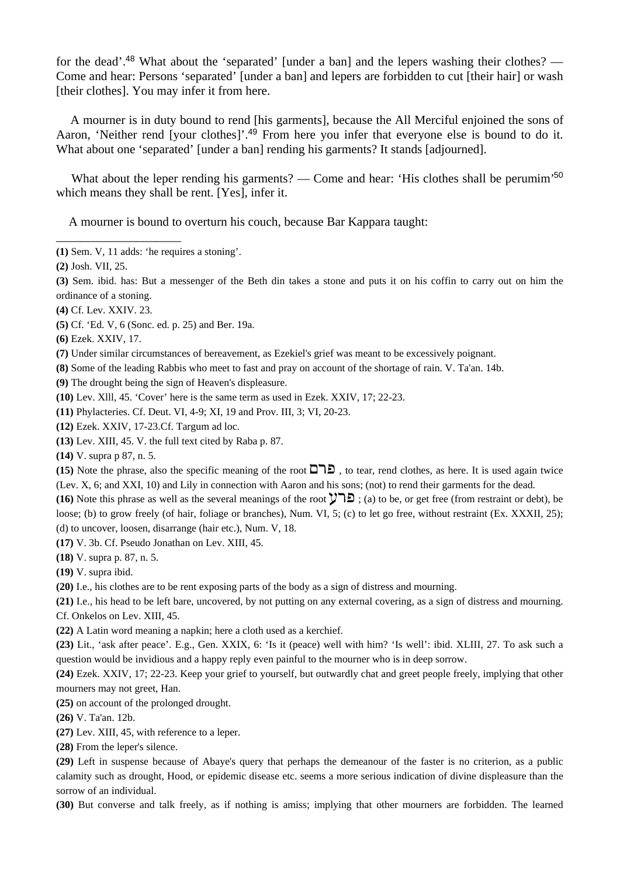for the dead'.[48] What about the 'separated' [under a ban] and the lepers washing their clothes? — Come and hear: Persons 'separated' [under a ban] and lepers are forbidden to cut [their hair] or wash [their clothes]. You may infer it from here.

A mourner is in duty bound to rend [his garments], because the All Merciful enjoined the sons of Aaron, 'Neither rend [your clothes]'.[49] From here you infer that everyone else is bound to do it. What about one 'separated' [under a ban] rending his garments? It stands [adjourned].

What about the leper rending his garments? — Come and hear: 'His clothes shall be perumim'[50] which means they shall be rent. [Yes], infer it.

A mourner is bound to overturn his couch, because Bar Kappara taught:

---

**(1)** Sem. V, 11 adds: 'he requires a stoning'.

**(2)** Josh. VII, 25.

**(3)** Sem. ibid. has: But a messenger of the Beth din takes a stone and puts it on his coffin to carry out on him the ordinance of a stoning.

**(4)** Cf. Lev. XXIV. 23.

**(5)** Cf. 'Ed. V, 6 (Sonc. ed. p. 25) and Ber. 19a.

**(6)** Ezek. XXIV, 17.

**(7)** Under similar circumstances of bereavement, as Ezekiel's grief was meant to be excessively poignant.

**(8)** Some of the leading Rabbis who meet to fast and pray on account of the shortage of rain. V. Ta'an. 14b.

**(9)** The drought being the sign of Heaven's displeasure.

**(10)** Lev. XIII, 45. 'Cover' here is the same term as used in Ezek. XXIV, 17; 22-23.

**(11)** Phylacteries. Cf. Deut. VI, 4-9; XI, 19 and Prov. III, 3; VI, 20-23.

**(12)** Ezek. XXIV, 17-23.Cf. Targum ad loc.

**(13)** Lev. XIII, 45. V. the full text cited by Raba p. 87.

**(14)** V. supra p 87, n. 5.

**(15)** Note the phrase, also the specific meaning of the root פרם , to tear, rend clothes, as here. It is used again twice (Lev. X, 6; and XXI, 10) and Lily in connection with Aaron and his sons; (not) to rend their garments for the dead.

**(16)** Note this phrase as well as the several meanings of the root פרע ; (a) to be, or get free (from restraint or debt), be loose; (b) to grow freely (of hair, foliage or branches), Num. VI, 5; (c) to let go free, without restraint (Ex. XXXII, 25); (d) to uncover, loosen, disarrange (hair etc.), Num. V, 18.

**(17)** V. 3b. Cf. Pseudo Jonathan on Lev. XIII, 45.

**(18)** V. supra p. 87, n. 5.

**(19)** V. supra ibid.

**(20)** I.e., his clothes are to be rent exposing parts of the body as a sign of distress and mourning.

**(21)** I.e., his head to be left bare, uncovered, by not putting on any external covering, as a sign of distress and mourning. Cf. Onkelos on Lev. XIII, 45.

**(22)** A Latin word meaning a napkin; here a cloth used as a kerchief.

**(23)** Lit., 'ask after peace'. E.g., Gen. XXIX, 6: 'Is it (peace) well with him? 'Is well': ibid. XLIII, 27. To ask such a question would be invidious and a happy reply even painful to the mourner who is in deep sorrow.

**(24)** Ezek. XXIV, 17; 22-23. Keep your grief to yourself, but outwardly chat and greet people freely, implying that other mourners may not greet, Han.

**(25)** on account of the prolonged drought.

**(26)** V. Ta'an. 12b.

**(27)** Lev. XIII, 45, with reference to a leper.

**(28)** From the leper's silence.

**(29)** Left in suspense because of Abaye's query that perhaps the demeanour of the faster is no criterion, as a public calamity such as drought, Hood, or epidemic disease etc. seems a more serious indication of divine displeasure than the sorrow of an individual.

**(30)** But converse and talk freely, as if nothing is amiss; implying that other mourners are forbidden. The learned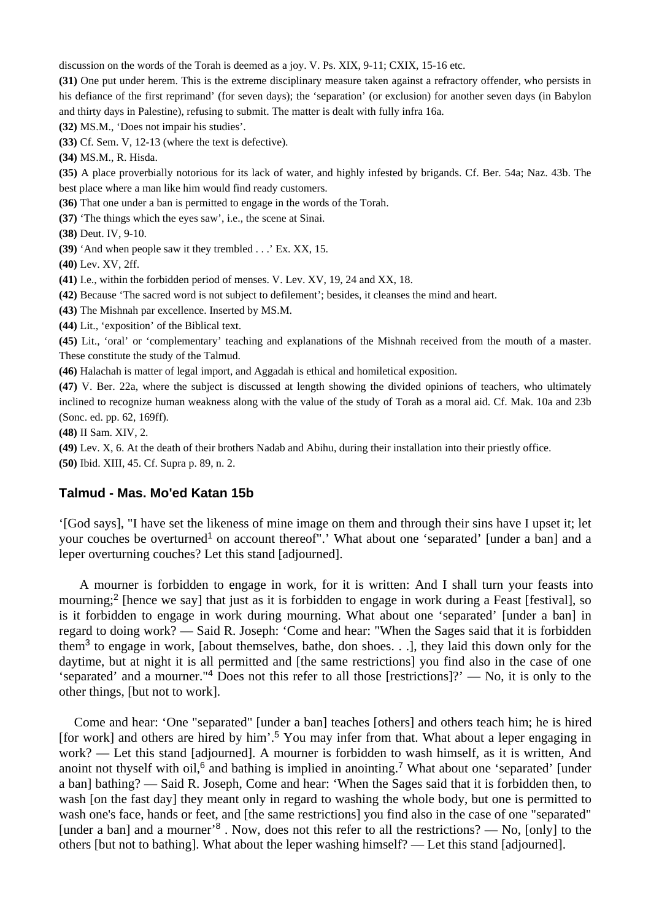discussion on the words of the Torah is deemed as a joy. V. Ps. XIX, 9-11; CXIX, 15-16 etc.

**(31)** One put under herem. This is the extreme disciplinary measure taken against a refractory offender, who persists in his defiance of the first reprimand' (for seven days); the 'separation' (or exclusion) for another seven days (in Babylon and thirty days in Palestine), refusing to submit. The matter is dealt with fully infra 16a.

**(32)** MS.M., 'Does not impair his studies'.

**(33)** Cf. Sem. V, 12-13 (where the text is defective).

**(34)** MS.M., R. Hisda.

**(35)** A place proverbially notorious for its lack of water, and highly infested by brigands. Cf. Ber. 54a; Naz. 43b. The best place where a man like him would find ready customers.

**(36)** That one under a ban is permitted to engage in the words of the Torah.

**(37)** 'The things which the eyes saw', i.e., the scene at Sinai.

**(38)** Deut. IV, 9-10.

**(39)** 'And when people saw it they trembled . . .' Ex. XX, 15.

**(40)** Lev. XV, 2ff.

**(41)** I.e., within the forbidden period of menses. V. Lev. XV, 19, 24 and XX, 18.

**(42)** Because 'The sacred word is not subject to defilement'; besides, it cleanses the mind and heart.

**(43)** The Mishnah par excellence. Inserted by MS.M.

**(44)** Lit., 'exposition' of the Biblical text.

**(45)** Lit., 'oral' or 'complementary' teaching and explanations of the Mishnah received from the mouth of a master. These constitute the study of the Talmud.

**(46)** Halachah is matter of legal import, and Aggadah is ethical and homiletical exposition.

**(47)** V. Ber. 22a, where the subject is discussed at length showing the divided opinions of teachers, who ultimately inclined to recognize human weakness along with the value of the study of Torah as a moral aid. Cf. Mak. 10a and 23b (Sonc. ed. pp. 62, 169ff).

**(48)** II Sam. XIV, 2.

**(49)** Lev. X, 6. At the death of their brothers Nadab and Abihu, during their installation into their priestly office.

**(50)** Ibid. XIII, 45. Cf. Supra p. 89, n. 2.

## Talmud - Mas. Mo'ed Katan 15b

'[God says], "I have set the likeness of mine image on them and through their sins have I upset it; let your couches be overturned[1] on account thereof".' What about one 'separated' [under a ban] and a leper overturning couches? Let this stand [adjourned].

A mourner is forbidden to engage in work, for it is written: And I shall turn your feasts into mourning;[2] [hence we say] that just as it is forbidden to engage in work during a Feast [festival], so is it forbidden to engage in work during mourning. What about one 'separated' [under a ban] in regard to doing work? — Said R. Joseph: 'Come and hear: "When the Sages said that it is forbidden them[3] to engage in work, [about themselves, bathe, don shoes. . .], they laid this down only for the daytime, but at night it is all permitted and [the same restrictions] you find also in the case of one 'separated' and a mourner."[4] Does not this refer to all those [restrictions]?' — No, it is only to the other things, [but not to work].

Come and hear: 'One "separated" [under a ban] teaches [others] and others teach him; he is hired [for work] and others are hired by him'.[5] You may infer from that. What about a leper engaging in work? — Let this stand [adjourned]. A mourner is forbidden to wash himself, as it is written, And anoint not thyself with oil,[6] and bathing is implied in anointing.[7] What about one 'separated' [under a ban] bathing? — Said R. Joseph, Come and hear: 'When the Sages said that it is forbidden then, to wash [on the fast day] they meant only in regard to washing the whole body, but one is permitted to wash one's face, hands or feet, and [the same restrictions] you find also in the case of one "separated" [under a ban] and a mourner'[8] . Now, does not this refer to all the restrictions? — No, [only] to the others [but not to bathing]. What about the leper washing himself? — Let this stand [adjourned].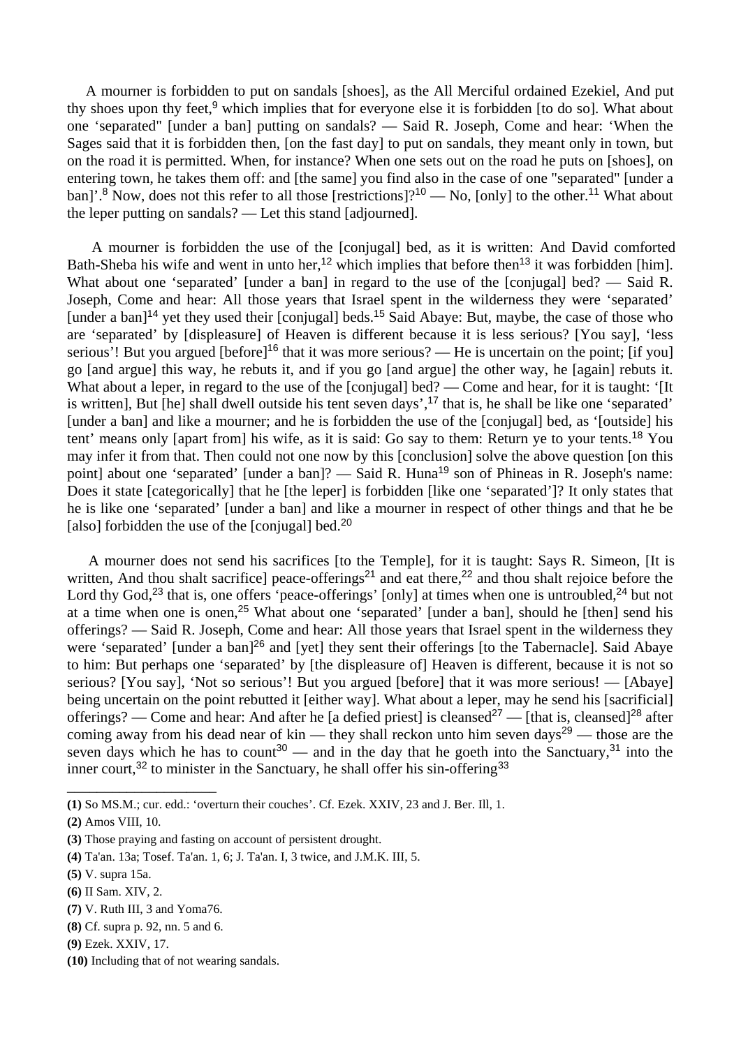A mourner is forbidden to put on sandals [shoes], as the All Merciful ordained Ezekiel, And put thy shoes upon thy feet,[9] which implies that for everyone else it is forbidden [to do so]. What about one 'separated" [under a ban] putting on sandals? — Said R. Joseph, Come and hear: 'When the Sages said that it is forbidden then, [on the fast day] to put on sandals, they meant only in town, but on the road it is permitted. When, for instance? When one sets out on the road he puts on [shoes], on entering town, he takes them off: and [the same] you find also in the case of one "separated" [under a ban]'.[8] Now, does not this refer to all those [restrictions]?[10] — No, [only] to the other.[11] What about the leper putting on sandals? — Let this stand [adjourned].

A mourner is forbidden the use of the [conjugal] bed, as it is written: And David comforted Bath-Sheba his wife and went in unto her,[12] which implies that before then[13] it was forbidden [him]. What about one 'separated' [under a ban] in regard to the use of the [conjugal] bed? — Said R. Joseph, Come and hear: All those years that Israel spent in the wilderness they were 'separated' [under a ban][14] yet they used their [conjugal] beds.[15] Said Abaye: But, maybe, the case of those who are 'separated' by [displeasure] of Heaven is different because it is less serious? [You say], 'less serious'! But you argued [before][16] that it was more serious? — He is uncertain on the point; [if you] go [and argue] this way, he rebuts it, and if you go [and argue] the other way, he [again] rebuts it. What about a leper, in regard to the use of the [conjugal] bed? — Come and hear, for it is taught: '[It is written], But [he] shall dwell outside his tent seven days',[17] that is, he shall be like one 'separated' [under a ban] and like a mourner; and he is forbidden the use of the [conjugal] bed, as '[outside] his tent' means only [apart from] his wife, as it is said: Go say to them: Return ye to your tents.[18] You may infer it from that. Then could not one now by this [conclusion] solve the above question [on this point] about one 'separated' [under a ban]? — Said R. Huna[19] son of Phineas in R. Joseph's name: Does it state [categorically] that he [the leper] is forbidden [like one 'separated']? It only states that he is like one 'separated' [under a ban] and like a mourner in respect of other things and that he be [also] forbidden the use of the [conjugal] bed.[20]

A mourner does not send his sacrifices [to the Temple], for it is taught: Says R. Simeon, [It is written, And thou shalt sacrifice] peace-offerings[21] and eat there,[22] and thou shalt rejoice before the Lord thy God,[23] that is, one offers 'peace-offerings' [only] at times when one is untroubled,[24] but not at a time when one is onen,[25] What about one 'separated' [under a ban], should he [then] send his offerings? — Said R. Joseph, Come and hear: All those years that Israel spent in the wilderness they were 'separated' [under a ban][26] and [yet] they sent their offerings [to the Tabernacle]. Said Abaye to him: But perhaps one 'separated' by [the displeasure of] Heaven is different, because it is not so serious? [You say], 'Not so serious'! But you argued [before] that it was more serious! — [Abaye] being uncertain on the point rebutted it [either way]. What about a leper, may he send his [sacrificial] offerings? — Come and hear: And after he [a defied priest] is cleansed[27] — [that is, cleansed][28] after coming away from his dead near of kin — they shall reckon unto him seven days[29] — those are the seven days which he has to count[30] — and in the day that he goeth into the Sanctuary,[31] into the inner court,[32] to minister in the Sanctuary, he shall offer his sin-offering[33]

---

**(1)** So MS.M.; cur. edd.: 'overturn their couches'. Cf. Ezek. XXIV, 23 and J. Ber. Ill, 1.

**(2)** Amos VIII, 10.

**(3)** Those praying and fasting on account of persistent drought.

**(4)** Ta'an. 13a; Tosef. Ta'an. 1, 6; J. Ta'an. I, 3 twice, and J.M.K. III, 5.

**(5)** V. supra 15a.

**(6)** II Sam. XIV, 2.

**(7)** V. Ruth III, 3 and Yoma76.

**(8)** Cf. supra p. 92, nn. 5 and 6.

**(9)** Ezek. XXIV, 17.

**(10)** Including that of not wearing sandals.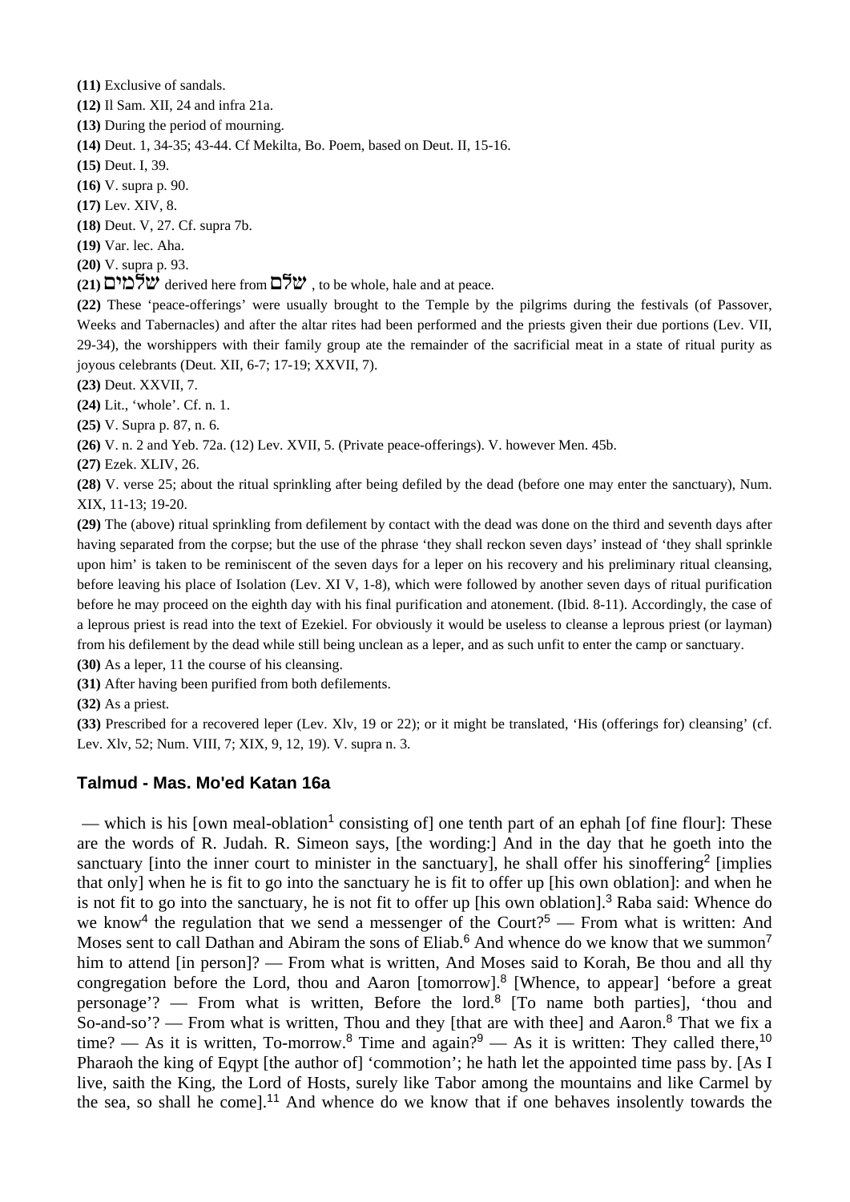**(11)** Exclusive of sandals.

**(12)** Il Sam. XII, 24 and infra 21a.

**(13)** During the period of mourning.

**(14)** Deut. 1, 34-35; 43-44. Cf Mekilta, Bo. Poem, based on Deut. II, 15-16.

**(15)** Deut. I, 39.

**(16)** V. supra p. 90.

**(17)** Lev. XIV, 8.

**(18)** Deut. V, 27. Cf. supra 7b.

**(19)** Var. lec. Aha.

**(20)** V. supra p. 93.

**(21)** שלמים derived here from שלם , to be whole, hale and at peace.

**(22)** These 'peace-offerings' were usually brought to the Temple by the pilgrims during the festivals (of Passover, Weeks and Tabernacles) and after the altar rites had been performed and the priests given their due portions (Lev. VII, 29-34), the worshippers with their family group ate the remainder of the sacrificial meat in a state of ritual purity as joyous celebrants (Deut. XII, 6-7; 17-19; XXVII, 7).

**(23)** Deut. XXVII, 7.

**(24)** Lit., 'whole'. Cf. n. 1.

**(25)** V. Supra p. 87, n. 6.

**(26)** V. n. 2 and Yeb. 72a. (12) Lev. XVII, 5. (Private peace-offerings). V. however Men. 45b.

**(27)** Ezek. XLIV, 26.

**(28)** V. verse 25; about the ritual sprinkling after being defiled by the dead (before one may enter the sanctuary), Num. XIX, 11-13; 19-20.

**(29)** The (above) ritual sprinkling from defilement by contact with the dead was done on the third and seventh days after having separated from the corpse; but the use of the phrase 'they shall reckon seven days' instead of 'they shall sprinkle upon him' is taken to be reminiscent of the seven days for a leper on his recovery and his preliminary ritual cleansing, before leaving his place of Isolation (Lev. XI V, 1-8), which were followed by another seven days of ritual purification before he may proceed on the eighth day with his final purification and atonement. (Ibid. 8-11). Accordingly, the case of a leprous priest is read into the text of Ezekiel. For obviously it would be useless to cleanse a leprous priest (or layman) from his defilement by the dead while still being unclean as a leper, and as such unfit to enter the camp or sanctuary.

**(30)** As a leper, 11 the course of his cleansing.

**(31)** After having been purified from both defilements.

**(32)** As a priest.

**(33)** Prescribed for a recovered leper (Lev. Xlv, 19 or 22); or it might be translated, 'His (offerings for) cleansing' (cf. Lev. Xlv, 52; Num. VIII, 7; XIX, 9, 12, 19). V. supra n. 3.

## Talmud - Mas. Mo'ed Katan 16a

— which is his [own meal-oblation[1] consisting of] one tenth part of an ephah [of fine flour]: These are the words of R. Judah. R. Simeon says, [the wording:] And in the day that he goeth into the sanctuary [into the inner court to minister in the sanctuary], he shall offer his sinoffering[2] [implies that only] when he is fit to go into the sanctuary he is fit to offer up [his own oblation]: and when he is not fit to go into the sanctuary, he is not fit to offer up [his own oblation].[3] Raba said: Whence do we know[4] the regulation that we send a messenger of the Court?[5] — From what is written: And Moses sent to call Dathan and Abiram the sons of Eliab.[6] And whence do we know that we summon[7] him to attend [in person]? — From what is written, And Moses said to Korah, Be thou and all thy congregation before the Lord, thou and Aaron [tomorrow].[8] [Whence, to appear] 'before a great personage'? — From what is written, Before the lord.[8] [To name both parties], 'thou and So-and-so'? — From what is written, Thou and they [that are with thee] and Aaron.[8] That we fix a time? — As it is written, To-morrow.[8] Time and again?[9] — As it is written: They called there,[10] Pharaoh the king of Eqypt [the author of] 'commotion'; he hath let the appointed time pass by. [As I live, saith the King, the Lord of Hosts, surely like Tabor among the mountains and like Carmel by the sea, so shall he come].[11] And whence do we know that if one behaves insolently towards the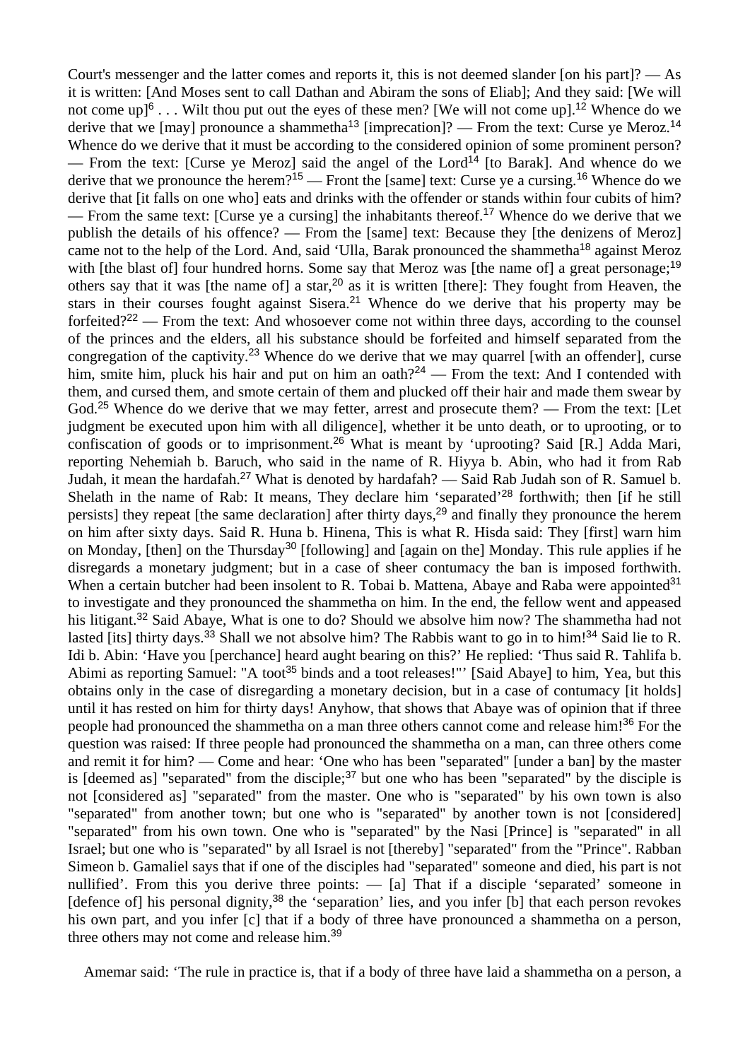Court's messenger and the latter comes and reports it, this is not deemed slander [on his part]? — As it is written: [And Moses sent to call Dathan and Abiram the sons of Eliab]; And they said: [We will not come up][6] . . . Wilt thou put out the eyes of these men? [We will not come up].[12] Whence do we derive that we [may] pronounce a shammetha[13] [imprecation]? — From the text: Curse ye Meroz.[14] Whence do we derive that it must be according to the considered opinion of some prominent person? — From the text: [Curse ye Meroz] said the angel of the Lord[14] [to Barak]. And whence do we derive that we pronounce the herem?[15] — Front the [same] text: Curse ye a cursing.[16] Whence do we derive that [it falls on one who] eats and drinks with the offender or stands within four cubits of him? — From the same text: [Curse ye a cursing] the inhabitants thereof.[17] Whence do we derive that we publish the details of his offence? — From the [same] text: Because they [the denizens of Meroz] came not to the help of the Lord. And, said ‘Ulla, Barak pronounced the shammetha[18] against Meroz with [the blast of] four hundred horns. Some say that Meroz was [the name of] a great personage;[19] others say that it was [the name of] a star,[20] as it is written [there]: They fought from Heaven, the stars in their courses fought against Sisera.[21] Whence do we derive that his property may be forfeited?[22] — From the text: And whosoever come not within three days, according to the counsel of the princes and the elders, all his substance should be forfeited and himself separated from the congregation of the captivity.[23] Whence do we derive that we may quarrel [with an offender], curse him, smite him, pluck his hair and put on him an oath?[24] — From the text: And I contended with them, and cursed them, and smote certain of them and plucked off their hair and made them swear by God.[25] Whence do we derive that we may fetter, arrest and prosecute them? — From the text: [Let judgment be executed upon him with all diligence], whether it be unto death, or to uprooting, or to confiscation of goods or to imprisonment.[26] What is meant by ‘uprooting? Said [R.] Adda Mari, reporting Nehemiah b. Baruch, who said in the name of R. Hiyya b. Abin, who had it from Rab Judah, it mean the hardafah.[27] What is denoted by hardafah? — Said Rab Judah son of R. Samuel b. Shelath in the name of Rab: It means, They declare him ‘separated’[28] forthwith; then [if he still persists] they repeat [the same declaration] after thirty days,[29] and finally they pronounce the herem on him after sixty days. Said R. Huna b. Hinena, This is what R. Hisda said: They [first] warn him on Monday, [then] on the Thursday[30] [following] and [again on the] Monday. This rule applies if he disregards a monetary judgment; but in a case of sheer contumacy the ban is imposed forthwith. When a certain butcher had been insolent to R. Tobai b. Mattena, Abaye and Raba were appointed[31] to investigate and they pronounced the shammetha on him. In the end, the fellow went and appeased his litigant.[32] Said Abaye, What is one to do? Should we absolve him now? The shammetha had not lasted [its] thirty days.[33] Shall we not absolve him? The Rabbis want to go in to him![34] Said lie to R. Idi b. Abin: ‘Have you [perchance] heard aught bearing on this?’ He replied: ‘Thus said R. Tahlifa b. Abimi as reporting Samuel: "A toot[35] binds and a toot releases!"’ [Said Abaye] to him, Yea, but this obtains only in the case of disregarding a monetary decision, but in a case of contumacy [it holds] until it has rested on him for thirty days! Anyhow, that shows that Abaye was of opinion that if three people had pronounced the shammetha on a man three others cannot come and release him![36] For the question was raised: If three people had pronounced the shammetha on a man, can three others come and remit it for him? — Come and hear: ‘One who has been "separated" [under a ban] by the master is [deemed as] "separated" from the disciple;[37] but one who has been "separated" by the disciple is not [considered as] "separated" from the master. One who is "separated" by his own town is also "separated" from another town; but one who is "separated" by another town is not [considered] "separated" from his own town. One who is "separated" by the Nasi [Prince] is "separated" in all Israel; but one who is "separated" by all Israel is not [thereby] "separated" from the "Prince". Rabban Simeon b. Gamaliel says that if one of the disciples had "separated" someone and died, his part is not nullified’. From this you derive three points: — [a] That if a disciple ‘separated’ someone in [defence of] his personal dignity,[38] the ‘separation’ lies, and you infer [b] that each person revokes his own part, and you infer [c] that if a body of three have pronounced a shammetha on a person, three others may not come and release him.[39]

Amemar said: ‘The rule in practice is, that if a body of three have laid a shammetha on a person, a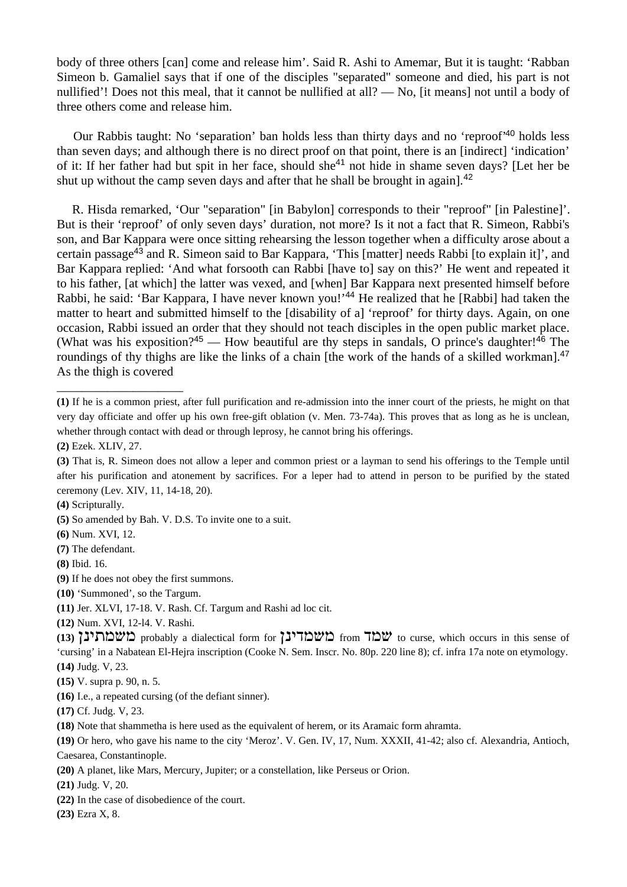body of three others [can] come and release him'. Said R. Ashi to Amemar, But it is taught: 'Rabban Simeon b. Gamaliel says that if one of the disciples "separated" someone and died, his part is not nullified'! Does not this meal, that it cannot be nullified at all? — No, [it means] not until a body of three others come and release him.

Our Rabbis taught: No 'separation' ban holds less than thirty days and no 'reproof'[40] holds less than seven days; and although there is no direct proof on that point, there is an [indirect] 'indication' of it: If her father had but spit in her face, should she[41] not hide in shame seven days? [Let her be shut up without the camp seven days and after that he shall be brought in again].[42]

R. Hisda remarked, 'Our "separation" [in Babylon] corresponds to their "reproof" [in Palestine]'. But is their 'reproof' of only seven days' duration, not more? Is it not a fact that R. Simeon, Rabbi's son, and Bar Kappara were once sitting rehearsing the lesson together when a difficulty arose about a certain passage[43] and R. Simeon said to Bar Kappara, 'This [matter] needs Rabbi [to explain it]', and Bar Kappara replied: 'And what forsooth can Rabbi [have to] say on this?' He went and repeated it to his father, [at which] the latter was vexed, and [when] Bar Kappara next presented himself before Rabbi, he said: 'Bar Kappara, I have never known you!'[44] He realized that he [Rabbi] had taken the matter to heart and submitted himself to the [disability of a] 'reproof' for thirty days. Again, on one occasion, Rabbi issued an order that they should not teach disciples in the open public market place. (What was his exposition?[45] — How beautiful are thy steps in sandals, O prince's daughter![46] The roundings of thy thighs are like the links of a chain [the work of the hands of a skilled workman].[47] As the thigh is covered

---

**(1)** If he is a common priest, after full purification and re-admission into the inner court of the priests, he might on that very day officiate and offer up his own free-gift oblation (v. Men. 73-74a). This proves that as long as he is unclean, whether through contact with dead or through leprosy, he cannot bring his offerings.

**(2)** Ezek. XLIV, 27.

**(3)** That is, R. Simeon does not allow a leper and common priest or a layman to send his offerings to the Temple until after his purification and atonement by sacrifices. For a leper had to attend in person to be purified by the stated ceremony (Lev. XIV, 11, 14-18, 20).

**(4)** Scripturally.

**(5)** So amended by Bah. V. D.S. To invite one to a suit.

**(6)** Num. XVI, 12.

**(7)** The defendant.

**(8)** Ibid. 16.

**(9)** If he does not obey the first summons.

**(10)** 'Summoned', so the Targum.

**(11)** Jer. XLVI, 17-18. V. Rash. Cf. Targum and Rashi ad loc cit.

**(12)** Num. XVI, 12-l4. V. Rashi.

**(13)** משמתינן probably a dialectical form for משמדינן from שמד to curse, which occurs in this sense of 'cursing' in a Nabatean El-Hejra inscription (Cooke N. Sem. Inscr. No. 80p. 220 line 8); cf. infra 17a note on etymology.

**(14)** Judg. V, 23.

**(15)** V. supra p. 90, n. 5.

**(16)** I.e., a repeated cursing (of the defiant sinner).

**(17)** Cf. Judg. V, 23.

**(18)** Note that shammetha is here used as the equivalent of herem, or its Aramaic form ahramta.

**(19)** Or hero, who gave his name to the city 'Meroz'. V. Gen. IV, 17, Num. XXXII, 41-42; also cf. Alexandria, Antioch, Caesarea, Constantinople.

**(20)** A planet, like Mars, Mercury, Jupiter; or a constellation, like Perseus or Orion.

**(21)** Judg. V, 20.

**(22)** In the case of disobedience of the court.

**(23)** Ezra X, 8.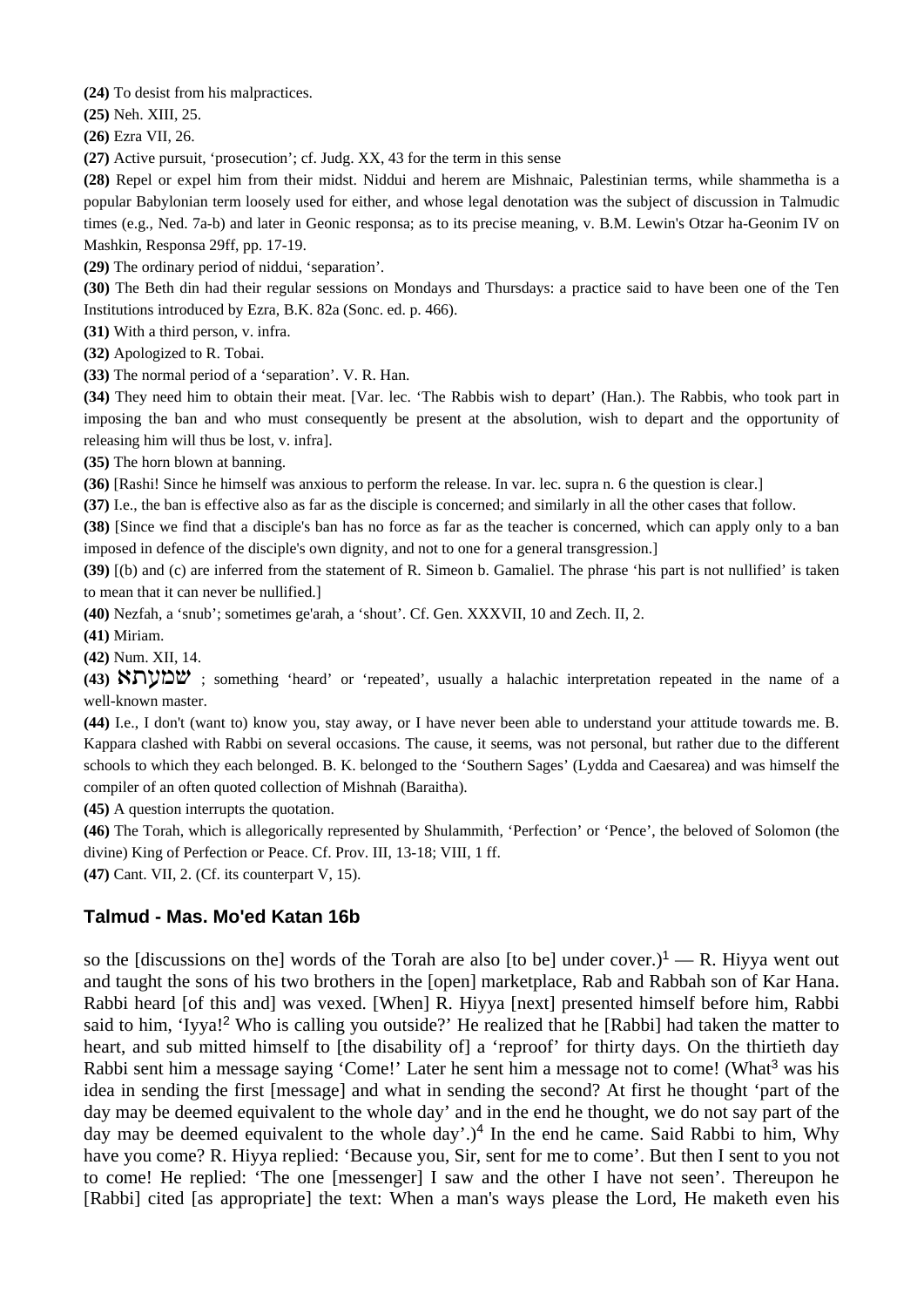**(24)** To desist from his malpractices.

**(25)** Neh. XIII, 25.

**(26)** Ezra VII, 26.

**(27)** Active pursuit, 'prosecution'; cf. Judg. XX, 43 for the term in this sense

**(28)** Repel or expel him from their midst. Niddui and herem are Mishnaic, Palestinian terms, while shammetha is a popular Babylonian term loosely used for either, and whose legal denotation was the subject of discussion in Talmudic times (e.g., Ned. 7a-b) and later in Geonic responsa; as to its precise meaning, v. B.M. Lewin's Otzar ha-Geonim IV on Mashkin, Responsa 29ff, pp. 17-19.

**(29)** The ordinary period of niddui, 'separation'.

**(30)** The Beth din had their regular sessions on Mondays and Thursdays: a practice said to have been one of the Ten Institutions introduced by Ezra, B.K. 82a (Sonc. ed. p. 466).

**(31)** With a third person, v. infra.

**(32)** Apologized to R. Tobai.

**(33)** The normal period of a 'separation'. V. R. Han.

**(34)** They need him to obtain their meat. [Var. lec. 'The Rabbis wish to depart' (Han.). The Rabbis, who took part in imposing the ban and who must consequently be present at the absolution, wish to depart and the opportunity of releasing him will thus be lost, v. infra].

**(35)** The horn blown at banning.

**(36)** [Rashi! Since he himself was anxious to perform the release. In var. lec. supra n. 6 the question is clear.]

**(37)** I.e., the ban is effective also as far as the disciple is concerned; and similarly in all the other cases that follow.

**(38)** [Since we find that a disciple's ban has no force as far as the teacher is concerned, which can apply only to a ban imposed in defence of the disciple's own dignity, and not to one for a general transgression.]

**(39)** [(b) and (c) are inferred from the statement of R. Simeon b. Gamaliel. The phrase 'his part is not nullified' is taken to mean that it can never be nullified.]

**(40)** Nezfah, a 'snub'; sometimes ge'arah, a 'shout'. Cf. Gen. XXXVII, 10 and Zech. II, 2.

**(41)** Miriam.

**(42)** Num. XII, 14.

**(43)** שמעתא ; something 'heard' or 'repeated', usually a halachic interpretation repeated in the name of a well-known master.

**(44)** I.e., I don't (want to) know you, stay away, or I have never been able to understand your attitude towards me. B. Kappara clashed with Rabbi on several occasions. The cause, it seems, was not personal, but rather due to the different schools to which they each belonged. B. K. belonged to the 'Southern Sages' (Lydda and Caesarea) and was himself the compiler of an often quoted collection of Mishnah (Baraitha).

**(45)** A question interrupts the quotation.

**(46)** The Torah, which is allegorically represented by Shulammith, 'Perfection' or 'Pence', the beloved of Solomon (the divine) King of Perfection or Peace. Cf. Prov. III, 13-18; VIII, 1 ff.

**(47)** Cant. VII, 2. (Cf. its counterpart V, 15).

## Talmud - Mas. Mo'ed Katan 16b

so the [discussions on the] words of the Torah are also [to be] under cover.)[1] — R. Hiyya went out and taught the sons of his two brothers in the [open] marketplace, Rab and Rabbah son of Kar Hana. Rabbi heard [of this and] was vexed. [When] R. Hiyya [next] presented himself before him, Rabbi said to him, 'Iyya![2] Who is calling you outside?' He realized that he [Rabbi] had taken the matter to heart, and sub mitted himself to [the disability of] a 'reproof' for thirty days. On the thirtieth day Rabbi sent him a message saying 'Come!' Later he sent him a message not to come! (What[3] was his idea in sending the first [message] and what in sending the second? At first he thought 'part of the day may be deemed equivalent to the whole day' and in the end he thought, we do not say part of the day may be deemed equivalent to the whole day'.)[4] In the end he came. Said Rabbi to him, Why have you come? R. Hiyya replied: 'Because you, Sir, sent for me to come'. But then I sent to you not to come! He replied: 'The one [messenger] I saw and the other I have not seen'. Thereupon he [Rabbi] cited [as appropriate] the text: When a man's ways please the Lord, He maketh even his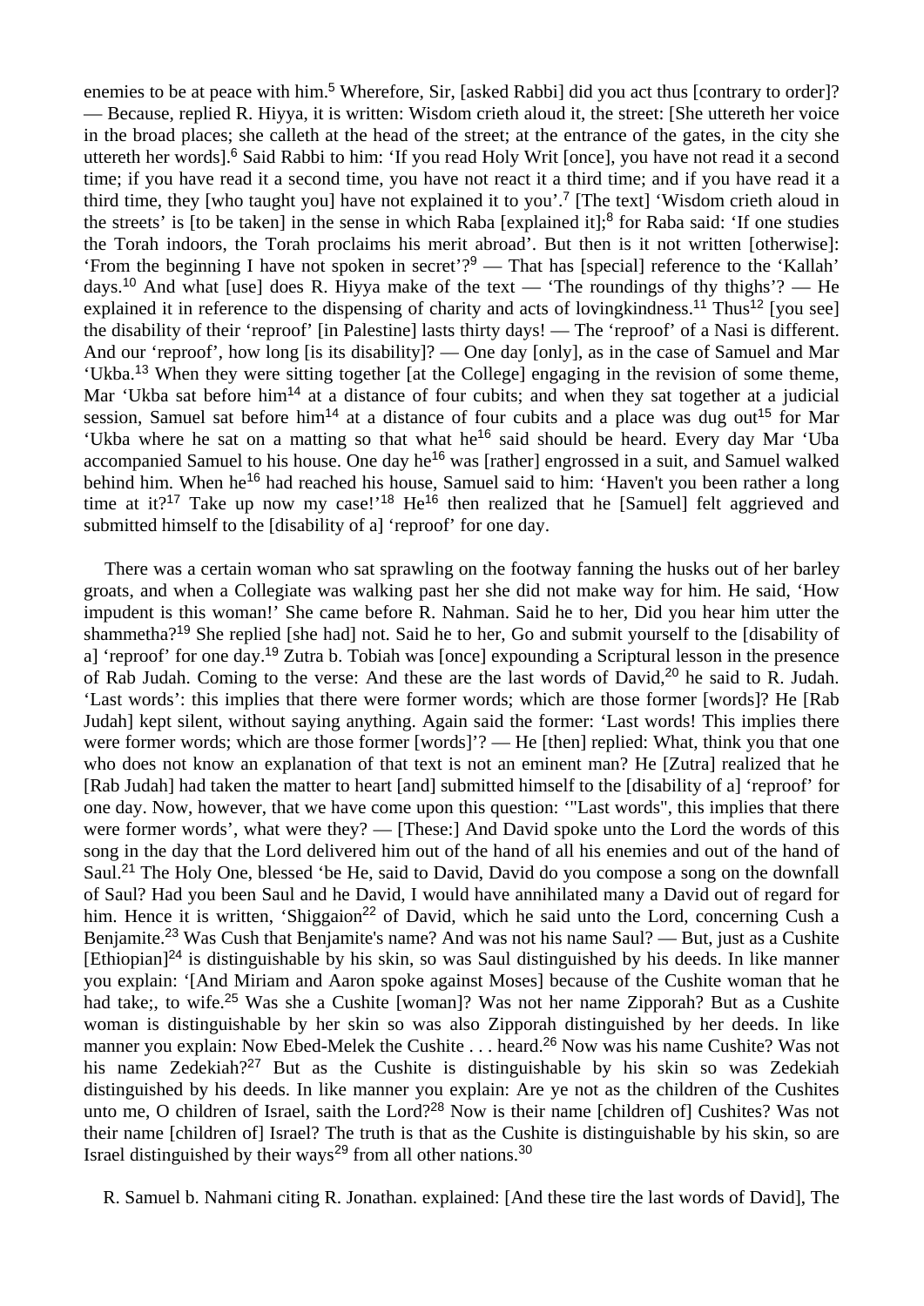enemies to be at peace with him.[5] Wherefore, Sir, [asked Rabbi] did you act thus [contrary to order]? — Because, replied R. Hiyya, it is written: Wisdom crieth aloud it, the street: [She uttereth her voice in the broad places; she calleth at the head of the street; at the entrance of the gates, in the city she uttereth her words].[6] Said Rabbi to him: 'If you read Holy Writ [once], you have not read it a second time; if you have read it a second time, you have not react it a third time; and if you have read it a third time, they [who taught you] have not explained it to you'.[7] [The text] 'Wisdom crieth aloud in the streets' is [to be taken] in the sense in which Raba [explained it];[8] for Raba said: 'If one studies the Torah indoors, the Torah proclaims his merit abroad'. But then is it not written [otherwise]: 'From the beginning I have not spoken in secret'?[9] — That has [special] reference to the 'Kallah' days.[10] And what [use] does R. Hiyya make of the text — 'The roundings of thy thighs'? — He explained it in reference to the dispensing of charity and acts of lovingkindness.[11] Thus[12] [you see] the disability of their 'reproof' [in Palestine] lasts thirty days! — The 'reproof' of a Nasi is different. And our 'reproof', how long [is its disability]? — One day [only], as in the case of Samuel and Mar 'Ukba.[13] When they were sitting together [at the College] engaging in the revision of some theme, Mar 'Ukba sat before him[14] at a distance of four cubits; and when they sat together at a judicial session, Samuel sat before him[14] at a distance of four cubits and a place was dug out[15] for Mar 'Ukba where he sat on a matting so that what he[16] said should be heard. Every day Mar 'Uba accompanied Samuel to his house. One day he[16] was [rather] engrossed in a suit, and Samuel walked behind him. When he[16] had reached his house, Samuel said to him: 'Haven't you been rather a long time at it?[17] Take up now my case!'[18] He[16] then realized that he [Samuel] felt aggrieved and submitted himself to the [disability of a] 'reproof' for one day.

There was a certain woman who sat sprawling on the footway fanning the husks out of her barley groats, and when a Collegiate was walking past her she did not make way for him. He said, 'How impudent is this woman!' She came before R. Nahman. Said he to her, Did you hear him utter the shammetha?[19] She replied [she had] not. Said he to her, Go and submit yourself to the [disability of a] 'reproof' for one day.[19] Zutra b. Tobiah was [once] expounding a Scriptural lesson in the presence of Rab Judah. Coming to the verse: And these are the last words of David,[20] he said to R. Judah. 'Last words': this implies that there were former words; which are those former [words]? He [Rab Judah] kept silent, without saying anything. Again said the former: 'Last words! This implies there were former words; which are those former [words]'? — He [then] replied: What, think you that one who does not know an explanation of that text is not an eminent man? He [Zutra] realized that he [Rab Judah] had taken the matter to heart [and] submitted himself to the [disability of a] 'reproof' for one day. Now, however, that we have come upon this question: '"Last words", this implies that there were former words', what were they? — [These:] And David spoke unto the Lord the words of this song in the day that the Lord delivered him out of the hand of all his enemies and out of the hand of Saul.[21] The Holy One, blessed 'be He, said to David, David do you compose a song on the downfall of Saul? Had you been Saul and he David, I would have annihilated many a David out of regard for him. Hence it is written, 'Shiggaion[22] of David, which he said unto the Lord, concerning Cush a Benjamite.[23] Was Cush that Benjamite's name? And was not his name Saul? — But, just as a Cushite [Ethiopian][24] is distinguishable by his skin, so was Saul distinguished by his deeds. In like manner you explain: '[And Miriam and Aaron spoke against Moses] because of the Cushite woman that he had take;, to wife.[25] Was she a Cushite [woman]? Was not her name Zipporah? But as a Cushite woman is distinguishable by her skin so was also Zipporah distinguished by her deeds. In like manner you explain: Now Ebed-Melek the Cushite . . . heard.[26] Now was his name Cushite? Was not his name Zedekiah?[27] But as the Cushite is distinguishable by his skin so was Zedekiah distinguished by his deeds. In like manner you explain: Are ye not as the children of the Cushites unto me, O children of Israel, saith the Lord?[28] Now is their name [children of] Cushites? Was not their name [children of] Israel? The truth is that as the Cushite is distinguishable by his skin, so are Israel distinguished by their ways[29] from all other nations.[30]

R. Samuel b. Nahmani citing R. Jonathan. explained: [And these tire the last words of David], The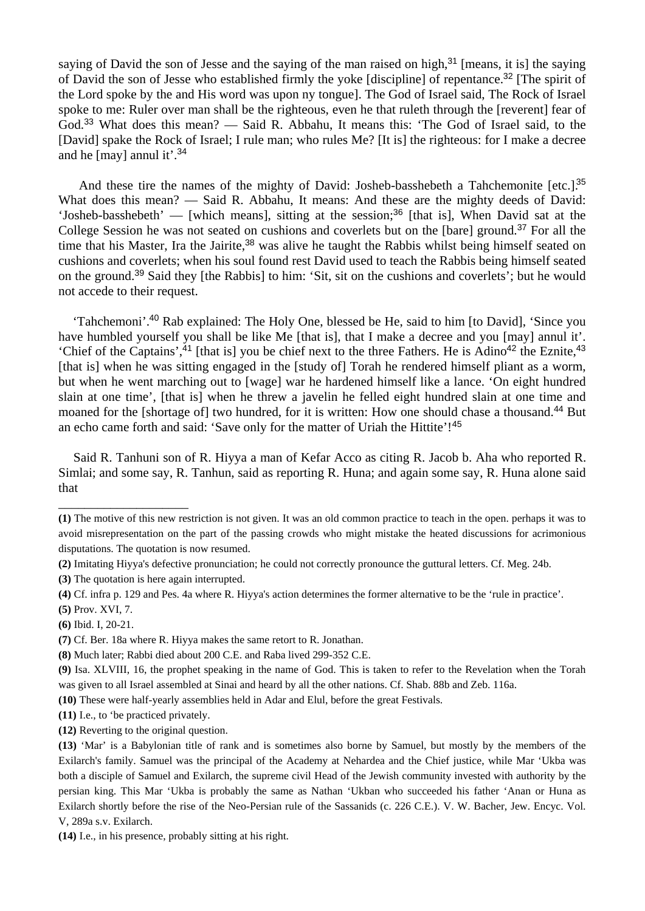saying of David the son of Jesse and the saying of the man raised on high,[31] [means, it is] the saying of David the son of Jesse who established firmly the yoke [discipline] of repentance.[32] [The spirit of the Lord spoke by the and His word was upon ny tongue]. The God of Israel said, The Rock of Israel spoke to me: Ruler over man shall be the righteous, even he that ruleth through the [reverent] fear of God.[33] What does this mean? — Said R. Abbahu, It means this: 'The God of Israel said, to the [David] spake the Rock of Israel; I rule man; who rules Me? [It is] the righteous: for I make a decree and he [may] annul it'.[34]

And these tire the names of the mighty of David: Josheb-basshebeth a Tahchemonite [etc.].[35] What does this mean? — Said R. Abbahu, It means: And these are the mighty deeds of David: 'Josheb-basshebeth' — [which means], sitting at the session;[36] [that is], When David sat at the College Session he was not seated on cushions and coverlets but on the [bare] ground.[37] For all the time that his Master, Ira the Jairite,[38] was alive he taught the Rabbis whilst being himself seated on cushions and coverlets; when his soul found rest David used to teach the Rabbis being himself seated on the ground.[39] Said they [the Rabbis] to him: 'Sit, sit on the cushions and coverlets'; but he would not accede to their request.

'Tahchemoni'.[40] Rab explained: The Holy One, blessed be He, said to him [to David], 'Since you have humbled yourself you shall be like Me [that is], that I make a decree and you [may] annul it'. 'Chief of the Captains',[41] [that is] you be chief next to the three Fathers. He is Adino[42] the Eznite,[43] [that is] when he was sitting engaged in the [study of] Torah he rendered himself pliant as a worm, but when he went marching out to [wage] war he hardened himself like a lance. 'On eight hundred slain at one time', [that is] when he threw a javelin he felled eight hundred slain at one time and moaned for the [shortage of] two hundred, for it is written: How one should chase a thousand.[44] But an echo came forth and said: 'Save only for the matter of Uriah the Hittite'![45]

Said R. Tanhuni son of R. Hiyya a man of Kefar Acco as citing R. Jacob b. Aha who reported R. Simlai; and some say, R. Tanhun, said as reporting R. Huna; and again some say, R. Huna alone said that

---

**(1)** The motive of this new restriction is not given. It was an old common practice to teach in the open. perhaps it was to avoid misrepresentation on the part of the passing crowds who might mistake the heated discussions for acrimonious disputations. The quotation is now resumed.

**(2)** Imitating Hiyya's defective pronunciation; he could not correctly pronounce the guttural letters. Cf. Meg. 24b.

**(3)** The quotation is here again interrupted.

**(4)** Cf. infra p. 129 and Pes. 4a where R. Hiyya's action determines the former alternative to be the 'rule in practice'.

**(5)** Prov. XVI, 7.

**(6)** Ibid. I, 20-21.

**(7)** Cf. Ber. 18a where R. Hiyya makes the same retort to R. Jonathan.

**(8)** Much later; Rabbi died about 200 C.E. and Raba lived 299-352 C.E.

**(9)** Isa. XLVIII, 16, the prophet speaking in the name of God. This is taken to refer to the Revelation when the Torah was given to all Israel assembled at Sinai and heard by all the other nations. Cf. Shab. 88b and Zeb. 116a.

**(10)** These were half-yearly assemblies held in Adar and Elul, before the great Festivals.

**(11)** I.e., to 'be practiced privately.

**(12)** Reverting to the original question.

**(13)** 'Mar' is a Babylonian title of rank and is sometimes also borne by Samuel, but mostly by the members of the Exilarch's family. Samuel was the principal of the Academy at Nehardea and the Chief justice, while Mar 'Ukba was both a disciple of Samuel and Exilarch, the supreme civil Head of the Jewish community invested with authority by the persian king. This Mar 'Ukba is probably the same as Nathan 'Ukban who succeeded his father 'Anan or Huna as Exilarch shortly before the rise of the Neo-Persian rule of the Sassanids (c. 226 C.E.). V. W. Bacher, Jew. Encyc. Vol. V, 289a s.v. Exilarch.

**(14)** I.e., in his presence, probably sitting at his right.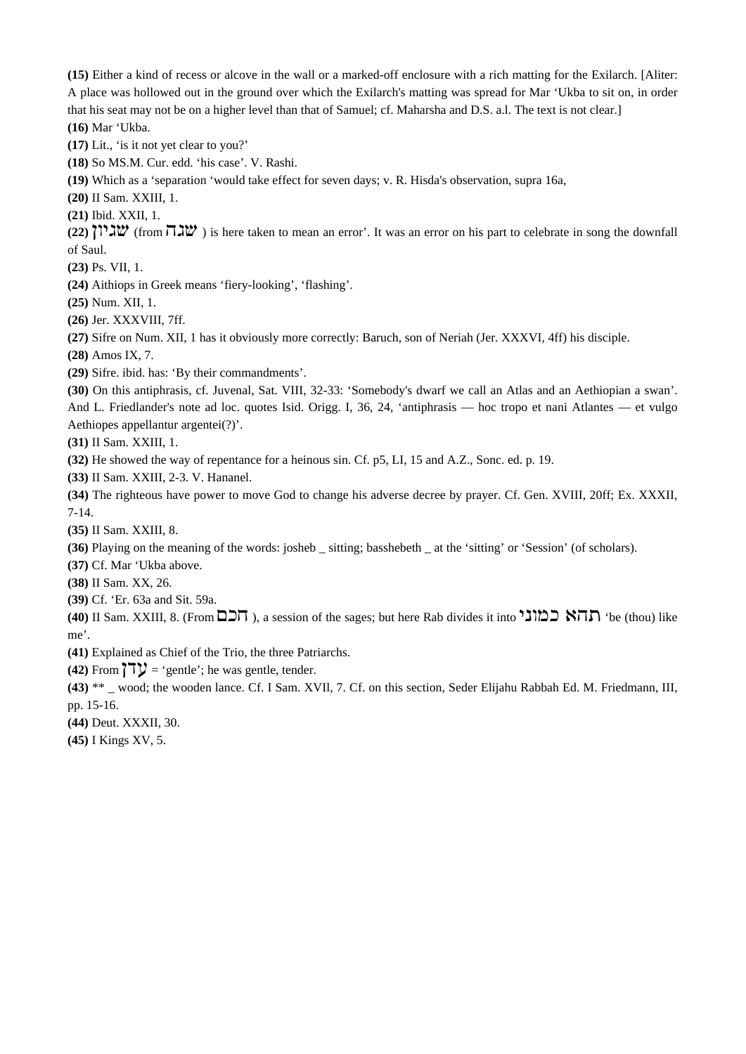**(15)** Either a kind of recess or alcove in the wall or a marked-off enclosure with a rich matting for the Exilarch. [Aliter: A place was hollowed out in the ground over which the Exilarch's matting was spread for Mar ‘Ukba to sit on, in order that his seat may not be on a higher level than that of Samuel; cf. Maharsha and D.S. a.l. The text is not clear.]

**(16)** Mar ‘Ukba.

**(17)** Lit., ‘is it not yet clear to you?’

**(18)** So MS.M. Cur. edd. ‘his case’. V. Rashi.

**(19)** Which as a ‘separation ‘would take effect for seven days; v. R. Hisda's observation, supra 16a,

**(20)** II Sam. XXIII, 1.

**(21)** Ibid. XXII, 1.

**(22)** שגיון (from שגה ) is here taken to mean an error’. It was an error on his part to celebrate in song the downfall of Saul.

**(23)** Ps. VII, 1.

**(24)** Aithiops in Greek means ‘fiery-looking’, ‘flashing’.

**(25)** Num. XII, 1.

**(26)** Jer. XXXVIII, 7ff.

**(27)** Sifre on Num. XII, 1 has it obviously more correctly: Baruch, son of Neriah (Jer. XXXVI, 4ff) his disciple.

**(28)** Amos IX, 7.

**(29)** Sifre. ibid. has: ‘By their commandments’.

**(30)** On this antiphrasis, cf. Juvenal, Sat. VIII, 32-33: ‘Somebody's dwarf we call an Atlas and an Aethiopian a swan’. And L. Friedlander's note ad loc. quotes Isid. Origg. I, 36, 24, ‘antiphrasis — hoc tropo et nani Atlantes — et vulgo Aethiopes appellantur argentei(?)’.

**(31)** II Sam. XXIII, 1.

**(32)** He showed the way of repentance for a heinous sin. Cf. p5, LI, 15 and A.Z., Sonc. ed. p. 19.

**(33)** II Sam. XXIII, 2-3. V. Hananel.

**(34)** The righteous have power to move God to change his adverse decree by prayer. Cf. Gen. XVIII, 20ff; Ex. XXXII, 7-14.

**(35)** II Sam. XXIII, 8.

**(36)** Playing on the meaning of the words: josheb _ sitting; basshebeth _ at the ‘sitting’ or ‘Session’ (of scholars).

**(37)** Cf. Mar ‘Ukba above.

**(38)** II Sam. XX, 26.

**(39)** Cf. ‘Er. 63a and Sit. 59a.

**(40)** II Sam. XXIII, 8. (From חכם ), a session of the sages; but here Rab divides it into תהא כמוני ‘be (thou) like me’.

**(41)** Explained as Chief of the Trio, the three Patriarchs.

**(42)** From עדן = ‘gentle’; he was gentle, tender.

**(43)** ** _ wood; the wooden lance. Cf. I Sam. XVIl, 7. Cf. on this section, Seder Elijahu Rabbah Ed. M. Friedmann, III, pp. 15-16.

**(44)** Deut. XXXII, 30.

**(45)** I Kings XV, 5.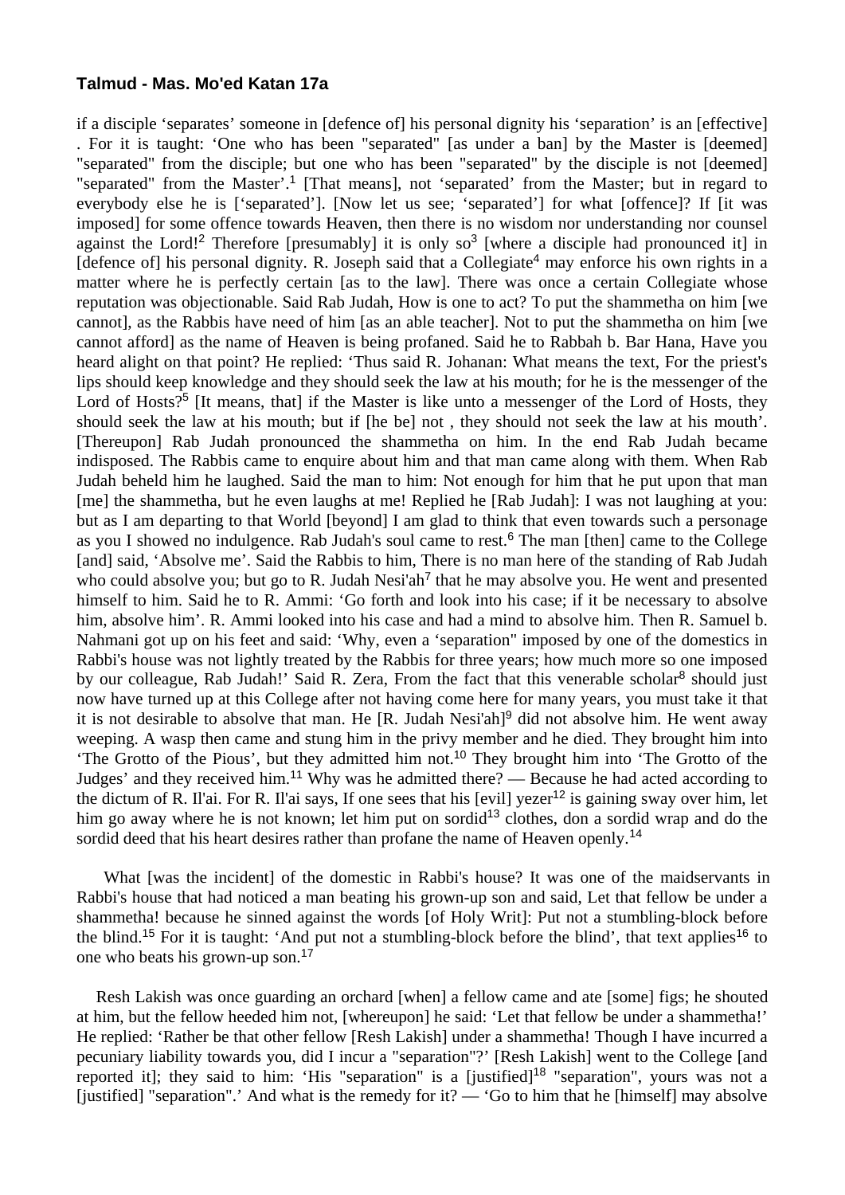**Talmud - Mas. Mo'ed Katan 17a**

if a disciple 'separates' someone in [defence of] his personal dignity his 'separation' is an [effective] . For it is taught: 'One who has been "separated" [as under a ban] by the Master is [deemed] "separated" from the disciple; but one who has been "separated" by the disciple is not [deemed] "separated" from the Master'.[1] [That means], not 'separated' from the Master; but in regard to everybody else he is ['separated']. [Now let us see; 'separated'] for what [offence]? If [it was imposed] for some offence towards Heaven, then there is no wisdom nor understanding nor counsel against the Lord![2] Therefore [presumably] it is only so[3] [where a disciple had pronounced it] in [defence of] his personal dignity. R. Joseph said that a Collegiate[4] may enforce his own rights in a matter where he is perfectly certain [as to the law]. There was once a certain Collegiate whose reputation was objectionable. Said Rab Judah, How is one to act? To put the shammetha on him [we cannot], as the Rabbis have need of him [as an able teacher]. Not to put the shammetha on him [we cannot afford] as the name of Heaven is being profaned. Said he to Rabbah b. Bar Hana, Have you heard alight on that point? He replied: 'Thus said R. Johanan: What means the text, For the priest's lips should keep knowledge and they should seek the law at his mouth; for he is the messenger of the Lord of Hosts?[5] [It means, that] if the Master is like unto a messenger of the Lord of Hosts, they should seek the law at his mouth; but if [he be] not , they should not seek the law at his mouth'. [Thereupon] Rab Judah pronounced the shammetha on him. In the end Rab Judah became indisposed. The Rabbis came to enquire about him and that man came along with them. When Rab Judah beheld him he laughed. Said the man to him: Not enough for him that he put upon that man [me] the shammetha, but he even laughs at me! Replied he [Rab Judah]: I was not laughing at you: but as I am departing to that World [beyond] I am glad to think that even towards such a personage as you I showed no indulgence. Rab Judah's soul came to rest.[6] The man [then] came to the College [and] said, 'Absolve me'. Said the Rabbis to him, There is no man here of the standing of Rab Judah who could absolve you; but go to R. Judah Nesi'ah[7] that he may absolve you. He went and presented himself to him. Said he to R. Ammi: 'Go forth and look into his case; if it be necessary to absolve him, absolve him'. R. Ammi looked into his case and had a mind to absolve him. Then R. Samuel b. Nahmani got up on his feet and said: 'Why, even a 'separation" imposed by one of the domestics in Rabbi's house was not lightly treated by the Rabbis for three years; how much more so one imposed by our colleague, Rab Judah!' Said R. Zera, From the fact that this venerable scholar[8] should just now have turned up at this College after not having come here for many years, you must take it that it is not desirable to absolve that man. He [R. Judah Nesi'ah][9] did not absolve him. He went away weeping. A wasp then came and stung him in the privy member and he died. They brought him into 'The Grotto of the Pious', but they admitted him not.[10] They brought him into 'The Grotto of the Judges' and they received him.[11] Why was he admitted there? — Because he had acted according to the dictum of R. Il'ai. For R. Il'ai says, If one sees that his [evil] yezer[12] is gaining sway over him, let him go away where he is not known; let him put on sordid[13] clothes, don a sordid wrap and do the sordid deed that his heart desires rather than profane the name of Heaven openly.[14]

What [was the incident] of the domestic in Rabbi's house? It was one of the maidservants in Rabbi's house that had noticed a man beating his grown-up son and said, Let that fellow be under a shammetha! because he sinned against the words [of Holy Writ]: Put not a stumbling-block before the blind.[15] For it is taught: 'And put not a stumbling-block before the blind', that text applies[16] to one who beats his grown-up son.[17]

Resh Lakish was once guarding an orchard [when] a fellow came and ate [some] figs; he shouted at him, but the fellow heeded him not, [whereupon] he said: 'Let that fellow be under a shammetha!' He replied: 'Rather be that other fellow [Resh Lakish] under a shammetha! Though I have incurred a pecuniary liability towards you, did I incur a "separation"?' [Resh Lakish] went to the College [and reported it]; they said to him: 'His "separation" is a [justified][18] "separation", yours was not a [justified] "separation".' And what is the remedy for it? — 'Go to him that he [himself] may absolve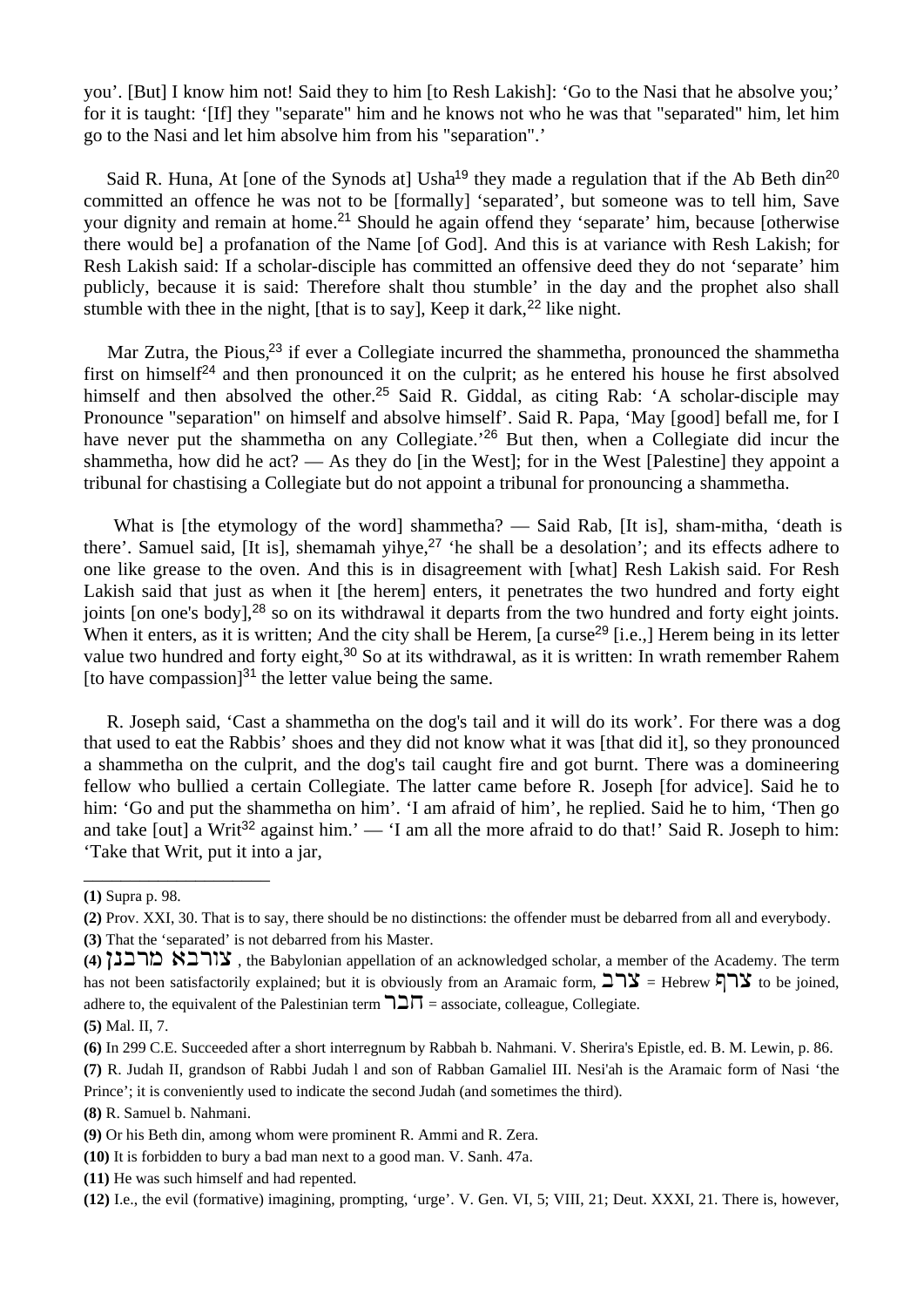you'. [But] I know him not! Said they to him [to Resh Lakish]: 'Go to the Nasi that he absolve you;' for it is taught: '[If] they "separate" him and he knows not who he was that "separated" him, let him go to the Nasi and let him absolve him from his "separation".'

Said R. Huna, At [one of the Synods at] Usha[19] they made a regulation that if the Ab Beth din[20] committed an offence he was not to be [formally] 'separated', but someone was to tell him, Save your dignity and remain at home.[21] Should he again offend they 'separate' him, because [otherwise there would be] a profanation of the Name [of God]. And this is at variance with Resh Lakish; for Resh Lakish said: If a scholar-disciple has committed an offensive deed they do not 'separate' him publicly, because it is said: Therefore shalt thou stumble' in the day and the prophet also shall stumble with thee in the night, [that is to say], Keep it dark,[22] like night.

Mar Zutra, the Pious,[23] if ever a Collegiate incurred the shammetha, pronounced the shammetha first on himself[24] and then pronounced it on the culprit; as he entered his house he first absolved himself and then absolved the other.[25] Said R. Giddal, as citing Rab: 'A scholar-disciple may Pronounce "separation" on himself and absolve himself'. Said R. Papa, 'May [good] befall me, for I have never put the shammetha on any Collegiate.'[26] But then, when a Collegiate did incur the shammetha, how did he act? — As they do [in the West]; for in the West [Palestine] they appoint a tribunal for chastising a Collegiate but do not appoint a tribunal for pronouncing a shammetha.

What is [the etymology of the word] shammetha? — Said Rab, [It is], sham-mitha, 'death is there'. Samuel said, [It is], shemamah yihye,[27] 'he shall be a desolation'; and its effects adhere to one like grease to the oven. And this is in disagreement with [what] Resh Lakish said. For Resh Lakish said that just as when it [the herem] enters, it penetrates the two hundred and forty eight joints [on one's body],[28] so on its withdrawal it departs from the two hundred and forty eight joints. When it enters, as it is written; And the city shall be Herem, [a curse[29] [i.e.,] Herem being in its letter value two hundred and forty eight,[30] So at its withdrawal, as it is written: In wrath remember Rahem [to have compassion][31] the letter value being the same.

R. Joseph said, 'Cast a shammetha on the dog's tail and it will do its work'. For there was a dog that used to eat the Rabbis' shoes and they did not know what it was [that did it], so they pronounced a shammetha on the culprit, and the dog's tail caught fire and got burnt. There was a domineering fellow who bullied a certain Collegiate. The latter came before R. Joseph [for advice]. Said he to him: 'Go and put the shammetha on him'. 'I am afraid of him', he replied. Said he to him, 'Then go and take [out] a Writ[32] against him.' — 'I am all the more afraid to do that!' Said R. Joseph to him: 'Take that Writ, put it into a jar,

---

**(1)** Supra p. 98.

**(2)** Prov. XXI, 30. That is to say, there should be no distinctions: the offender must be debarred from all and everybody.

**(3)** That the 'separated' is not debarred from his Master.

**(4)** צורבא מרבנן, the Babylonian appellation of an acknowledged scholar, a member of the Academy. The term has not been satisfactorily explained; but it is obviously from an Aramaic form, צרב = Hebrew צרף to be joined, adhere to, the equivalent of the Palestinian term חבר = associate, colleague, Collegiate.

**(5)** Mal. II, 7.

**(6)** In 299 C.E. Succeeded after a short interregnum by Rabbah b. Nahmani. V. Sherira's Epistle, ed. B. M. Lewin, p. 86.

**(7)** R. Judah II, grandson of Rabbi Judah I and son of Rabban Gamaliel III. Nesi'ah is the Aramaic form of Nasi 'the Prince'; it is conveniently used to indicate the second Judah (and sometimes the third).

**(8)** R. Samuel b. Nahmani.

**(9)** Or his Beth din, among whom were prominent R. Ammi and R. Zera.

**(10)** It is forbidden to bury a bad man next to a good man. V. Sanh. 47a.

**(11)** He was such himself and had repented.

**(12)** I.e., the evil (formative) imagining, prompting, 'urge'. V. Gen. VI, 5; VIII, 21; Deut. XXXI, 21. There is, however,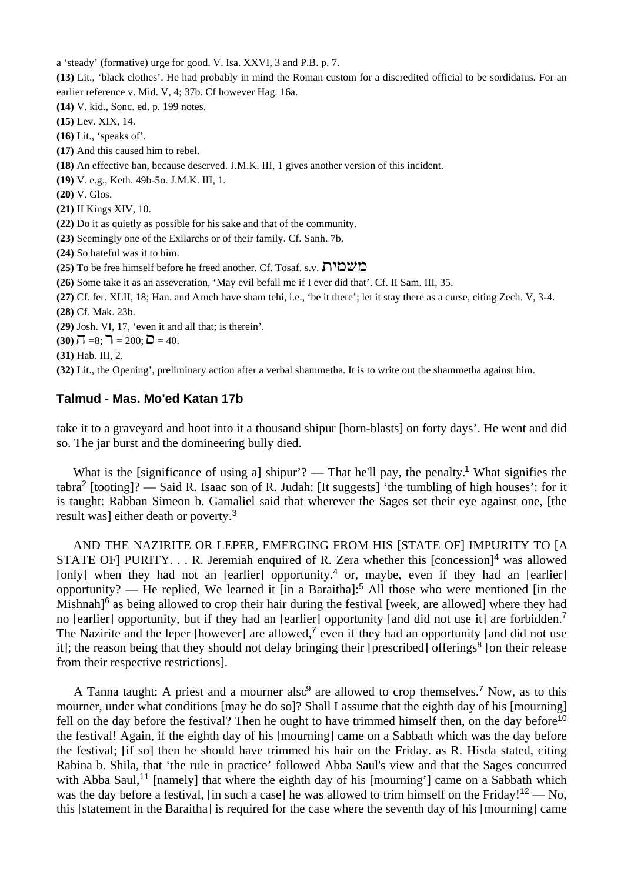a 'steady' (formative) urge for good. V. Isa. XXVI, 3 and P.B. p. 7.

**(13)** Lit., 'black clothes'. He had probably in mind the Roman custom for a discredited official to be sordidatus. For an earlier reference v. Mid. V, 4; 37b. Cf however Hag. 16a.

**(14)** V. kid., Sonc. ed. p. 199 notes.

**(15)** Lev. XIX, 14.

**(16)** Lit., 'speaks of'.

**(17)** And this caused him to rebel.

**(18)** An effective ban, because deserved. J.M.K. III, 1 gives another version of this incident.

**(19)** V. e.g., Keth. 49b-5o. J.M.K. III, 1.

**(20)** V. Glos.

**(21)** II Kings XIV, 10.

**(22)** Do it as quietly as possible for his sake and that of the community.

**(23)** Seemingly one of the Exilarchs or of their family. Cf. Sanh. 7b.

**(24)** So hateful was it to him.

**(25)** To be free himself before he freed another. Cf. Tosaf. s.v. משמית

**(26)** Some take it as an asseveration, 'May evil befall me if I ever did that'. Cf. II Sam. III, 35.

**(27)** Cf. fer. XLII, 18; Han. and Aruch have sham tehi, i.e., 'be it there'; let it stay there as a curse, citing Zech. V, 3-4.

**(28)** Cf. Mak. 23b.

**(29)** Josh. VI, 17, 'even it and all that; is therein'.

**(30)** ח =8; ר = 200; ם = 40.

**(31)** Hab. III, 2.

**(32)** Lit., the Opening', preliminary action after a verbal shammetha. It is to write out the shammetha against him.

## Talmud - Mas. Mo'ed Katan 17b

take it to a graveyard and hoot into it a thousand shipur [horn-blasts] on forty days'. He went and did so. The jar burst and the domineering bully died.

What is the [significance of using a] shipur'? — That he'll pay, the penalty.[1] What signifies the tabra[2] [tooting]? — Said R. Isaac son of R. Judah: [It suggests] 'the tumbling of high houses': for it is taught: Rabban Simeon b. Gamaliel said that wherever the Sages set their eye against one, [the result was] either death or poverty.[3]

AND THE NAZIRITE OR LEPER, EMERGING FROM HIS [STATE OF] IMPURITY TO [A STATE OF] PURITY. . . R. Jeremiah enquired of R. Zera whether this [concession][4] was allowed [only] when they had not an [earlier] opportunity.[4] or, maybe, even if they had an [earlier] opportunity? — He replied, We learned it [in a Baraitha]:[5] All those who were mentioned [in the Mishnah][6] as being allowed to crop their hair during the festival [week, are allowed] where they had no [earlier] opportunity, but if they had an [earlier] opportunity [and did not use it] are forbidden.[7] The Nazirite and the leper [however] are allowed,[7] even if they had an opportunity [and did not use it]; the reason being that they should not delay bringing their [prescribed] offerings[8] [on their release from their respective restrictions].

A Tanna taught: A priest and a mourner also[9] are allowed to crop themselves.[7] Now, as to this mourner, under what conditions [may he do so]? Shall I assume that the eighth day of his [mourning] fell on the day before the festival? Then he ought to have trimmed himself then, on the day before[10] the festival! Again, if the eighth day of his [mourning] came on a Sabbath which was the day before the festival; [if so] then he should have trimmed his hair on the Friday. as R. Hisda stated, citing Rabina b. Shila, that 'the rule in practice' followed Abba Saul's view and that the Sages concurred with Abba Saul,[11] [namely] that where the eighth day of his [mourning'] came on a Sabbath which was the day before a festival, [in such a case] he was allowed to trim himself on the Friday![12] — No, this [statement in the Baraitha] is required for the case where the seventh day of his [mourning] came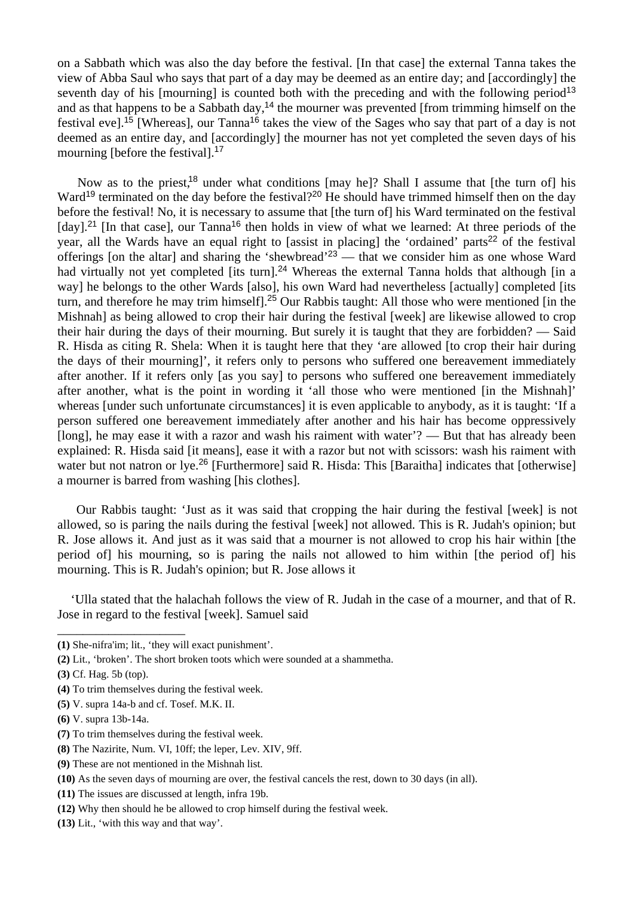on a Sabbath which was also the day before the festival. [In that case] the external Tanna takes the view of Abba Saul who says that part of a day may be deemed as an entire day; and [accordingly] the seventh day of his [mourning] is counted both with the preceding and with the following period[13] and as that happens to be a Sabbath day,[14] the mourner was prevented [from trimming himself on the festival eve].[15] [Whereas], our Tanna[16] takes the view of the Sages who say that part of a day is not deemed as an entire day, and [accordingly] the mourner has not yet completed the seven days of his mourning [before the festival].[17]

Now as to the priest,[18] under what conditions [may he]? Shall I assume that [the turn of] his Ward[19] terminated on the day before the festival?[20] He should have trimmed himself then on the day before the festival! No, it is necessary to assume that [the turn of] his Ward terminated on the festival [day].[21] [In that case], our Tanna[16] then holds in view of what we learned: At three periods of the year, all the Wards have an equal right to [assist in placing] the 'ordained' parts[22] of the festival offerings [on the altar] and sharing the 'shewbread'[23] — that we consider him as one whose Ward had virtually not yet completed [its turn].[24] Whereas the external Tanna holds that although [in a way] he belongs to the other Wards [also], his own Ward had nevertheless [actually] completed [its turn, and therefore he may trim himself].[25] Our Rabbis taught: All those who were mentioned [in the Mishnah] as being allowed to crop their hair during the festival [week] are likewise allowed to crop their hair during the days of their mourning. But surely it is taught that they are forbidden? — Said R. Hisda as citing R. Shela: When it is taught here that they 'are allowed [to crop their hair during the days of their mourning]', it refers only to persons who suffered one bereavement immediately after another. If it refers only [as you say] to persons who suffered one bereavement immediately after another, what is the point in wording it 'all those who were mentioned [in the Mishnah]' whereas [under such unfortunate circumstances] it is even applicable to anybody, as it is taught: 'If a person suffered one bereavement immediately after another and his hair has become oppressively [long], he may ease it with a razor and wash his raiment with water'? — But that has already been explained: R. Hisda said [it means], ease it with a razor but not with scissors: wash his raiment with water but not natron or lye.[26] [Furthermore] said R. Hisda: This [Baraitha] indicates that [otherwise] a mourner is barred from washing [his clothes].

Our Rabbis taught: 'Just as it was said that cropping the hair during the festival [week] is not allowed, so is paring the nails during the festival [week] not allowed. This is R. Judah's opinion; but R. Jose allows it. And just as it was said that a mourner is not allowed to crop his hair within [the period of] his mourning, so is paring the nails not allowed to him within [the period of] his mourning. This is R. Judah's opinion; but R. Jose allows it

'Ulla stated that the halachah follows the view of R. Judah in the case of a mourner, and that of R. Jose in regard to the festival [week]. Samuel said

---

**(1)** She-nifra'im; lit., 'they will exact punishment'.

**(2)** Lit., 'broken'. The short broken toots which were sounded at a shammetha.

**(3)** Cf. Hag. 5b (top).

**(4)** To trim themselves during the festival week.

**(5)** V. supra 14a-b and cf. Tosef. M.K. II.

**(6)** V. supra 13b-14a.

**(7)** To trim themselves during the festival week.

**(8)** The Nazirite, Num. VI, 10ff; the leper, Lev. XIV, 9ff.

**(9)** These are not mentioned in the Mishnah list.

**(10)** As the seven days of mourning are over, the festival cancels the rest, down to 30 days (in all).

**(11)** The issues are discussed at length, infra 19b.

**(12)** Why then should he be allowed to crop himself during the festival week.

**(13)** Lit., 'with this way and that way'.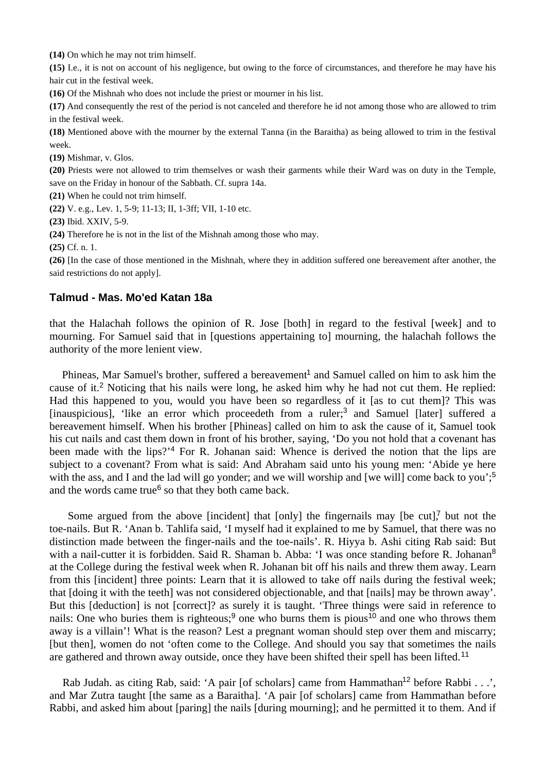**(14)** On which he may not trim himself.

**(15)** I.e., it is not on account of his negligence, but owing to the force of circumstances, and therefore he may have his hair cut in the festival week.

**(16)** Of the Mishnah who does not include the priest or mourner in his list.

**(17)** And consequently the rest of the period is not canceled and therefore he id not among those who are allowed to trim in the festival week.

**(18)** Mentioned above with the mourner by the external Tanna (in the Baraitha) as being allowed to trim in the festival week.

**(19)** Mishmar, v. Glos.

**(20)** Priests were not allowed to trim themselves or wash their garments while their Ward was on duty in the Temple, save on the Friday in honour of the Sabbath. Cf. supra 14a.

**(21)** When he could not trim himself.

**(22)** V. e.g., Lev. 1, 5-9; 11-13; II, 1-3ff; VII, 1-10 etc.

**(23)** Ibid. XXIV, 5-9.

**(24)** Therefore he is not in the list of the Mishnah among those who may.

**(25)** Cf. n. 1.

**(26)** [In the case of those mentioned in the Mishnah, where they in addition suffered one bereavement after another, the said restrictions do not apply].

### Talmud - Mas. Mo'ed Katan 18a

that the Halachah follows the opinion of R. Jose [both] in regard to the festival [week] and to mourning. For Samuel said that in [questions appertaining to] mourning, the halachah follows the authority of the more lenient view.

Phineas, Mar Samuel's brother, suffered a bereavement[1] and Samuel called on him to ask him the cause of it.[2] Noticing that his nails were long, he asked him why he had not cut them. He replied: Had this happened to you, would you have been so regardless of it [as to cut them]? This was [inauspicious], 'like an error which proceedeth from a ruler;[3] and Samuel [later] suffered a bereavement himself. When his brother [Phineas] called on him to ask the cause of it, Samuel took his cut nails and cast them down in front of his brother, saying, 'Do you not hold that a covenant has been made with the lips?'[4] For R. Johanan said: Whence is derived the notion that the lips are subject to a covenant? From what is said: And Abraham said unto his young men: 'Abide ye here with the ass, and I and the lad will go yonder; and we will worship and [we will] come back to you';[5] and the words came true[6] so that they both came back.

Some argued from the above [incident] that [only] the fingernails may [be cut],[7] but not the toe-nails. But R. 'Anan b. Tahlifa said, 'I myself had it explained to me by Samuel, that there was no distinction made between the finger-nails and the toe-nails'. R. Hiyya b. Ashi citing Rab said: But with a nail-cutter it is forbidden. Said R. Shaman b. Abba: 'I was once standing before R. Johanan[8] at the College during the festival week when R. Johanan bit off his nails and threw them away. Learn from this [incident] three points: Learn that it is allowed to take off nails during the festival week; that [doing it with the teeth] was not considered objectionable, and that [nails] may be thrown away'. But this [deduction] is not [correct]? as surely it is taught. 'Three things were said in reference to nails: One who buries them is righteous;[9] one who burns them is pious[10] and one who throws them away is a villain'! What is the reason? Lest a pregnant woman should step over them and miscarry; [but then], women do not 'often come to the College. And should you say that sometimes the nails are gathered and thrown away outside, once they have been shifted their spell has been lifted.[11]

Rab Judah. as citing Rab, said: 'A pair [of scholars] came from Hammathan[12] before Rabbi . . .', and Mar Zutra taught [the same as a Baraitha]. 'A pair [of scholars] came from Hammathan before Rabbi, and asked him about [paring] the nails [during mourning]; and he permitted it to them. And if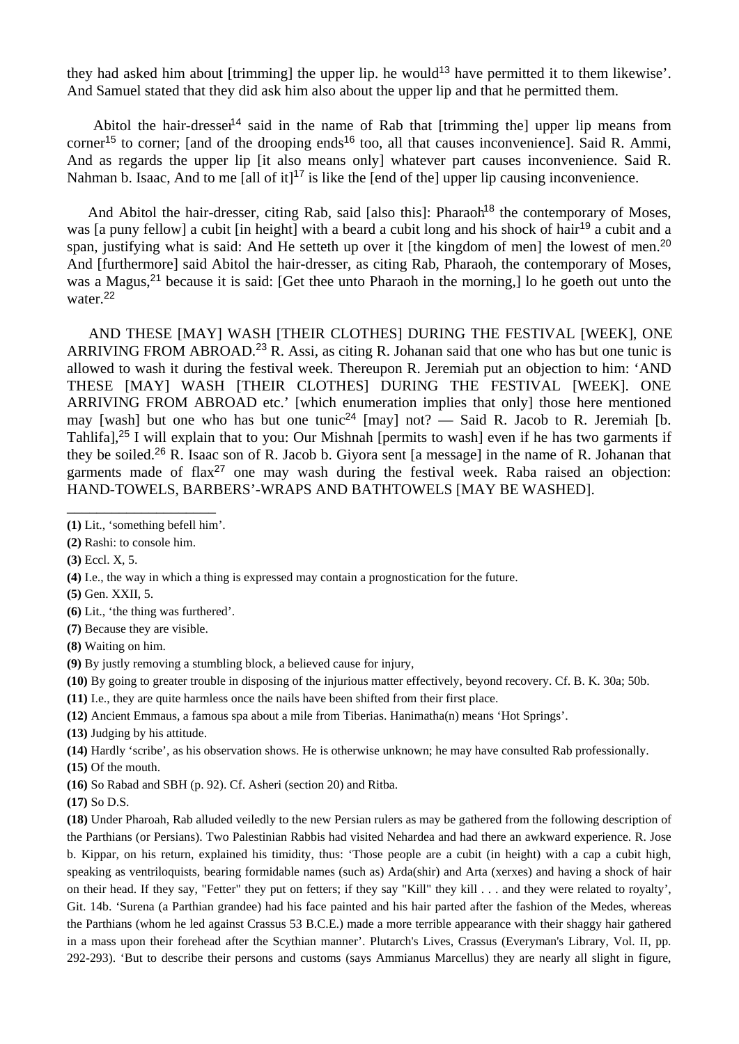they had asked him about [trimming] the upper lip. he would[13] have permitted it to them likewise'. And Samuel stated that they did ask him also about the upper lip and that he permitted them.

Abitol the hair-dresser[14] said in the name of Rab that [trimming the] upper lip means from corner[15] to corner; [and of the drooping ends[16] too, all that causes inconvenience]. Said R. Ammi, And as regards the upper lip [it also means only] whatever part causes inconvenience. Said R. Nahman b. Isaac, And to me [all of it][17] is like the [end of the] upper lip causing inconvenience.

And Abitol the hair-dresser, citing Rab, said [also this]: Pharaoh[18] the contemporary of Moses, was [a puny fellow] a cubit [in height] with a beard a cubit long and his shock of hair[19] a cubit and a span, justifying what is said: And He setteth up over it [the kingdom of men] the lowest of men.[20] And [furthermore] said Abitol the hair-dresser, as citing Rab, Pharaoh, the contemporary of Moses, was a Magus,[21] because it is said: [Get thee unto Pharaoh in the morning,] lo he goeth out unto the water.[22]

AND THESE [MAY] WASH [THEIR CLOTHES] DURING THE FESTIVAL [WEEK], ONE ARRIVING FROM ABROAD.[23] R. Assi, as citing R. Johanan said that one who has but one tunic is allowed to wash it during the festival week. Thereupon R. Jeremiah put an objection to him: 'AND THESE [MAY] WASH [THEIR CLOTHES] DURING THE FESTIVAL [WEEK]. ONE ARRIVING FROM ABROAD etc.' [which enumeration implies that only] those here mentioned may [wash] but one who has but one tunic[24] [may] not? — Said R. Jacob to R. Jeremiah [b. Tahlifa],[25] I will explain that to you: Our Mishnah [permits to wash] even if he has two garments if they be soiled.[26] R. Isaac son of R. Jacob b. Giyora sent [a message] in the name of R. Johanan that garments made of flax[27] one may wash during the festival week. Raba raised an objection: HAND-TOWELS, BARBERS'-WRAPS AND BATHTOWELS [MAY BE WASHED].

______________________

**(1)** Lit., 'something befell him'.

**(2)** Rashi: to console him.

**(3)** Eccl. X, 5.

**(4)** I.e., the way in which a thing is expressed may contain a prognostication for the future.

**(5)** Gen. XXII, 5.

**(6)** Lit., 'the thing was furthered'.

**(7)** Because they are visible.

**(8)** Waiting on him.

**(9)** By justly removing a stumbling block, a believed cause for injury,

**(10)** By going to greater trouble in disposing of the injurious matter effectively, beyond recovery. Cf. B. K. 30a; 50b.

**(11)** I.e., they are quite harmless once the nails have been shifted from their first place.

**(12)** Ancient Emmaus, a famous spa about a mile from Tiberias. Hanimatha(n) means 'Hot Springs'.

**(13)** Judging by his attitude.

**(14)** Hardly 'scribe', as his observation shows. He is otherwise unknown; he may have consulted Rab professionally.

**(15)** Of the mouth.

**(16)** So Rabad and SBH (p. 92). Cf. Asheri (section 20) and Ritba.

**(17)** So D.S.

**(18)** Under Pharoah, Rab alluded veiledly to the new Persian rulers as may be gathered from the following description of the Parthians (or Persians). Two Palestinian Rabbis had visited Nehardea and had there an awkward experience. R. Jose b. Kippar, on his return, explained his timidity, thus: 'Those people are a cubit (in height) with a cap a cubit high, speaking as ventriloquists, bearing formidable names (such as) Arda(shir) and Arta (xerxes) and having a shock of hair on their head. If they say, "Fetter" they put on fetters; if they say "Kill" they kill . . . and they were related to royalty', Git. 14b. 'Surena (a Parthian grandee) had his face painted and his hair parted after the fashion of the Medes, whereas the Parthians (whom he led against Crassus 53 B.C.E.) made a more terrible appearance with their shaggy hair gathered in a mass upon their forehead after the Scythian manner'. Plutarch's Lives, Crassus (Everyman's Library, Vol. II, pp. 292-293). 'But to describe their persons and customs (says Ammianus Marcellus) they are nearly all slight in figure,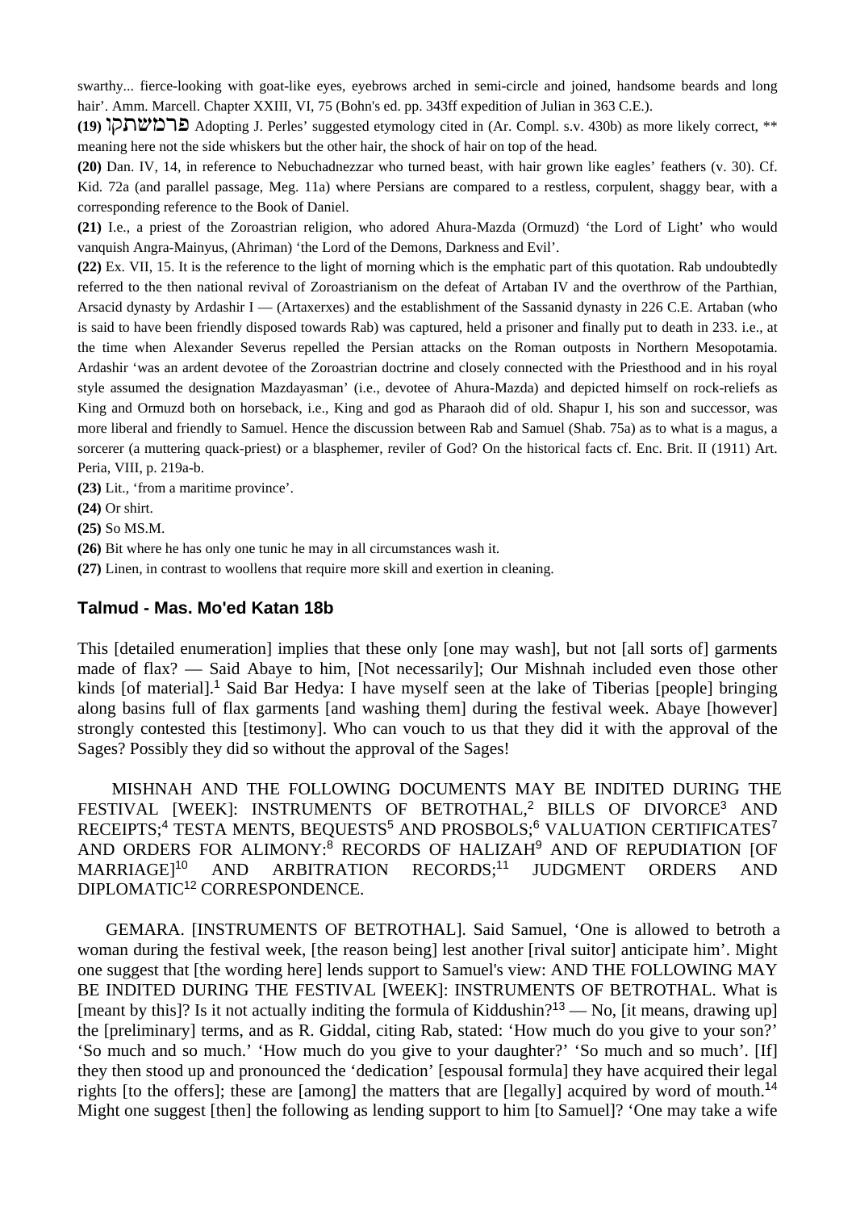swarthy... fierce-looking with goat-like eyes, eyebrows arched in semi-circle and joined, handsome beards and long hair'. Amm. Marcell. Chapter XXIII, VI, 75 (Bohn's ed. pp. 343ff expedition of Julian in 363 C.E.).

**(19)** פרמשתקן Adopting J. Perles' suggested etymology cited in (Ar. Compl. s.v. 430b) as more likely correct, ** meaning here not the side whiskers but the other hair, the shock of hair on top of the head.

**(20)** Dan. IV, 14, in reference to Nebuchadnezzar who turned beast, with hair grown like eagles' feathers (v. 30). Cf. Kid. 72a (and parallel passage, Meg. 11a) where Persians are compared to a restless, corpulent, shaggy bear, with a corresponding reference to the Book of Daniel.

**(21)** I.e., a priest of the Zoroastrian religion, who adored Ahura-Mazda (Ormuzd) 'the Lord of Light' who would vanquish Angra-Mainyus, (Ahriman) 'the Lord of the Demons, Darkness and Evil'.

**(22)** Ex. VII, 15. It is the reference to the light of morning which is the emphatic part of this quotation. Rab undoubtedly referred to the then national revival of Zoroastrianism on the defeat of Artaban IV and the overthrow of the Parthian, Arsacid dynasty by Ardashir I — (Artaxerxes) and the establishment of the Sassanid dynasty in 226 C.E. Artaban (who is said to have been friendly disposed towards Rab) was captured, held a prisoner and finally put to death in 233. i.e., at the time when Alexander Severus repelled the Persian attacks on the Roman outposts in Northern Mesopotamia. Ardashir 'was an ardent devotee of the Zoroastrian doctrine and closely connected with the Priesthood and in his royal style assumed the designation Mazdayasman' (i.e., devotee of Ahura-Mazda) and depicted himself on rock-reliefs as King and Ormuzd both on horseback, i.e., King and god as Pharaoh did of old. Shapur I, his son and successor, was more liberal and friendly to Samuel. Hence the discussion between Rab and Samuel (Shab. 75a) as to what is a magus, a sorcerer (a muttering quack-priest) or a blasphemer, reviler of God? On the historical facts cf. Enc. Brit. II (1911) Art. Peria, VIII, p. 219a-b.

**(23)** Lit., 'from a maritime province'.

**(24)** Or shirt.

**(25)** So MS.M.

**(26)** Bit where he has only one tunic he may in all circumstances wash it.

**(27)** Linen, in contrast to woollens that require more skill and exertion in cleaning.

### Talmud - Mas. Mo'ed Katan 18b

This [detailed enumeration] implies that these only [one may wash], but not [all sorts of] garments made of flax? — Said Abaye to him, [Not necessarily]; Our Mishnah included even those other kinds [of material].[1] Said Bar Hedya: I have myself seen at the lake of Tiberias [people] bringing along basins full of flax garments [and washing them] during the festival week. Abaye [however] strongly contested this [testimony]. Who can vouch to us that they did it with the approval of the Sages? Possibly they did so without the approval of the Sages!

MISHNAH AND THE FOLLOWING DOCUMENTS MAY BE INDITED DURING THE FESTIVAL [WEEK]: INSTRUMENTS OF BETROTHAL,[2] BILLS OF DIVORCE[3] AND RECEIPTS;[4] TESTA MENTS, BEQUESTS[5] AND PROSBOLS;[6] VALUATION CERTIFICATES[7] AND ORDERS FOR ALIMONY:[8] RECORDS OF HALIZAH[9] AND OF REPUDIATION [OF MARRIAGE][10] AND ARBITRATION RECORDS;[11] JUDGMENT ORDERS AND DIPLOMATIC[12] CORRESPONDENCE.

GEMARA. [INSTRUMENTS OF BETROTHAL]. Said Samuel, 'One is allowed to betroth a woman during the festival week, [the reason being] lest another [rival suitor] anticipate him'. Might one suggest that [the wording here] lends support to Samuel's view: AND THE FOLLOWING MAY BE INDITED DURING THE FESTIVAL [WEEK]: INSTRUMENTS OF BETROTHAL. What is [meant by this]? Is it not actually inditing the formula of Kiddushin?[13] — No, [it means, drawing up] the [preliminary] terms, and as R. Giddal, citing Rab, stated: 'How much do you give to your son?' 'So much and so much.' 'How much do you give to your daughter?' 'So much and so much'. [If] they then stood up and pronounced the 'dedication' [espousal formula] they have acquired their legal rights [to the offers]; these are [among] the matters that are [legally] acquired by word of mouth.[14] Might one suggest [then] the following as lending support to him [to Samuel]? 'One may take a wife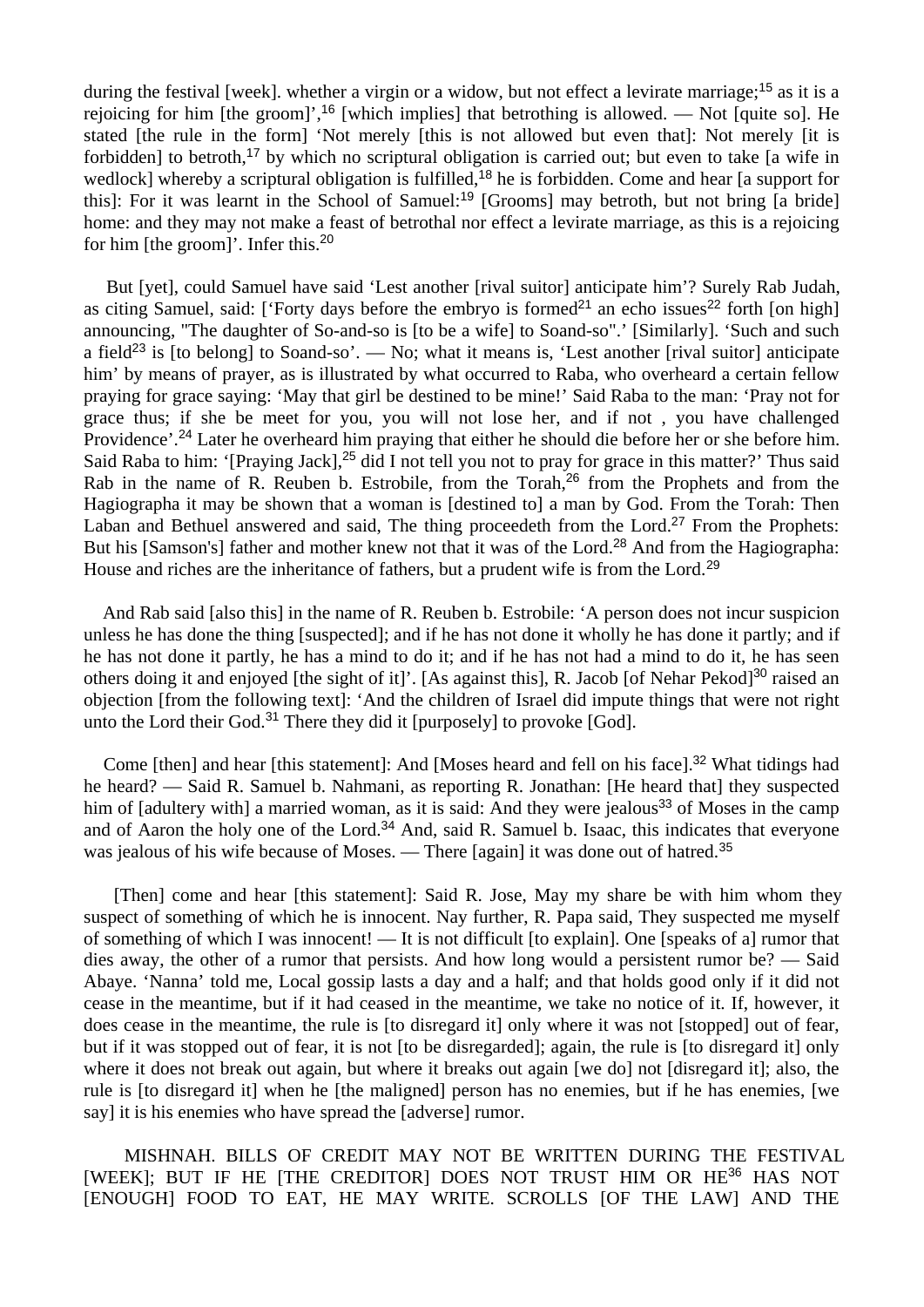during the festival [week]. whether a virgin or a widow, but not effect a levirate marriage;[15] as it is a rejoicing for him [the groom]',[16] [which implies] that betrothing is allowed. — Not [quite so]. He stated [the rule in the form] 'Not merely [this is not allowed but even that]: Not merely [it is forbidden] to betroth,[17] by which no scriptural obligation is carried out; but even to take [a wife in wedlock] whereby a scriptural obligation is fulfilled,[18] he is forbidden. Come and hear [a support for this]: For it was learnt in the School of Samuel:[19] [Grooms] may betroth, but not bring [a bride] home: and they may not make a feast of betrothal nor effect a levirate marriage, as this is a rejoicing for him [the groom]'. Infer this.[20]

But [yet], could Samuel have said 'Lest another [rival suitor] anticipate him'? Surely Rab Judah, as citing Samuel, said: ['Forty days before the embryo is formed[21] an echo issues[22] forth [on high] announcing, "The daughter of So-and-so is [to be a wife] to Soand-so".' [Similarly]. 'Such and such a field[23] is [to belong] to Soand-so'. — No; what it means is, 'Lest another [rival suitor] anticipate him' by means of prayer, as is illustrated by what occurred to Raba, who overheard a certain fellow praying for grace saying: 'May that girl be destined to be mine!' Said Raba to the man: 'Pray not for grace thus; if she be meet for you, you will not lose her, and if not , you have challenged Providence'.[24] Later he overheard him praying that either he should die before her or she before him. Said Raba to him: '[Praying Jack],[25] did I not tell you not to pray for grace in this matter?' Thus said Rab in the name of R. Reuben b. Estrobile, from the Torah,[26] from the Prophets and from the Hagiographa it may be shown that a woman is [destined to] a man by God. From the Torah: Then Laban and Bethuel answered and said, The thing proceedeth from the Lord.[27] From the Prophets: But his [Samson's] father and mother knew not that it was of the Lord.[28] And from the Hagiographa: House and riches are the inheritance of fathers, but a prudent wife is from the Lord.[29]

And Rab said [also this] in the name of R. Reuben b. Estrobile: 'A person does not incur suspicion unless he has done the thing [suspected]; and if he has not done it wholly he has done it partly; and if he has not done it partly, he has a mind to do it; and if he has not had a mind to do it, he has seen others doing it and enjoyed [the sight of it]'. [As against this], R. Jacob [of Nehar Pekod][30] raised an objection [from the following text]: 'And the children of Israel did impute things that were not right unto the Lord their God.[31] There they did it [purposely] to provoke [God].

Come [then] and hear [this statement]: And [Moses heard and fell on his face].[32] What tidings had he heard? — Said R. Samuel b. Nahmani, as reporting R. Jonathan: [He heard that] they suspected him of [adultery with] a married woman, as it is said: And they were jealous[33] of Moses in the camp and of Aaron the holy one of the Lord.[34] And, said R. Samuel b. Isaac, this indicates that everyone was jealous of his wife because of Moses. — There [again] it was done out of hatred.[35]

[Then] come and hear [this statement]: Said R. Jose, May my share be with him whom they suspect of something of which he is innocent. Nay further, R. Papa said, They suspected me myself of something of which I was innocent! — It is not difficult [to explain]. One [speaks of a] rumor that dies away, the other of a rumor that persists. And how long would a persistent rumor be? — Said Abaye. 'Nanna' told me, Local gossip lasts a day and a half; and that holds good only if it did not cease in the meantime, but if it had ceased in the meantime, we take no notice of it. If, however, it does cease in the meantime, the rule is [to disregard it] only where it was not [stopped] out of fear, but if it was stopped out of fear, it is not [to be disregarded]; again, the rule is [to disregard it] only where it does not break out again, but where it breaks out again [we do] not [disregard it]; also, the rule is [to disregard it] when he [the maligned] person has no enemies, but if he has enemies, [we say] it is his enemies who have spread the [adverse] rumor.

MISHNAH. BILLS OF CREDIT MAY NOT BE WRITTEN DURING THE FESTIVAL [WEEK]; BUT IF HE [THE CREDITOR] DOES NOT TRUST HIM OR HE[36] HAS NOT [ENOUGH] FOOD TO EAT, HE MAY WRITE. SCROLLS [OF THE LAW] AND THE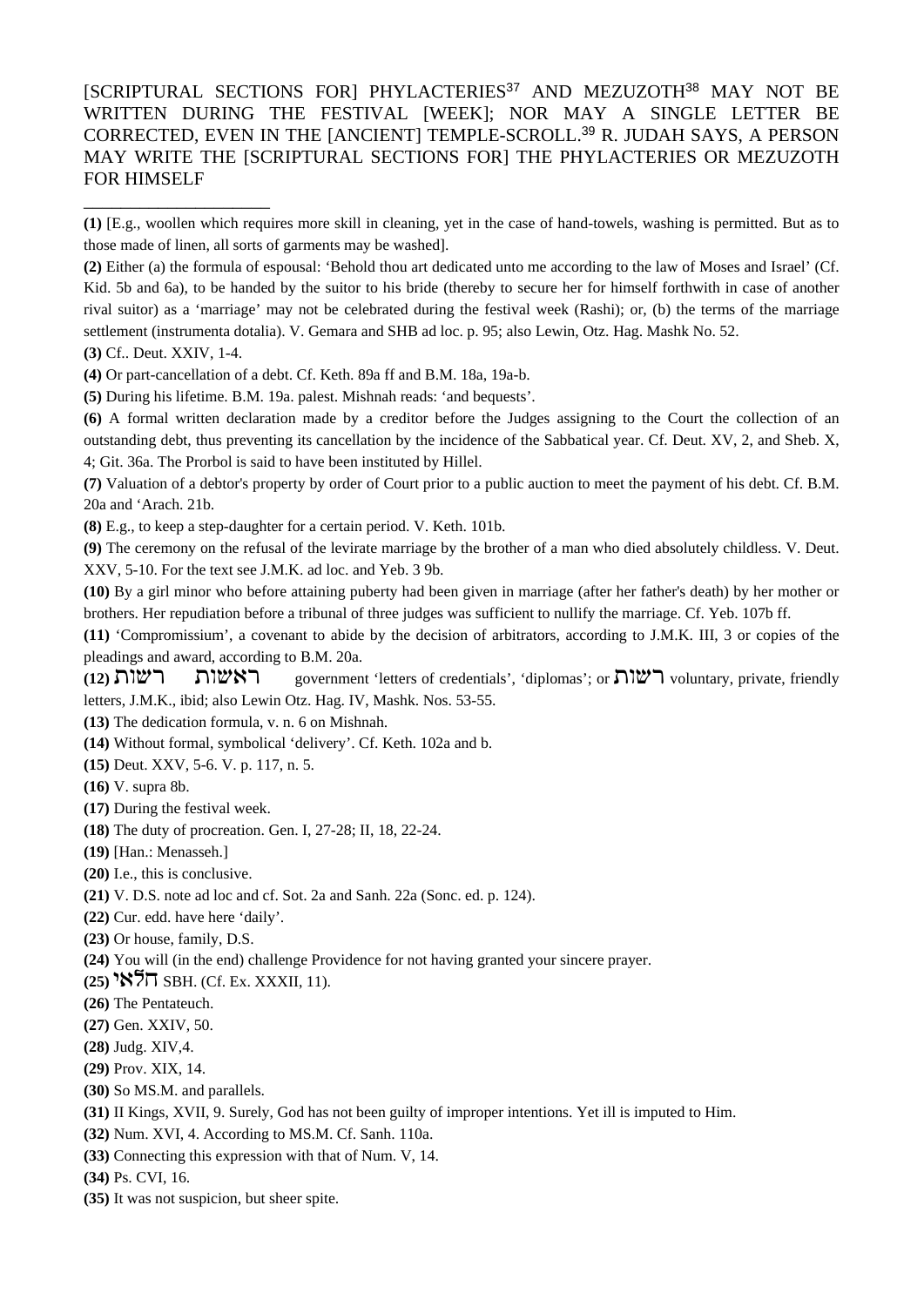[SCRIPTURAL SECTIONS FOR] PHYLACTERIES[37] AND MEZUZOTH[38] MAY NOT BE WRITTEN DURING THE FESTIVAL [WEEK]; NOR MAY A SINGLE LETTER BE CORRECTED, EVEN IN THE [ANCIENT] TEMPLE-SCROLL.[39] R. JUDAH SAYS, A PERSON MAY WRITE THE [SCRIPTURAL SECTIONS FOR] THE PHYLACTERIES OR MEZUZOTH FOR HIMSELF

______________________

**(1)** [E.g., woollen which requires more skill in cleaning, yet in the case of hand-towels, washing is permitted. But as to those made of linen, all sorts of garments may be washed].

**(2)** Either (a) the formula of espousal: 'Behold thou art dedicated unto me according to the law of Moses and Israel' (Cf. Kid. 5b and 6a), to be handed by the suitor to his bride (thereby to secure her for himself forthwith in case of another rival suitor) as a 'marriage' may not be celebrated during the festival week (Rashi); or, (b) the terms of the marriage settlement (instrumenta dotalia). V. Gemara and SHB ad loc. p. 95; also Lewin, Otz. Hag. Mashk No. 52.

**(3)** Cf.. Deut. XXIV, 1-4.

**(4)** Or part-cancellation of a debt. Cf. Keth. 89a ff and B.M. 18a, 19a-b.

**(5)** During his lifetime. B.M. 19a. palest. Mishnah reads: 'and bequests'.

**(6)** A formal written declaration made by a creditor before the Judges assigning to the Court the collection of an outstanding debt, thus preventing its cancellation by the incidence of the Sabbatical year. Cf. Deut. XV, 2, and Sheb. X, 4; Git. 36a. The Prorbol is said to have been instituted by Hillel.

**(7)** Valuation of a debtor's property by order of Court prior to a public auction to meet the payment of his debt. Cf. B.M. 20a and 'Arach. 21b.

**(8)** E.g., to keep a step-daughter for a certain period. V. Keth. 101b.

**(9)** The ceremony on the refusal of the levirate marriage by the brother of a man who died absolutely childless. V. Deut. XXV, 5-10. For the text see J.M.K. ad loc. and Yeb. 3 9b.

**(10)** By a girl minor who before attaining puberty had been given in marriage (after her father's death) by her mother or brothers. Her repudiation before a tribunal of three judges was sufficient to nullify the marriage. Cf. Yeb. 107b ff.

**(11)** 'Compromissium', a covenant to abide by the decision of arbitrators, according to J.M.K. III, 3 or copies of the pleadings and award, according to B.M. 20a.

**(12)** רשות ראשות government 'letters of credentials', 'diplomas'; or רשות voluntary, private, friendly letters, J.M.K., ibid; also Lewin Otz. Hag. IV, Mashk. Nos. 53-55.

**(13)** The dedication formula, v. n. 6 on Mishnah.

**(14)** Without formal, symbolical 'delivery'. Cf. Keth. 102a and b.

**(15)** Deut. XXV, 5-6. V. p. 117, n. 5.

**(16)** V. supra 8b.

**(17)** During the festival week.

**(18)** The duty of procreation. Gen. I, 27-28; II, 18, 22-24.

**(19)** [Han.: Menasseh.]

**(20)** I.e., this is conclusive.

**(21)** V. D.S. note ad loc and cf. Sot. 2a and Sanh. 22a (Sonc. ed. p. 124).

**(22)** Cur. edd. have here 'daily'.

**(23)** Or house, family, D.S.

**(24)** You will (in the end) challenge Providence for not having granted your sincere prayer.

**(25)** חלאי SBH. (Cf. Ex. XXXII, 11).

**(26)** The Pentateuch.

**(27)** Gen. XXIV, 50.

**(28)** Judg. XIV,4.

**(29)** Prov. XIX, 14.

**(30)** So MS.M. and parallels.

**(31)** II Kings, XVII, 9. Surely, God has not been guilty of improper intentions. Yet ill is imputed to Him.

**(32)** Num. XVI, 4. According to MS.M. Cf. Sanh. 110a.

**(33)** Connecting this expression with that of Num. V, 14.

**(34)** Ps. CVI, 16.

**(35)** It was not suspicion, but sheer spite.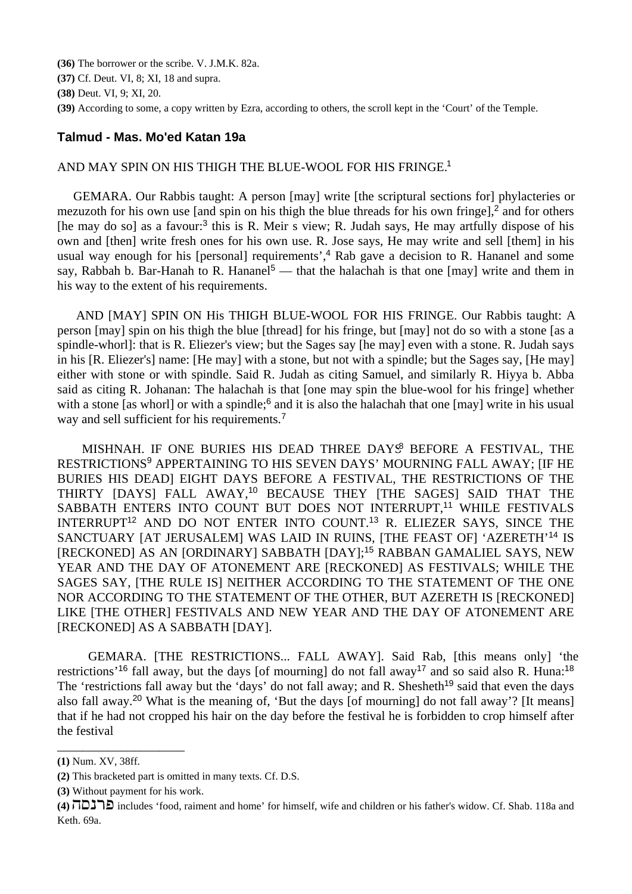**(36)** The borrower or the scribe. V. J.M.K. 82a.

**(37)** Cf. Deut. VI, 8; XI, 18 and supra.

**(38)** Deut. VI, 9; XI, 20.

**(39)** According to some, a copy written by Ezra, according to others, the scroll kept in the 'Court' of the Temple.

## Talmud - Mas. Mo'ed Katan 19a

AND MAY SPIN ON HIS THIGH THE BLUE-WOOL FOR HIS FRINGE.[1]

GEMARA. Our Rabbis taught: A person [may] write [the scriptural sections for] phylacteries or mezuzoth for his own use [and spin on his thigh the blue threads for his own fringe],[2] and for others [he may do so] as a favour:[3] this is R. Meir s view; R. Judah says, He may artfully dispose of his own and [then] write fresh ones for his own use. R. Jose says, He may write and sell [them] in his usual way enough for his [personal] requirements',[4] Rab gave a decision to R. Hananel and some say, Rabbah b. Bar-Hanah to R. Hananel[5] — that the halachah is that one [may] write and them in his way to the extent of his requirements.

AND [MAY] SPIN ON His THIGH BLUE-WOOL FOR HIS FRINGE. Our Rabbis taught: A person [may] spin on his thigh the blue [thread] for his fringe, but [may] not do so with a stone [as a spindle-whorl]: that is R. Eliezer's view; but the Sages say [he may] even with a stone. R. Judah says in his [R. Eliezer's] name: [He may] with a stone, but not with a spindle; but the Sages say, [He may] either with stone or with spindle. Said R. Judah as citing Samuel, and similarly R. Hiyya b. Abba said as citing R. Johanan: The halachah is that [one may spin the blue-wool for his fringe] whether with a stone [as whorl] or with a spindle;[6] and it is also the halachah that one [may] write in his usual way and sell sufficient for his requirements.[7]

MISHNAH. IF ONE BURIES HIS DEAD THREE DAYS[8] BEFORE A FESTIVAL, THE RESTRICTIONS[9] APPERTAINING TO HIS SEVEN DAYS' MOURNING FALL AWAY; [IF HE BURIES HIS DEAD] EIGHT DAYS BEFORE A FESTIVAL, THE RESTRICTIONS OF THE THIRTY [DAYS] FALL AWAY,[10] BECAUSE THEY [THE SAGES] SAID THAT THE SABBATH ENTERS INTO COUNT BUT DOES NOT INTERRUPT,[11] WHILE FESTIVALS INTERRUPT[12] AND DO NOT ENTER INTO COUNT.[13] R. ELIEZER SAYS, SINCE THE SANCTUARY [AT JERUSALEM] WAS LAID IN RUINS, [THE FEAST OF] 'AZERETH'[14] IS [RECKONED] AS AN [ORDINARY] SABBATH [DAY];[15] RABBAN GAMALIEL SAYS, NEW YEAR AND THE DAY OF ATONEMENT ARE [RECKONED] AS FESTIVALS; WHILE THE SAGES SAY, [THE RULE IS] NEITHER ACCORDING TO THE STATEMENT OF THE ONE NOR ACCORDING TO THE STATEMENT OF THE OTHER, BUT AZERETH IS [RECKONED] LIKE [THE OTHER] FESTIVALS AND NEW YEAR AND THE DAY OF ATONEMENT ARE [RECKONED] AS A SABBATH [DAY].

GEMARA. [THE RESTRICTIONS... FALL AWAY]. Said Rab, [this means only] 'the restrictions'[16] fall away, but the days [of mourning] do not fall away[17] and so said also R. Huna:[18] The 'restrictions fall away but the 'days' do not fall away; and R. Shesheth[19] said that even the days also fall away.[20] What is the meaning of, 'But the days [of mourning] do not fall away'? [It means] that if he had not cropped his hair on the day before the festival he is forbidden to crop himself after the festival

---

**(1)** Num. XV, 38ff.

**(2)** This bracketed part is omitted in many texts. Cf. D.S.

**(3)** Without payment for his work.

**(4)** פרנסה includes 'food, raiment and home' for himself, wife and children or his father's widow. Cf. Shab. 118a and Keth. 69a.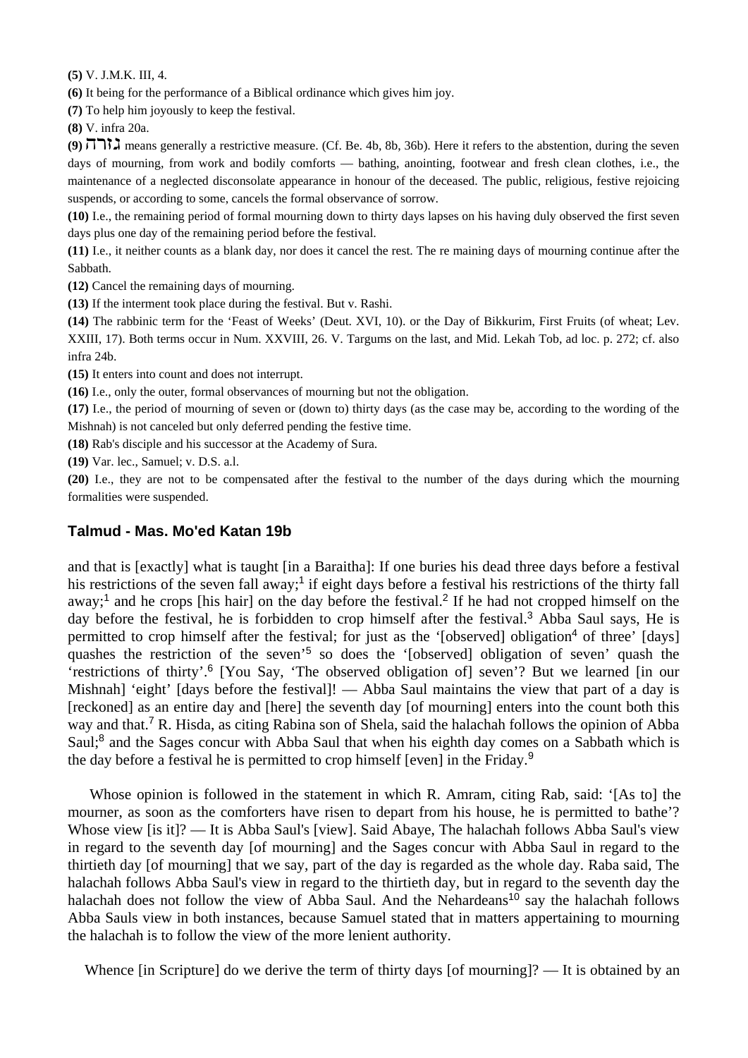**(5)** V. J.M.K. III, 4.

**(6)** It being for the performance of a Biblical ordinance which gives him joy.

**(7)** To help him joyously to keep the festival.

**(8)** V. infra 20a.

**(9)** גזרה means generally a restrictive measure. (Cf. Be. 4b, 8b, 36b). Here it refers to the abstention, during the seven days of mourning, from work and bodily comforts — bathing, anointing, footwear and fresh clean clothes, i.e., the maintenance of a neglected disconsolate appearance in honour of the deceased. The public, religious, festive rejoicing suspends, or according to some, cancels the formal observance of sorrow.

**(10)** I.e., the remaining period of formal mourning down to thirty days lapses on his having duly observed the first seven days plus one day of the remaining period before the festival.

**(11)** I.e., it neither counts as a blank day, nor does it cancel the rest. The re maining days of mourning continue after the Sabbath.

**(12)** Cancel the remaining days of mourning.

**(13)** If the interment took place during the festival. But v. Rashi.

**(14)** The rabbinic term for the 'Feast of Weeks' (Deut. XVI, 10). or the Day of Bikkurim, First Fruits (of wheat; Lev. XXIII, 17). Both terms occur in Num. XXVIII, 26. V. Targums on the last, and Mid. Lekah Tob, ad loc. p. 272; cf. also infra 24b.

**(15)** It enters into count and does not interrupt.

**(16)** I.e., only the outer, formal observances of mourning but not the obligation.

**(17)** I.e., the period of mourning of seven or (down to) thirty days (as the case may be, according to the wording of the Mishnah) is not canceled but only deferred pending the festive time.

**(18)** Rab's disciple and his successor at the Academy of Sura.

**(19)** Var. lec., Samuel; v. D.S. a.l.

**(20)** I.e., they are not to be compensated after the festival to the number of the days during which the mourning formalities were suspended.

## Talmud - Mas. Mo'ed Katan 19b

and that is [exactly] what is taught [in a Baraitha]: If one buries his dead three days before a festival his restrictions of the seven fall away;[1] if eight days before a festival his restrictions of the thirty fall away;[1] and he crops [his hair] on the day before the festival.[2] If he had not cropped himself on the day before the festival, he is forbidden to crop himself after the festival.[3] Abba Saul says, He is permitted to crop himself after the festival; for just as the '[observed] obligation[4] of three' [days] quashes the restriction of the seven'[5] so does the '[observed] obligation of seven' quash the 'restrictions of thirty'.[6] [You Say, 'The observed obligation of] seven'? But we learned [in our Mishnah] 'eight' [days before the festival]! — Abba Saul maintains the view that part of a day is [reckoned] as an entire day and [here] the seventh day [of mourning] enters into the count both this way and that.[7] R. Hisda, as citing Rabina son of Shela, said the halachah follows the opinion of Abba Saul;[8] and the Sages concur with Abba Saul that when his eighth day comes on a Sabbath which is the day before a festival he is permitted to crop himself [even] in the Friday.[9]

Whose opinion is followed in the statement in which R. Amram, citing Rab, said: '[As to] the mourner, as soon as the comforters have risen to depart from his house, he is permitted to bathe'? Whose view [is it]? — It is Abba Saul's [view]. Said Abaye, The halachah follows Abba Saul's view in regard to the seventh day [of mourning] and the Sages concur with Abba Saul in regard to the thirtieth day [of mourning] that we say, part of the day is regarded as the whole day. Raba said, The halachah follows Abba Saul's view in regard to the thirtieth day, but in regard to the seventh day the halachah does not follow the view of Abba Saul. And the Nehardeans[10] say the halachah follows Abba Sauls view in both instances, because Samuel stated that in matters appertaining to mourning the halachah is to follow the view of the more lenient authority.

Whence [in Scripture] do we derive the term of thirty days [of mourning]? — It is obtained by an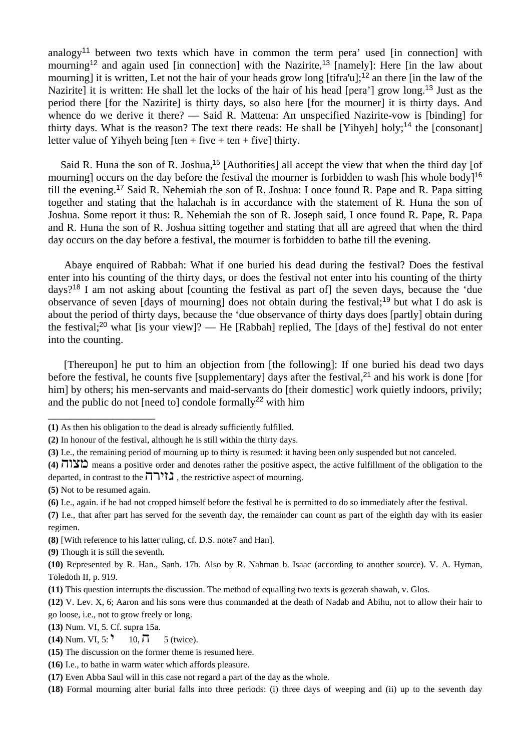analogy[11] between two texts which have in common the term pera' used [in connection] with mourning[12] and again used [in connection] with the Nazirite,[13] [namely]: Here [in the law about mourning] it is written, Let not the hair of your heads grow long [tifra'u];[12] an there [in the law of the Nazirite] it is written: He shall let the locks of the hair of his head [pera'] grow long.[13] Just as the period there [for the Nazirite] is thirty days, so also here [for the mourner] it is thirty days. And whence do we derive it there? — Said R. Mattena: An unspecified Nazirite-vow is [binding] for thirty days. What is the reason? The text there reads: He shall be [Yihyeh] holy;[14] the [consonant] letter value of Yihyeh being [ten + five + ten + five] thirty.

Said R. Huna the son of R. Joshua,[15] [Authorities] all accept the view that when the third day [of mourning] occurs on the day before the festival the mourner is forbidden to wash [his whole body][16] till the evening.[17] Said R. Nehemiah the son of R. Joshua: I once found R. Pape and R. Papa sitting together and stating that the halachah is in accordance with the statement of R. Huna the son of Joshua. Some report it thus: R. Nehemiah the son of R. Joseph said, I once found R. Pape, R. Papa and R. Huna the son of R. Joshua sitting together and stating that all are agreed that when the third day occurs on the day before a festival, the mourner is forbidden to bathe till the evening.

Abaye enquired of Rabbah: What if one buried his dead during the festival? Does the festival enter into his counting of the thirty days, or does the festival not enter into his counting of the thirty days?[18] I am not asking about [counting the festival as part of] the seven days, because the 'due observance of seven [days of mourning] does not obtain during the festival;[19] but what I do ask is about the period of thirty days, because the 'due observance of thirty days does [partly] obtain during the festival;[20] what [is your view]? — He [Rabbah] replied, The [days of the] festival do not enter into the counting.

[Thereupon] he put to him an objection from [the following]: If one buried his dead two days before the festival, he counts five [supplementary] days after the festival,[21] and his work is done [for him] by others; his men-servants and maid-servants do [their domestic] work quietly indoors, privily; and the public do not [need to] condole formally[22] with him

---

**(1)** As then his obligation to the dead is already sufficiently fulfilled.

**(2)** In honour of the festival, although he is still within the thirty days.

**(3)** I.e., the remaining period of mourning up to thirty is resumed: it having been only suspended but not canceled.

**(4)** מצוה means a positive order and denotes rather the positive aspect, the active fulfillment of the obligation to the departed, in contrast to the גזירה , the restrictive aspect of mourning.

**(5)** Not to be resumed again.

**(6)** I.e., again. if he had not cropped himself before the festival he is permitted to do so immediately after the festival.

**(7)** I.e., that after part has served for the seventh day, the remainder can count as part of the eighth day with its easier regimen.

**(8)** [With reference to his latter ruling, cf. D.S. note7 and Han].

**(9)** Though it is still the seventh.

**(10)** Represented by R. Han., Sanh. 17b. Also by R. Nahman b. Isaac (according to another source). V. A. Hyman, Toledoth II, p. 919.

**(11)** This question interrupts the discussion. The method of equalling two texts is gezerah shawah, v. Glos.

**(12)** V. Lev. X, 6; Aaron and his sons were thus commanded at the death of Nadab and Abihu, not to allow their hair to go loose, i.e., not to grow freely or long.

**(13)** Num. VI, 5. Cf. supra 15a.

**(14)** Num. VI, 5: י 10, ה 5 (twice).

**(15)** The discussion on the former theme is resumed here.

**(16)** I.e., to bathe in warm water which affords pleasure.

**(17)** Even Abba Saul will in this case not regard a part of the day as the whole.

**(18)** Formal mourning alter burial falls into three periods: (i) three days of weeping and (ii) up to the seventh day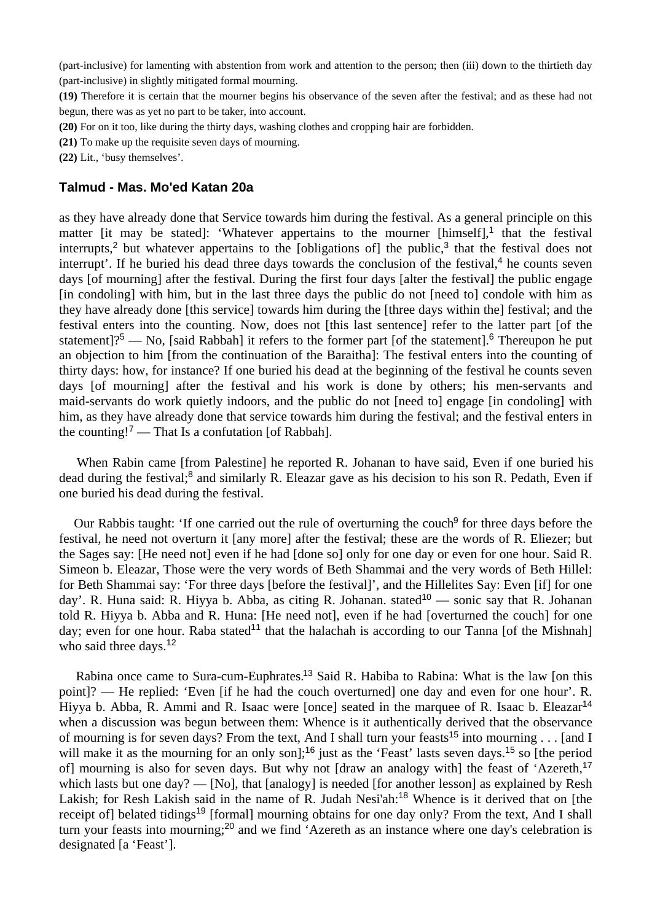(part-inclusive) for lamenting with abstention from work and attention to the person; then (iii) down to the thirtieth day (part-inclusive) in slightly mitigated formal mourning.

**(19)** Therefore it is certain that the mourner begins his observance of the seven after the festival; and as these had not begun, there was as yet no part to be taker, into account.

**(20)** For on it too, like during the thirty days, washing clothes and cropping hair are forbidden.

**(21)** To make up the requisite seven days of mourning.

**(22)** Lit., 'busy themselves'.

### Talmud - Mas. Mo'ed Katan 20a

as they have already done that Service towards him during the festival. As a general principle on this matter [it may be stated]: 'Whatever appertains to the mourner [himself],[1] that the festival interrupts,[2] but whatever appertains to the [obligations of] the public,[3] that the festival does not interrupt'. If he buried his dead three days towards the conclusion of the festival,[4] he counts seven days [of mourning] after the festival. During the first four days [alter the festival] the public engage [in condoling] with him, but in the last three days the public do not [need to] condole with him as they have already done [this service] towards him during the [three days within the] festival; and the festival enters into the counting. Now, does not [this last sentence] refer to the latter part [of the statement]?[5] — No, [said Rabbah] it refers to the former part [of the statement].[6] Thereupon he put an objection to him [from the continuation of the Baraitha]: The festival enters into the counting of thirty days: how, for instance? If one buried his dead at the beginning of the festival he counts seven days [of mourning] after the festival and his work is done by others; his men-servants and maid-servants do work quietly indoors, and the public do not [need to] engage [in condoling] with him, as they have already done that service towards him during the festival; and the festival enters in the counting![7] — That Is a confutation [of Rabbah].

When Rabin came [from Palestine] he reported R. Johanan to have said, Even if one buried his dead during the festival;[8] and similarly R. Eleazar gave as his decision to his son R. Pedath, Even if one buried his dead during the festival.

Our Rabbis taught: 'If one carried out the rule of overturning the couch[9] for three days before the festival, he need not overturn it [any more] after the festival; these are the words of R. Eliezer; but the Sages say: [He need not] even if he had [done so] only for one day or even for one hour. Said R. Simeon b. Eleazar, Those were the very words of Beth Shammai and the very words of Beth Hillel: for Beth Shammai say: 'For three days [before the festival]', and the Hillelites Say: Even [if] for one day'. R. Huna said: R. Hiyya b. Abba, as citing R. Johanan. stated[10] — sonic say that R. Johanan told R. Hiyya b. Abba and R. Huna: [He need not], even if he had [overturned the couch] for one day; even for one hour. Raba stated[11] that the halachah is according to our Tanna [of the Mishnah] who said three days.[12]

Rabina once came to Sura-cum-Euphrates.[13] Said R. Habiba to Rabina: What is the law [on this point]? — He replied: 'Even [if he had the couch overturned] one day and even for one hour'. R. Hiyya b. Abba, R. Ammi and R. Isaac were [once] seated in the marquee of R. Isaac b. Eleazar[14] when a discussion was begun between them: Whence is it authentically derived that the observance of mourning is for seven days? From the text, And I shall turn your feasts[15] into mourning . . . [and I will make it as the mourning for an only son];[16] just as the 'Feast' lasts seven days.[15] so [the period of] mourning is also for seven days. But why not [draw an analogy with] the feast of 'Azereth,[17] which lasts but one day? — [No], that [analogy] is needed [for another lesson] as explained by Resh Lakish; for Resh Lakish said in the name of R. Judah Nesi'ah:[18] Whence is it derived that on [the receipt of] belated tidings[19] [formal] mourning obtains for one day only? From the text, And I shall turn your feasts into mourning;[20] and we find 'Azereth as an instance where one day's celebration is designated [a 'Feast'].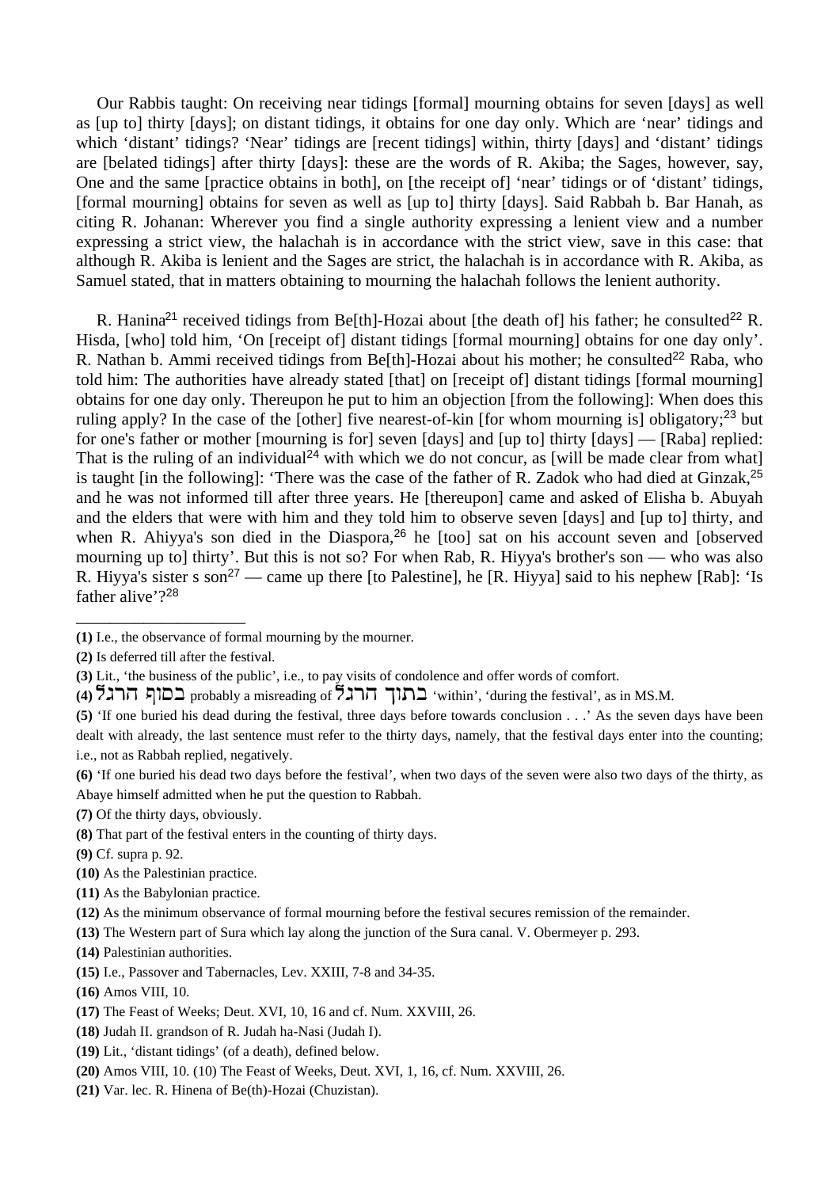Our Rabbis taught: On receiving near tidings [formal] mourning obtains for seven [days] as well as [up to] thirty [days]; on distant tidings, it obtains for one day only. Which are 'near' tidings and which 'distant' tidings? 'Near' tidings are [recent tidings] within, thirty [days] and 'distant' tidings are [belated tidings] after thirty [days]: these are the words of R. Akiba; the Sages, however, say, One and the same [practice obtains in both], on [the receipt of] 'near' tidings or of 'distant' tidings, [formal mourning] obtains for seven as well as [up to] thirty [days]. Said Rabbah b. Bar Hanah, as citing R. Johanan: Wherever you find a single authority expressing a lenient view and a number expressing a strict view, the halachah is in accordance with the strict view, save in this case: that although R. Akiba is lenient and the Sages are strict, the halachah is in accordance with R. Akiba, as Samuel stated, that in matters obtaining to mourning the halachah follows the lenient authority.

R. Hanina[21] received tidings from Be[th]-Hozai about [the death of] his father; he consulted[22] R. Hisda, [who] told him, 'On [receipt of] distant tidings [formal mourning] obtains for one day only'. R. Nathan b. Ammi received tidings from Be[th]-Hozai about his mother; he consulted[22] Raba, who told him: The authorities have already stated [that] on [receipt of] distant tidings [formal mourning] obtains for one day only. Thereupon he put to him an objection [from the following]: When does this ruling apply? In the case of the [other] five nearest-of-kin [for whom mourning is] obligatory;[23] but for one's father or mother [mourning is for] seven [days] and [up to] thirty [days] — [Raba] replied: That is the ruling of an individual[24] with which we do not concur, as [will be made clear from what] is taught [in the following]: 'There was the case of the father of R. Zadok who had died at Ginzak,[25] and he was not informed till after three years. He [thereupon] came and asked of Elisha b. Abuyah and the elders that were with him and they told him to observe seven [days] and [up to] thirty, and when R. Ahiyya's son died in the Diaspora,[26] he [too] sat on his account seven and [observed mourning up to] thirty'. But this is not so? For when Rab, R. Hiyya's brother's son — who was also R. Hiyya's sister s son[27] — came up there [to Palestine], he [R. Hiyya] said to his nephew [Rab]: 'Is father alive'?[28]

---

**(1)** I.e., the observance of formal mourning by the mourner.

**(2)** Is deferred till after the festival.

**(3)** Lit., 'the business of the public', i.e., to pay visits of condolence and offer words of comfort.

**(4)** בסוף הרגל probably a misreading of בתוך הרגל 'within', 'during the festival', as in MS.M.

**(5)** 'If one buried his dead during the festival, three days before towards conclusion . . .' As the seven days have been dealt with already, the last sentence must refer to the thirty days, namely, that the festival days enter into the counting; i.e., not as Rabbah replied, negatively.

**(6)** 'If one buried his dead two days before the festival', when two days of the seven were also two days of the thirty, as Abaye himself admitted when he put the question to Rabbah.

**(7)** Of the thirty days, obviously.

**(8)** That part of the festival enters in the counting of thirty days.

**(9)** Cf. supra p. 92.

**(10)** As the Palestinian practice.

**(11)** As the Babylonian practice.

**(12)** As the minimum observance of formal mourning before the festival secures remission of the remainder.

**(13)** The Western part of Sura which lay along the junction of the Sura canal. V. Obermeyer p. 293.

**(14)** Palestinian authorities.

**(15)** I.e., Passover and Tabernacles, Lev. XXIII, 7-8 and 34-35.

**(16)** Amos VIII, 10.

**(17)** The Feast of Weeks; Deut. XVI, 10, 16 and cf. Num. XXVIII, 26.

**(18)** Judah II. grandson of R. Judah ha-Nasi (Judah I).

**(19)** Lit., 'distant tidings' (of a death), defined below.

**(20)** Amos VIII, 10. (10) The Feast of Weeks, Deut. XVI, 1, 16, cf. Num. XXVIII, 26.

**(21)** Var. lec. R. Hinena of Be(th)-Hozai (Chuzistan).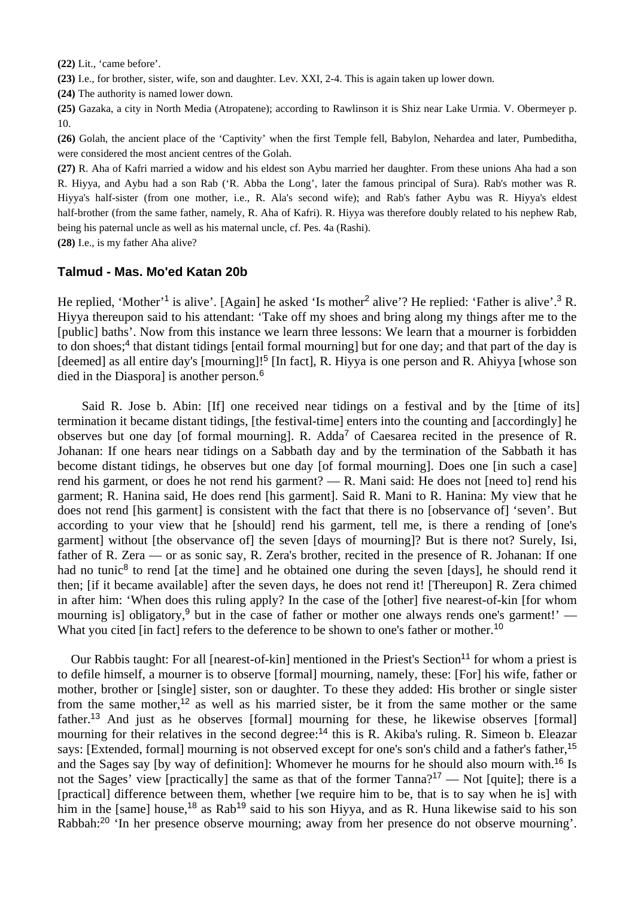**(22)** Lit., 'came before'.

**(23)** I.e., for brother, sister, wife, son and daughter. Lev. XXI, 2-4. This is again taken up lower down.

**(24)** The authority is named lower down.

**(25)** Gazaka, a city in North Media (Atropatene); according to Rawlinson it is Shiz near Lake Urmia. V. Obermeyer p. 10.

**(26)** Golah, the ancient place of the 'Captivity' when the first Temple fell, Babylon, Nehardea and later, Pumbeditha, were considered the most ancient centres of the Golah.

**(27)** R. Aha of Kafri married a widow and his eldest son Aybu married her daughter. From these unions Aha had a son R. Hiyya, and Aybu had a son Rab ('R. Abba the Long', later the famous principal of Sura). Rab's mother was R. Hiyya's half-sister (from one mother, i.e., R. Ala's second wife); and Rab's father Aybu was R. Hiyya's eldest half-brother (from the same father, namely, R. Aha of Kafri). R. Hiyya was therefore doubly related to his nephew Rab, being his paternal uncle as well as his maternal uncle, cf. Pes. 4a (Rashi).

**(28)** I.e., is my father Aha alive?

## Talmud - Mas. Mo'ed Katan 20b

He replied, 'Mother'[1] is alive'. [Again] he asked 'Is mother[2] alive'? He replied: 'Father is alive'.[3] R. Hiyya thereupon said to his attendant: 'Take off my shoes and bring along my things after me to the [public] baths'. Now from this instance we learn three lessons: We learn that a mourner is forbidden to don shoes;[4] that distant tidings [entail formal mourning] but for one day; and that part of the day is [deemed] as all entire day's [mourning]![5] [In fact], R. Hiyya is one person and R. Ahiyya [whose son died in the Diaspora] is another person.[6]

Said R. Jose b. Abin: [If] one received near tidings on a festival and by the [time of its] termination it became distant tidings, [the festival-time] enters into the counting and [accordingly] he observes but one day [of formal mourning]. R. Adda[7] of Caesarea recited in the presence of R. Johanan: If one hears near tidings on a Sabbath day and by the termination of the Sabbath it has become distant tidings, he observes but one day [of formal mourning]. Does one [in such a case] rend his garment, or does he not rend his garment? — R. Mani said: He does not [need to] rend his garment; R. Hanina said, He does rend [his garment]. Said R. Mani to R. Hanina: My view that he does not rend [his garment] is consistent with the fact that there is no [observance of] 'seven'. But according to your view that he [should] rend his garment, tell me, is there a rending of [one's garment] without [the observance of] the seven [days of mourning]? But is there not? Surely, Isi, father of R. Zera — or as sonic say, R. Zera's brother, recited in the presence of R. Johanan: If one had no tunic[8] to rend [at the time] and he obtained one during the seven [days], he should rend it then; [if it became available] after the seven days, he does not rend it! [Thereupon] R. Zera chimed in after him: 'When does this ruling apply? In the case of the [other] five nearest-of-kin [for whom mourning is] obligatory,[9] but in the case of father or mother one always rends one's garment!' — What you cited [in fact] refers to the deference to be shown to one's father or mother.[10]

Our Rabbis taught: For all [nearest-of-kin] mentioned in the Priest's Section[11] for whom a priest is to defile himself, a mourner is to observe [formal] mourning, namely, these: [For] his wife, father or mother, brother or [single] sister, son or daughter. To these they added: His brother or single sister from the same mother,[12] as well as his married sister, be it from the same mother or the same father.[13] And just as he observes [formal] mourning for these, he likewise observes [formal] mourning for their relatives in the second degree:[14] this is R. Akiba's ruling. R. Simeon b. Eleazar says: [Extended, formal] mourning is not observed except for one's son's child and a father's father,[15] and the Sages say [by way of definition]: Whomever he mourns for he should also mourn with.[16] Is not the Sages' view [practically] the same as that of the former Tanna?[17] — Not [quite]; there is a [practical] difference between them, whether [we require him to be, that is to say when he is] with him in the [same] house,[18] as Rab[19] said to his son Hiyya, and as R. Huna likewise said to his son Rabbah:[20] 'In her presence observe mourning; away from her presence do not observe mourning'.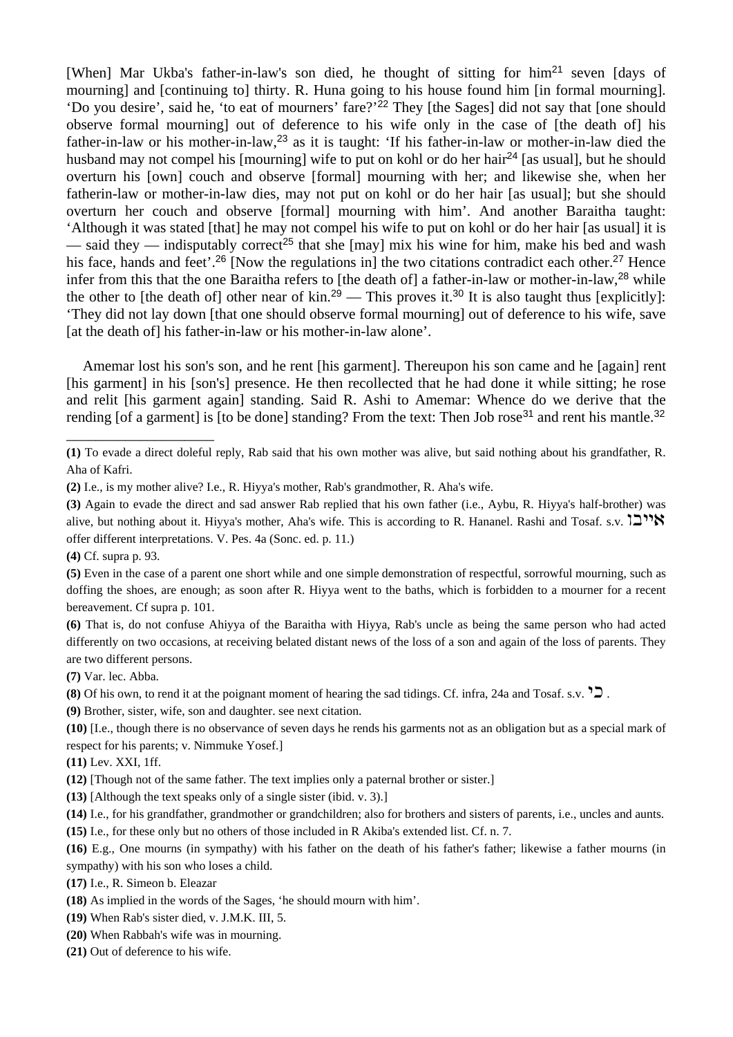[When] Mar Ukba's father-in-law's son died, he thought of sitting for him[21] seven [days of mourning] and [continuing to] thirty. R. Huna going to his house found him [in formal mourning]. 'Do you desire', said he, 'to eat of mourners' fare?'[22] They [the Sages] did not say that [one should observe formal mourning] out of deference to his wife only in the case of [the death of] his father-in-law or his mother-in-law,[23] as it is taught: 'If his father-in-law or mother-in-law died the husband may not compel his [mourning] wife to put on kohl or do her hair[24] [as usual], but he should overturn his [own] couch and observe [formal] mourning with her; and likewise she, when her fatherin-law or mother-in-law dies, may not put on kohl or do her hair [as usual]; but she should overturn her couch and observe [formal] mourning with him'. And another Baraitha taught: 'Although it was stated [that] he may not compel his wife to put on kohl or do her hair [as usual] it is — said they — indisputably correct[25] that she [may] mix his wine for him, make his bed and wash his face, hands and feet'.[26] [Now the regulations in] the two citations contradict each other.[27] Hence infer from this that the one Baraitha refers to [the death of] a father-in-law or mother-in-law,[28] while the other to [the death of] other near of kin.[29] — This proves it.[30] It is also taught thus [explicitly]: 'They did not lay down [that one should observe formal mourning] out of deference to his wife, save [at the death of] his father-in-law or his mother-in-law alone'.

Amemar lost his son's son, and he rent [his garment]. Thereupon his son came and he [again] rent [his garment] in his [son's] presence. He then recollected that he had done it while sitting; he rose and relit [his garment again] standing. Said R. Ashi to Amemar: Whence do we derive that the rending [of a garment] is [to be done] standing? From the text: Then Job rose[31] and rent his mantle.[32]

---

**(1)** To evade a direct doleful reply, Rab said that his own mother was alive, but said nothing about his grandfather, R. Aha of Kafri.

**(2)** I.e., is my mother alive? I.e., R. Hiyya's mother, Rab's grandmother, R. Aha's wife.

**(3)** Again to evade the direct and sad answer Rab replied that his own father (i.e., Aybu, R. Hiyya's half-brother) was alive, but nothing about it. Hiyya's mother, Aha's wife. This is according to R. Hananel. Rashi and Tosaf. s.v. איבו offer different interpretations. V. Pes. 4a (Sonc. ed. p. 11.)

**(4)** Cf. supra p. 93.

**(5)** Even in the case of a parent one short while and one simple demonstration of respectful, sorrowful mourning, such as doffing the shoes, are enough; as soon after R. Hiyya went to the baths, which is forbidden to a mourner for a recent bereavement. Cf supra p. 101.

**(6)** That is, do not confuse Ahiyya of the Baraitha with Hiyya, Rab's uncle as being the same person who had acted differently on two occasions, at receiving belated distant news of the loss of a son and again of the loss of parents. They are two different persons.

**(7)** Var. lec. Abba.

**(8)** Of his own, to rend it at the poignant moment of hearing the sad tidings. Cf. infra, 24a and Tosaf. s.v. כי .

**(9)** Brother, sister, wife, son and daughter. see next citation.

**(10)** [I.e., though there is no observance of seven days he rends his garments not as an obligation but as a special mark of respect for his parents; v. Nimmuke Yosef.]

**(11)** Lev. XXI, 1ff.

**(12)** [Though not of the same father. The text implies only a paternal brother or sister.]

**(13)** [Although the text speaks only of a single sister (ibid. v. 3).]

**(14)** I.e., for his grandfather, grandmother or grandchildren; also for brothers and sisters of parents, i.e., uncles and aunts.

**(15)** I.e., for these only but no others of those included in R Akiba's extended list. Cf. n. 7.

**(16)** E.g., One mourns (in sympathy) with his father on the death of his father's father; likewise a father mourns (in sympathy) with his son who loses a child.

**(17)** I.e., R. Simeon b. Eleazar

**(18)** As implied in the words of the Sages, 'he should mourn with him'.

**(19)** When Rab's sister died, v. J.M.K. III, 5.

**(20)** When Rabbah's wife was in mourning.

**(21)** Out of deference to his wife.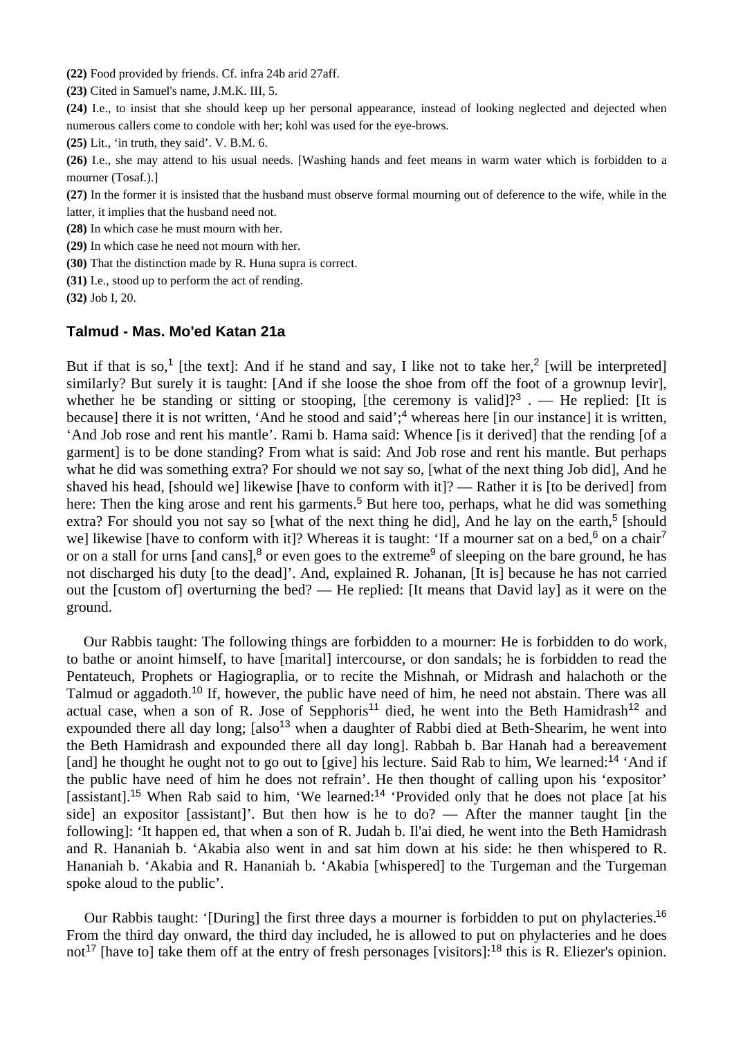**(22)** Food provided by friends. Cf. infra 24b arid 27aff.

**(23)** Cited in Samuel's name, J.M.K. III, 5.

**(24)** I.e., to insist that she should keep up her personal appearance, instead of looking neglected and dejected when numerous callers come to condole with her; kohl was used for the eye-brows.

**(25)** Lit., 'in truth, they said'. V. B.M. 6.

**(26)** I.e., she may attend to his usual needs. [Washing hands and feet means in warm water which is forbidden to a mourner (Tosaf.).]

**(27)** In the former it is insisted that the husband must observe formal mourning out of deference to the wife, while in the latter, it implies that the husband need not.

**(28)** In which case he must mourn with her.

**(29)** In which case he need not mourn with her.

**(30)** That the distinction made by R. Huna supra is correct.

**(31)** I.e., stood up to perform the act of rending.

**(32)** Job I, 20.

### Talmud - Mas. Mo'ed Katan 21a

But if that is so,[1] [the text]: And if he stand and say, I like not to take her,[2] [will be interpreted] similarly? But surely it is taught: [And if she loose the shoe from off the foot of a grownup levir], whether he be standing or sitting or stooping, [the ceremony is valid]?[3] . — He replied: [It is because] there it is not written, 'And he stood and said';[4] whereas here [in our instance] it is written, 'And Job rose and rent his mantle'. Rami b. Hama said: Whence [is it derived] that the rending [of a garment] is to be done standing? From what is said: And Job rose and rent his mantle. But perhaps what he did was something extra? For should we not say so, [what of the next thing Job did], And he shaved his head, [should we] likewise [have to conform with it]? — Rather it is [to be derived] from here: Then the king arose and rent his garments.[5] But here too, perhaps, what he did was something extra? For should you not say so [what of the next thing he did], And he lay on the earth,[5] [should we] likewise [have to conform with it]? Whereas it is taught: 'If a mourner sat on a bed,[6] on a chair[7] or on a stall for urns [and cans],[8] or even goes to the extreme[9] of sleeping on the bare ground, he has not discharged his duty [to the dead]'. And, explained R. Johanan, [It is] because he has not carried out the [custom of] overturning the bed? — He replied: [It means that David lay] as it were on the ground.

Our Rabbis taught: The following things are forbidden to a mourner: He is forbidden to do work, to bathe or anoint himself, to have [marital] intercourse, or don sandals; he is forbidden to read the Pentateuch, Prophets or Hagiograplia, or to recite the Mishnah, or Midrash and halachoth or the Talmud or aggadoth.[10] If, however, the public have need of him, he need not abstain. There was all actual case, when a son of R. Jose of Sepphoris[11] died, he went into the Beth Hamidrash[12] and expounded there all day long; [also[13] when a daughter of Rabbi died at Beth-Shearim, he went into the Beth Hamidrash and expounded there all day long]. Rabbah b. Bar Hanah had a bereavement [and] he thought he ought not to go out to [give] his lecture. Said Rab to him, We learned:[14] 'And if the public have need of him he does not refrain'. He then thought of calling upon his 'expositor' [assistant].[15] When Rab said to him, 'We learned:[14] 'Provided only that he does not place [at his side] an expositor [assistant]'. But then how is he to do? — After the manner taught [in the following]: 'It happen ed, that when a son of R. Judah b. Il'ai died, he went into the Beth Hamidrash and R. Hananiah b. 'Akabia also went in and sat him down at his side: he then whispered to R. Hananiah b. 'Akabia and R. Hananiah b. 'Akabia [whispered] to the Turgeman and the Turgeman spoke aloud to the public'.

Our Rabbis taught: '[During] the first three days a mourner is forbidden to put on phylacteries.[16] From the third day onward, the third day included, he is allowed to put on phylacteries and he does not[17] [have to] take them off at the entry of fresh personages [visitors]:[18] this is R. Eliezer's opinion.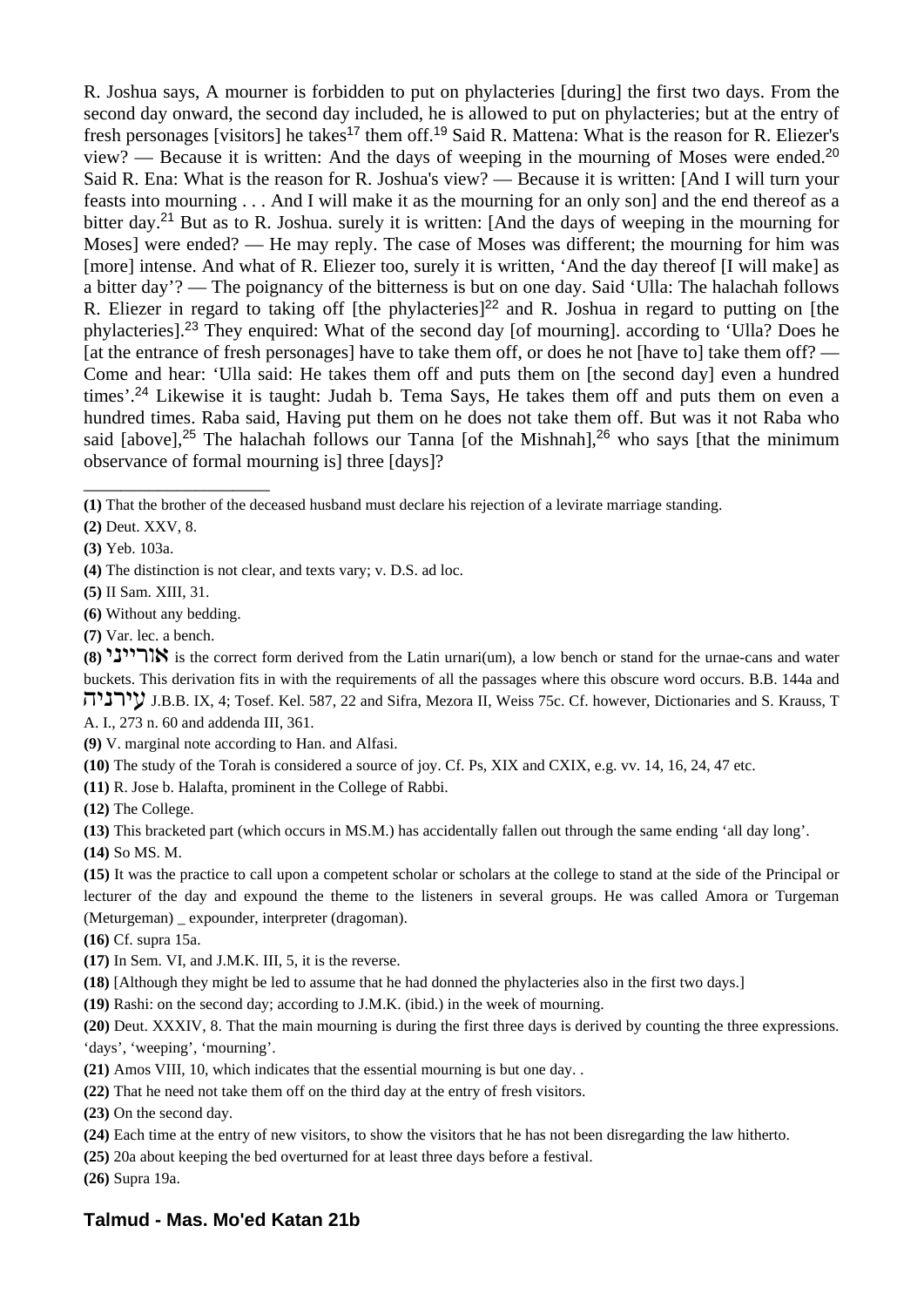R. Joshua says, A mourner is forbidden to put on phylacteries [during] the first two days. From the second day onward, the second day included, he is allowed to put on phylacteries; but at the entry of fresh personages [visitors] he takes[17] them off.[19] Said R. Mattena: What is the reason for R. Eliezer's view? — Because it is written: And the days of weeping in the mourning of Moses were ended.[20] Said R. Ena: What is the reason for R. Joshua's view? — Because it is written: [And I will turn your feasts into mourning . . . And I will make it as the mourning for an only son] and the end thereof as a bitter day.[21] But as to R. Joshua. surely it is written: [And the days of weeping in the mourning for Moses] were ended? — He may reply. The case of Moses was different; the mourning for him was [more] intense. And what of R. Eliezer too, surely it is written, 'And the day thereof [I will make] as a bitter day'? — The poignancy of the bitterness is but on one day. Said 'Ulla: The halachah follows R. Eliezer in regard to taking off [the phylacteries][22] and R. Joshua in regard to putting on [the phylacteries].[23] They enquired: What of the second day [of mourning]. according to 'Ulla? Does he [at the entrance of fresh personages] have to take them off, or does he not [have to] take them off? — Come and hear: 'Ulla said: He takes them off and puts them on [the second day] even a hundred times'.[24] Likewise it is taught: Judah b. Tema Says, He takes them off and puts them on even a hundred times. Raba said, Having put them on he does not take them off. But was it not Raba who said [above],[25] The halachah follows our Tanna [of the Mishnah],[26] who says [that the minimum observance of formal mourning is] three [days]?

---

**(1)** That the brother of the deceased husband must declare his rejection of a levirate marriage standing.

**(2)** Deut. XXV, 8.

**(3)** Yeb. 103a.

**(4)** The distinction is not clear, and texts vary; v. D.S. ad loc.

**(5)** II Sam. XIII, 31.

**(6)** Without any bedding.

**(7)** Var. lec. a bench.

**(8)** אורייני is the correct form derived from the Latin urnari(um), a low bench or stand for the urnae-cans and water buckets. This derivation fits in with the requirements of all the passages where this obscure word occurs. B.B. 144a and עירניה J.B.B. IX, 4; Tosef. Kel. 587, 22 and Sifra, Mezora II, Weiss 75c. Cf. however, Dictionaries and S. Krauss, T A. I., 273 n. 60 and addenda III, 361.

**(9)** V. marginal note according to Han. and Alfasi.

**(10)** The study of the Torah is considered a source of joy. Cf. Ps, XIX and CXIX, e.g. vv. 14, 16, 24, 47 etc.

**(11)** R. Jose b. Halafta, prominent in the College of Rabbi.

**(12)** The College.

**(13)** This bracketed part (which occurs in MS.M.) has accidentally fallen out through the same ending 'all day long'.

**(14)** So MS. M.

**(15)** It was the practice to call upon a competent scholar or scholars at the college to stand at the side of the Principal or lecturer of the day and expound the theme to the listeners in several groups. He was called Amora or Turgeman (Meturgeman) _ expounder, interpreter (dragoman).

**(16)** Cf. supra 15a.

**(17)** In Sem. VI, and J.M.K. III, 5, it is the reverse.

**(18)** [Although they might be led to assume that he had donned the phylacteries also in the first two days.]

**(19)** Rashi: on the second day; according to J.M.K. (ibid.) in the week of mourning.

**(20)** Deut. XXXIV, 8. That the main mourning is during the first three days is derived by counting the three expressions. 'days', 'weeping', 'mourning'.

**(21)** Amos VIII, 10, which indicates that the essential mourning is but one day. .

**(22)** That he need not take them off on the third day at the entry of fresh visitors.

**(23)** On the second day.

**(24)** Each time at the entry of new visitors, to show the visitors that he has not been disregarding the law hitherto.

**(25)** 20a about keeping the bed overturned for at least three days before a festival.

**(26)** Supra 19a.

## Talmud - Mas. Mo'ed Katan 21b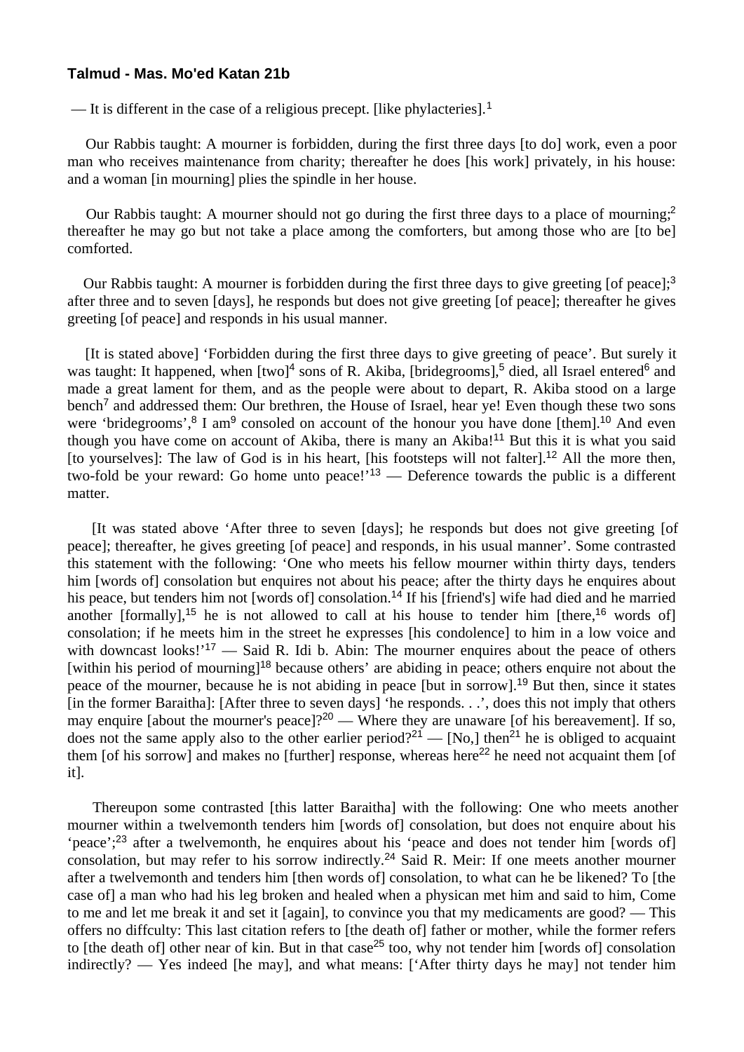**Talmud - Mas. Mo'ed Katan 21b**

— It is different in the case of a religious precept. [like phylacteries].[1]

Our Rabbis taught: A mourner is forbidden, during the first three days [to do] work, even a poor man who receives maintenance from charity; thereafter he does [his work] privately, in his house: and a woman [in mourning] plies the spindle in her house.

Our Rabbis taught: A mourner should not go during the first three days to a place of mourning;[2] thereafter he may go but not take a place among the comforters, but among those who are [to be] comforted.

Our Rabbis taught: A mourner is forbidden during the first three days to give greeting [of peace];[3] after three and to seven [days], he responds but does not give greeting [of peace]; thereafter he gives greeting [of peace] and responds in his usual manner.

[It is stated above] 'Forbidden during the first three days to give greeting of peace'. But surely it was taught: It happened, when [two][4] sons of R. Akiba, [bridegrooms],[5] died, all Israel entered[6] and made a great lament for them, and as the people were about to depart, R. Akiba stood on a large bench[7] and addressed them: Our brethren, the House of Israel, hear ye! Even though these two sons were 'bridegrooms',[8] I am[9] consoled on account of the honour you have done [them].[10] And even though you have come on account of Akiba, there is many an Akiba![11] But this it is what you said [to yourselves]: The law of God is in his heart, [his footsteps will not falter].[12] All the more then, two-fold be your reward: Go home unto peace!'[13] — Deference towards the public is a different matter.

[It was stated above 'After three to seven [days]; he responds but does not give greeting [of peace]; thereafter, he gives greeting [of peace] and responds, in his usual manner'. Some contrasted this statement with the following: 'One who meets his fellow mourner within thirty days, tenders him [words of] consolation but enquires not about his peace; after the thirty days he enquires about his peace, but tenders him not [words of] consolation.[14] If his [friend's] wife had died and he married another [formally],[15] he is not allowed to call at his house to tender him [there,[16] words of] consolation; if he meets him in the street he expresses [his condolence] to him in a low voice and with downcast looks!'[17] — Said R. Idi b. Abin: The mourner enquires about the peace of others [within his period of mourning][18] because others' are abiding in peace; others enquire not about the peace of the mourner, because he is not abiding in peace [but in sorrow].[19] But then, since it states [in the former Baraitha]: [After three to seven days] 'he responds. . .', does this not imply that others may enquire [about the mourner's peace]?[20] — Where they are unaware [of his bereavement]. If so, does not the same apply also to the other earlier period?[21] — [No,] then[21] he is obliged to acquaint them [of his sorrow] and makes no [further] response, whereas here[22] he need not acquaint them [of it].

Thereupon some contrasted [this latter Baraitha] with the following: One who meets another mourner within a twelvemonth tenders him [words of] consolation, but does not enquire about his 'peace';[23] after a twelvemonth, he enquires about his 'peace and does not tender him [words of] consolation, but may refer to his sorrow indirectly.[24] Said R. Meir: If one meets another mourner after a twelvemonth and tenders him [then words of] consolation, to what can he be likened? To [the case of] a man who had his leg broken and healed when a physican met him and said to him, Come to me and let me break it and set it [again], to convince you that my medicaments are good? — This offers no diffculty: This last citation refers to [the death of] father or mother, while the former refers to [the death of] other near of kin. But in that case[25] too, why not tender him [words of] consolation indirectly? — Yes indeed [he may], and what means: ['After thirty days he may] not tender him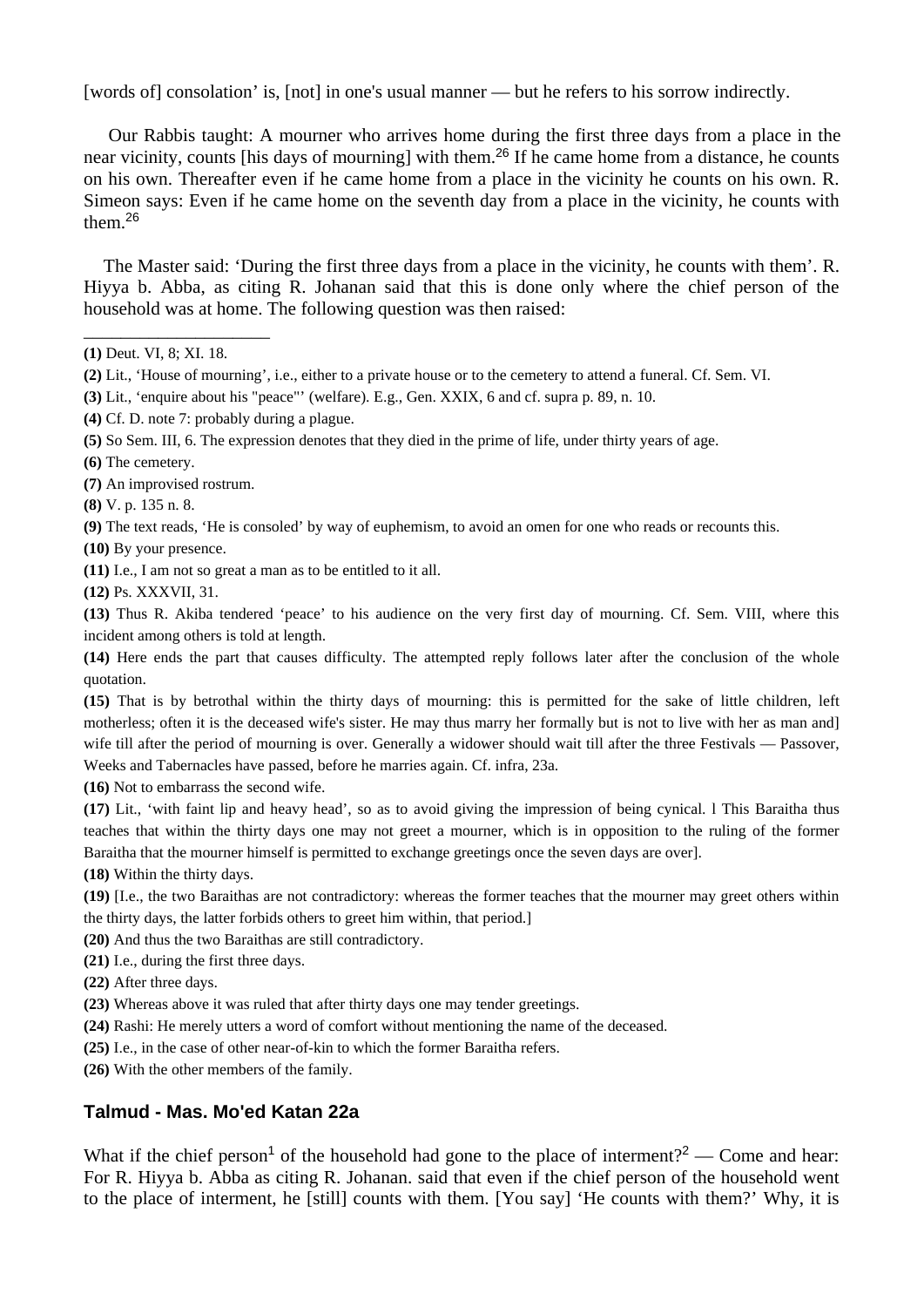[words of] consolation' is, [not] in one's usual manner — but he refers to his sorrow indirectly.

Our Rabbis taught: A mourner who arrives home during the first three days from a place in the near vicinity, counts [his days of mourning] with them.[26] If he came home from a distance, he counts on his own. Thereafter even if he came home from a place in the vicinity he counts on his own. R. Simeon says: Even if he came home on the seventh day from a place in the vicinity, he counts with them.[26]

The Master said: 'During the first three days from a place in the vicinity, he counts with them'. R. Hiyya b. Abba, as citing R. Johanan said that this is done only where the chief person of the household was at home. The following question was then raised:

---

**(1)** Deut. VI, 8; XI. 18.

**(2)** Lit., 'House of mourning', i.e., either to a private house or to the cemetery to attend a funeral. Cf. Sem. VI.

**(3)** Lit., 'enquire about his "peace"' (welfare). E.g., Gen. XXIX, 6 and cf. supra p. 89, n. 10.

**(4)** Cf. D. note 7: probably during a plague.

**(5)** So Sem. III, 6. The expression denotes that they died in the prime of life, under thirty years of age.

**(6)** The cemetery.

**(7)** An improvised rostrum.

**(8)** V. p. 135 n. 8.

**(9)** The text reads, 'He is consoled' by way of euphemism, to avoid an omen for one who reads or recounts this.

**(10)** By your presence.

**(11)** I.e., I am not so great a man as to be entitled to it all.

**(12)** Ps. XXXVII, 31.

**(13)** Thus R. Akiba tendered 'peace' to his audience on the very first day of mourning. Cf. Sem. VIII, where this incident among others is told at length.

**(14)** Here ends the part that causes difficulty. The attempted reply follows later after the conclusion of the whole quotation.

**(15)** That is by betrothal within the thirty days of mourning: this is permitted for the sake of little children, left motherless; often it is the deceased wife's sister. He may thus marry her formally but is not to live with her as man and] wife till after the period of mourning is over. Generally a widower should wait till after the three Festivals — Passover, Weeks and Tabernacles have passed, before he marries again. Cf. infra, 23a.

**(16)** Not to embarrass the second wife.

**(17)** Lit., 'with faint lip and heavy head', so as to avoid giving the impression of being cynical. l This Baraitha thus teaches that within the thirty days one may not greet a mourner, which is in opposition to the ruling of the former Baraitha that the mourner himself is permitted to exchange greetings once the seven days are over].

**(18)** Within the thirty days.

**(19)** [I.e., the two Baraithas are not contradictory: whereas the former teaches that the mourner may greet others within the thirty days, the latter forbids others to greet him within, that period.]

**(20)** And thus the two Baraithas are still contradictory.

**(21)** I.e., during the first three days.

**(22)** After three days.

**(23)** Whereas above it was ruled that after thirty days one may tender greetings.

**(24)** Rashi: He merely utters a word of comfort without mentioning the name of the deceased.

**(25)** I.e., in the case of other near-of-kin to which the former Baraitha refers.

**(26)** With the other members of the family.

## Talmud - Mas. Mo'ed Katan 22a

What if the chief person[1] of the household had gone to the place of interment?[2] — Come and hear: For R. Hiyya b. Abba as citing R. Johanan. said that even if the chief person of the household went to the place of interment, he [still] counts with them. [You say] 'He counts with them?' Why, it is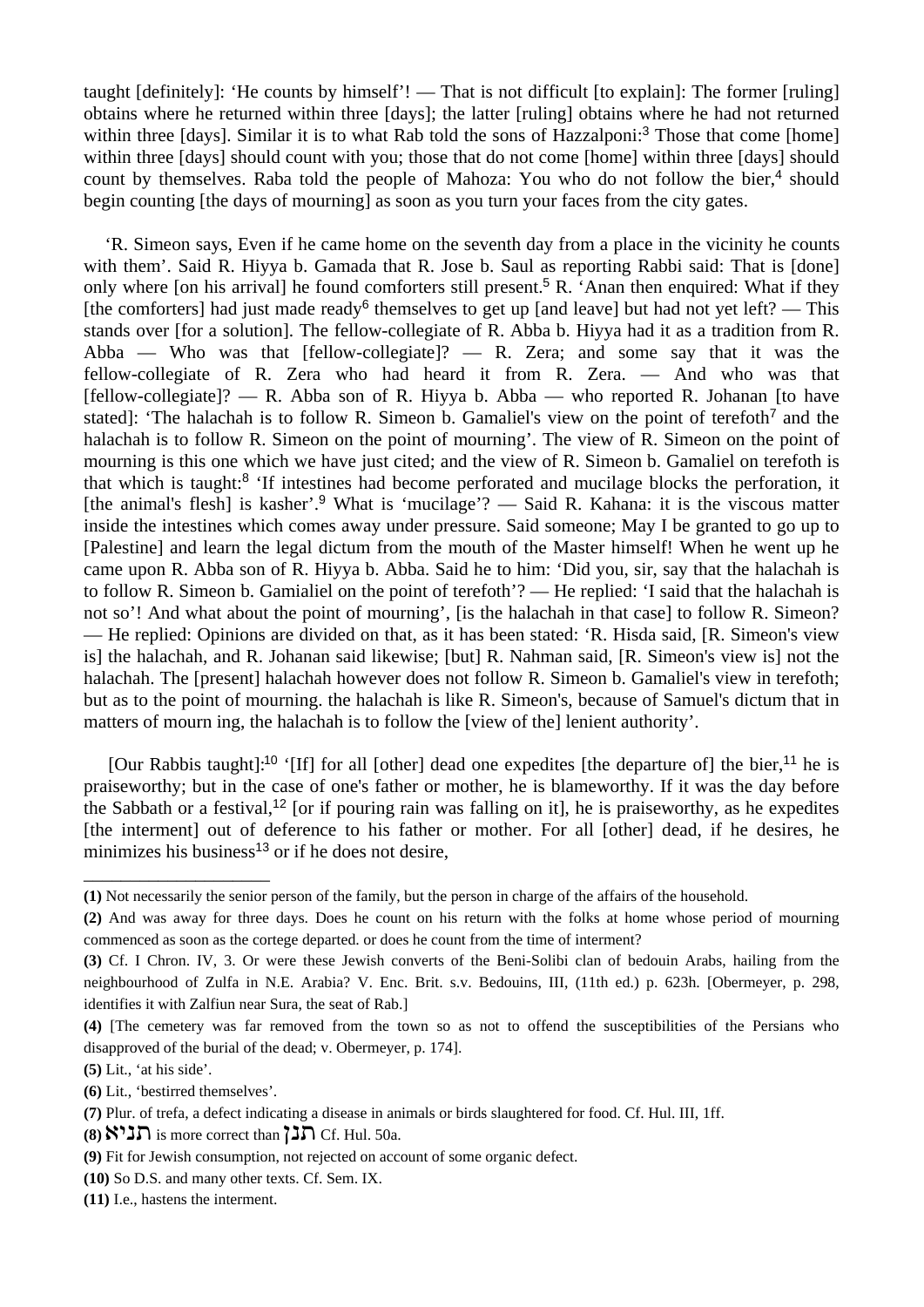taught [definitely]: 'He counts by himself'! — That is not difficult [to explain]: The former [ruling] obtains where he returned within three [days]; the latter [ruling] obtains where he had not returned within three [days]. Similar it is to what Rab told the sons of Hazzalponi:[3] Those that come [home] within three [days] should count with you; those that do not come [home] within three [days] should count by themselves. Raba told the people of Mahoza: You who do not follow the bier,[4] should begin counting [the days of mourning] as soon as you turn your faces from the city gates.

'R. Simeon says, Even if he came home on the seventh day from a place in the vicinity he counts with them'. Said R. Hiyya b. Gamada that R. Jose b. Saul as reporting Rabbi said: That is [done] only where [on his arrival] he found comforters still present.[5] R. 'Anan then enquired: What if they [the comforters] had just made ready[6] themselves to get up [and leave] but had not yet left? — This stands over [for a solution]. The fellow-collegiate of R. Abba b. Hiyya had it as a tradition from R. Abba — Who was that [fellow-collegiate]? — R. Zera; and some say that it was the fellow-collegiate of R. Zera who had heard it from R. Zera. — And who was that [fellow-collegiate]? — R. Abba son of R. Hiyya b. Abba — who reported R. Johanan [to have stated]: 'The halachah is to follow R. Simeon b. Gamaliel's view on the point of terefoth[7] and the halachah is to follow R. Simeon on the point of mourning'. The view of R. Simeon on the point of mourning is this one which we have just cited; and the view of R. Simeon b. Gamaliel on terefoth is that which is taught:[8] 'If intestines had become perforated and mucilage blocks the perforation, it [the animal's flesh] is kasher'.[9] What is 'mucilage'? — Said R. Kahana: it is the viscous matter inside the intestines which comes away under pressure. Said someone; May I be granted to go up to [Palestine] and learn the legal dictum from the mouth of the Master himself! When he went up he came upon R. Abba son of R. Hiyya b. Abba. Said he to him: 'Did you, sir, say that the halachah is to follow R. Simeon b. Gamialiel on the point of terefoth'? — He replied: 'I said that the halachah is not so'! And what about the point of mourning', [is the halachah in that case] to follow R. Simeon? — He replied: Opinions are divided on that, as it has been stated: 'R. Hisda said, [R. Simeon's view is] the halachah, and R. Johanan said likewise; [but] R. Nahman said, [R. Simeon's view is] not the halachah. The [present] halachah however does not follow R. Simeon b. Gamaliel's view in terefoth; but as to the point of mourning. the halachah is like R. Simeon's, because of Samuel's dictum that in matters of mourn ing, the halachah is to follow the [view of the] lenient authority'.

[Our Rabbis taught]:[10] '[If] for all [other] dead one expedites [the departure of] the bier,[11] he is praiseworthy; but in the case of one's father or mother, he is blameworthy. If it was the day before the Sabbath or a festival,[12] [or if pouring rain was falling on it], he is praiseworthy, as he expedites [the interment] out of deference to his father or mother. For all [other] dead, if he desires, he minimizes his business[13] or if he does not desire,

---

**(1)** Not necessarily the senior person of the family, but the person in charge of the affairs of the household.

**(2)** And was away for three days. Does he count on his return with the folks at home whose period of mourning commenced as soon as the cortege departed. or does he count from the time of interment?

**(3)** Cf. I Chron. IV, 3. Or were these Jewish converts of the Beni-Solibi clan of bedouin Arabs, hailing from the neighbourhood of Zulfa in N.E. Arabia? V. Enc. Brit. s.v. Bedouins, III, (11th ed.) p. 623h. [Obermeyer, p. 298, identifies it with Zalfiun near Sura, the seat of Rab.]

**(4)** [The cemetery was far removed from the town so as not to offend the susceptibilities of the Persians who disapproved of the burial of the dead; v. Obermeyer, p. 174].

**(5)** Lit., 'at his side'.

**(6)** Lit., 'bestirred themselves'.

**(7)** Plur. of trefa, a defect indicating a disease in animals or birds slaughtered for food. Cf. Hul. III, 1ff.

**(8)** תניא is more correct than תנן Cf. Hul. 50a.

**(9)** Fit for Jewish consumption, not rejected on account of some organic defect.

**(10)** So D.S. and many other texts. Cf. Sem. IX.

**(11)** I.e., hastens the interment.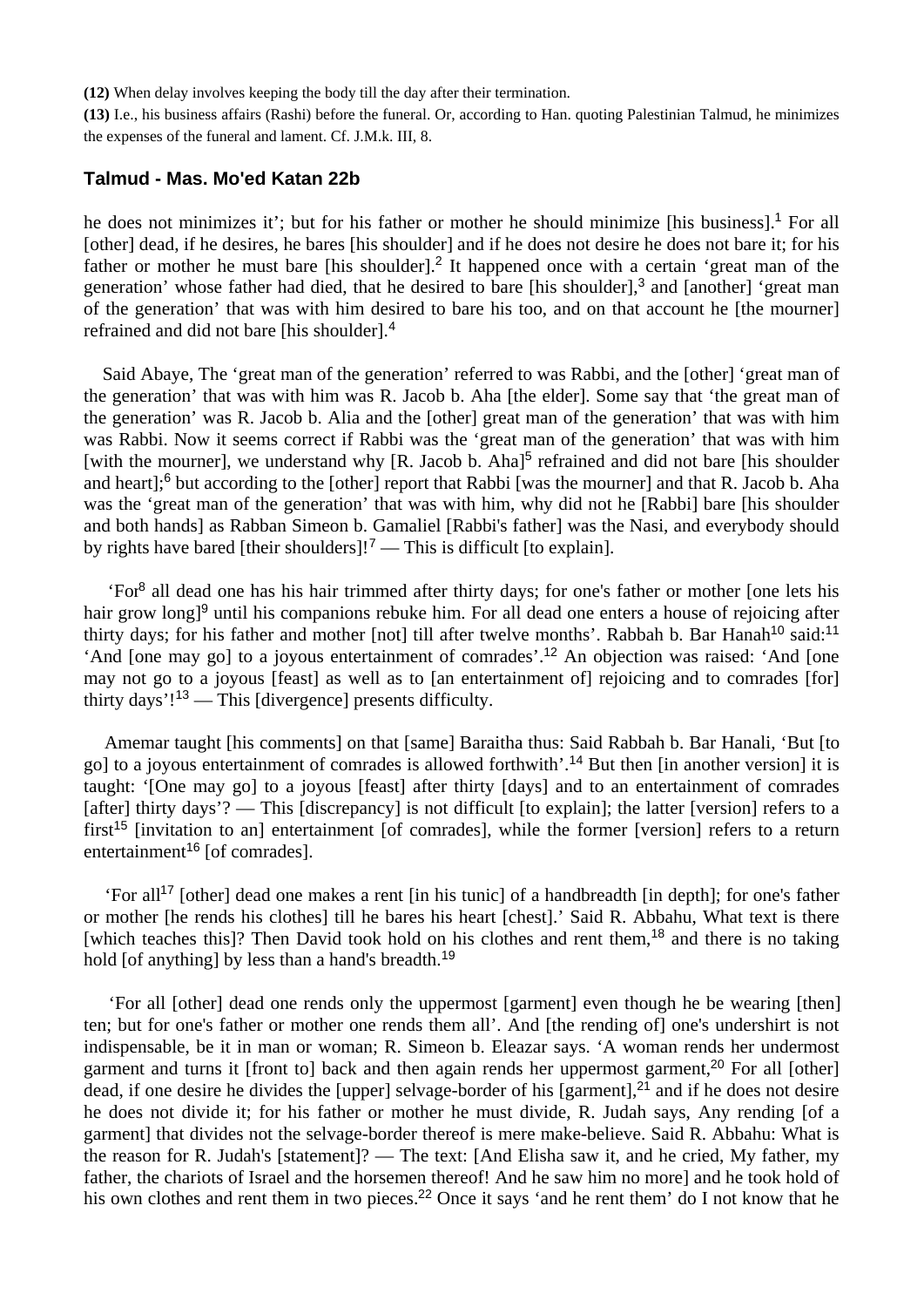**(12)** When delay involves keeping the body till the day after their termination.

**(13)** I.e., his business affairs (Rashi) before the funeral. Or, according to Han. quoting Palestinian Talmud, he minimizes the expenses of the funeral and lament. Cf. J.M.k. III, 8.

## Talmud - Mas. Mo'ed Katan 22b

he does not minimizes it'; but for his father or mother he should minimize [his business].[1] For all [other] dead, if he desires, he bares [his shoulder] and if he does not desire he does not bare it; for his father or mother he must bare [his shoulder].[2] It happened once with a certain 'great man of the generation' whose father had died, that he desired to bare [his shoulder],[3] and [another] 'great man of the generation' that was with him desired to bare his too, and on that account he [the mourner] refrained and did not bare [his shoulder].[4]

Said Abaye, The 'great man of the generation' referred to was Rabbi, and the [other] 'great man of the generation' that was with him was R. Jacob b. Aha [the elder]. Some say that 'the great man of the generation' was R. Jacob b. Alia and the [other] great man of the generation' that was with him was Rabbi. Now it seems correct if Rabbi was the 'great man of the generation' that was with him [with the mourner], we understand why [R. Jacob b. Aha][5] refrained and did not bare [his shoulder and heart];[6] but according to the [other] report that Rabbi [was the mourner] and that R. Jacob b. Aha was the 'great man of the generation' that was with him, why did not he [Rabbi] bare [his shoulder and both hands] as Rabban Simeon b. Gamaliel [Rabbi's father] was the Nasi, and everybody should by rights have bared [their shoulders]![7] — This is difficult [to explain].

'For[8] all dead one has his hair trimmed after thirty days; for one's father or mother [one lets his hair grow long][9] until his companions rebuke him. For all dead one enters a house of rejoicing after thirty days; for his father and mother [not] till after twelve months'. Rabbah b. Bar Hanah[10] said:[11] 'And [one may go] to a joyous entertainment of comrades'.[12] An objection was raised: 'And [one may not go to a joyous [feast] as well as to [an entertainment of] rejoicing and to comrades [for] thirty days'![13] — This [divergence] presents difficulty.

Amemar taught [his comments] on that [same] Baraitha thus: Said Rabbah b. Bar Hanali, 'But [to go] to a joyous entertainment of comrades is allowed forthwith'.[14] But then [in another version] it is taught: '[One may go] to a joyous [feast] after thirty [days] and to an entertainment of comrades [after] thirty days'? — This [discrepancy] is not difficult [to explain]; the latter [version] refers to a first[15] [invitation to an] entertainment [of comrades], while the former [version] refers to a return entertainment[16] [of comrades].

'For all[17] [other] dead one makes a rent [in his tunic] of a handbreadth [in depth]; for one's father or mother [he rends his clothes] till he bares his heart [chest].' Said R. Abbahu, What text is there [which teaches this]? Then David took hold on his clothes and rent them,[18] and there is no taking hold [of anything] by less than a hand's breadth.[19]

'For all [other] dead one rends only the uppermost [garment] even though he be wearing [then] ten; but for one's father or mother one rends them all'. And [the rending of] one's undershirt is not indispensable, be it in man or woman; R. Simeon b. Eleazar says. 'A woman rends her undermost garment and turns it [front to] back and then again rends her uppermost garment,[20] For all [other] dead, if one desire he divides the [upper] selvage-border of his [garment],[21] and if he does not desire he does not divide it; for his father or mother he must divide, R. Judah says, Any rending [of a garment] that divides not the selvage-border thereof is mere make-believe. Said R. Abbahu: What is the reason for R. Judah's [statement]? — The text: [And Elisha saw it, and he cried, My father, my father, the chariots of Israel and the horsemen thereof! And he saw him no more] and he took hold of his own clothes and rent them in two pieces.[22] Once it says 'and he rent them' do I not know that he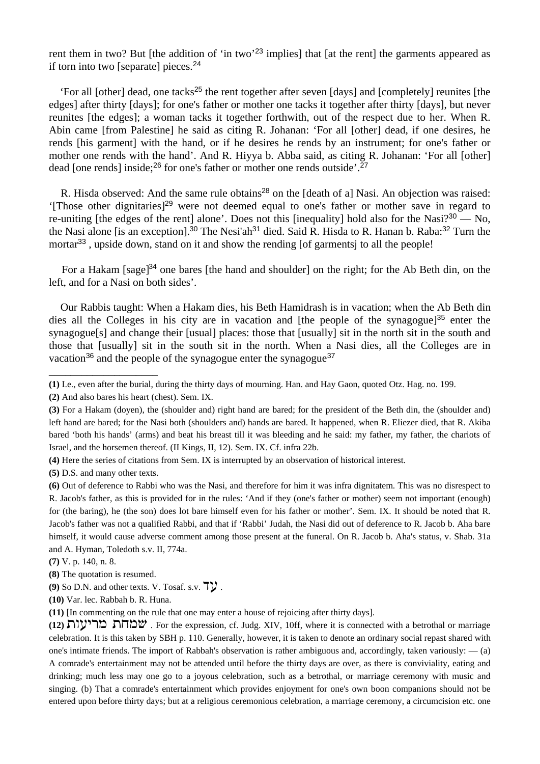rent them in two? But [the addition of 'in two'[23] implies] that [at the rent] the garments appeared as if torn into two [separate] pieces.[24]

'For all [other] dead, one tacks[25] the rent together after seven [days] and [completely] reunites [the edges] after thirty [days]; for one's father or mother one tacks it together after thirty [days], but never reunites [the edges]; a woman tacks it together forthwith, out of the respect due to her. When R. Abin came [from Palestine] he said as citing R. Johanan: 'For all [other] dead, if one desires, he rends [his garment] with the hand, or if he desires he rends by an instrument; for one's father or mother one rends with the hand'. And R. Hiyya b. Abba said, as citing R. Johanan: 'For all [other] dead [one rends] inside;[26] for one's father or mother one rends outside'.[27]

R. Hisda observed: And the same rule obtains[28] on the [death of a] Nasi. An objection was raised: '[Those other dignitaries][29] were not deemed equal to one's father or mother save in regard to re-uniting [the edges of the rent] alone'. Does not this [inequality] hold also for the Nasi?[30] — No, the Nasi alone [is an exception].[30] The Nesi'ah[31] died. Said R. Hisda to R. Hanan b. Raba:[32] Turn the mortar[33], upside down, stand on it and show the rending [of garmentsj to all the people!

For a Hakam [sage][34] one bares [the hand and shoulder] on the right; for the Ab Beth din, on the left, and for a Nasi on both sides'.

Our Rabbis taught: When a Hakam dies, his Beth Hamidrash is in vacation; when the Ab Beth din dies all the Colleges in his city are in vacation and [the people of the synagogue][35] enter the synagogue[s] and change their [usual] places: those that [usually] sit in the north sit in the south and those that [usually] sit in the south sit in the north. When a Nasi dies, all the Colleges are in vacation[36] and the people of the synagogue enter the synagogue[37]

---

**(1)** I.e., even after the burial, during the thirty days of mourning. Han. and Hay Gaon, quoted Otz. Hag. no. 199.

**(2)** And also bares his heart (chest). Sem. IX.

**(3)** For a Hakam (doyen), the (shoulder and) right hand are bared; for the president of the Beth din, the (shoulder and) left hand are bared; for the Nasi both (shoulders and) hands are bared. It happened, when R. Eliezer died, that R. Akiba bared 'both his hands' (arms) and beat his breast till it was bleeding and he said: my father, my father, the chariots of Israel, and the horsemen thereof. (II Kings, II, 12). Sem. IX. Cf. infra 22b.

**(4)** Here the series of citations from Sem. IX is interrupted by an observation of historical interest.

**(5)** D.S. and many other texts.

**(6)** Out of deference to Rabbi who was the Nasi, and therefore for him it was infra dignitatem. This was no disrespect to R. Jacob's father, as this is provided for in the rules: 'And if they (one's father or mother) seem not important (enough) for (the baring), he (the son) does lot bare himself even for his father or mother'. Sem. IX. It should be noted that R. Jacob's father was not a qualified Rabbi, and that if 'Rabbi' Judah, the Nasi did out of deference to R. Jacob b. Aha bare himself, it would cause adverse comment among those present at the funeral. On R. Jacob b. Aha's status, v. Shab. 31a and A. Hyman, Toledoth s.v. II, 774a.

**(7)** V. p. 140, n. 8.

**(8)** The quotation is resumed.

**(9)** So D.N. and other texts. V. Tosaf. s.v. עד .

**(10)** Var. lec. Rabbah b. R. Huna.

**(11)** [In commenting on the rule that one may enter a house of rejoicing after thirty days].

**(12)** שמחת מריעות . For the expression, cf. Judg. XIV, 10ff, where it is connected with a betrothal or marriage celebration. It is this taken by SBH p. 110. Generally, however, it is taken to denote an ordinary social repast shared with one's intimate friends. The import of Rabbah's observation is rather ambiguous and, accordingly, taken variously: — (a) A comrade's entertainment may not be attended until before the thirty days are over, as there is conviviality, eating and drinking; much less may one go to a joyous celebration, such as a betrothal, or marriage ceremony with music and singing. (b) That a comrade's entertainment which provides enjoyment for one's own boon companions should not be entered upon before thirty days; but at a religious ceremonious celebration, a marriage ceremony, a circumcision etc. one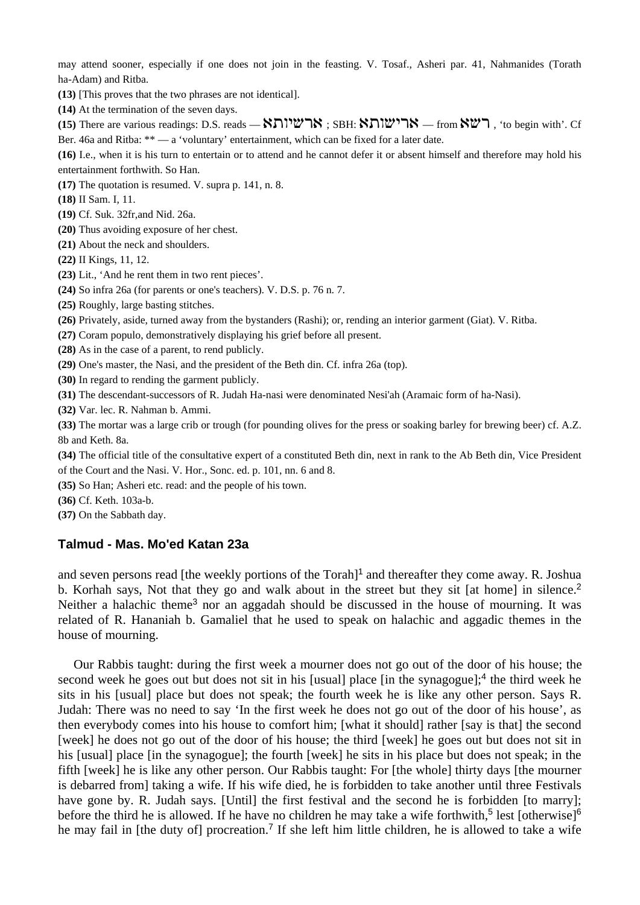may attend sooner, especially if one does not join in the feasting. V. Tosaf., Asheri par. 41, Nahmanides (Torath ha-Adam) and Ritba.

**(13)** [This proves that the two phrases are not identical].

**(14)** At the termination of the seven days.

**(15)** There are various readings: D.S. reads — ארשיותא ; SBH: ארישותא — from רשא , 'to begin with'. Cf Ber. 46a and Ritba: ** — a 'voluntary' entertainment, which can be fixed for a later date.

**(16)** I.e., when it is his turn to entertain or to attend and he cannot defer it or absent himself and therefore may hold his entertainment forthwith. So Han.

**(17)** The quotation is resumed. V. supra p. 141, n. 8.

**(18)** II Sam. I, 11.

**(19)** Cf. Suk. 32fr,and Nid. 26a.

**(20)** Thus avoiding exposure of her chest.

**(21)** About the neck and shoulders.

**(22)** II Kings, 11, 12.

**(23)** Lit., 'And he rent them in two rent pieces'.

**(24)** So infra 26a (for parents or one's teachers). V. D.S. p. 76 n. 7.

**(25)** Roughly, large basting stitches.

**(26)** Privately, aside, turned away from the bystanders (Rashi); or, rending an interior garment (Giat). V. Ritba.

**(27)** Coram populo, demonstratively displaying his grief before all present.

**(28)** As in the case of a parent, to rend publicly.

**(29)** One's master, the Nasi, and the president of the Beth din. Cf. infra 26a (top).

**(30)** In regard to rending the garment publicly.

**(31)** The descendant-successors of R. Judah Ha-nasi were denominated Nesi'ah (Aramaic form of ha-Nasi).

**(32)** Var. lec. R. Nahman b. Ammi.

**(33)** The mortar was a large crib or trough (for pounding olives for the press or soaking barley for brewing beer) cf. A.Z. 8b and Keth. 8a.

**(34)** The official title of the consultative expert of a constituted Beth din, next in rank to the Ab Beth din, Vice President of the Court and the Nasi. V. Hor., Sonc. ed. p. 101, nn. 6 and 8.

**(35)** So Han; Asheri etc. read: and the people of his town.

**(36)** Cf. Keth. 103a-b.

**(37)** On the Sabbath day.

### Talmud - Mas. Mo'ed Katan 23a

and seven persons read [the weekly portions of the Torah][1] and thereafter they come away. R. Joshua b. Korhah says, Not that they go and walk about in the street but they sit [at home] in silence.[2] Neither a halachic theme[3] nor an aggadah should be discussed in the house of mourning. It was related of R. Hananiah b. Gamaliel that he used to speak on halachic and aggadic themes in the house of mourning.

Our Rabbis taught: during the first week a mourner does not go out of the door of his house; the second week he goes out but does not sit in his [usual] place [in the synagogue];[4] the third week he sits in his [usual] place but does not speak; the fourth week he is like any other person. Says R. Judah: There was no need to say 'In the first week he does not go out of the door of his house', as then everybody comes into his house to comfort him; [what it should] rather [say is that] the second [week] he does not go out of the door of his house; the third [week] he goes out but does not sit in his [usual] place [in the synagogue]; the fourth [week] he sits in his place but does not speak; in the fifth [week] he is like any other person. Our Rabbis taught: For [the whole] thirty days [the mourner is debarred from] taking a wife. If his wife died, he is forbidden to take another until three Festivals have gone by. R. Judah says. [Until] the first festival and the second he is forbidden [to marry]; before the third he is allowed. If he have no children he may take a wife forthwith,[5] lest [otherwise][6] he may fail in [the duty of] procreation.[7] If she left him little children, he is allowed to take a wife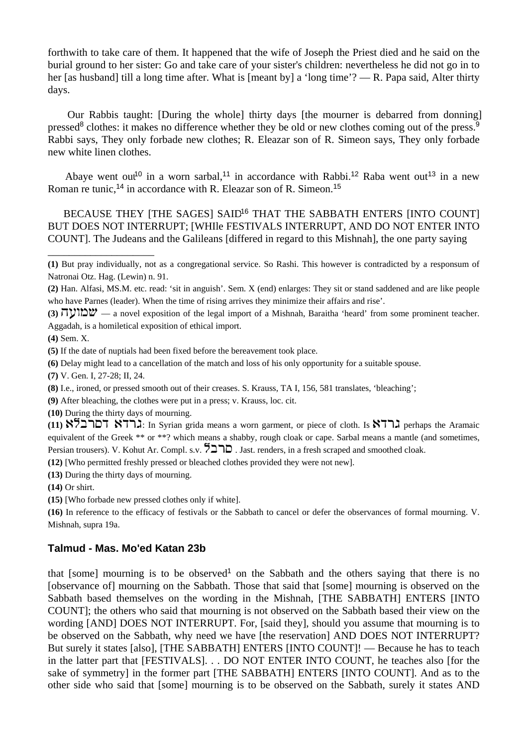forthwith to take care of them. It happened that the wife of Joseph the Priest died and he said on the burial ground to her sister: Go and take care of your sister's children: nevertheless he did not go in to her [as husband] till a long time after. What is [meant by] a 'long time'? — R. Papa said, Alter thirty days.

Our Rabbis taught: [During the whole] thirty days [the mourner is debarred from donning] pressed[8] clothes: it makes no difference whether they be old or new clothes coming out of the press.[9] Rabbi says, They only forbade new clothes; R. Eleazar son of R. Simeon says, They only forbade new white linen clothes.

Abaye went out[10] in a worn sarbal,[11] in accordance with Rabbi.[12] Raba went out[13] in a new Roman re tunic,[14] in accordance with R. Eleazar son of R. Simeon.[15]

BECAUSE THEY [THE SAGES] SAID[16] THAT THE SABBATH ENTERS [INTO COUNT] BUT DOES NOT INTERRUPT; [WHIle FESTIVALS INTERRUPT, AND DO NOT ENTER INTO COUNT]. The Judeans and the Galileans [differed in regard to this Mishnah], the one party saying

---

**(1)** But pray individually, not as a congregational service. So Rashi. This however is contradicted by a responsum of Natronai Otz. Hag. (Lewin) n. 91.

**(2)** Han. Alfasi, MS.M. etc. read: 'sit in anguish'. Sem. X (end) enlarges: They sit or stand saddened and are like people who have Parnes (leader). When the time of rising arrives they minimize their affairs and rise'.

**(3)** שמועה — a novel exposition of the legal import of a Mishnah, Baraitha 'heard' from some prominent teacher. Aggadah, is a homiletical exposition of ethical import.

**(4)** Sem. X.

**(5)** If the date of nuptials had been fixed before the bereavement took place.

**(6)** Delay might lead to a cancellation of the match and loss of his only opportunity for a suitable spouse.

**(7)** V. Gen. I, 27-28; II, 24.

**(8)** I.e., ironed, or pressed smooth out of their creases. S. Krauss, TA I, 156, 581 translates, 'bleaching';

**(9)** After bleaching, the clothes were put in a press; v. Krauss, loc. cit.

**(10)** During the thirty days of mourning.

**(11)** גרדא דסרבלא: In Syrian grida means a worn garment, or piece of cloth. Is גרדא perhaps the Aramaic equivalent of the Greek ** or **? which means a shabby, rough cloak or cape. Sarbal means a mantle (and sometimes, Persian trousers). V. Kohut Ar. Compl. s.v. סרבל. Jast. renders, in a fresh scraped and smoothed cloak.

**(12)** [Who permitted freshly pressed or bleached clothes provided they were not new].

**(13)** During the thirty days of mourning.

**(14)** Or shirt.

**(15)** [Who forbade new pressed clothes only if white].

**(16)** In reference to the efficacy of festivals or the Sabbath to cancel or defer the observances of formal mourning. V. Mishnah, supra 19a.

### Talmud - Mas. Mo'ed Katan 23b

that [some] mourning is to be observed[1] on the Sabbath and the others saying that there is no [observance of] mourning on the Sabbath. Those that said that [some] mourning is observed on the Sabbath based themselves on the wording in the Mishnah, [THE SABBATH] ENTERS [INTO COUNT]; the others who said that mourning is not observed on the Sabbath based their view on the wording [AND] DOES NOT INTERRUPT. For, [said they], should you assume that mourning is to be observed on the Sabbath, why need we have [the reservation] AND DOES NOT INTERRUPT? But surely it states [also], [THE SABBATH] ENTERS [INTO COUNT]! — Because he has to teach in the latter part that [FESTIVALS]. . . DO NOT ENTER INTO COUNT, he teaches also [for the sake of symmetry] in the former part [THE SABBATH] ENTERS [INTO COUNT]. And as to the other side who said that [some] mourning is to be observed on the Sabbath, surely it states AND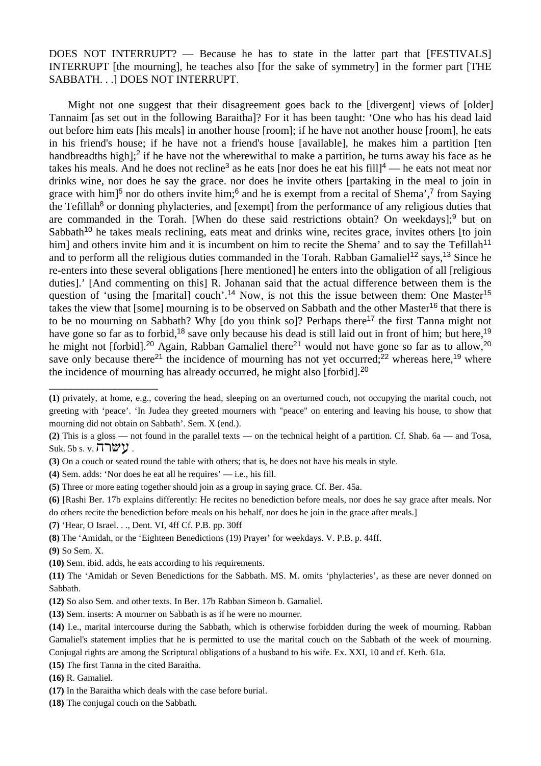DOES NOT INTERRUPT? — Because he has to state in the latter part that [FESTIVALS] INTERRUPT [the mourning], he teaches also [for the sake of symmetry] in the former part [THE SABBATH. . .] DOES NOT INTERRUPT.

Might not one suggest that their disagreement goes back to the [divergent] views of [older] Tannaim [as set out in the following Baraitha]? For it has been taught: 'One who has his dead laid out before him eats [his meals] in another house [room]; if he have not another house [room], he eats in his friend's house; if he have not a friend's house [available], he makes him a partition [ten handbreadths high];[2] if he have not the wherewithal to make a partition, he turns away his face as he takes his meals. And he does not recline[3] as he eats [nor does he eat his fill][4] — he eats not meat nor drinks wine, nor does he say the grace. nor does he invite others [partaking in the meal to join in grace with him][5] nor do others invite him;[6] and he is exempt from a recital of Shema',[7] from Saying the Tefillah[8] or donning phylacteries, and [exempt] from the performance of any religious duties that are commanded in the Torah. [When do these said restrictions obtain? On weekdays];[9] but on Sabbath[10] he takes meals reclining, eats meat and drinks wine, recites grace, invites others [to join him] and others invite him and it is incumbent on him to recite the Shema' and to say the Tefillah[11] and to perform all the religious duties commanded in the Torah. Rabban Gamaliel[12] says,[13] Since he re-enters into these several obligations [here mentioned] he enters into the obligation of all [religious duties].' [And commenting on this] R. Johanan said that the actual difference between them is the question of 'using the [marital] couch'.[14] Now, is not this the issue between them: One Master[15] takes the view that [some] mourning is to be observed on Sabbath and the other Master[16] that there is to be no mourning on Sabbath? Why [do you think so]? Perhaps there[17] the first Tanna might not have gone so far as to forbid,[18] save only because his dead is still laid out in front of him; but here,[19] he might not [forbid].[20] Again, Rabban Gamaliel there[21] would not have gone so far as to allow,[20] save only because there[21] the incidence of mourning has not yet occurred;[22] whereas here,[19] where the incidence of mourning has already occurred, he might also [forbid].[20]

---

**(1)** privately, at home, e.g., covering the head, sleeping on an overturned couch, not occupying the marital couch, not greeting with 'peace'. 'In Judea they greeted mourners with "peace" on entering and leaving his house, to show that mourning did not obtain on Sabbath'. Sem. X (end.).

**(2)** This is a gloss — not found in the parallel texts — on the technical height of a partition. Cf. Shab. 6a — and Tosa, Suk. 5b s. v. עשרה .

**(3)** On a couch or seated round the table with others; that is, he does not have his meals in style.

**(4)** Sem. adds: 'Nor does he eat all he requires' — i.e., his fill.

**(5)** Three or more eating together should join as a group in saying grace. Cf. Ber. 45a.

**(6)** [Rashi Ber. 17b explains differently: He recites no benediction before meals, nor does he say grace after meals. Nor do others recite the benediction before meals on his behalf, nor does he join in the grace after meals.]

**(7)** 'Hear, O Israel. . ., Dent. VI, 4ff Cf. P.B. pp. 30ff

**(8)** The 'Amidah, or the 'Eighteen Benedictions (19) Prayer' for weekdays. V. P.B. p. 44ff.

**(9)** So Sem. X.

**(10)** Sem. ibid. adds, he eats according to his requirements.

**(11)** The 'Amidah or Seven Benedictions for the Sabbath. MS. M. omits 'phylacteries', as these are never donned on Sabbath.

**(12)** So also Sem. and other texts. In Ber. 17b Rabban Simeon b. Gamaliel.

**(13)** Sem. inserts: A mourner on Sabbath is as if he were no mourner.

**(14)** I.e., marital intercourse during the Sabbath, which is otherwise forbidden during the week of mourning. Rabban Gamaliel's statement implies that he is permitted to use the marital couch on the Sabbath of the week of mourning. Conjugal rights are among the Scriptural obligations of a husband to his wife. Ex. XXI, 10 and cf. Keth. 61a.

**(15)** The first Tanna in the cited Baraitha.

**(16)** R. Gamaliel.

**(17)** In the Baraitha which deals with the case before burial.

**(18)** The conjugal couch on the Sabbath.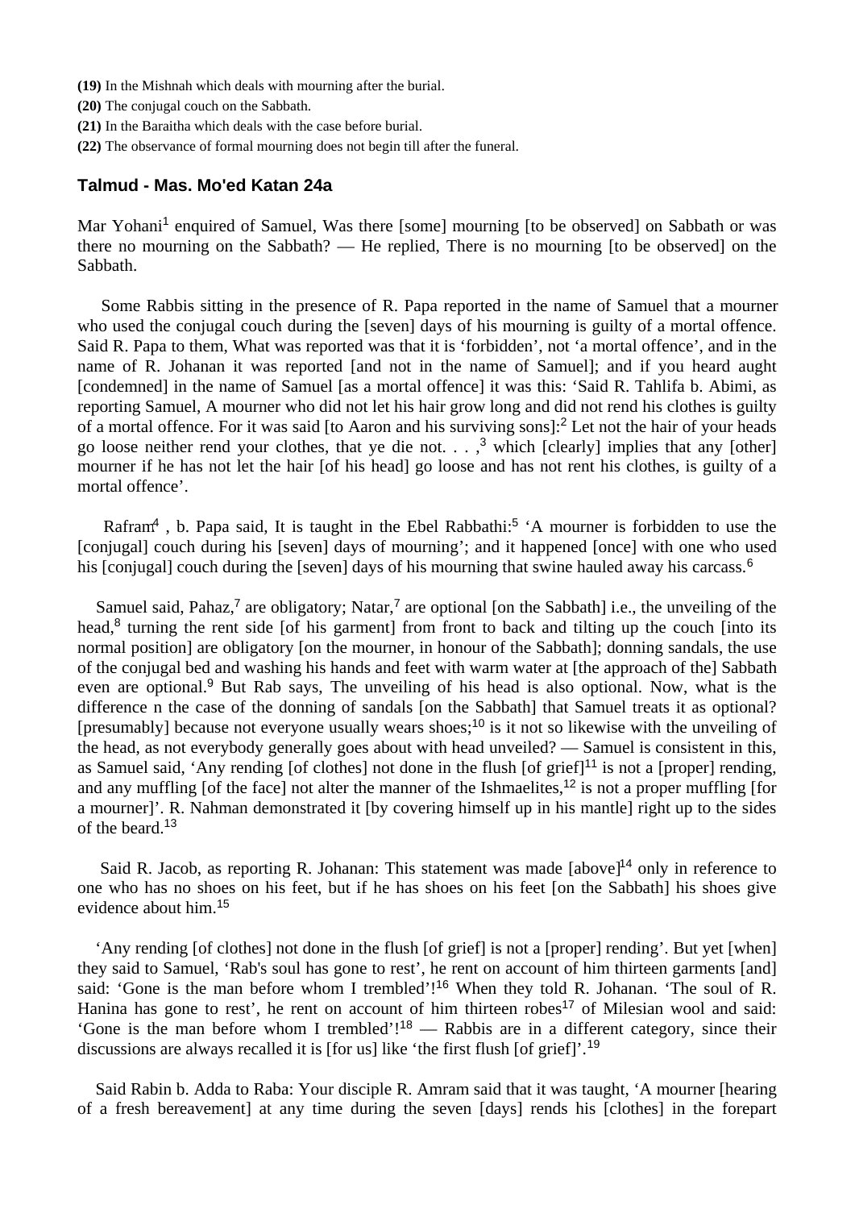**(19)** In the Mishnah which deals with mourning after the burial.

**(20)** The conjugal couch on the Sabbath.

**(21)** In the Baraitha which deals with the case before burial.

**(22)** The observance of formal mourning does not begin till after the funeral.

## Talmud - Mas. Mo'ed Katan 24a

Mar Yohani[1] enquired of Samuel, Was there [some] mourning [to be observed] on Sabbath or was there no mourning on the Sabbath? — He replied, There is no mourning [to be observed] on the Sabbath.

Some Rabbis sitting in the presence of R. Papa reported in the name of Samuel that a mourner who used the conjugal couch during the [seven] days of his mourning is guilty of a mortal offence. Said R. Papa to them, What was reported was that it is 'forbidden', not 'a mortal offence', and in the name of R. Johanan it was reported [and not in the name of Samuel]; and if you heard aught [condemned] in the name of Samuel [as a mortal offence] it was this: 'Said R. Tahlifa b. Abimi, as reporting Samuel, A mourner who did not let his hair grow long and did not rend his clothes is guilty of a mortal offence. For it was said [to Aaron and his surviving sons]:[2] Let not the hair of your heads go loose neither rend your clothes, that ye die not. . . ,[3] which [clearly] implies that any [other] mourner if he has not let the hair [of his head] go loose and has not rent his clothes, is guilty of a mortal offence'.

Rafram[4] , b. Papa said, It is taught in the Ebel Rabbathi:[5] 'A mourner is forbidden to use the [conjugal] couch during his [seven] days of mourning'; and it happened [once] with one who used his [conjugal] couch during the [seven] days of his mourning that swine hauled away his carcass.[6]

Samuel said, Pahaz,[7] are obligatory; Natar,[7] are optional [on the Sabbath] i.e., the unveiling of the head,[8] turning the rent side [of his garment] from front to back and tilting up the couch [into its normal position] are obligatory [on the mourner, in honour of the Sabbath]; donning sandals, the use of the conjugal bed and washing his hands and feet with warm water at [the approach of the] Sabbath even are optional.[9] But Rab says, The unveiling of his head is also optional. Now, what is the difference n the case of the donning of sandals [on the Sabbath] that Samuel treats it as optional? [presumably] because not everyone usually wears shoes;[10] is it not so likewise with the unveiling of the head, as not everybody generally goes about with head unveiled? — Samuel is consistent in this, as Samuel said, 'Any rending [of clothes] not done in the flush [of grief][11] is not a [proper] rending, and any muffling [of the face] not alter the manner of the Ishmaelites,[12] is not a proper muffling [for a mourner]'. R. Nahman demonstrated it [by covering himself up in his mantle] right up to the sides of the beard.[13]

Said R. Jacob, as reporting R. Johanan: This statement was made [above][14] only in reference to one who has no shoes on his feet, but if he has shoes on his feet [on the Sabbath] his shoes give evidence about him.[15]

'Any rending [of clothes] not done in the flush [of grief] is not a [proper] rending'. But yet [when] they said to Samuel, 'Rab's soul has gone to rest', he rent on account of him thirteen garments [and] said: 'Gone is the man before whom I trembled'![16] When they told R. Johanan. 'The soul of R. Hanina has gone to rest', he rent on account of him thirteen robes[17] of Milesian wool and said: 'Gone is the man before whom I trembled'![18] — Rabbis are in a different category, since their discussions are always recalled it is [for us] like 'the first flush [of grief]'.[19]

Said Rabin b. Adda to Raba: Your disciple R. Amram said that it was taught, 'A mourner [hearing of a fresh bereavement] at any time during the seven [days] rends his [clothes] in the forepart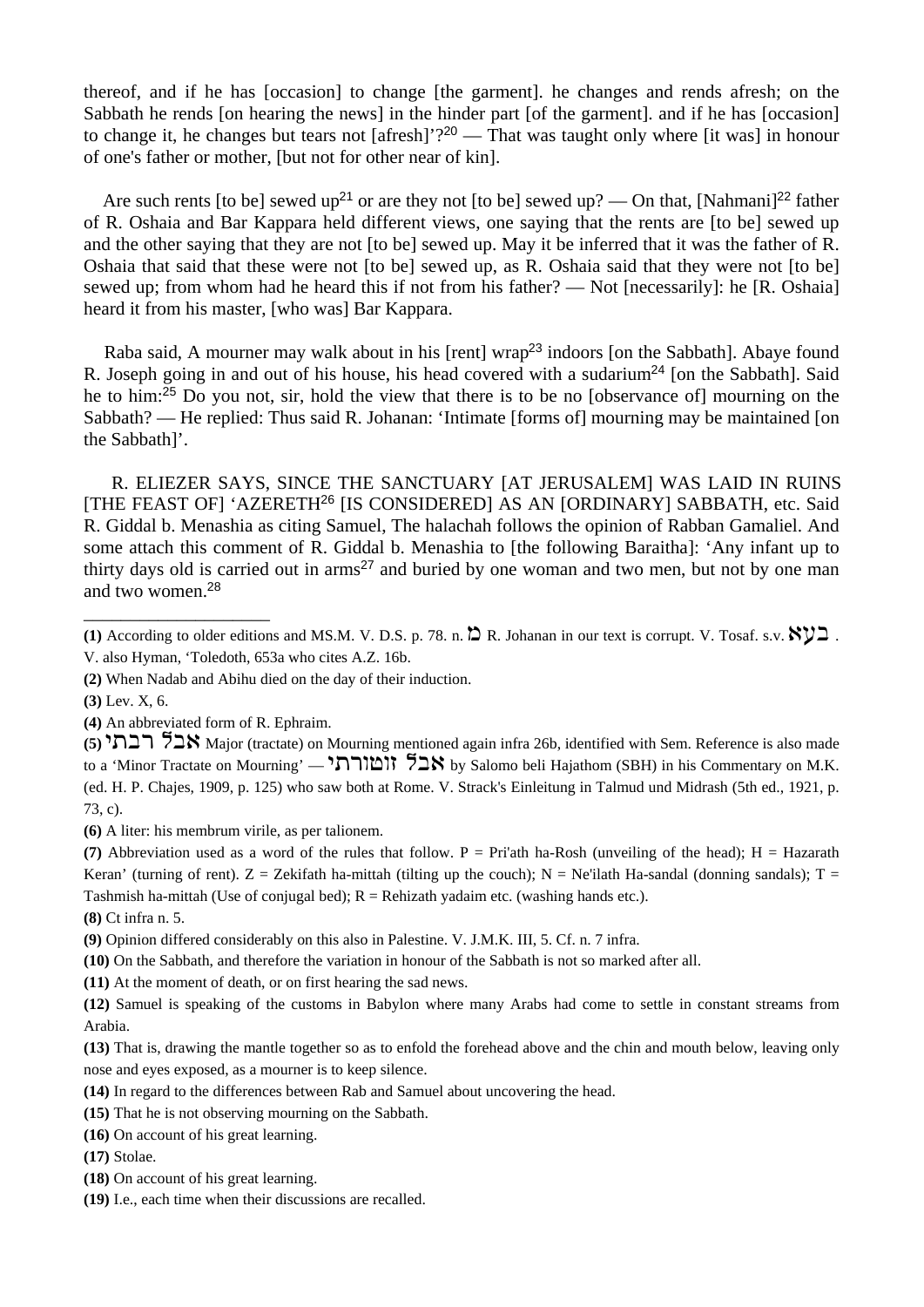thereof, and if he has [occasion] to change [the garment]. he changes and rends afresh; on the Sabbath he rends [on hearing the news] in the hinder part [of the garment]. and if he has [occasion] to change it, he changes but tears not [afresh]'?[20] — That was taught only where [it was] in honour of one's father or mother, [but not for other near of kin].

Are such rents [to be] sewed up[21] or are they not [to be] sewed up? — On that, [Nahmani][22] father of R. Oshaia and Bar Kappara held different views, one saying that the rents are [to be] sewed up and the other saying that they are not [to be] sewed up. May it be inferred that it was the father of R. Oshaia that said that these were not [to be] sewed up, as R. Oshaia said that they were not [to be] sewed up; from whom had he heard this if not from his father? — Not [necessarily]: he [R. Oshaia] heard it from his master, [who was] Bar Kappara.

Raba said, A mourner may walk about in his [rent] wrap[23] indoors [on the Sabbath]. Abaye found R. Joseph going in and out of his house, his head covered with a sudarium[24] [on the Sabbath]. Said he to him:[25] Do you not, sir, hold the view that there is to be no [observance of] mourning on the Sabbath? — He replied: Thus said R. Johanan: 'Intimate [forms of] mourning may be maintained [on the Sabbath]'.

R. ELIEZER SAYS, SINCE THE SANCTUARY [AT JERUSALEM] WAS LAID IN RUINS [THE FEAST OF] 'AZERETH[26] [IS CONSIDERED] AS AN [ORDINARY] SABBATH, etc. Said R. Giddal b. Menashia as citing Samuel, The halachah follows the opinion of Rabban Gamaliel. And some attach this comment of R. Giddal b. Menashia to [the following Baraitha]: 'Any infant up to thirty days old is carried out in arms[27] and buried by one woman and two men, but not by one man and two women.[28]

---

**(1)** According to older editions and MS.M. V. D.S. p. 78. n. מ R. Johanan in our text is corrupt. V. Tosaf. s.v. בעא . V. also Hyman, 'Toledoth, 653a who cites A.Z. 16b.

**(2)** When Nadab and Abihu died on the day of their induction.

**(3)** Lev. X, 6.

**(4)** An abbreviated form of R. Ephraim.

**(5)** אבל רבתי Major (tractate) on Mourning mentioned again infra 26b, identified with Sem. Reference is also made to a 'Minor Tractate on Mourning' — אבל זוטורתי by Salomo beli Hajathom (SBH) in his Commentary on M.K. (ed. H. P. Chajes, 1909, p. 125) who saw both at Rome. V. Strack's Einleitung in Talmud und Midrash (5th ed., 1921, p. 73, c).

**(6)** A liter: his membrum virile, as per talionem.

**(7)** Abbreviation used as a word of the rules that follow. P = Pri'ath ha-Rosh (unveiling of the head); H = Hazarath Keran' (turning of rent). Z = Zekifath ha-mittah (tilting up the couch); N = Ne'ilath Ha-sandal (donning sandals); T = Tashmish ha-mittah (Use of conjugal bed); R = Rehizath yadaim etc. (washing hands etc.).

**(8)** Ct infra n. 5.

**(9)** Opinion differed considerably on this also in Palestine. V. J.M.K. III, 5. Cf. n. 7 infra.

**(10)** On the Sabbath, and therefore the variation in honour of the Sabbath is not so marked after all.

**(11)** At the moment of death, or on first hearing the sad news.

**(12)** Samuel is speaking of the customs in Babylon where many Arabs had come to settle in constant streams from Arabia.

**(13)** That is, drawing the mantle together so as to enfold the forehead above and the chin and mouth below, leaving only nose and eyes exposed, as a mourner is to keep silence.

**(14)** In regard to the differences between Rab and Samuel about uncovering the head.

**(15)** That he is not observing mourning on the Sabbath.

**(16)** On account of his great learning.

**(17)** Stolae.

**(18)** On account of his great learning.

**(19)** I.e., each time when their discussions are recalled.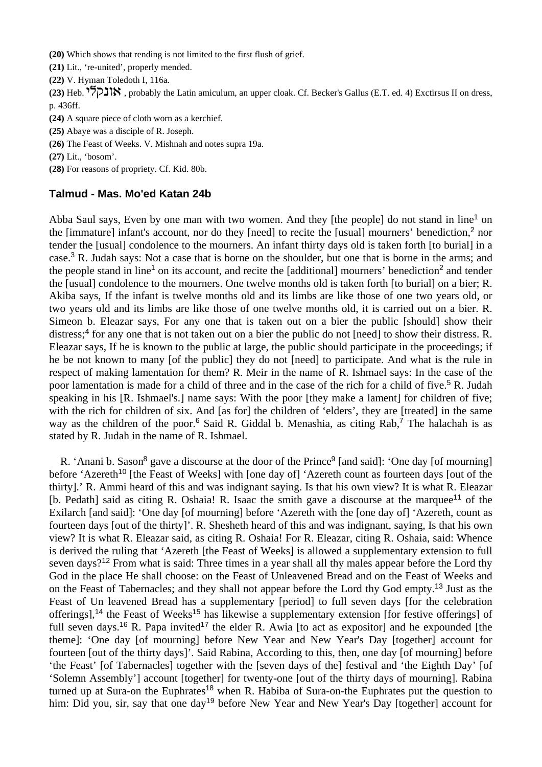**(20)** Which shows that rending is not limited to the first flush of grief.

**(21)** Lit., 're-united', properly mended.

**(22)** V. Hyman Toledoth I, 116a.

**(23)** Heb. אונקלי, probably the Latin amiculum, an upper cloak. Cf. Becker's Gallus (E.T. ed. 4) Exctirsus II on dress, p. 436ff.

**(24)** A square piece of cloth worn as a kerchief.

**(25)** Abaye was a disciple of R. Joseph.

**(26)** The Feast of Weeks. V. Mishnah and notes supra 19a.

**(27)** Lit., 'bosom'.

**(28)** For reasons of propriety. Cf. Kid. 80b.

### Talmud - Mas. Mo'ed Katan 24b

Abba Saul says, Even by one man with two women. And they [the people] do not stand in line[1] on the [immature] infant's account, nor do they [need] to recite the [usual] mourners' benediction,[2] nor tender the [usual] condolence to the mourners. An infant thirty days old is taken forth [to burial] in a case.[3] R. Judah says: Not a case that is borne on the shoulder, but one that is borne in the arms; and the people stand in line[1] on its account, and recite the [additional] mourners' benediction[2] and tender the [usual] condolence to the mourners. One twelve months old is taken forth [to burial] on a bier; R. Akiba says, If the infant is twelve months old and its limbs are like those of one two years old, or two years old and its limbs are like those of one twelve months old, it is carried out on a bier. R. Simeon b. Eleazar says, For any one that is taken out on a bier the public [should] show their distress;[4] for any one that is not taken out on a bier the public do not [need] to show their distress. R. Eleazar says, If he is known to the public at large, the public should participate in the proceedings; if he be not known to many [of the public] they do not [need] to participate. And what is the rule in respect of making lamentation for them? R. Meir in the name of R. Ishmael says: In the case of the poor lamentation is made for a child of three and in the case of the rich for a child of five.[5] R. Judah speaking in his [R. Ishmael's.] name says: With the poor [they make a lament] for children of five; with the rich for children of six. And [as for] the children of 'elders', they are [treated] in the same way as the children of the poor.[6] Said R. Giddal b. Menashia, as citing Rab,[7] The halachah is as stated by R. Judah in the name of R. Ishmael.

R. 'Anani b. Sason[8] gave a discourse at the door of the Prince[9] [and said]: 'One day [of mourning] before 'Azereth[10] [the Feast of Weeks] with [one day of] 'Azereth count as fourteen days [out of the thirty].' R. Ammi heard of this and was indignant saying. Is that his own view? It is what R. Eleazar [b. Pedath] said as citing R. Oshaia! R. Isaac the smith gave a discourse at the marquee[11] of the Exilarch [and said]: 'One day [of mourning] before 'Azereth with the [one day of] 'Azereth, count as fourteen days [out of the thirty]'. R. Shesheth heard of this and was indignant, saying, Is that his own view? It is what R. Eleazar said, as citing R. Oshaia! For R. Eleazar, citing R. Oshaia, said: Whence is derived the ruling that 'Azereth [the Feast of Weeks] is allowed a supplementary extension to full seven days?[12] From what is said: Three times in a year shall all thy males appear before the Lord thy God in the place He shall choose: on the Feast of Unleavened Bread and on the Feast of Weeks and on the Feast of Tabernacles; and they shall not appear before the Lord thy God empty.[13] Just as the Feast of Un leavened Bread has a supplementary [period] to full seven days [for the celebration offerings],[14] the Feast of Weeks[15] has likewise a supplementary extension [for festive offerings] of full seven days.[16] R. Papa invited[17] the elder R. Awia [to act as expositor] and he expounded [the theme]: 'One day [of mourning] before New Year and New Year's Day [together] account for fourteen [out of the thirty days]'. Said Rabina, According to this, then, one day [of mourning] before 'the Feast' [of Tabernacles] together with the [seven days of the] festival and 'the Eighth Day' [of 'Solemn Assembly'] account [together] for twenty-one [out of the thirty days of mourning]. Rabina turned up at Sura-on the Euphrates[18] when R. Habiba of Sura-on-the Euphrates put the question to him: Did you, sir, say that one day[19] before New Year and New Year's Day [together] account for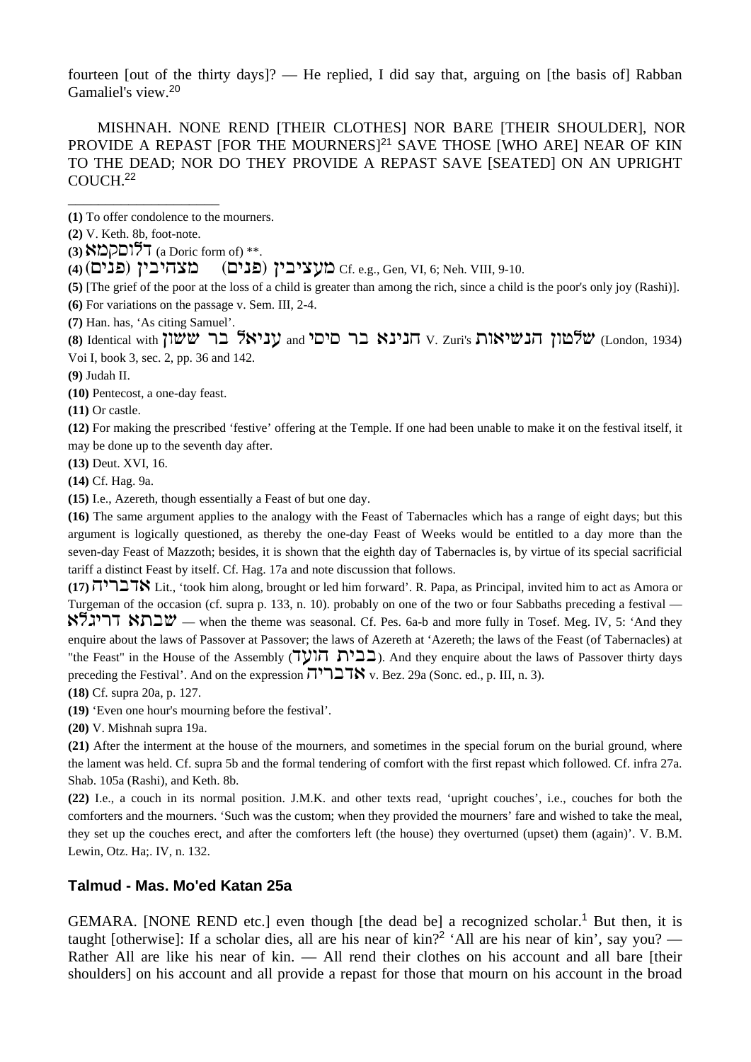fourteen [out of the thirty days]? — He replied, I did say that, arguing on [the basis of] Rabban Gamaliel's view.[20]

MISHNAH. NONE REND [THEIR CLOTHES] NOR BARE [THEIR SHOULDER], NOR PROVIDE A REPAST [FOR THE MOURNERS][21] SAVE THOSE [WHO ARE] NEAR OF KIN TO THE DEAD; NOR DO THEY PROVIDE A REPAST SAVE [SEATED] ON AN UPRIGHT COUCH.[22]

---

**(1)** To offer condolence to the mourners.

**(2)** V. Keth. 8b, foot-note.

**(3)** דלוסקמא (a Doric form of) **.

**(4)** (מצהיבין (פנים  (מעציבין (פנים Cf. e.g., Gen, VI, 6; Neh. VIII, 9-10.

**(5)** [The grief of the poor at the loss of a child is greater than among the rich, since a child is the poor's only joy (Rashi)].

**(6)** For variations on the passage v. Sem. III, 2-4.

**(7)** Han. has, 'As citing Samuel'.

**(8)** Identical with עניאל בר ששון and חנינא בר סיסי V. Zuri's שלטון הנשיאות (London, 1934) Voi I, book 3, sec. 2, pp. 36 and 142.

**(9)** Judah II.

**(10)** Pentecost, a one-day feast.

**(11)** Or castle.

**(12)** For making the prescribed 'festive' offering at the Temple. If one had been unable to make it on the festival itself, it may be done up to the seventh day after.

**(13)** Deut. XVI, 16.

**(14)** Cf. Hag. 9a.

**(15)** I.e., Azereth, though essentially a Feast of but one day.

**(16)** The same argument applies to the analogy with the Feast of Tabernacles which has a range of eight days; but this argument is logically questioned, as thereby the one-day Feast of Weeks would be entitled to a day more than the seven-day Feast of Mazzoth; besides, it is shown that the eighth day of Tabernacles is, by virtue of its special sacrificial tariff a distinct Feast by itself. Cf. Hag. 17a and note discussion that follows.

**(17)** אדבריה Lit., 'took him along, brought or led him forward'. R. Papa, as Principal, invited him to act as Amora or Turgeman of the occasion (cf. supra p. 133, n. 10). probably on one of the two or four Sabbaths preceding a festival — שבתא דריגלא — when the theme was seasonal. Cf. Pes. 6a-b and more fully in Tosef. Meg. IV, 5: 'And they enquire about the laws of Passover at Passover; the laws of Azereth at 'Azereth; the laws of the Feast (of Tabernacles) at "the Feast" in the House of the Assembly (בבית הועד). And they enquire about the laws of Passover thirty days preceding the Festival'. And on the expression אדבריה v. Bez. 29a (Sonc. ed., p. III, n. 3).

**(18)** Cf. supra 20a, p. 127.

**(19)** 'Even one hour's mourning before the festival'.

**(20)** V. Mishnah supra 19a.

**(21)** After the interment at the house of the mourners, and sometimes in the special forum on the burial ground, where the lament was held. Cf. supra 5b and the formal tendering of comfort with the first repast which followed. Cf. infra 27a. Shab. 105a (Rashi), and Keth. 8b.

**(22)** I.e., a couch in its normal position. J.M.K. and other texts read, 'upright couches', i.e., couches for both the comforters and the mourners. 'Such was the custom; when they provided the mourners' fare and wished to take the meal, they set up the couches erect, and after the comforters left (the house) they overturned (upset) them (again)'. V. B.M. Lewin, Otz. Ha;. IV, n. 132.

## Talmud - Mas. Mo'ed Katan 25a

GEMARA. [NONE REND etc.] even though [the dead be] a recognized scholar.[1] But then, it is taught [otherwise]: If a scholar dies, all are his near of kin?[2] 'All are his near of kin', say you? — Rather All are like his near of kin. — All rend their clothes on his account and all bare [their shoulders] on his account and all provide a repast for those that mourn on his account in the broad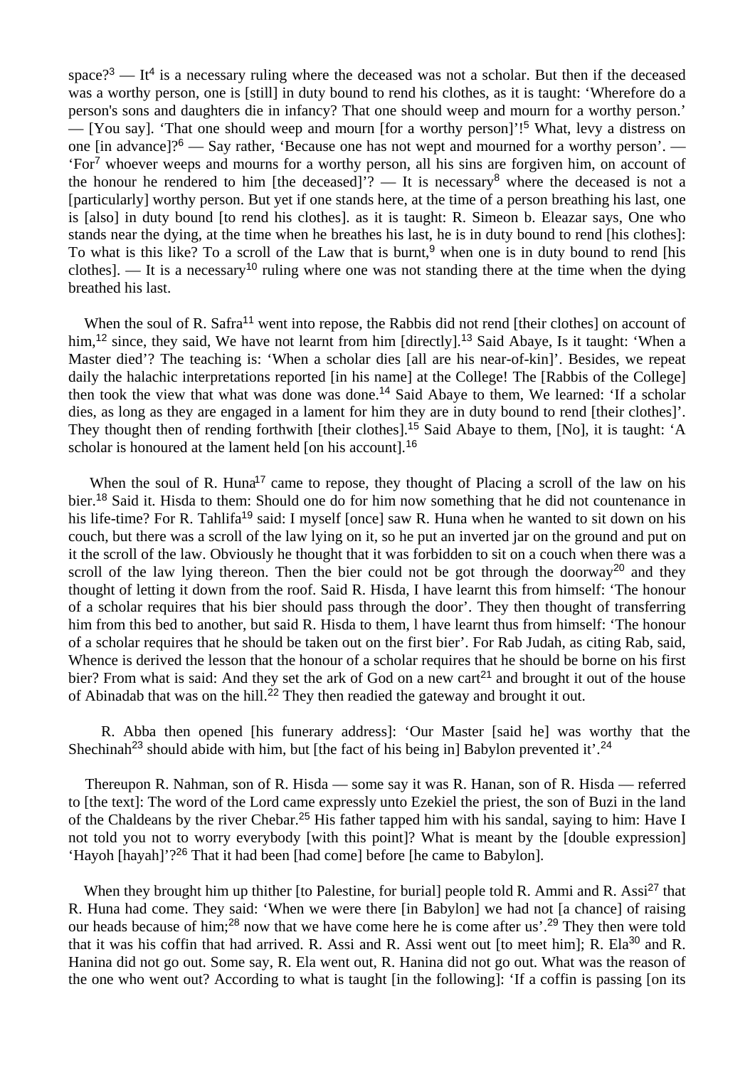space?[3] — It[4] is a necessary ruling where the deceased was not a scholar. But then if the deceased was a worthy person, one is [still] in duty bound to rend his clothes, as it is taught: 'Wherefore do a person's sons and daughters die in infancy? That one should weep and mourn for a worthy person.' — [You say]. 'That one should weep and mourn [for a worthy person]'![5] What, levy a distress on one [in advance]?[6] — Say rather, 'Because one has not wept and mourned for a worthy person'. — 'For[7] whoever weeps and mourns for a worthy person, all his sins are forgiven him, on account of the honour he rendered to him [the deceased]'? — It is necessary[8] where the deceased is not a [particularly] worthy person. But yet if one stands here, at the time of a person breathing his last, one is [also] in duty bound [to rend his clothes]. as it is taught: R. Simeon b. Eleazar says, One who stands near the dying, at the time when he breathes his last, he is in duty bound to rend [his clothes]: To what is this like? To a scroll of the Law that is burnt,[9] when one is in duty bound to rend [his clothes]. — It is a necessary[10] ruling where one was not standing there at the time when the dying breathed his last.

When the soul of R. Safra[11] went into repose, the Rabbis did not rend [their clothes] on account of him,[12] since, they said, We have not learnt from him [directly].[13] Said Abaye, Is it taught: 'When a Master died'? The teaching is: 'When a scholar dies [all are his near-of-kin]'. Besides, we repeat daily the halachic interpretations reported [in his name] at the College! The [Rabbis of the College] then took the view that what was done was done.[14] Said Abaye to them, We learned: 'If a scholar dies, as long as they are engaged in a lament for him they are in duty bound to rend [their clothes]'. They thought then of rending forthwith [their clothes].[15] Said Abaye to them, [No], it is taught: 'A scholar is honoured at the lament held [on his account].[16]

When the soul of R. Huna[17] came to repose, they thought of Placing a scroll of the law on his bier.[18] Said it. Hisda to them: Should one do for him now something that he did not countenance in his life-time? For R. Tahlifa[19] said: I myself [once] saw R. Huna when he wanted to sit down on his couch, but there was a scroll of the law lying on it, so he put an inverted jar on the ground and put on it the scroll of the law. Obviously he thought that it was forbidden to sit on a couch when there was a scroll of the law lying thereon. Then the bier could not be got through the doorway[20] and they thought of letting it down from the roof. Said R. Hisda, I have learnt this from himself: 'The honour of a scholar requires that his bier should pass through the door'. They then thought of transferring him from this bed to another, but said R. Hisda to them, l have learnt thus from himself: 'The honour of a scholar requires that he should be taken out on the first bier'. For Rab Judah, as citing Rab, said, Whence is derived the lesson that the honour of a scholar requires that he should be borne on his first bier? From what is said: And they set the ark of God on a new cart[21] and brought it out of the house of Abinadab that was on the hill.[22] They then readied the gateway and brought it out.

R. Abba then opened [his funerary address]: 'Our Master [said he] was worthy that the Shechinah[23] should abide with him, but [the fact of his being in] Babylon prevented it'.[24]

Thereupon R. Nahman, son of R. Hisda — some say it was R. Hanan, son of R. Hisda — referred to [the text]: The word of the Lord came expressly unto Ezekiel the priest, the son of Buzi in the land of the Chaldeans by the river Chebar.[25] His father tapped him with his sandal, saying to him: Have I not told you not to worry everybody [with this point]? What is meant by the [double expression] 'Hayoh [hayah]'?[26] That it had been [had come] before [he came to Babylon].

When they brought him up thither [to Palestine, for burial] people told R. Ammi and R. Assi[27] that R. Huna had come. They said: 'When we were there [in Babylon] we had not [a chance] of raising our heads because of him;[28] now that we have come here he is come after us'.[29] They then were told that it was his coffin that had arrived. R. Assi and R. Assi went out [to meet him]; R. Ela[30] and R. Hanina did not go out. Some say, R. Ela went out, R. Hanina did not go out. What was the reason of the one who went out? According to what is taught [in the following]: 'If a coffin is passing [on its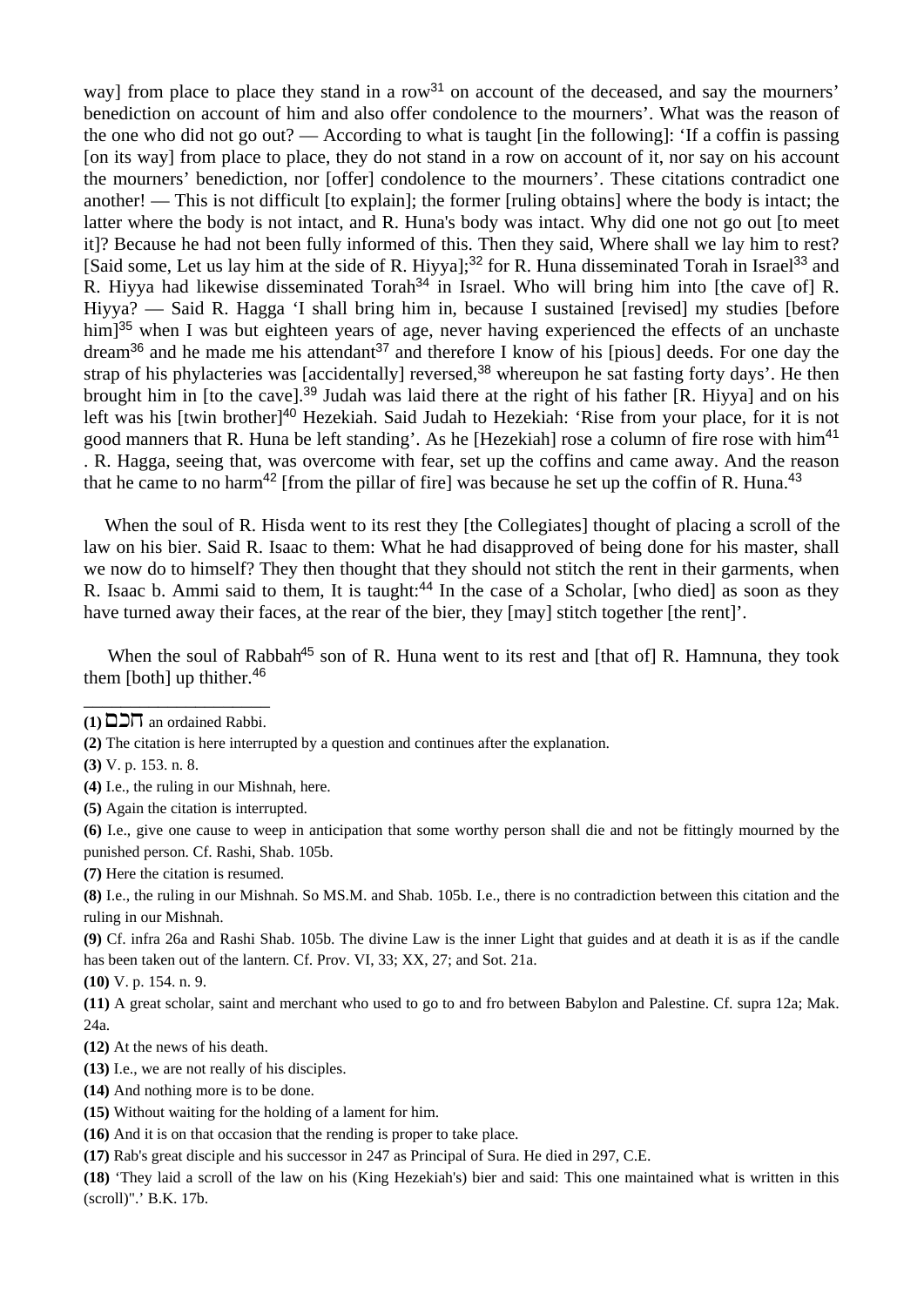way] from place to place they stand in a row[31] on account of the deceased, and say the mourners' benediction on account of him and also offer condolence to the mourners'. What was the reason of the one who did not go out? — According to what is taught [in the following]: 'If a coffin is passing [on its way] from place to place, they do not stand in a row on account of it, nor say on his account the mourners' benediction, nor [offer] condolence to the mourners'. These citations contradict one another! — This is not difficult [to explain]; the former [ruling obtains] where the body is intact; the latter where the body is not intact, and R. Huna's body was intact. Why did one not go out [to meet it]? Because he had not been fully informed of this. Then they said, Where shall we lay him to rest? [Said some, Let us lay him at the side of R. Hiyya];[32] for R. Huna disseminated Torah in Israel[33] and R. Hiyya had likewise disseminated Torah[34] in Israel. Who will bring him into [the cave of] R. Hiyya? — Said R. Hagga 'I shall bring him in, because I sustained [revised] my studies [before him][35] when I was but eighteen years of age, never having experienced the effects of an unchaste dream[36] and he made me his attendant[37] and therefore I know of his [pious] deeds. For one day the strap of his phylacteries was [accidentally] reversed,[38] whereupon he sat fasting forty days'. He then brought him in [to the cave].[39] Judah was laid there at the right of his father [R. Hiyya] and on his left was his [twin brother][40] Hezekiah. Said Judah to Hezekiah: 'Rise from your place, for it is not good manners that R. Huna be left standing'. As he [Hezekiah] rose a column of fire rose with him[41]. R. Hagga, seeing that, was overcome with fear, set up the coffins and came away. And the reason that he came to no harm[42] [from the pillar of fire] was because he set up the coffin of R. Huna.[43]

When the soul of R. Hisda went to its rest they [the Collegiates] thought of placing a scroll of the law on his bier. Said R. Isaac to them: What he had disapproved of being done for his master, shall we now do to himself? They then thought that they should not stitch the rent in their garments, when R. Isaac b. Ammi said to them, It is taught:[44] In the case of a Scholar, [who died] as soon as they have turned away their faces, at the rear of the bier, they [may] stitch together [the rent]'.

When the soul of Rabbah[45] son of R. Huna went to its rest and [that of] R. Hamnuna, they took them [both] up thither.[46]

---

**(1)** חכם an ordained Rabbi.

**(2)** The citation is here interrupted by a question and continues after the explanation.

**(3)** V. p. 153. n. 8.

**(4)** I.e., the ruling in our Mishnah, here.

**(5)** Again the citation is interrupted.

**(6)** I.e., give one cause to weep in anticipation that some worthy person shall die and not be fittingly mourned by the punished person. Cf. Rashi, Shab. 105b.

**(7)** Here the citation is resumed.

**(8)** I.e., the ruling in our Mishnah. So MS.M. and Shab. 105b. I.e., there is no contradiction between this citation and the ruling in our Mishnah.

**(9)** Cf. infra 26a and Rashi Shab. 105b. The divine Law is the inner Light that guides and at death it is as if the candle has been taken out of the lantern. Cf. Prov. VI, 33; XX, 27; and Sot. 21a.

**(10)** V. p. 154. n. 9.

**(11)** A great scholar, saint and merchant who used to go to and fro between Babylon and Palestine. Cf. supra 12a; Mak. 24a.

**(12)** At the news of his death.

**(13)** I.e., we are not really of his disciples.

**(14)** And nothing more is to be done.

**(15)** Without waiting for the holding of a lament for him.

**(16)** And it is on that occasion that the rending is proper to take place.

**(17)** Rab's great disciple and his successor in 247 as Principal of Sura. He died in 297, C.E.

**(18)** 'They laid a scroll of the law on his (King Hezekiah's) bier and said: This one maintained what is written in this (scroll)".' B.K. 17b.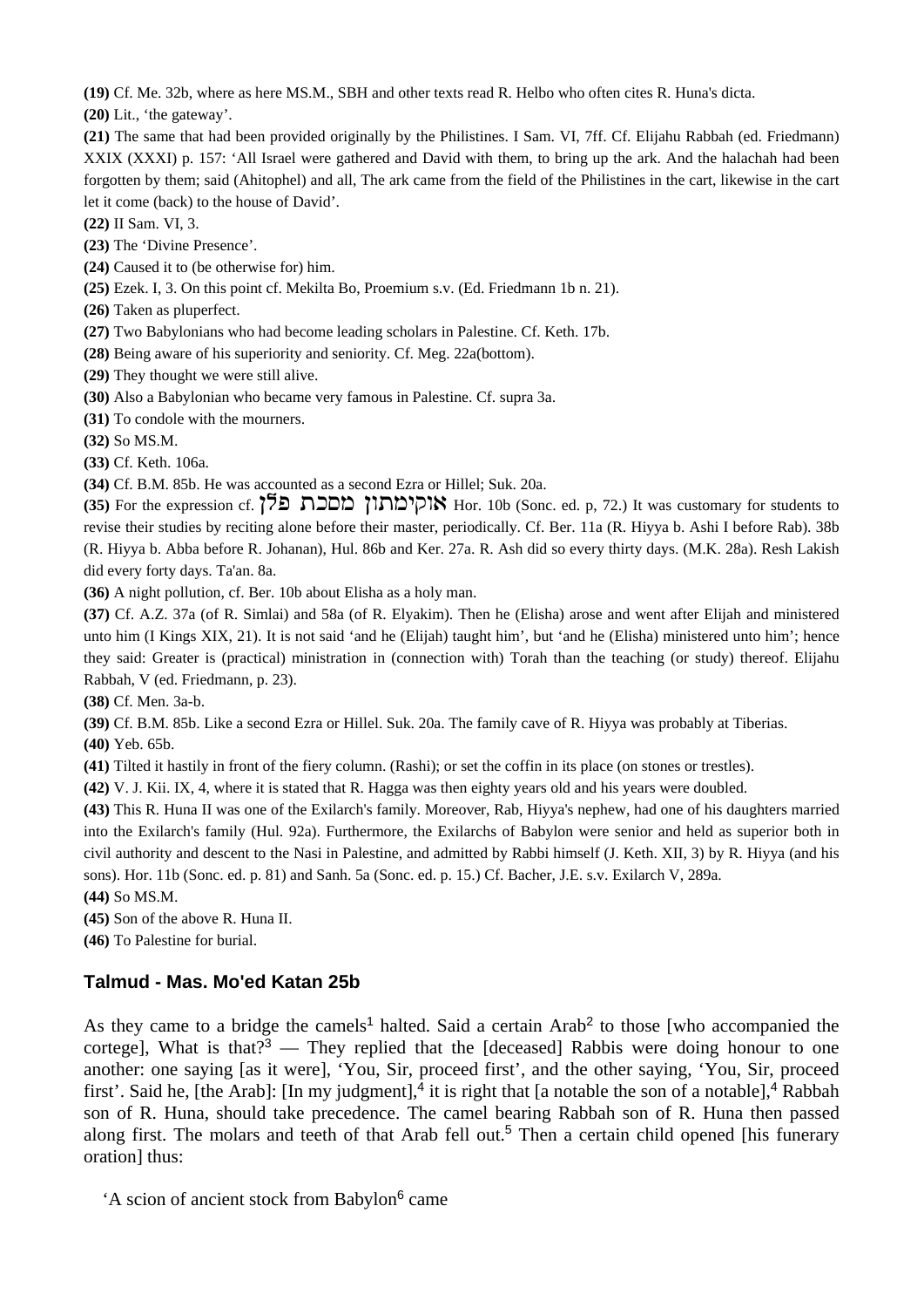**(19)** Cf. Me. 32b, where as here MS.M., SBH and other texts read R. Helbo who often cites R. Huna's dicta.

**(20)** Lit., 'the gateway'.

**(21)** The same that had been provided originally by the Philistines. I Sam. VI, 7ff. Cf. Elijahu Rabbah (ed. Friedmann) XXIX (XXXI) p. 157: 'All Israel were gathered and David with them, to bring up the ark. And the halachah had been forgotten by them; said (Ahitophel) and all, The ark came from the field of the Philistines in the cart, likewise in the cart let it come (back) to the house of David'.

**(22)** II Sam. VI, 3.

**(23)** The 'Divine Presence'.

**(24)** Caused it to (be otherwise for) him.

**(25)** Ezek. I, 3. On this point cf. Mekilta Bo, Proemium s.v. (Ed. Friedmann 1b n. 21).

**(26)** Taken as pluperfect.

**(27)** Two Babylonians who had become leading scholars in Palestine. Cf. Keth. 17b.

**(28)** Being aware of his superiority and seniority. Cf. Meg. 22a(bottom).

**(29)** They thought we were still alive.

**(30)** Also a Babylonian who became very famous in Palestine. Cf. supra 3a.

**(31)** To condole with the mourners.

**(32)** So MS.M.

**(33)** Cf. Keth. 106a.

**(34)** Cf. B.M. 85b. He was accounted as a second Ezra or Hillel; Suk. 20a.

**(35)** For the expression cf. אוקימתון מסכת פלן Hor. 10b (Sonc. ed. p, 72.) It was customary for students to revise their studies by reciting alone before their master, periodically. Cf. Ber. 11a (R. Hiyya b. Ashi I before Rab). 38b (R. Hiyya b. Abba before R. Johanan), Hul. 86b and Ker. 27a. R. Ash did so every thirty days. (M.K. 28a). Resh Lakish did every forty days. Ta'an. 8a.

**(36)** A night pollution, cf. Ber. 10b about Elisha as a holy man.

**(37)** Cf. A.Z. 37a (of R. Simlai) and 58a (of R. Elyakim). Then he (Elisha) arose and went after Elijah and ministered unto him (I Kings XIX, 21). It is not said 'and he (Elijah) taught him', but 'and he (Elisha) ministered unto him'; hence they said: Greater is (practical) ministration in (connection with) Torah than the teaching (or study) thereof. Elijahu Rabbah, V (ed. Friedmann, p. 23).

**(38)** Cf. Men. 3a-b.

**(39)** Cf. B.M. 85b. Like a second Ezra or Hillel. Suk. 20a. The family cave of R. Hiyya was probably at Tiberias.

**(40)** Yeb. 65b.

**(41)** Tilted it hastily in front of the fiery column. (Rashi); or set the coffin in its place (on stones or trestles).

**(42)** V. J. Kii. IX, 4, where it is stated that R. Hagga was then eighty years old and his years were doubled.

**(43)** This R. Huna II was one of the Exilarch's family. Moreover, Rab, Hiyya's nephew, had one of his daughters married into the Exilarch's family (Hul. 92a). Furthermore, the Exilarchs of Babylon were senior and held as superior both in civil authority and descent to the Nasi in Palestine, and admitted by Rabbi himself (J. Keth. XII, 3) by R. Hiyya (and his sons). Hor. 11b (Sonc. ed. p. 81) and Sanh. 5a (Sonc. ed. p. 15.) Cf. Bacher, J.E. s.v. Exilarch V, 289a.

**(44)** So MS.M.

**(45)** Son of the above R. Huna II.

**(46)** To Palestine for burial.

### Talmud - Mas. Mo'ed Katan 25b

As they came to a bridge the camels[1] halted. Said a certain Arab[2] to those [who accompanied the cortege], What is that?[3] — They replied that the [deceased] Rabbis were doing honour to one another: one saying [as it were], 'You, Sir, proceed first', and the other saying, 'You, Sir, proceed first'. Said he, [the Arab]: [In my judgment],[4] it is right that [a notable the son of a notable],[4] Rabbah son of R. Huna, should take precedence. The camel bearing Rabbah son of R. Huna then passed along first. The molars and teeth of that Arab fell out.[5] Then a certain child opened [his funerary oration] thus:

'A scion of ancient stock from Babylon[6] came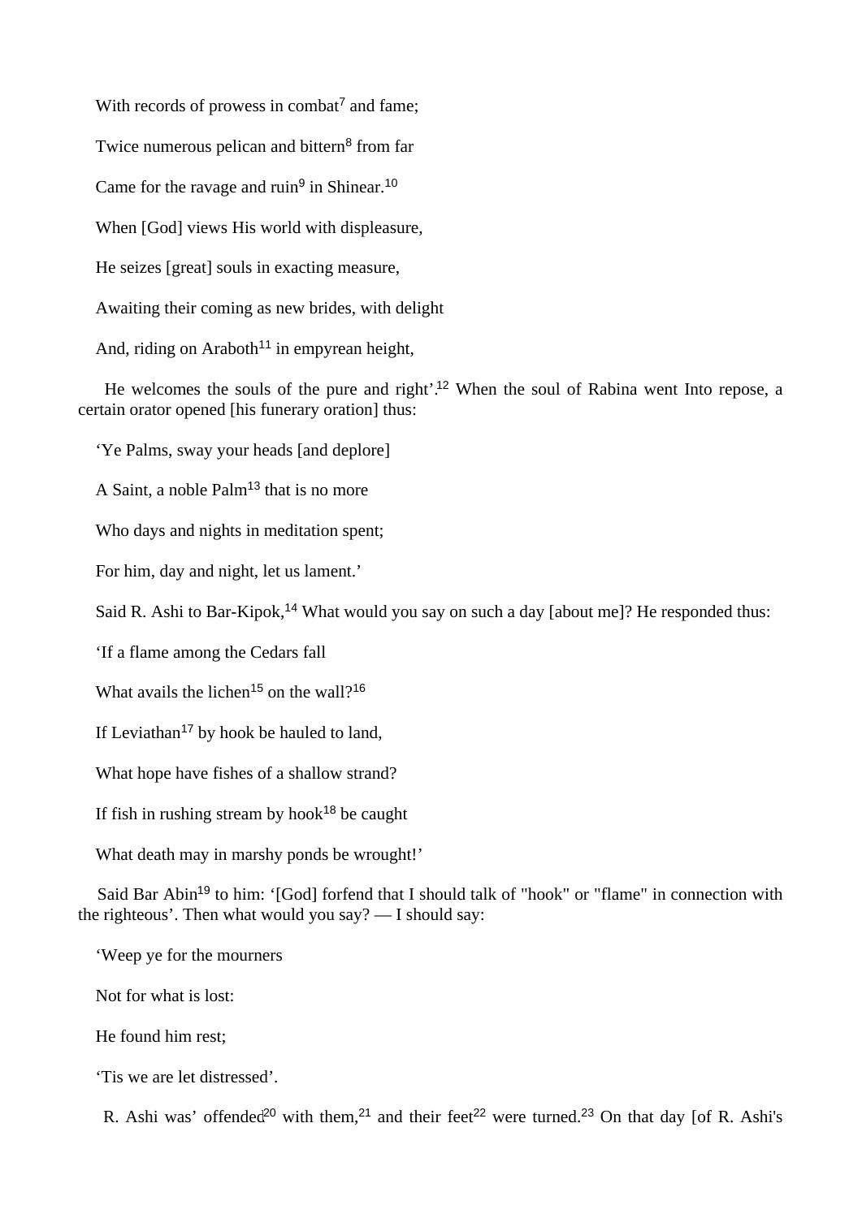With records of prowess in combat[7] and fame;

Twice numerous pelican and bittern[8] from far

Came for the ravage and ruin[9] in Shinear.[10]

When [God] views His world with displeasure,

He seizes [great] souls in exacting measure,

Awaiting their coming as new brides, with delight

And, riding on Araboth[11] in empyrean height,

He welcomes the souls of the pure and right'.[12] When the soul of Rabina went Into repose, a certain orator opened [his funerary oration] thus:

'Ye Palms, sway your heads [and deplore]

A Saint, a noble Palm[13] that is no more

Who days and nights in meditation spent;

For him, day and night, let us lament.'

Said R. Ashi to Bar-Kipok,[14] What would you say on such a day [about me]? He responded thus:

'If a flame among the Cedars fall

What avails the lichen[15] on the wall?[16]

If Leviathan[17] by hook be hauled to land,

What hope have fishes of a shallow strand?

If fish in rushing stream by hook[18] be caught

What death may in marshy ponds be wrought!'

Said Bar Abin[19] to him: '[God] forfend that I should talk of "hook" or "flame" in connection with the righteous'. Then what would you say? — I should say:

'Weep ye for the mourners

Not for what is lost:

He found him rest;

'Tis we are let distressed'.

R. Ashi was' offended[20] with them,[21] and their feet[22] were turned.[23] On that day [of R. Ashi's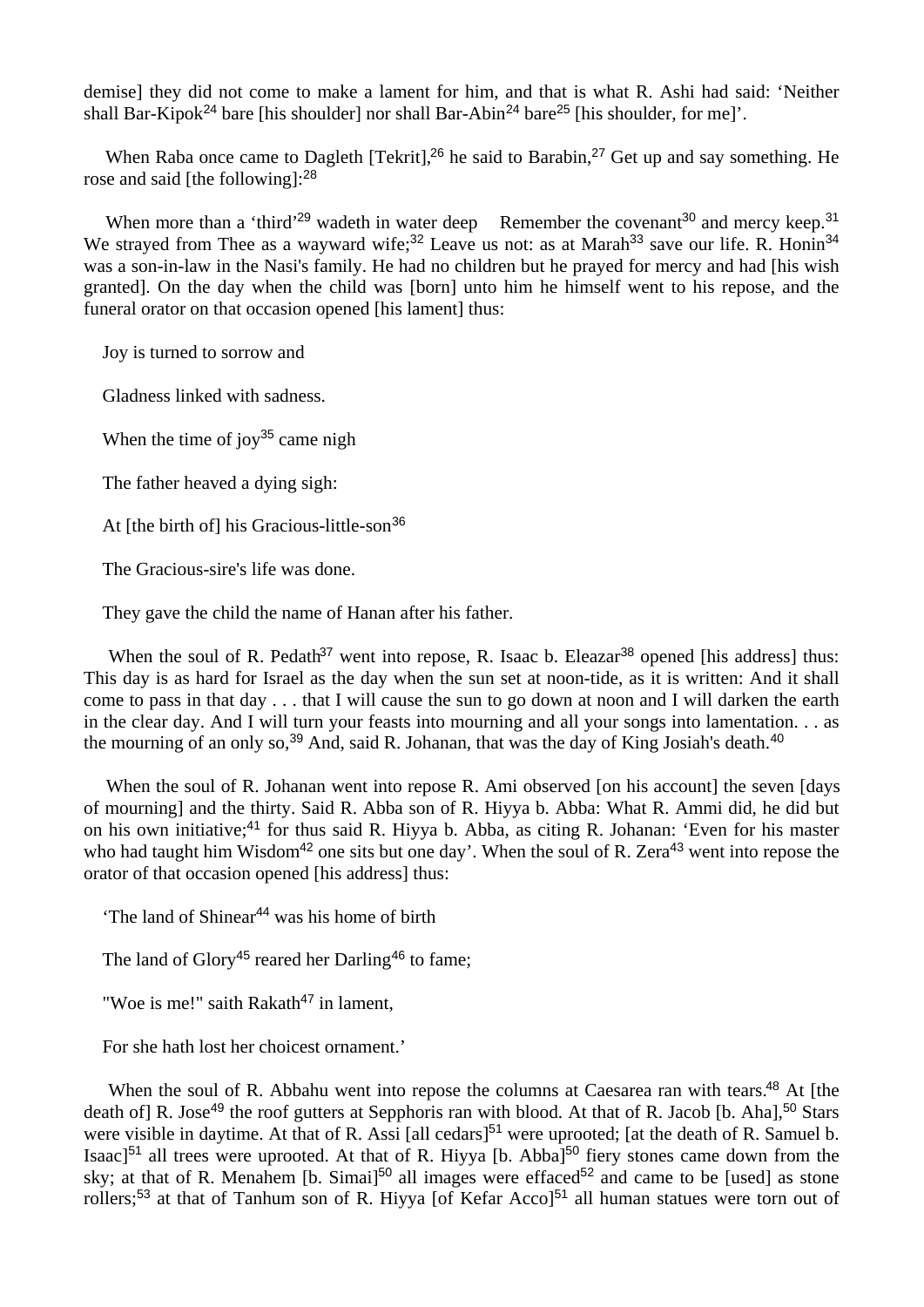demise] they did not come to make a lament for him, and that is what R. Ashi had said: ‘Neither shall Bar-Kipok[24] bare [his shoulder] nor shall Bar-Abin[24] bare[25] [his shoulder, for me]’.

When Raba once came to Dagleth [Tekrit],[26] he said to Barabin,[27] Get up and say something. He rose and said [the following]:[28]

When more than a ‘third’[29] wadeth in water deep Remember the covenant[30] and mercy keep.[31] We strayed from Thee as a wayward wife;[32] Leave us not: as at Marah[33] save our life. R. Honin[34] was a son-in-law in the Nasi's family. He had no children but he prayed for mercy and had [his wish granted]. On the day when the child was [born] unto him he himself went to his repose, and the funeral orator on that occasion opened [his lament] thus:

Joy is turned to sorrow and

Gladness linked with sadness.

When the time of joy[35] came nigh

The father heaved a dying sigh:

At [the birth of] his Gracious-little-son[36]

The Gracious-sire's life was done.

They gave the child the name of Hanan after his father.

When the soul of R. Pedath[37] went into repose, R. Isaac b. Eleazar[38] opened [his address] thus: This day is as hard for Israel as the day when the sun set at noon-tide, as it is written: And it shall come to pass in that day . . . that I will cause the sun to go down at noon and I will darken the earth in the clear day. And I will turn your feasts into mourning and all your songs into lamentation. . . as the mourning of an only so,[39] And, said R. Johanan, that was the day of King Josiah's death.[40]

When the soul of R. Johanan went into repose R. Ami observed [on his account] the seven [days of mourning] and the thirty. Said R. Abba son of R. Hiyya b. Abba: What R. Ammi did, he did but on his own initiative;[41] for thus said R. Hiyya b. Abba, as citing R. Johanan: ‘Even for his master who had taught him Wisdom[42] one sits but one day’. When the soul of R. Zera[43] went into repose the orator of that occasion opened [his address] thus:

‘The land of Shinear[44] was his home of birth

The land of Glory[45] reared her Darling[46] to fame;

"Woe is me!" saith Rakath[47] in lament,

For she hath lost her choicest ornament.’

When the soul of R. Abbahu went into repose the columns at Caesarea ran with tears.[48] At [the death of] R. Jose[49] the roof gutters at Sepphoris ran with blood. At that of R. Jacob [b. Aha],[50] Stars were visible in daytime. At that of R. Assi [all cedars][51] were uprooted; [at the death of R. Samuel b. Isaac][51] all trees were uprooted. At that of R. Hiyya [b. Abba][50] fiery stones came down from the sky; at that of R. Menahem [b. Simai][50] all images were effaced[52] and came to be [used] as stone rollers;[53] at that of Tanhum son of R. Hiyya [of Kefar Acco][51] all human statues were torn out of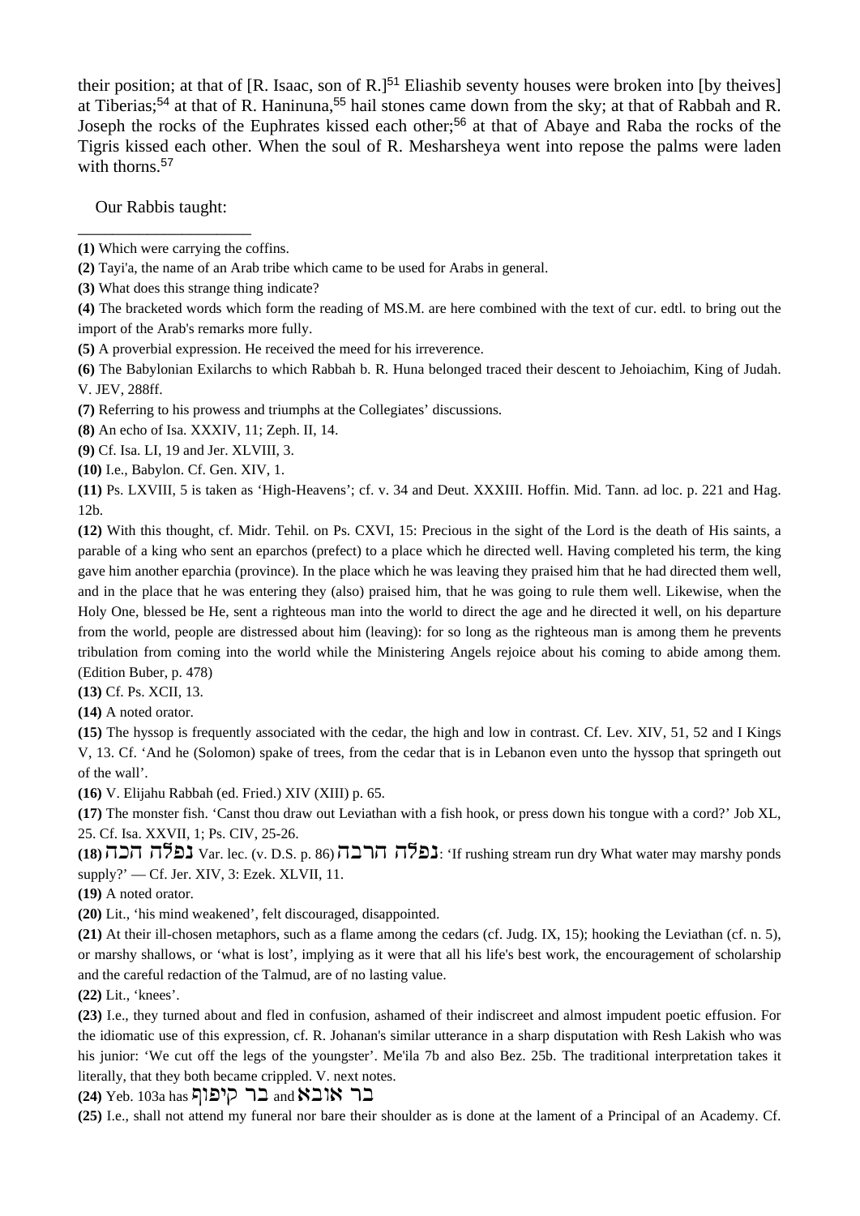their position; at that of [R. Isaac, son of R.][51] Eliashib seventy houses were broken into [by theives] at Tiberias;[54] at that of R. Haninuna,[55] hail stones came down from the sky; at that of Rabbah and R. Joseph the rocks of the Euphrates kissed each other;[56] at that of Abaye and Raba the rocks of the Tigris kissed each other. When the soul of R. Mesharsheya went into repose the palms were laden with thorns.[57]

Our Rabbis taught:

______________________

**(1)** Which were carrying the coffins.

**(2)** Tayi'a, the name of an Arab tribe which came to be used for Arabs in general.

**(3)** What does this strange thing indicate?

**(4)** The bracketed words which form the reading of MS.M. are here combined with the text of cur. edtl. to bring out the import of the Arab's remarks more fully.

**(5)** A proverbial expression. He received the meed for his irreverence.

**(6)** The Babylonian Exilarchs to which Rabbah b. R. Huna belonged traced their descent to Jehoiachim, King of Judah. V. JEV, 288ff.

**(7)** Referring to his prowess and triumphs at the Collegiates' discussions.

**(8)** An echo of Isa. XXXIV, 11; Zeph. II, 14.

**(9)** Cf. Isa. LI, 19 and Jer. XLVIII, 3.

**(10)** I.e., Babylon. Cf. Gen. XIV, 1.

**(11)** Ps. LXVIII, 5 is taken as 'High-Heavens'; cf. v. 34 and Deut. XXXIII. Hoffin. Mid. Tann. ad loc. p. 221 and Hag. 12b.

**(12)** With this thought, cf. Midr. Tehil. on Ps. CXVI, 15: Precious in the sight of the Lord is the death of His saints, a parable of a king who sent an eparchos (prefect) to a place which he directed well. Having completed his term, the king gave him another eparchia (province). In the place which he was leaving they praised him that he had directed them well, and in the place that he was entering they (also) praised him, that he was going to rule them well. Likewise, when the Holy One, blessed be He, sent a righteous man into the world to direct the age and he directed it well, on his departure from the world, people are distressed about him (leaving): for so long as the righteous man is among them he prevents tribulation from coming into the world while the Ministering Angels rejoice about his coming to abide among them. (Edition Buber, p. 478)

**(13)** Cf. Ps. XCII, 13.

**(14)** A noted orator.

**(15)** The hyssop is frequently associated with the cedar, the high and low in contrast. Cf. Lev. XIV, 51, 52 and I Kings V, 13. Cf. 'And he (Solomon) spake of trees, from the cedar that is in Lebanon even unto the hyssop that springeth out of the wall'.

**(16)** V. Elijahu Rabbah (ed. Fried.) XIV (XIII) p. 65.

**(17)** The monster fish. 'Canst thou draw out Leviathan with a fish hook, or press down his tongue with a cord?' Job XL, 25. Cf. Isa. XXVII, 1; Ps. CIV, 25-26.

**(18)** נפלה הכה Var. lec. (v. D.S. p. 86) נפלה הרבה: 'If rushing stream run dry What water may marshy ponds supply?' — Cf. Jer. XIV, 3: Ezek. XLVII, 11.

**(19)** A noted orator.

**(20)** Lit., 'his mind weakened', felt discouraged, disappointed.

**(21)** At their ill-chosen metaphors, such as a flame among the cedars (cf. Judg. IX, 15); hooking the Leviathan (cf. n. 5), or marshy shallows, or 'what is lost', implying as it were that all his life's best work, the encouragement of scholarship and the careful redaction of the Talmud, are of no lasting value.

**(22)** Lit., 'knees'.

**(23)** I.e., they turned about and fled in confusion, ashamed of their indiscreet and almost impudent poetic effusion. For the idiomatic use of this expression, cf. R. Johanan's similar utterance in a sharp disputation with Resh Lakish who was his junior: 'We cut off the legs of the youngster'. Me'ila 7b and also Bez. 25b. The traditional interpretation takes it literally, that they both became crippled. V. next notes.

**(24)** Yeb. 103a has בר קיפוף and בר אובא

**(25)** I.e., shall not attend my funeral nor bare their shoulder as is done at the lament of a Principal of an Academy. Cf.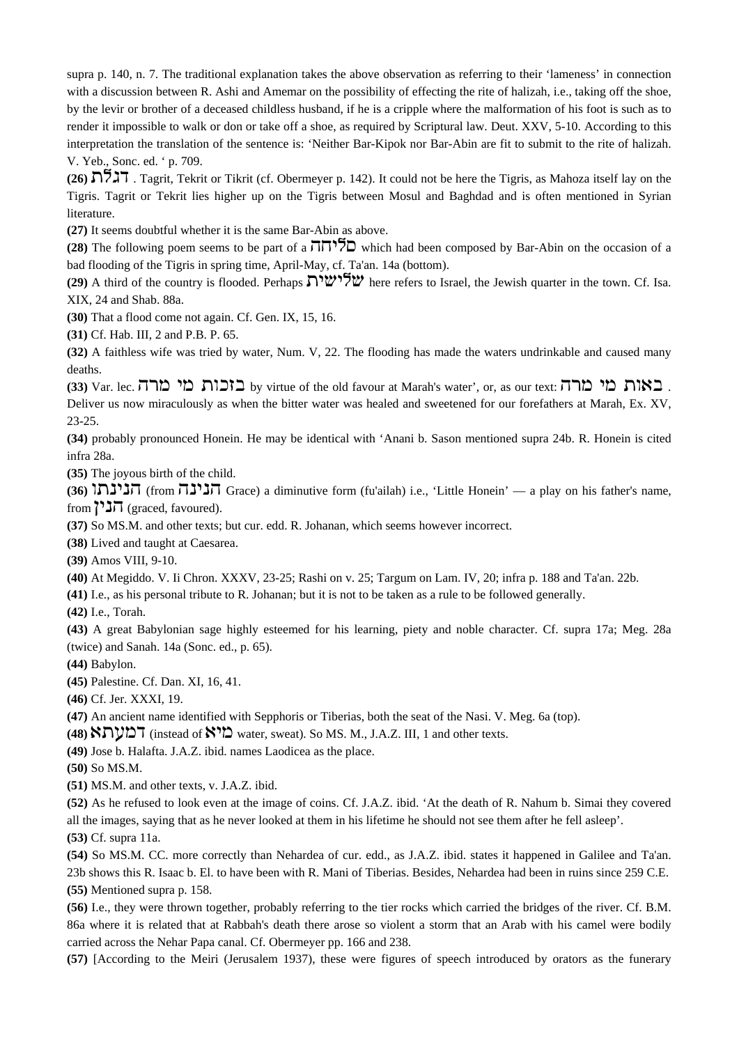supra p. 140, n. 7. The traditional explanation takes the above observation as referring to their 'lameness' in connection with a discussion between R. Ashi and Amemar on the possibility of effecting the rite of halizah, i.e., taking off the shoe, by the levir or brother of a deceased childless husband, if he is a cripple where the malformation of his foot is such as to render it impossible to walk or don or take off a shoe, as required by Scriptural law. Deut. XXV, 5-10. According to this interpretation the translation of the sentence is: 'Neither Bar-Kipok nor Bar-Abin are fit to submit to the rite of halizah. V. Yeb., Sonc. ed. ' p. 709.

**(26)** דגלת . Tagrit, Tekrit or Tikrit (cf. Obermeyer p. 142). It could not be here the Tigris, as Mahoza itself lay on the Tigris. Tagrit or Tekrit lies higher up on the Tigris between Mosul and Baghdad and is often mentioned in Syrian literature.

**(27)** It seems doubtful whether it is the same Bar-Abin as above.

**(28)** The following poem seems to be part of a סליחה which had been composed by Bar-Abin on the occasion of a bad flooding of the Tigris in spring time, April-May, cf. Ta'an. 14a (bottom).

**(29)** A third of the country is flooded. Perhaps שלישית here refers to Israel, the Jewish quarter in the town. Cf. Isa. XIX, 24 and Shab. 88a.

**(30)** That a flood come not again. Cf. Gen. IX, 15, 16.

**(31)** Cf. Hab. III, 2 and P.B. P. 65.

**(32)** A faithless wife was tried by water, Num. V, 22. The flooding has made the waters undrinkable and caused many deaths.

**(33)** Var. lec. בזכות מי מרה by virtue of the old favour at Marah's water', or, as our text: באות מי מרה . Deliver us now miraculously as when the bitter water was healed and sweetened for our forefathers at Marah, Ex. XV, 23-25.

**(34)** probably pronounced Honein. He may be identical with 'Anani b. Sason mentioned supra 24b. R. Honein is cited infra 28a.

**(35)** The joyous birth of the child.

**(36)** הנינתו (from הנינה Grace) a diminutive form (fu'ailah) i.e., 'Little Honein' — a play on his father's name, from הנין (graced, favoured).

**(37)** So MS.M. and other texts; but cur. edd. R. Johanan, which seems however incorrect.

**(38)** Lived and taught at Caesarea.

**(39)** Amos VIII, 9-10.

**(40)** At Megiddo. V. Ii Chron. XXXV, 23-25; Rashi on v. 25; Targum on Lam. IV, 20; infra p. 188 and Ta'an. 22b.

**(41)** I.e., as his personal tribute to R. Johanan; but it is not to be taken as a rule to be followed generally.

**(42)** I.e., Torah.

**(43)** A great Babylonian sage highly esteemed for his learning, piety and noble character. Cf. supra 17a; Meg. 28a (twice) and Sanah. 14a (Sonc. ed., p. 65).

**(44)** Babylon.

**(45)** Palestine. Cf. Dan. XI, 16, 41.

**(46)** Cf. Jer. XXXI, 19.

**(47)** An ancient name identified with Sepphoris or Tiberias, both the seat of the Nasi. V. Meg. 6a (top).

**(48)** דמעתא (instead of מיא water, sweat). So MS. M., J.A.Z. III, 1 and other texts.

**(49)** Jose b. Halafta. J.A.Z. ibid. names Laodicea as the place.

**(50)** So MS.M.

**(51)** MS.M. and other texts, v. J.A.Z. ibid.

**(52)** As he refused to look even at the image of coins. Cf. J.A.Z. ibid. 'At the death of R. Nahum b. Simai they covered all the images, saying that as he never looked at them in his lifetime he should not see them after he fell asleep'.

**(53)** Cf. supra 11a.

**(54)** So MS.M. CC. more correctly than Nehardea of cur. edd., as J.A.Z. ibid. states it happened in Galilee and Ta'an. 23b shows this R. Isaac b. El. to have been with R. Mani of Tiberias. Besides, Nehardea had been in ruins since 259 C.E.

**(55)** Mentioned supra p. 158.

**(56)** I.e., they were thrown together, probably referring to the tier rocks which carried the bridges of the river. Cf. B.M. 86a where it is related that at Rabbah's death there arose so violent a storm that an Arab with his camel were bodily carried across the Nehar Papa canal. Cf. Obermeyer pp. 166 and 238.

**(57)** [According to the Meiri (Jerusalem 1937), these were figures of speech introduced by orators as the funerary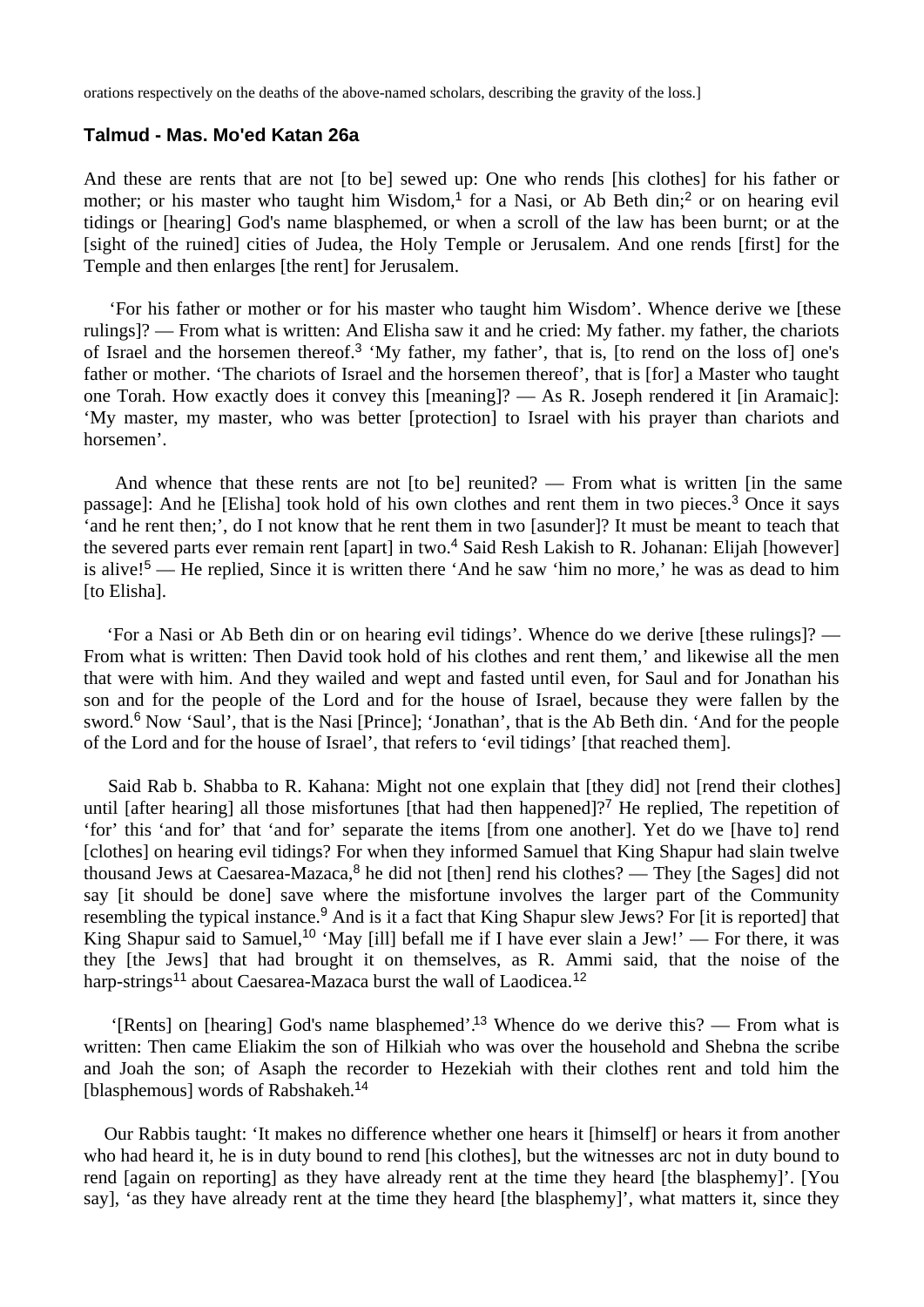orations respectively on the deaths of the above-named scholars, describing the gravity of the loss.]

### Talmud - Mas. Mo'ed Katan 26a

And these are rents that are not [to be] sewed up: One who rends [his clothes] for his father or mother; or his master who taught him Wisdom,[1] for a Nasi, or Ab Beth din;[2] or on hearing evil tidings or [hearing] God's name blasphemed, or when a scroll of the law has been burnt; or at the [sight of the ruined] cities of Judea, the Holy Temple or Jerusalem. And one rends [first] for the Temple and then enlarges [the rent] for Jerusalem.

'For his father or mother or for his master who taught him Wisdom'. Whence derive we [these rulings]? — From what is written: And Elisha saw it and he cried: My father. my father, the chariots of Israel and the horsemen thereof.[3] 'My father, my father', that is, [to rend on the loss of] one's father or mother. 'The chariots of Israel and the horsemen thereof', that is [for] a Master who taught one Torah. How exactly does it convey this [meaning]? — As R. Joseph rendered it [in Aramaic]: 'My master, my master, who was better [protection] to Israel with his prayer than chariots and horsemen'.

And whence that these rents are not [to be] reunited? — From what is written [in the same passage]: And he [Elisha] took hold of his own clothes and rent them in two pieces.[3] Once it says 'and he rent then;', do I not know that he rent them in two [asunder]? It must be meant to teach that the severed parts ever remain rent [apart] in two.[4] Said Resh Lakish to R. Johanan: Elijah [however] is alive![5] — He replied, Since it is written there 'And he saw 'him no more,' he was as dead to him [to Elisha].

'For a Nasi or Ab Beth din or on hearing evil tidings'. Whence do we derive [these rulings]? — From what is written: Then David took hold of his clothes and rent them,' and likewise all the men that were with him. And they wailed and wept and fasted until even, for Saul and for Jonathan his son and for the people of the Lord and for the house of Israel, because they were fallen by the sword.[6] Now 'Saul', that is the Nasi [Prince]; 'Jonathan', that is the Ab Beth din. 'And for the people of the Lord and for the house of Israel', that refers to 'evil tidings' [that reached them].

Said Rab b. Shabba to R. Kahana: Might not one explain that [they did] not [rend their clothes] until [after hearing] all those misfortunes [that had then happened]?[7] He replied, The repetition of 'for' this 'and for' that 'and for' separate the items [from one another]. Yet do we [have to] rend [clothes] on hearing evil tidings? For when they informed Samuel that King Shapur had slain twelve thousand Jews at Caesarea-Mazaca,[8] he did not [then] rend his clothes? — They [the Sages] did not say [it should be done] save where the misfortune involves the larger part of the Community resembling the typical instance.[9] And is it a fact that King Shapur slew Jews? For [it is reported] that King Shapur said to Samuel,[10] 'May [ill] befall me if I have ever slain a Jew!' — For there, it was they [the Jews] that had brought it on themselves, as R. Ammi said, that the noise of the harp-strings[11] about Caesarea-Mazaca burst the wall of Laodicea.[12]

'[Rents] on [hearing] God's name blasphemed'.[13] Whence do we derive this? — From what is written: Then came Eliakim the son of Hilkiah who was over the household and Shebna the scribe and Joah the son; of Asaph the recorder to Hezekiah with their clothes rent and told him the [blasphemous] words of Rabshakeh.[14]

Our Rabbis taught: 'It makes no difference whether one hears it [himself] or hears it from another who had heard it, he is in duty bound to rend [his clothes], but the witnesses arc not in duty bound to rend [again on reporting] as they have already rent at the time they heard [the blasphemy]'. [You say], 'as they have already rent at the time they heard [the blasphemy]', what matters it, since they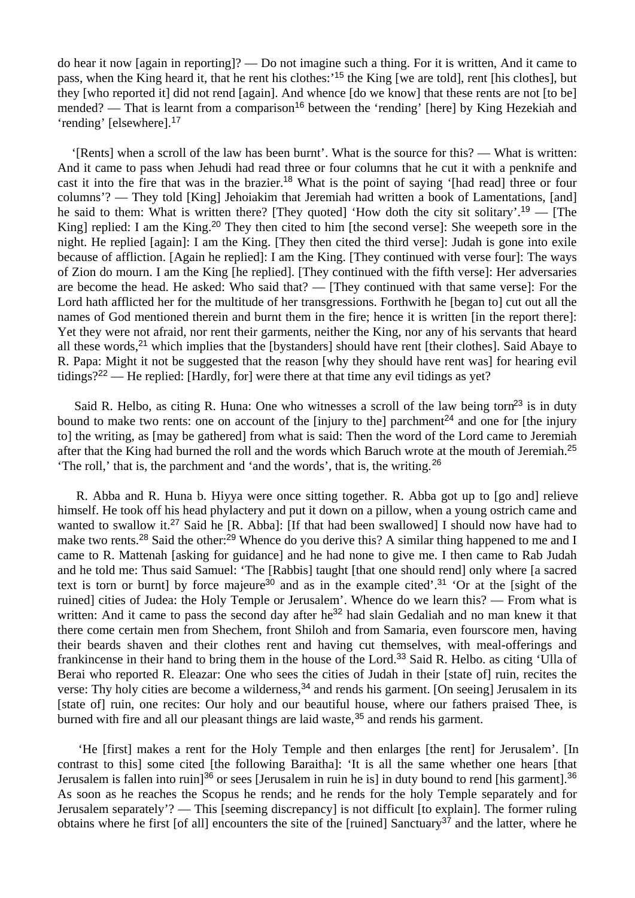do hear it now [again in reporting]? — Do not imagine such a thing. For it is written, And it came to pass, when the King heard it, that he rent his clothes:'[15] the King [we are told], rent [his clothes], but they [who reported it] did not rend [again]. And whence [do we know] that these rents are not [to be] mended? — That is learnt from a comparison[16] between the 'rending' [here] by King Hezekiah and 'rending' [elsewhere].[17]

'[Rents] when a scroll of the law has been burnt'. What is the source for this? — What is written: And it came to pass when Jehudi had read three or four columns that he cut it with a penknife and cast it into the fire that was in the brazier.[18] What is the point of saying '[had read] three or four columns'? — They told [King] Jehoiakim that Jeremiah had written a book of Lamentations, [and] he said to them: What is written there? [They quoted] 'How doth the city sit solitary'.[19] — [The King] replied: I am the King.[20] They then cited to him [the second verse]: She weepeth sore in the night. He replied [again]: I am the King. [They then cited the third verse]: Judah is gone into exile because of affliction. [Again he replied]: I am the King. [They continued with verse four]: The ways of Zion do mourn. I am the King [he replied]. [They continued with the fifth verse]: Her adversaries are become the head. He asked: Who said that? — [They continued with that same verse]: For the Lord hath afflicted her for the multitude of her transgressions. Forthwith he [began to] cut out all the names of God mentioned therein and burnt them in the fire; hence it is written [in the report there]: Yet they were not afraid, nor rent their garments, neither the King, nor any of his servants that heard all these words,[21] which implies that the [bystanders] should have rent [their clothes]. Said Abaye to R. Papa: Might it not be suggested that the reason [why they should have rent was] for hearing evil tidings?[22] — He replied: [Hardly, for] were there at that time any evil tidings as yet?

Said R. Helbo, as citing R. Huna: One who witnesses a scroll of the law being torn[23] is in duty bound to make two rents: one on account of the [injury to the] parchment[24] and one for [the injury to] the writing, as [may be gathered] from what is said: Then the word of the Lord came to Jeremiah after that the King had burned the roll and the words which Baruch wrote at the mouth of Jeremiah.[25] 'The roll,' that is, the parchment and 'and the words', that is, the writing.[26]

R. Abba and R. Huna b. Hiyya were once sitting together. R. Abba got up to [go and] relieve himself. He took off his head phylactery and put it down on a pillow, when a young ostrich came and wanted to swallow it.[27] Said he [R. Abba]: [If that had been swallowed] I should now have had to make two rents.[28] Said the other:[29] Whence do you derive this? A similar thing happened to me and I came to R. Mattenah [asking for guidance] and he had none to give me. I then came to Rab Judah and he told me: Thus said Samuel: 'The [Rabbis] taught [that one should rend] only where [a sacred text is torn or burnt] by force majeure[30] and as in the example cited'.[31] 'Or at the [sight of the ruined] cities of Judea: the Holy Temple or Jerusalem'. Whence do we learn this? — From what is written: And it came to pass the second day after he[32] had slain Gedaliah and no man knew it that there come certain men from Shechem, front Shiloh and from Samaria, even fourscore men, having their beards shaven and their clothes rent and having cut themselves, with meal-offerings and frankincense in their hand to bring them in the house of the Lord.[33] Said R. Helbo. as citing 'Ulla of Berai who reported R. Eleazar: One who sees the cities of Judah in their [state of] ruin, recites the verse: Thy holy cities are become a wilderness,[34] and rends his garment. [On seeing] Jerusalem in its [state of] ruin, one recites: Our holy and our beautiful house, where our fathers praised Thee, is burned with fire and all our pleasant things are laid waste,[35] and rends his garment.

'He [first] makes a rent for the Holy Temple and then enlarges [the rent] for Jerusalem'. [In contrast to this] some cited [the following Baraitha]: 'It is all the same whether one hears [that Jerusalem is fallen into ruin][36] or sees [Jerusalem in ruin he is] in duty bound to rend [his garment].[36] As soon as he reaches the Scopus he rends; and he rends for the holy Temple separately and for Jerusalem separately'? — This [seeming discrepancy] is not difficult [to explain]. The former ruling obtains where he first [of all] encounters the site of the [ruined] Sanctuary[37] and the latter, where he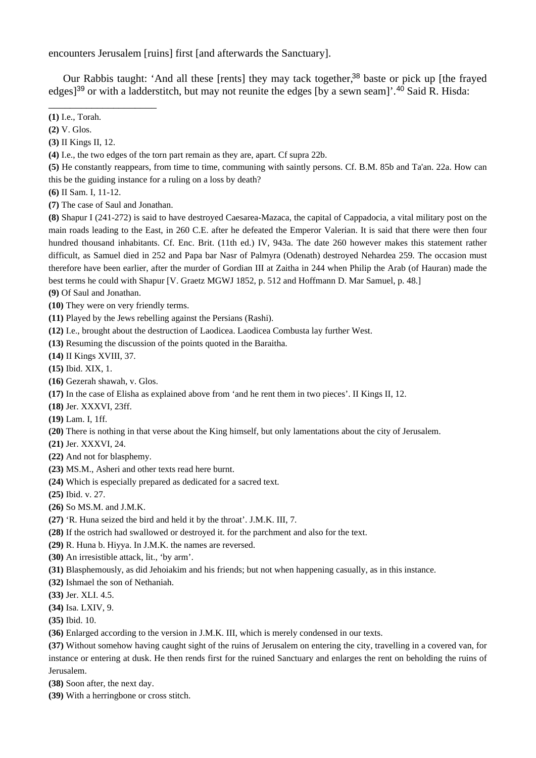encounters Jerusalem [ruins] first [and afterwards the Sanctuary].

Our Rabbis taught: 'And all these [rents] they may tack together,[38] baste or pick up [the frayed edges][39] or with a ladderstitch, but may not reunite the edges [by a sewn seam]'.[40] Said R. Hisda:

______________________

**(1)** I.e., Torah.

**(2)** V. Glos.

**(3)** II Kings II, 12.

**(4)** I.e., the two edges of the torn part remain as they are, apart. Cf supra 22b.

**(5)** He constantly reappears, from time to time, communing with saintly persons. Cf. B.M. 85b and Ta'an. 22a. How can this be the guiding instance for a ruling on a loss by death?

**(6)** II Sam. I, 11-12.

**(7)** The case of Saul and Jonathan.

**(8)** Shapur I (241-272) is said to have destroyed Caesarea-Mazaca, the capital of Cappadocia, a vital military post on the main roads leading to the East, in 260 C.E. after he defeated the Emperor Valerian. It is said that there were then four hundred thousand inhabitants. Cf. Enc. Brit. (11th ed.) IV, 943a. The date 260 however makes this statement rather difficult, as Samuel died in 252 and Papa bar Nasr of Palmyra (Odenath) destroyed Nehardea 259. The occasion must therefore have been earlier, after the murder of Gordian III at Zaitha in 244 when Philip the Arab (of Hauran) made the best terms he could with Shapur [V. Graetz MGWJ 1852, p. 512 and Hoffmann D. Mar Samuel, p. 48.]

**(9)** Of Saul and Jonathan.

**(10)** They were on very friendly terms.

**(11)** Played by the Jews rebelling against the Persians (Rashi).

**(12)** I.e., brought about the destruction of Laodicea. Laodicea Combusta lay further West.

**(13)** Resuming the discussion of the points quoted in the Baraitha.

**(14)** II Kings XVIII, 37.

**(15)** Ibid. XIX, 1.

**(16)** Gezerah shawah, v. Glos.

**(17)** In the case of Elisha as explained above from 'and he rent them in two pieces'. II Kings II, 12.

**(18)** Jer. XXXVI, 23ff.

**(19)** Lam. I, 1ff.

**(20)** There is nothing in that verse about the King himself, but only lamentations about the city of Jerusalem.

**(21)** Jer. XXXVI, 24.

**(22)** And not for blasphemy.

**(23)** MS.M., Asheri and other texts read here burnt.

**(24)** Which is especially prepared as dedicated for a sacred text.

**(25)** Ibid. v. 27.

**(26)** So MS.M. and J.M.K.

**(27)** 'R. Huna seized the bird and held it by the throat'. J.M.K. III, 7.

**(28)** If the ostrich had swallowed or destroyed it. for the parchment and also for the text.

**(29)** R. Huna b. Hiyya. In J.M.K. the names are reversed.

**(30)** An irresistible attack, lit., 'by arm'.

**(31)** Blasphemously, as did Jehoiakim and his friends; but not when happening casually, as in this instance.

**(32)** Ishmael the son of Nethaniah.

**(33)** Jer. XLI. 4.5.

**(34)** Isa. LXIV, 9.

**(35)** Ibid. 10.

**(36)** Enlarged according to the version in J.M.K. III, which is merely condensed in our texts.

**(37)** Without somehow having caught sight of the ruins of Jerusalem on entering the city, travelling in a covered van, for instance or entering at dusk. He then rends first for the ruined Sanctuary and enlarges the rent on beholding the ruins of Jerusalem.

**(38)** Soon after, the next day.

**(39)** With a herringbone or cross stitch.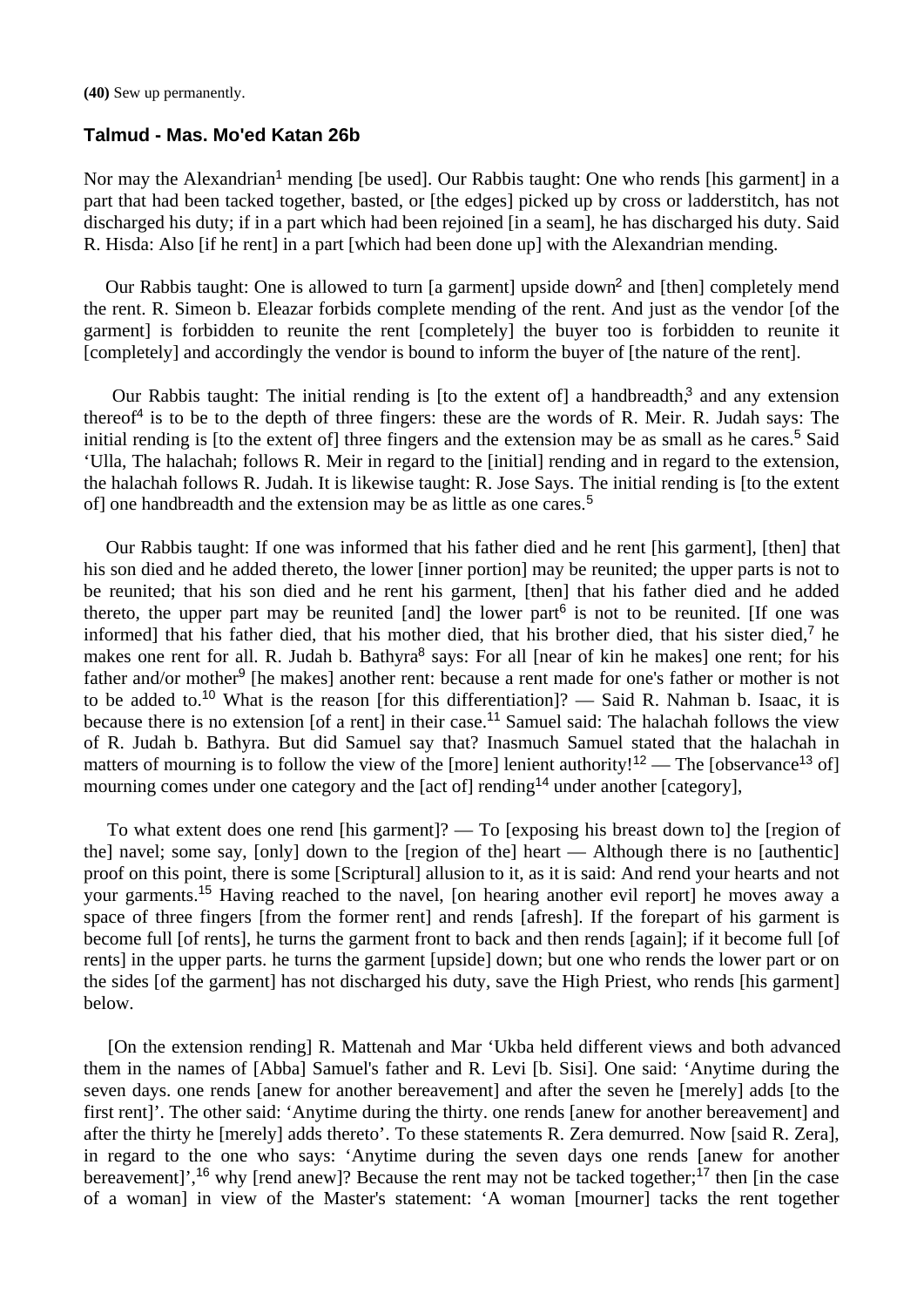**(40)** Sew up permanently.

## Talmud - Mas. Mo'ed Katan 26b

Nor may the Alexandrian[1] mending [be used]. Our Rabbis taught: One who rends [his garment] in a part that had been tacked together, basted, or [the edges] picked up by cross or ladderstitch, has not discharged his duty; if in a part which had been rejoined [in a seam], he has discharged his duty. Said R. Hisda: Also [if he rent] in a part [which had been done up] with the Alexandrian mending.

Our Rabbis taught: One is allowed to turn [a garment] upside down[2] and [then] completely mend the rent. R. Simeon b. Eleazar forbids complete mending of the rent. And just as the vendor [of the garment] is forbidden to reunite the rent [completely] the buyer too is forbidden to reunite it [completely] and accordingly the vendor is bound to inform the buyer of [the nature of the rent].

Our Rabbis taught: The initial rending is [to the extent of] a handbreadth,[3] and any extension thereof[4] is to be to the depth of three fingers: these are the words of R. Meir. R. Judah says: The initial rending is [to the extent of] three fingers and the extension may be as small as he cares.[5] Said 'Ulla, The halachah; follows R. Meir in regard to the [initial] rending and in regard to the extension, the halachah follows R. Judah. It is likewise taught: R. Jose Says. The initial rending is [to the extent of] one handbreadth and the extension may be as little as one cares.[5]

Our Rabbis taught: If one was informed that his father died and he rent [his garment], [then] that his son died and he added thereto, the lower [inner portion] may be reunited; the upper parts is not to be reunited; that his son died and he rent his garment, [then] that his father died and he added thereto, the upper part may be reunited [and] the lower part[6] is not to be reunited. [If one was informed] that his father died, that his mother died, that his brother died, that his sister died,[7] he makes one rent for all. R. Judah b. Bathyra[8] says: For all [near of kin he makes] one rent; for his father and/or mother[9] [he makes] another rent: because a rent made for one's father or mother is not to be added to.[10] What is the reason [for this differentiation]? — Said R. Nahman b. Isaac, it is because there is no extension [of a rent] in their case.[11] Samuel said: The halachah follows the view of R. Judah b. Bathyra. But did Samuel say that? Inasmuch Samuel stated that the halachah in matters of mourning is to follow the view of the [more] lenient authority![12] — The [observance[13] of] mourning comes under one category and the [act of] rending[14] under another [category],

To what extent does one rend [his garment]? — To [exposing his breast down to] the [region of the] navel; some say, [only] down to the [region of the] heart — Although there is no [authentic] proof on this point, there is some [Scriptural] allusion to it, as it is said: And rend your hearts and not your garments.[15] Having reached to the navel, [on hearing another evil report] he moves away a space of three fingers [from the former rent] and rends [afresh]. If the forepart of his garment is become full [of rents], he turns the garment front to back and then rends [again]; if it become full [of rents] in the upper parts. he turns the garment [upside] down; but one who rends the lower part or on the sides [of the garment] has not discharged his duty, save the High Priest, who rends [his garment] below.

[On the extension rending] R. Mattenah and Mar 'Ukba held different views and both advanced them in the names of [Abba] Samuel's father and R. Levi [b. Sisi]. One said: 'Anytime during the seven days. one rends [anew for another bereavement] and after the seven he [merely] adds [to the first rent]'. The other said: 'Anytime during the thirty. one rends [anew for another bereavement] and after the thirty he [merely] adds thereto'. To these statements R. Zera demurred. Now [said R. Zera], in regard to the one who says: 'Anytime during the seven days one rends [anew for another bereavement]',[16] why [rend anew]? Because the rent may not be tacked together;[17] then [in the case of a woman] in view of the Master's statement: 'A woman [mourner] tacks the rent together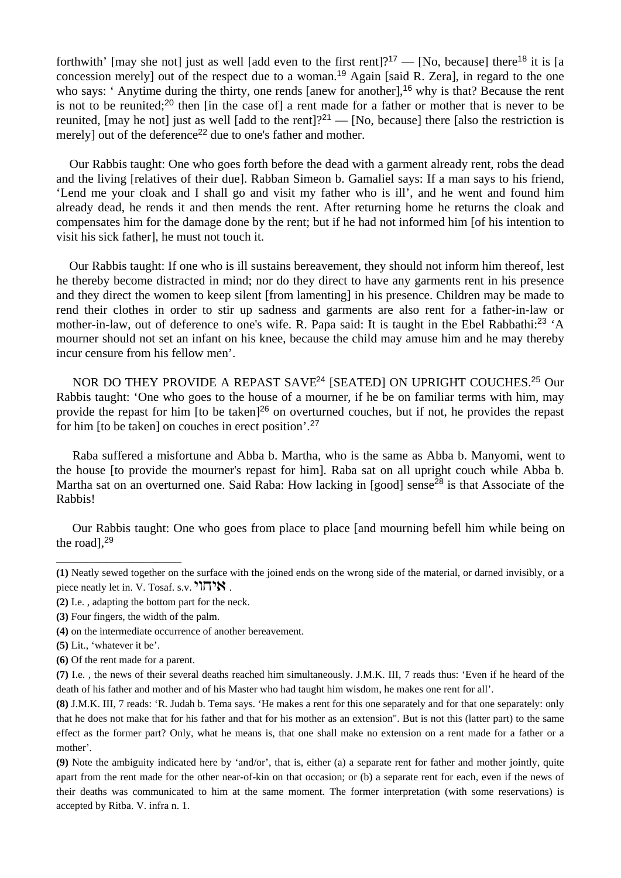forthwith' [may she not] just as well [add even to the first rent]?[17] — [No, because] there[18] it is [a concession merely] out of the respect due to a woman.[19] Again [said R. Zera], in regard to the one who says: ' Anytime during the thirty, one rends [anew for another],[16] why is that? Because the rent is not to be reunited;[20] then [in the case of] a rent made for a father or mother that is never to be reunited, [may he not] just as well [add to the rent]?[21] — [No, because] there [also the restriction is merely] out of the deference[22] due to one's father and mother.

Our Rabbis taught: One who goes forth before the dead with a garment already rent, robs the dead and the living [relatives of their due]. Rabban Simeon b. Gamaliel says: If a man says to his friend, 'Lend me your cloak and I shall go and visit my father who is ill', and he went and found him already dead, he rends it and then mends the rent. After returning home he returns the cloak and compensates him for the damage done by the rent; but if he had not informed him [of his intention to visit his sick father], he must not touch it.

Our Rabbis taught: If one who is ill sustains bereavement, they should not inform him thereof, lest he thereby become distracted in mind; nor do they direct to have any garments rent in his presence and they direct the women to keep silent [from lamenting] in his presence. Children may be made to rend their clothes in order to stir up sadness and garments are also rent for a father-in-law or mother-in-law, out of deference to one's wife. R. Papa said: It is taught in the Ebel Rabbathi:[23] 'A mourner should not set an infant on his knee, because the child may amuse him and he may thereby incur censure from his fellow men'.

NOR DO THEY PROVIDE A REPAST SAVE[24] [SEATED] ON UPRIGHT COUCHES.[25] Our Rabbis taught: 'One who goes to the house of a mourner, if he be on familiar terms with him, may provide the repast for him [to be taken][26] on overturned couches, but if not, he provides the repast for him [to be taken] on couches in erect position'.[27]

Raba suffered a misfortune and Abba b. Martha, who is the same as Abba b. Manyomi, went to the house [to provide the mourner's repast for him]. Raba sat on all upright couch while Abba b. Martha sat on an overturned one. Said Raba: How lacking in [good] sense[28] is that Associate of the Rabbis!

Our Rabbis taught: One who goes from place to place [and mourning befell him while being on the road],[29]

---

**(1)** Neatly sewed together on the surface with the joined ends on the wrong side of the material, or darned invisibly, or a piece neatly let in. V. Tosaf. s.v. איחוי .

**(2)** I.e. , adapting the bottom part for the neck.

**(3)** Four fingers, the width of the palm.

**(4)** on the intermediate occurrence of another bereavement.

**(5)** Lit., 'whatever it be'.

**(6)** Of the rent made for a parent.

**(7)** I.e. , the news of their several deaths reached him simultaneously. J.M.K. III, 7 reads thus: 'Even if he heard of the death of his father and mother and of his Master who had taught him wisdom, he makes one rent for all'.

**(8)** J.M.K. III, 7 reads: 'R. Judah b. Tema says. 'He makes a rent for this one separately and for that one separately: only that he does not make that for his father and that for his mother as an extension". But is not this (latter part) to the same effect as the former part? Only, what he means is, that one shall make no extension on a rent made for a father or a mother'.

**(9)** Note the ambiguity indicated here by 'and/or', that is, either (a) a separate rent for father and mother jointly, quite apart from the rent made for the other near-of-kin on that occasion; or (b) a separate rent for each, even if the news of their deaths was communicated to him at the same moment. The former interpretation (with some reservations) is accepted by Ritba. V. infra n. 1.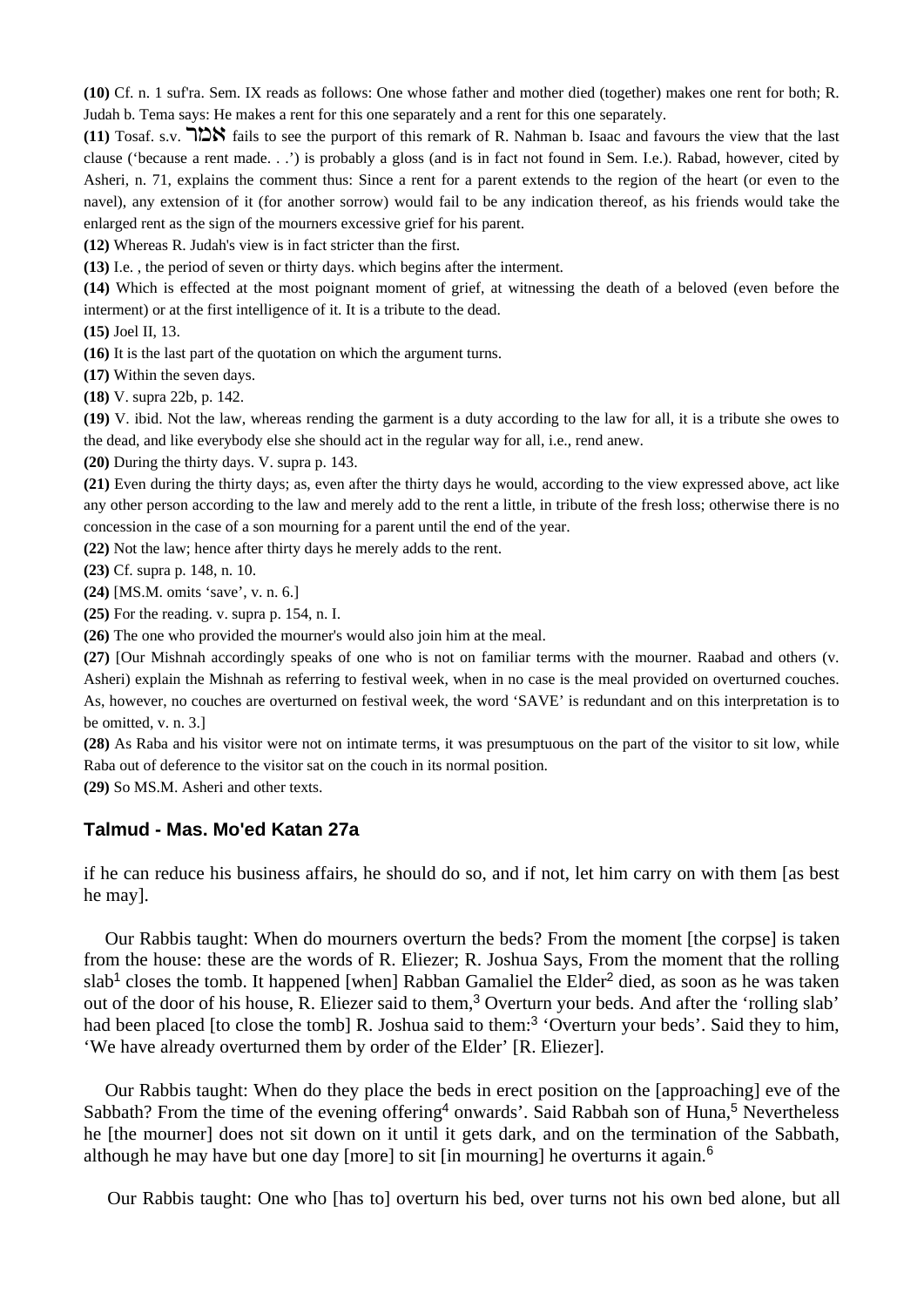**(10)** Cf. n. 1 suf'ra. Sem. IX reads as follows: One whose father and mother died (together) makes one rent for both; R. Judah b. Tema says: He makes a rent for this one separately and a rent for this one separately.

**(11)** Tosaf. s.v. אמר fails to see the purport of this remark of R. Nahman b. Isaac and favours the view that the last clause ('because a rent made. . .') is probably a gloss (and is in fact not found in Sem. I.e.). Rabad, however, cited by Asheri, n. 71, explains the comment thus: Since a rent for a parent extends to the region of the heart (or even to the navel), any extension of it (for another sorrow) would fail to be any indication thereof, as his friends would take the enlarged rent as the sign of the mourners excessive grief for his parent.

**(12)** Whereas R. Judah's view is in fact stricter than the first.

**(13)** I.e. , the period of seven or thirty days. which begins after the interment.

**(14)** Which is effected at the most poignant moment of grief, at witnessing the death of a beloved (even before the interment) or at the first intelligence of it. It is a tribute to the dead.

**(15)** Joel II, 13.

**(16)** It is the last part of the quotation on which the argument turns.

**(17)** Within the seven days.

**(18)** V. supra 22b, p. 142.

**(19)** V. ibid. Not the law, whereas rending the garment is a duty according to the law for all, it is a tribute she owes to the dead, and like everybody else she should act in the regular way for all, i.e., rend anew.

**(20)** During the thirty days. V. supra p. 143.

**(21)** Even during the thirty days; as, even after the thirty days he would, according to the view expressed above, act like any other person according to the law and merely add to the rent a little, in tribute of the fresh loss; otherwise there is no concession in the case of a son mourning for a parent until the end of the year.

**(22)** Not the law; hence after thirty days he merely adds to the rent.

**(23)** Cf. supra p. 148, n. 10.

**(24)** [MS.M. omits 'save', v. n. 6.]

**(25)** For the reading. v. supra p. 154, n. I.

**(26)** The one who provided the mourner's would also join him at the meal.

**(27)** [Our Mishnah accordingly speaks of one who is not on familiar terms with the mourner. Raabad and others (v. Asheri) explain the Mishnah as referring to festival week, when in no case is the meal provided on overturned couches. As, however, no couches are overturned on festival week, the word 'SAVE' is redundant and on this interpretation is to be omitted, v. n. 3.]

**(28)** As Raba and his visitor were not on intimate terms, it was presumptuous on the part of the visitor to sit low, while Raba out of deference to the visitor sat on the couch in its normal position.

**(29)** So MS.M. Asheri and other texts.

## Talmud - Mas. Mo'ed Katan 27a

if he can reduce his business affairs, he should do so, and if not, let him carry on with them [as best he may].

Our Rabbis taught: When do mourners overturn the beds? From the moment [the corpse] is taken from the house: these are the words of R. Eliezer; R. Joshua Says, From the moment that the rolling slab[1] closes the tomb. It happened [when] Rabban Gamaliel the Elder[2] died, as soon as he was taken out of the door of his house, R. Eliezer said to them,[3] Overturn your beds. And after the 'rolling slab' had been placed [to close the tomb] R. Joshua said to them:[3] 'Overturn your beds'. Said they to him, 'We have already overturned them by order of the Elder' [R. Eliezer].

Our Rabbis taught: When do they place the beds in erect position on the [approaching] eve of the Sabbath? From the time of the evening offering[4] onwards'. Said Rabbah son of Huna,[5] Nevertheless he [the mourner] does not sit down on it until it gets dark, and on the termination of the Sabbath, although he may have but one day [more] to sit [in mourning] he overturns it again.[6]

Our Rabbis taught: One who [has to] overturn his bed, over turns not his own bed alone, but all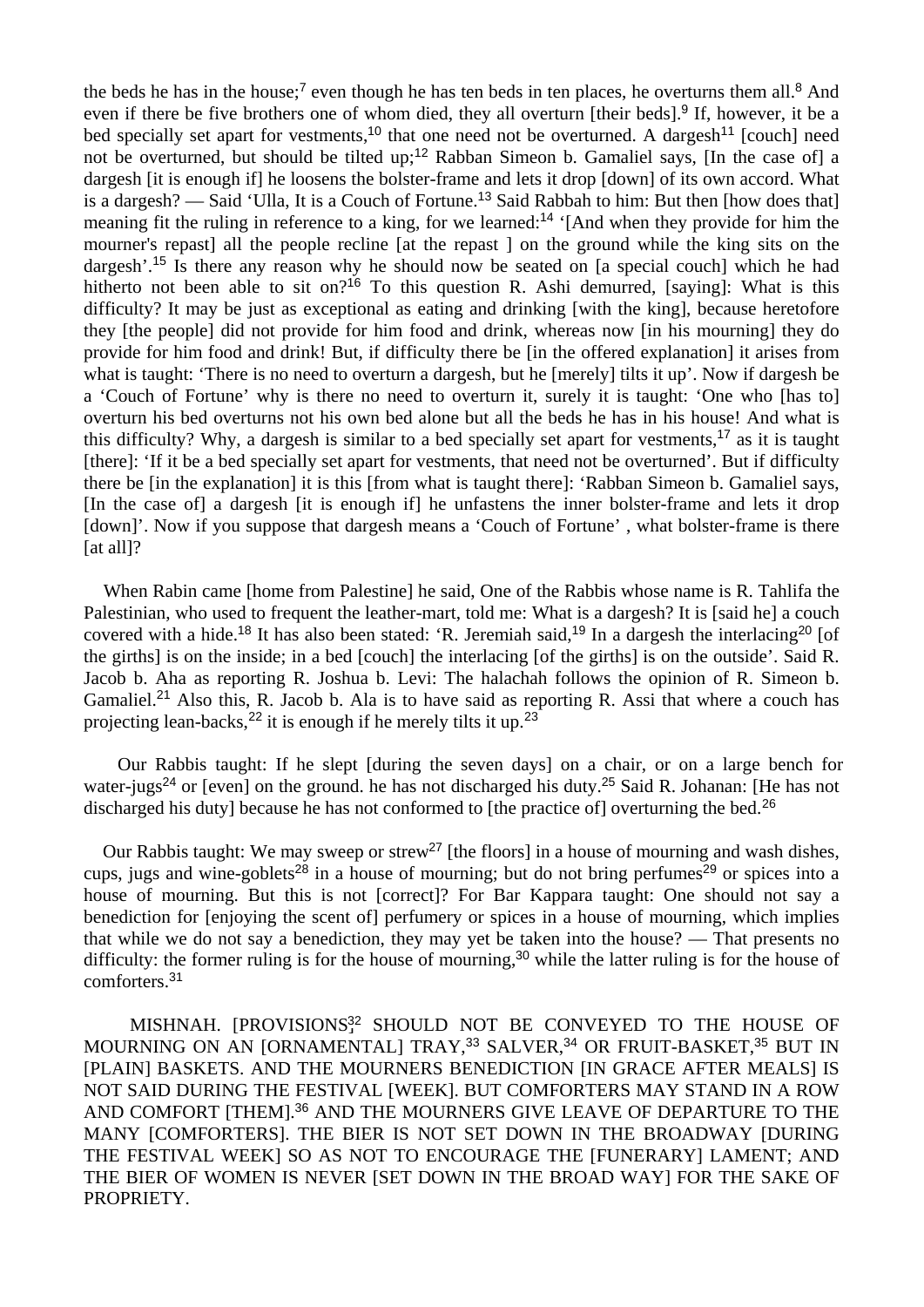the beds he has in the house;[7] even though he has ten beds in ten places, he overturns them all.[8] And even if there be five brothers one of whom died, they all overturn [their beds].[9] If, however, it be a bed specially set apart for vestments,[10] that one need not be overturned. A dargesh[11] [couch] need not be overturned, but should be tilted up;[12] Rabban Simeon b. Gamaliel says, [In the case of] a dargesh [it is enough if] he loosens the bolster-frame and lets it drop [down] of its own accord. What is a dargesh? — Said 'Ulla, It is a Couch of Fortune.[13] Said Rabbah to him: But then [how does that] meaning fit the ruling in reference to a king, for we learned:[14] '[And when they provide for him the mourner's repast] all the people recline [at the repast ] on the ground while the king sits on the dargesh'.[15] Is there any reason why he should now be seated on [a special couch] which he had hitherto not been able to sit on?[16] To this question R. Ashi demurred, [saying]: What is this difficulty? It may be just as exceptional as eating and drinking [with the king], because heretofore they [the people] did not provide for him food and drink, whereas now [in his mourning] they do provide for him food and drink! But, if difficulty there be [in the offered explanation] it arises from what is taught: 'There is no need to overturn a dargesh, but he [merely] tilts it up'. Now if dargesh be a 'Couch of Fortune' why is there no need to overturn it, surely it is taught: 'One who [has to] overturn his bed overturns not his own bed alone but all the beds he has in his house! And what is this difficulty? Why, a dargesh is similar to a bed specially set apart for vestments,[17] as it is taught [there]: 'If it be a bed specially set apart for vestments, that need not be overturned'. But if difficulty there be [in the explanation] it is this [from what is taught there]: 'Rabban Simeon b. Gamaliel says, [In the case of] a dargesh [it is enough if] he unfastens the inner bolster-frame and lets it drop [down]'. Now if you suppose that dargesh means a 'Couch of Fortune' , what bolster-frame is there [at all]?

When Rabin came [home from Palestine] he said, One of the Rabbis whose name is R. Tahlifa the Palestinian, who used to frequent the leather-mart, told me: What is a dargesh? It is [said he] a couch covered with a hide.[18] It has also been stated: 'R. Jeremiah said,[19] In a dargesh the interlacing[20] [of the girths] is on the inside; in a bed [couch] the interlacing [of the girths] is on the outside'. Said R. Jacob b. Aha as reporting R. Joshua b. Levi: The halachah follows the opinion of R. Simeon b. Gamaliel.[21] Also this, R. Jacob b. Ala is to have said as reporting R. Assi that where a couch has projecting lean-backs,[22] it is enough if he merely tilts it up.[23]

Our Rabbis taught: If he slept [during the seven days] on a chair, or on a large bench for water-jugs[24] or [even] on the ground. he has not discharged his duty.[25] Said R. Johanan: [He has not discharged his duty] because he has not conformed to [the practice of] overturning the bed.[26]

Our Rabbis taught: We may sweep or strew[27] [the floors] in a house of mourning and wash dishes, cups, jugs and wine-goblets[28] in a house of mourning; but do not bring perfumes[29] or spices into a house of mourning. But this is not [correct]? For Bar Kappara taught: One should not say a benediction for [enjoying the scent of] perfumery or spices in a house of mourning, which implies that while we do not say a benediction, they may yet be taken into the house? — That presents no difficulty: the former ruling is for the house of mourning,[30] while the latter ruling is for the house of comforters.[31]

MISHNAH. [PROVISIONS][32] SHOULD NOT BE CONVEYED TO THE HOUSE OF MOURNING ON AN [ORNAMENTAL] TRAY,[33] SALVER,[34] OR FRUIT-BASKET,[35] BUT IN [PLAIN] BASKETS. AND THE MOURNERS BENEDICTION [IN GRACE AFTER MEALS] IS NOT SAID DURING THE FESTIVAL [WEEK]. BUT COMFORTERS MAY STAND IN A ROW AND COMFORT [THEM].[36] AND THE MOURNERS GIVE LEAVE OF DEPARTURE TO THE MANY [COMFORTERS]. THE BIER IS NOT SET DOWN IN THE BROADWAY [DURING THE FESTIVAL WEEK] SO AS NOT TO ENCOURAGE THE [FUNERARY] LAMENT; AND THE BIER OF WOMEN IS NEVER [SET DOWN IN THE BROAD WAY] FOR THE SAKE OF PROPRIETY.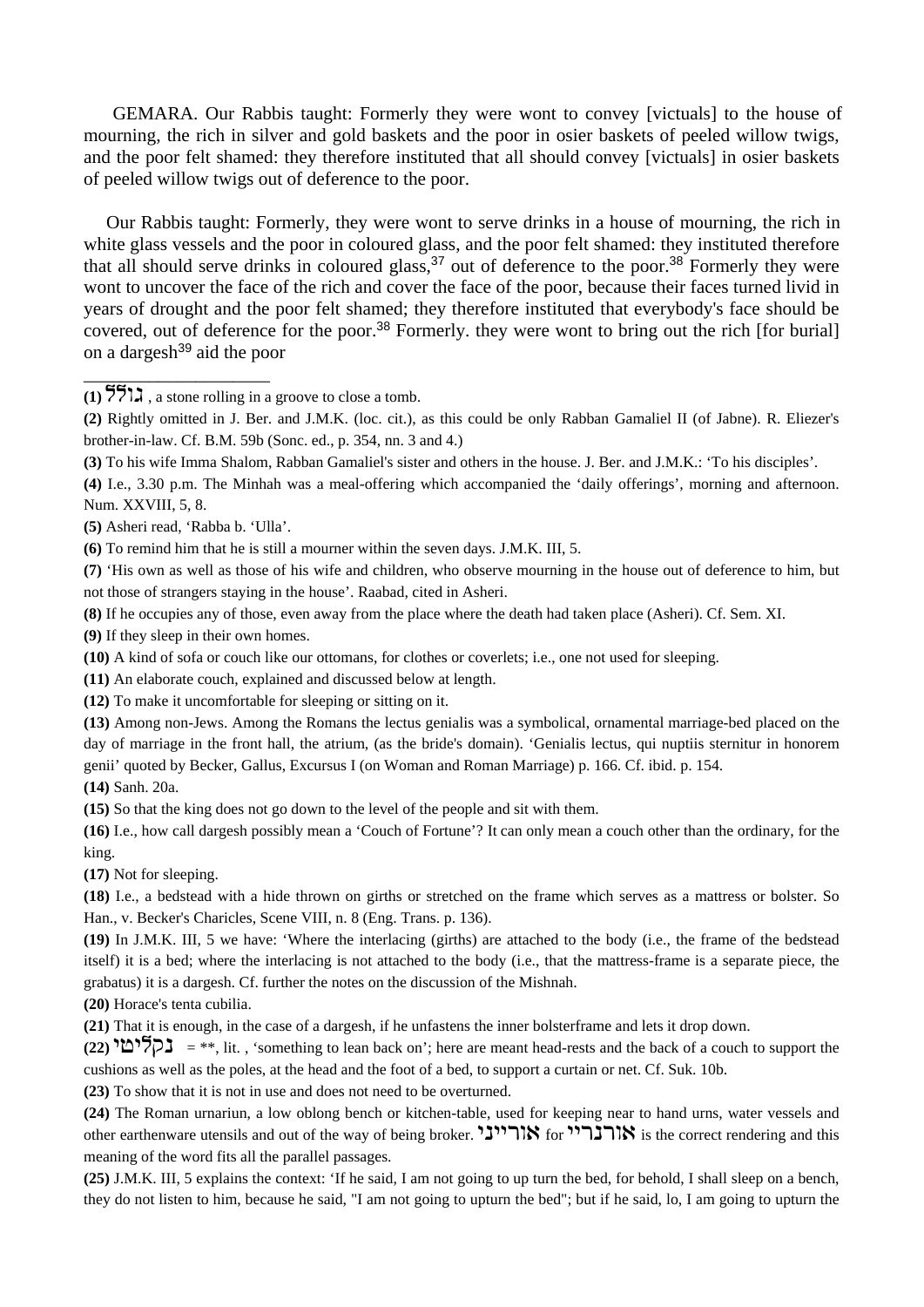GEMARA. Our Rabbis taught: Formerly they were wont to convey [victuals] to the house of mourning, the rich in silver and gold baskets and the poor in osier baskets of peeled willow twigs, and the poor felt shamed: they therefore instituted that all should convey [victuals] in osier baskets of peeled willow twigs out of deference to the poor.

Our Rabbis taught: Formerly, they were wont to serve drinks in a house of mourning, the rich in white glass vessels and the poor in coloured glass, and the poor felt shamed: they instituted therefore that all should serve drinks in coloured glass,[37] out of deference to the poor.[38] Formerly they were wont to uncover the face of the rich and cover the face of the poor, because their faces turned livid in years of drought and the poor felt shamed; they therefore instituted that everybody's face should be covered, out of deference for the poor.[38] Formerly. they were wont to bring out the rich [for burial] on a dargesh[39] aid the poor

---

**(1)** גולל , a stone rolling in a groove to close a tomb.

**(2)** Rightly omitted in J. Ber. and J.M.K. (loc. cit.), as this could be only Rabban Gamaliel II (of Jabne). R. Eliezer's brother-in-law. Cf. B.M. 59b (Sonc. ed., p. 354, nn. 3 and 4.)

**(3)** To his wife Imma Shalom, Rabban Gamaliel's sister and others in the house. J. Ber. and J.M.K.: 'To his disciples'.

**(4)** I.e., 3.30 p.m. The Minhah was a meal-offering which accompanied the 'daily offerings', morning and afternoon. Num. XXVIII, 5, 8.

**(5)** Asheri read, 'Rabba b. 'Ulla'.

**(6)** To remind him that he is still a mourner within the seven days. J.M.K. III, 5.

**(7)** 'His own as well as those of his wife and children, who observe mourning in the house out of deference to him, but not those of strangers staying in the house'. Raabad, cited in Asheri.

**(8)** If he occupies any of those, even away from the place where the death had taken place (Asheri). Cf. Sem. XI.

**(9)** If they sleep in their own homes.

**(10)** A kind of sofa or couch like our ottomans, for clothes or coverlets; i.e., one not used for sleeping.

**(11)** An elaborate couch, explained and discussed below at length.

**(12)** To make it uncomfortable for sleeping or sitting on it.

**(13)** Among non-Jews. Among the Romans the lectus genialis was a symbolical, ornamental marriage-bed placed on the day of marriage in the front hall, the atrium, (as the bride's domain). 'Genialis lectus, qui nuptiis sternitur in honorem genii' quoted by Becker, Gallus, Excursus I (on Woman and Roman Marriage) p. 166. Cf. ibid. p. 154.

**(14)** Sanh. 20a.

**(15)** So that the king does not go down to the level of the people and sit with them.

**(16)** I.e., how call dargesh possibly mean a 'Couch of Fortune'? It can only mean a couch other than the ordinary, for the king.

**(17)** Not for sleeping.

**(18)** I.e., a bedstead with a hide thrown on girths or stretched on the frame which serves as a mattress or bolster. So Han., v. Becker's Charicles, Scene VIII, n. 8 (Eng. Trans. p. 136).

**(19)** In J.M.K. III, 5 we have: 'Where the interlacing (girths) are attached to the body (i.e., the frame of the bedstead itself) it is a bed; where the interlacing is not attached to the body (i.e., that the mattress-frame is a separate piece, the grabatus) it is a dargesh. Cf. further the notes on the discussion of the Mishnah.

**(20)** Horace's tenta cubilia.

**(21)** That it is enough, in the case of a dargesh, if he unfastens the inner bolsterframe and lets it drop down.

**(22)** נקליטי = **, lit. , 'something to lean back on'; here are meant head-rests and the back of a couch to support the cushions as well as the poles, at the head and the foot of a bed, to support a curtain or net. Cf. Suk. 10b.

**(23)** To show that it is not in use and does not need to be overturned.

**(24)** The Roman urnariun, a low oblong bench or kitchen-table, used for keeping near to hand urns, water vessels and other earthenware utensils and out of the way of being broker. אורייני for אורנריי is the correct rendering and this meaning of the word fits all the parallel passages.

**(25)** J.M.K. III, 5 explains the context: 'If he said, I am not going to up turn the bed, for behold, I shall sleep on a bench, they do not listen to him, because he said, "I am not going to upturn the bed"; but if he said, lo, I am going to upturn the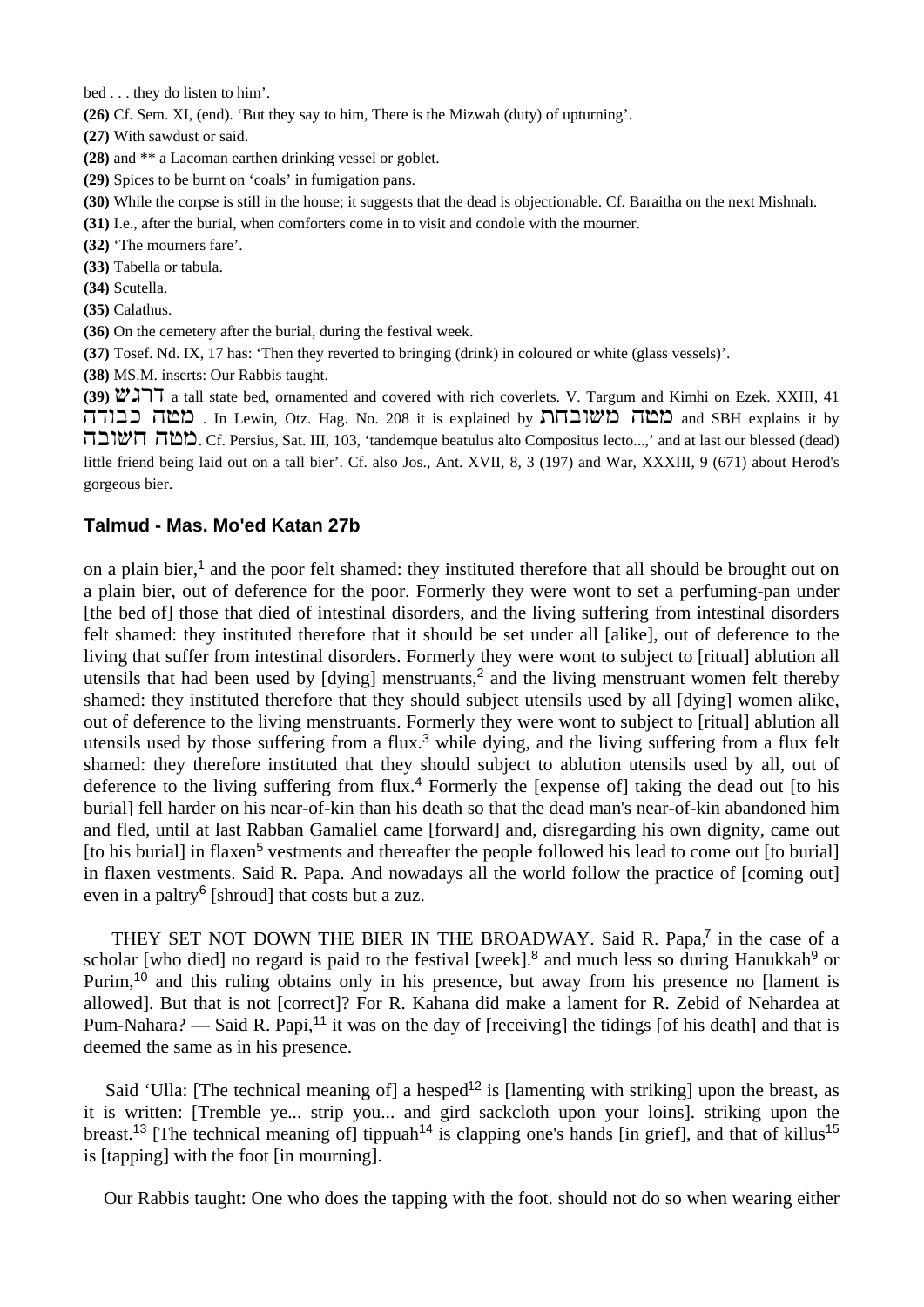bed . . . they do listen to him'.

**(26)** Cf. Sem. XI, (end). 'But they say to him, There is the Mizwah (duty) of upturning'.

**(27)** With sawdust or said.

**(28)** and ** a Lacoman earthen drinking vessel or goblet.

**(29)** Spices to be burnt on 'coals' in fumigation pans.

**(30)** While the corpse is still in the house; it suggests that the dead is objectionable. Cf. Baraitha on the next Mishnah.

**(31)** I.e., after the burial, when comforters come in to visit and condole with the mourner.

**(32)** 'The mourners fare'.

**(33)** Tabella or tabula.

**(34)** Scutella.

**(35)** Calathus.

**(36)** On the cemetery after the burial, during the festival week.

**(37)** Tosef. Nd. IX, 17 has: 'Then they reverted to bringing (drink) in coloured or white (glass vessels)'.

**(38)** MS.M. inserts: Our Rabbis taught.

**(39)** דרגש a tall state bed, ornamented and covered with rich coverlets. V. Targum and Kimhi on Ezek. XXIII, 41 מטה כבודה . In Lewin, Otz. Hag. No. 208 it is explained by מטה משובחת and SBH explains it by מטה חשובה. Cf. Persius, Sat. III, 103, 'tandemque beatulus alto Compositus lecto...,' and at last our blessed (dead) little friend being laid out on a tall bier'. Cf. also Jos., Ant. XVII, 8, 3 (197) and War, XXXIII, 9 (671) about Herod's gorgeous bier.

## Talmud - Mas. Mo'ed Katan 27b

on a plain bier,[1] and the poor felt shamed: they instituted therefore that all should be brought out on a plain bier, out of deference for the poor. Formerly they were wont to set a perfuming-pan under [the bed of] those that died of intestinal disorders, and the living suffering from intestinal disorders felt shamed: they instituted therefore that it should be set under all [alike], out of deference to the living that suffer from intestinal disorders. Formerly they were wont to subject to [ritual] ablution all utensils that had been used by [dying] menstruants,[2] and the living menstruant women felt thereby shamed: they instituted therefore that they should subject utensils used by all [dying] women alike, out of deference to the living menstruants. Formerly they were wont to subject to [ritual] ablution all utensils used by those suffering from a flux.[3] while dying, and the living suffering from a flux felt shamed: they therefore instituted that they should subject to ablution utensils used by all, out of deference to the living suffering from flux.[4] Formerly the [expense of] taking the dead out [to his burial] fell harder on his near-of-kin than his death so that the dead man's near-of-kin abandoned him and fled, until at last Rabban Gamaliel came [forward] and, disregarding his own dignity, came out [to his burial] in flaxen[5] vestments and thereafter the people followed his lead to come out [to burial] in flaxen vestments. Said R. Papa. And nowadays all the world follow the practice of [coming out] even in a paltry[6] [shroud] that costs but a zuz.

THEY SET NOT DOWN THE BIER IN THE BROADWAY. Said R. Papa,[7] in the case of a scholar [who died] no regard is paid to the festival [week].[8] and much less so during Hanukkah[9] or Purim,[10] and this ruling obtains only in his presence, but away from his presence no [lament is allowed]. But that is not [correct]? For R. Kahana did make a lament for R. Zebid of Nehardea at Pum-Nahara? — Said R. Papi,[11] it was on the day of [receiving] the tidings [of his death] and that is deemed the same as in his presence.

Said 'Ulla: [The technical meaning of] a hesped[12] is [lamenting with striking] upon the breast, as it is written: [Tremble ye... strip you... and gird sackcloth upon your loins]. striking upon the breast.[13] [The technical meaning of] tippuah[14] is clapping one's hands [in grief], and that of killus[15] is [tapping] with the foot [in mourning].

Our Rabbis taught: One who does the tapping with the foot. should not do so when wearing either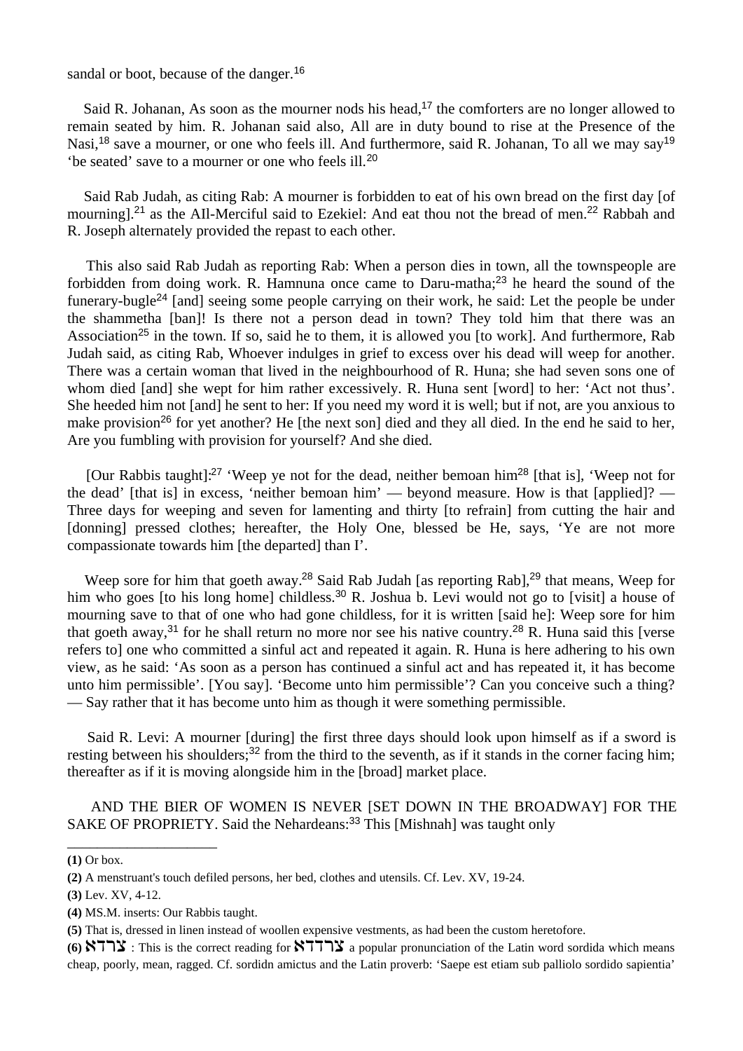sandal or boot, because of the danger.[16]

Said R. Johanan, As soon as the mourner nods his head,[17] the comforters are no longer allowed to remain seated by him. R. Johanan said also, All are in duty bound to rise at the Presence of the Nasi,[18] save a mourner, or one who feels ill. And furthermore, said R. Johanan, To all we may say[19] 'be seated' save to a mourner or one who feels ill.[20]

Said Rab Judah, as citing Rab: A mourner is forbidden to eat of his own bread on the first day [of mourning].[21] as the AIl-Merciful said to Ezekiel: And eat thou not the bread of men.[22] Rabbah and R. Joseph alternately provided the repast to each other.

This also said Rab Judah as reporting Rab: When a person dies in town, all the townspeople are forbidden from doing work. R. Hamnuna once came to Daru-matha;[23] he heard the sound of the funerary-bugle[24] [and] seeing some people carrying on their work, he said: Let the people be under the shammetha [ban]! Is there not a person dead in town? They told him that there was an Association[25] in the town. If so, said he to them, it is allowed you [to work]. And furthermore, Rab Judah said, as citing Rab, Whoever indulges in grief to excess over his dead will weep for another. There was a certain woman that lived in the neighbourhood of R. Huna; she had seven sons one of whom died [and] she wept for him rather excessively. R. Huna sent [word] to her: 'Act not thus'. She heeded him not [and] he sent to her: If you need my word it is well; but if not, are you anxious to make provision[26] for yet another? He [the next son] died and they all died. In the end he said to her, Are you fumbling with provision for yourself? And she died.

[Our Rabbis taught]:[27] 'Weep ye not for the dead, neither bemoan him[28] [that is], 'Weep not for the dead' [that is] in excess, 'neither bemoan him' — beyond measure. How is that [applied]? — Three days for weeping and seven for lamenting and thirty [to refrain] from cutting the hair and [donning] pressed clothes; hereafter, the Holy One, blessed be He, says, 'Ye are not more compassionate towards him [the departed] than I'.

Weep sore for him that goeth away.[28] Said Rab Judah [as reporting Rab],[29] that means, Weep for him who goes [to his long home] childless.[30] R. Joshua b. Levi would not go to [visit] a house of mourning save to that of one who had gone childless, for it is written [said he]: Weep sore for him that goeth away,[31] for he shall return no more nor see his native country.[28] R. Huna said this [verse refers to] one who committed a sinful act and repeated it again. R. Huna is here adhering to his own view, as he said: 'As soon as a person has continued a sinful act and has repeated it, it has become unto him permissible'. [You say]. 'Become unto him permissible'? Can you conceive such a thing? — Say rather that it has become unto him as though it were something permissible.

Said R. Levi: A mourner [during] the first three days should look upon himself as if a sword is resting between his shoulders;[32] from the third to the seventh, as if it stands in the corner facing him; thereafter as if it is moving alongside him in the [broad] market place.

AND THE BIER OF WOMEN IS NEVER [SET DOWN IN THE BROADWAY] FOR THE SAKE OF PROPRIETY. Said the Nehardeans:[33] This [Mishnah] was taught only

---

**(1)** Or box.

**(2)** A menstruant's touch defiled persons, her bed, clothes and utensils. Cf. Lev. XV, 19-24.

**(3)** Lev. XV, 4-12.

**(4)** MS.M. inserts: Our Rabbis taught.

**(5)** That is, dressed in linen instead of woollen expensive vestments, as had been the custom heretofore.

**(6)** צרדא : This is the correct reading for צרדדא a popular pronunciation of the Latin word sordida which means cheap, poorly, mean, ragged. Cf. sordidn amictus and the Latin proverb: 'Saepe est etiam sub palliolo sordido sapientia'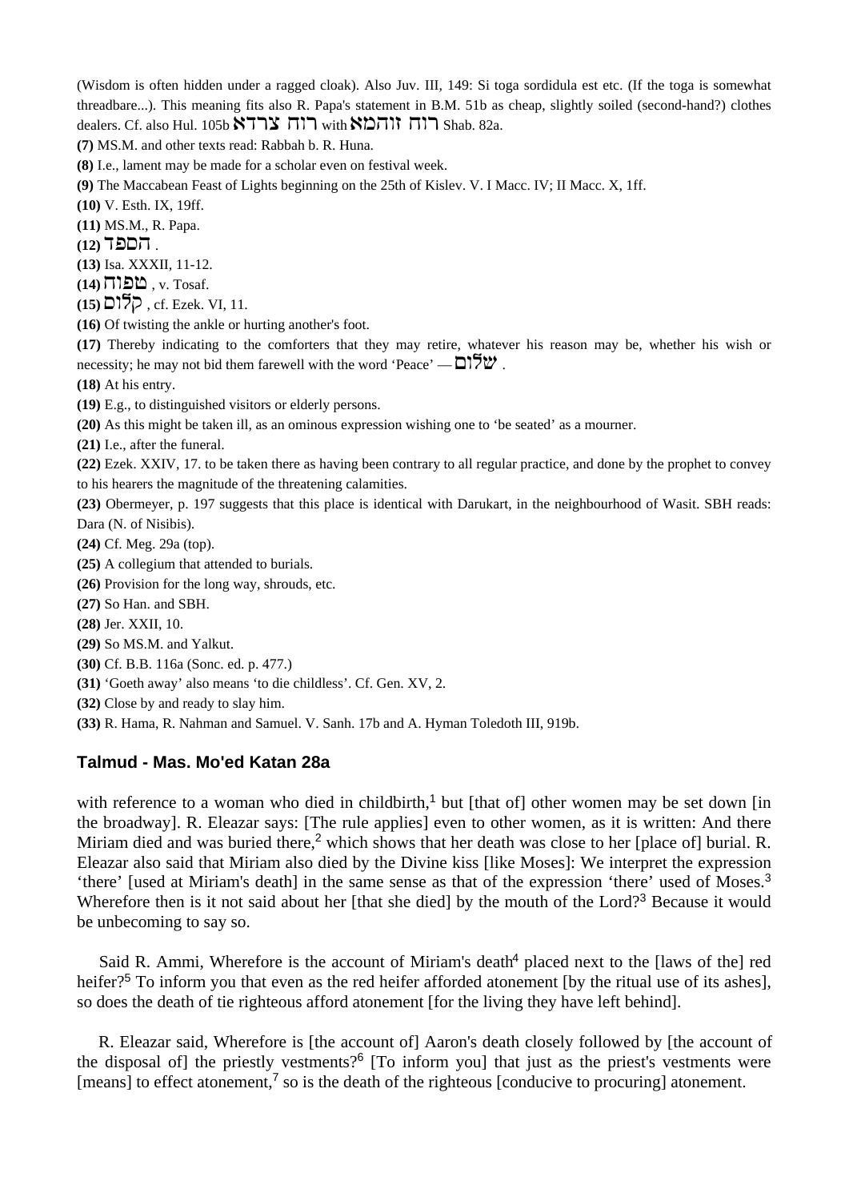(Wisdom is often hidden under a ragged cloak). Also Juv. III, 149: Si toga sordidula est etc. (If the toga is somewhat threadbare...). This meaning fits also R. Papa's statement in B.M. 51b as cheap, slightly soiled (second-hand?) clothes dealers. Cf. also Hul. 105b רוח צרדא with רוח זוהמא Shab. 82a.

**(7)** MS.M. and other texts read: Rabbah b. R. Huna.

**(8)** I.e., lament may be made for a scholar even on festival week.

**(9)** The Maccabean Feast of Lights beginning on the 25th of Kislev. V. I Macc. IV; II Macc. X, 1ff.

**(10)** V. Esth. IX, 19ff.

**(11)** MS.M., R. Papa.

**(12)** הספד .

**(13)** Isa. XXXII, 11-12.

**(14)** טפוח , v. Tosaf.

**(15)** קלום , cf. Ezek. VI, 11.

**(16)** Of twisting the ankle or hurting another's foot.

**(17)** Thereby indicating to the comforters that they may retire, whatever his reason may be, whether his wish or necessity; he may not bid them farewell with the word 'Peace' — שלום .

**(18)** At his entry.

**(19)** E.g., to distinguished visitors or elderly persons.

**(20)** As this might be taken ill, as an ominous expression wishing one to 'be seated' as a mourner.

**(21)** I.e., after the funeral.

**(22)** Ezek. XXIV, 17. to be taken there as having been contrary to all regular practice, and done by the prophet to convey to his hearers the magnitude of the threatening calamities.

**(23)** Obermeyer, p. 197 suggests that this place is identical with Darukart, in the neighbourhood of Wasit. SBH reads: Dara (N. of Nisibis).

**(24)** Cf. Meg. 29a (top).

**(25)** A collegium that attended to burials.

**(26)** Provision for the long way, shrouds, etc.

**(27)** So Han. and SBH.

**(28)** Jer. XXII, 10.

**(29)** So MS.M. and Yalkut.

**(30)** Cf. B.B. 116a (Sonc. ed. p. 477.)

**(31)** 'Goeth away' also means 'to die childless'. Cf. Gen. XV, 2.

**(32)** Close by and ready to slay him.

**(33)** R. Hama, R. Nahman and Samuel. V. Sanh. 17b and A. Hyman Toledoth III, 919b.

## Talmud - Mas. Mo'ed Katan 28a

with reference to a woman who died in childbirth,[1] but [that of] other women may be set down [in the broadway]. R. Eleazar says: [The rule applies] even to other women, as it is written: And there Miriam died and was buried there,[2] which shows that her death was close to her [place of] burial. R. Eleazar also said that Miriam also died by the Divine kiss [like Moses]: We interpret the expression 'there' [used at Miriam's death] in the same sense as that of the expression 'there' used of Moses.[3] Wherefore then is it not said about her [that she died] by the mouth of the Lord?[3] Because it would be unbecoming to say so.

Said R. Ammi, Wherefore is the account of Miriam's death[4] placed next to the [laws of the] red heifer?[5] To inform you that even as the red heifer afforded atonement [by the ritual use of its ashes], so does the death of tie righteous afford atonement [for the living they have left behind].

R. Eleazar said, Wherefore is [the account of] Aaron's death closely followed by [the account of the disposal of] the priestly vestments?[6] [To inform you] that just as the priest's vestments were [means] to effect atonement,[7] so is the death of the righteous [conducive to procuring] atonement.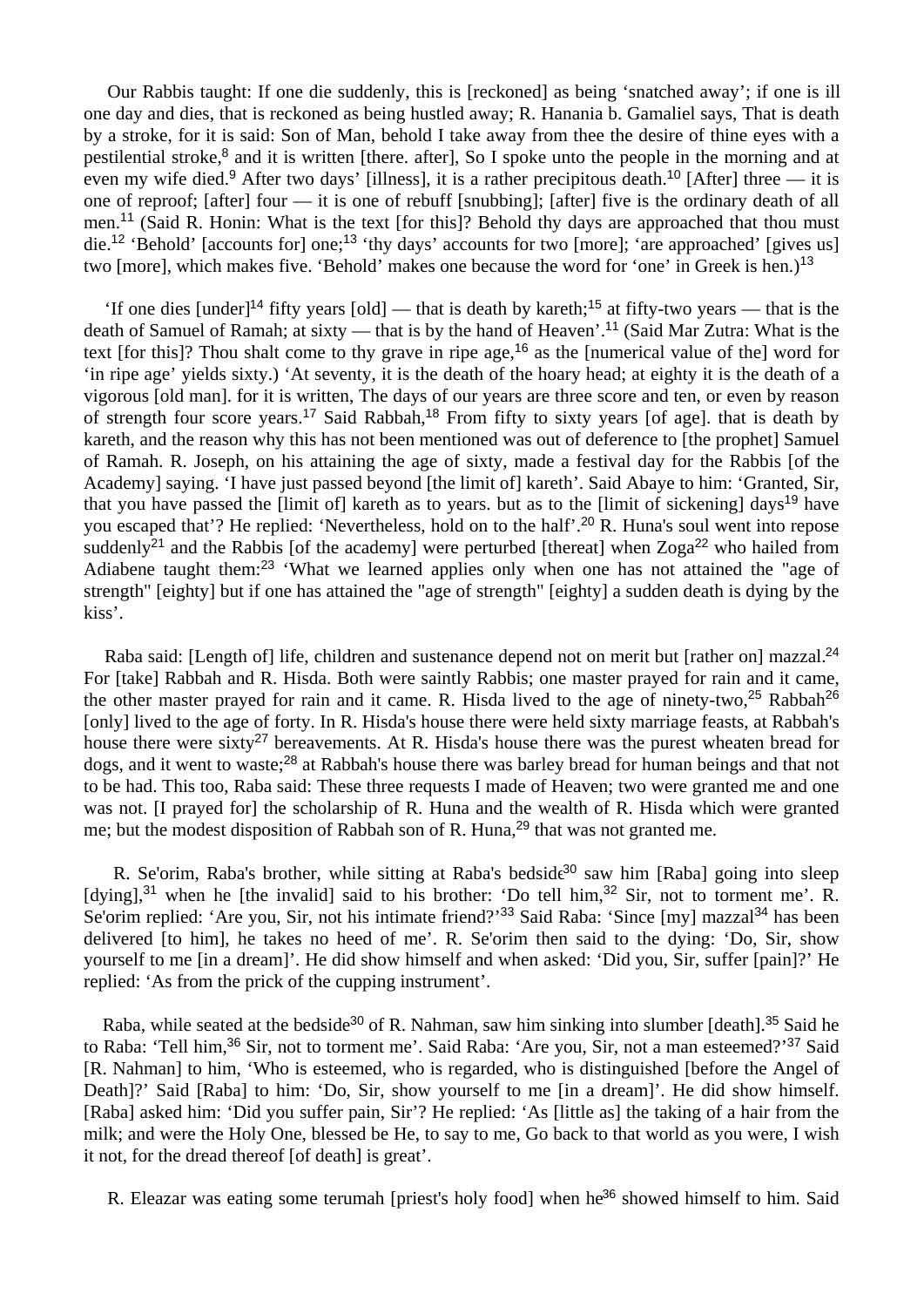Our Rabbis taught: If one die suddenly, this is [reckoned] as being 'snatched away'; if one is ill one day and dies, that is reckoned as being hustled away; R. Hanania b. Gamaliel says, That is death by a stroke, for it is said: Son of Man, behold I take away from thee the desire of thine eyes with a pestilential stroke,[8] and it is written [there. after], So I spoke unto the people in the morning and at even my wife died.[9] After two days' [illness], it is a rather precipitous death.[10] [After] three — it is one of reproof; [after] four — it is one of rebuff [snubbing]; [after] five is the ordinary death of all men.[11] (Said R. Honin: What is the text [for this]? Behold thy days are approached that thou must die.[12] 'Behold' [accounts for] one;[13] 'thy days' accounts for two [more]; 'are approached' [gives us] two [more], which makes five. 'Behold' makes one because the word for 'one' in Greek is hen.)[13]

'If one dies [under][14] fifty years [old] — that is death by kareth;[15] at fifty-two years — that is the death of Samuel of Ramah; at sixty — that is by the hand of Heaven'.[11] (Said Mar Zutra: What is the text [for this]? Thou shalt come to thy grave in ripe age,[16] as the [numerical value of the] word for 'in ripe age' yields sixty.) 'At seventy, it is the death of the hoary head; at eighty it is the death of a vigorous [old man]. for it is written, The days of our years are three score and ten, or even by reason of strength four score years.[17] Said Rabbah,[18] From fifty to sixty years [of age]. that is death by kareth, and the reason why this has not been mentioned was out of deference to [the prophet] Samuel of Ramah. R. Joseph, on his attaining the age of sixty, made a festival day for the Rabbis [of the Academy] saying. 'I have just passed beyond [the limit of] kareth'. Said Abaye to him: 'Granted, Sir, that you have passed the [limit of] kareth as to years. but as to the [limit of sickening] days[19] have you escaped that'? He replied: 'Nevertheless, hold on to the half'.[20] R. Huna's soul went into repose suddenly[21] and the Rabbis [of the academy] were perturbed [thereat] when Zoga[22] who hailed from Adiabene taught them:[23] 'What we learned applies only when one has not attained the "age of strength" [eighty] but if one has attained the "age of strength" [eighty] a sudden death is dying by the kiss'.

Raba said: [Length of] life, children and sustenance depend not on merit but [rather on] mazzal.[24] For [take] Rabbah and R. Hisda. Both were saintly Rabbis; one master prayed for rain and it came, the other master prayed for rain and it came. R. Hisda lived to the age of ninety-two,[25] Rabbah[26] [only] lived to the age of forty. In R. Hisda's house there were held sixty marriage feasts, at Rabbah's house there were sixty[27] bereavements. At R. Hisda's house there was the purest wheaten bread for dogs, and it went to waste;[28] at Rabbah's house there was barley bread for human beings and that not to be had. This too, Raba said: These three requests I made of Heaven; two were granted me and one was not. [I prayed for] the scholarship of R. Huna and the wealth of R. Hisda which were granted me; but the modest disposition of Rabbah son of R. Huna,[29] that was not granted me.

R. Se'orim, Raba's brother, while sitting at Raba's bedside[30] saw him [Raba] going into sleep [dying],[31] when he [the invalid] said to his brother: 'Do tell him,[32] Sir, not to torment me'. R. Se'orim replied: 'Are you, Sir, not his intimate friend?'[33] Said Raba: 'Since [my] mazzal[34] has been delivered [to him], he takes no heed of me'. R. Se'orim then said to the dying: 'Do, Sir, show yourself to me [in a dream]'. He did show himself and when asked: 'Did you, Sir, suffer [pain]?' He replied: 'As from the prick of the cupping instrument'.

Raba, while seated at the bedside[30] of R. Nahman, saw him sinking into slumber [death].[35] Said he to Raba: 'Tell him,[36] Sir, not to torment me'. Said Raba: 'Are you, Sir, not a man esteemed?'[37] Said [R. Nahman] to him, 'Who is esteemed, who is regarded, who is distinguished [before the Angel of Death]?' Said [Raba] to him: 'Do, Sir, show yourself to me [in a dream]'. He did show himself. [Raba] asked him: 'Did you suffer pain, Sir'? He replied: 'As [little as] the taking of a hair from the milk; and were the Holy One, blessed be He, to say to me, Go back to that world as you were, I wish it not, for the dread thereof [of death] is great'.

R. Eleazar was eating some terumah [priest's holy food] when he[36] showed himself to him. Said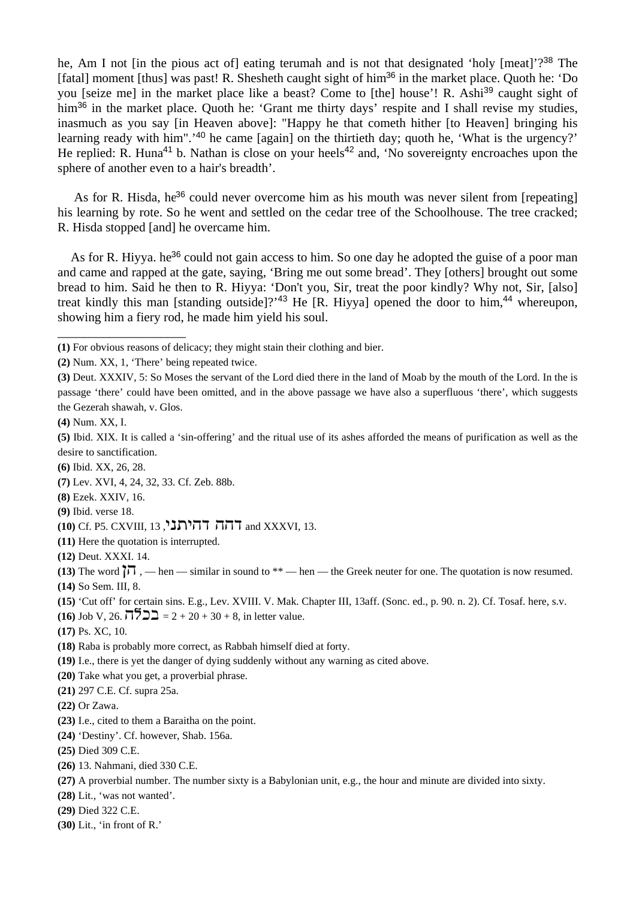he, Am I not [in the pious act of] eating terumah and is not that designated 'holy [meat]'?[38] The [fatal] moment [thus] was past! R. Shesheth caught sight of him[36] in the market place. Quoth he: 'Do you [seize me] in the market place like a beast? Come to [the] house'! R. Ashi[39] caught sight of him[36] in the market place. Quoth he: 'Grant me thirty days' respite and I shall revise my studies, inasmuch as you say [in Heaven above]: "Happy he that cometh hither [to Heaven] bringing his learning ready with him".'[40] he came [again] on the thirtieth day; quoth he, 'What is the urgency?' He replied: R. Huna[41] b. Nathan is close on your heels[42] and, 'No sovereignty encroaches upon the sphere of another even to a hair's breadth'.

As for R. Hisda, he[36] could never overcome him as his mouth was never silent from [repeating] his learning by rote. So he went and settled on the cedar tree of the Schoolhouse. The tree cracked; R. Hisda stopped [and] he overcame him.

As for R. Hiyya. he[36] could not gain access to him. So one day he adopted the guise of a poor man and came and rapped at the gate, saying, 'Bring me out some bread'. They [others] brought out some bread to him. Said he then to R. Hiyya: 'Don't you, Sir, treat the poor kindly? Why not, Sir, [also] treat kindly this man [standing outside]?'[43] He [R. Hiyya] opened the door to him,[44] whereupon, showing him a fiery rod, he made him yield his soul.

---

**(1)** For obvious reasons of delicacy; they might stain their clothing and bier.

**(2)** Num. XX, 1, 'There' being repeated twice.

**(3)** Deut. XXXIV, 5: So Moses the servant of the Lord died there in the land of Moab by the mouth of the Lord. In the is passage 'there' could have been omitted, and in the above passage we have also a superfluous 'there', which suggests the Gezerah shawah, v. Glos.

**(4)** Num. XX, I.

**(5)** Ibid. XIX. It is called a 'sin-offering' and the ritual use of its ashes afforded the means of purification as well as the desire to sanctification.

**(6)** Ibid. XX, 26, 28.

**(7)** Lev. XVI, 4, 24, 32, 33. Cf. Zeb. 88b.

**(8)** Ezek. XXIV, 16.

**(9)** Ibid. verse 18.

**(10)** Cf. P5. CXVIII, 13 ,דחה דחיתני and XXXVI, 13.

**(11)** Here the quotation is interrupted.

**(12)** Deut. XXXI. 14.

**(13)** The word הן , — hen — similar in sound to ** — hen — the Greek neuter for one. The quotation is now resumed.

**(14)** So Sem. III, 8.

**(15)** 'Cut off' for certain sins. E.g., Lev. XVIII. V. Mak. Chapter III, 13aff. (Sonc. ed., p. 90. n. 2). Cf. Tosaf. here, s.v.

**(16)** Job V, 26. בכלח = 2 + 20 + 30 + 8, in letter value.

**(17)** Ps. XC, 10.

**(18)** Raba is probably more correct, as Rabbah himself died at forty.

**(19)** I.e., there is yet the danger of dying suddenly without any warning as cited above.

**(20)** Take what you get, a proverbial phrase.

**(21)** 297 C.E. Cf. supra 25a.

**(22)** Or Zawa.

**(23)** I.e., cited to them a Baraitha on the point.

**(24)** 'Destiny'. Cf. however, Shab. 156a.

**(25)** Died 309 C.E.

**(26)** 13. Nahmani, died 330 C.E.

**(27)** A proverbial number. The number sixty is a Babylonian unit, e.g., the hour and minute are divided into sixty.

**(28)** Lit., 'was not wanted'.

**(29)** Died 322 C.E.

**(30)** Lit., 'in front of R.'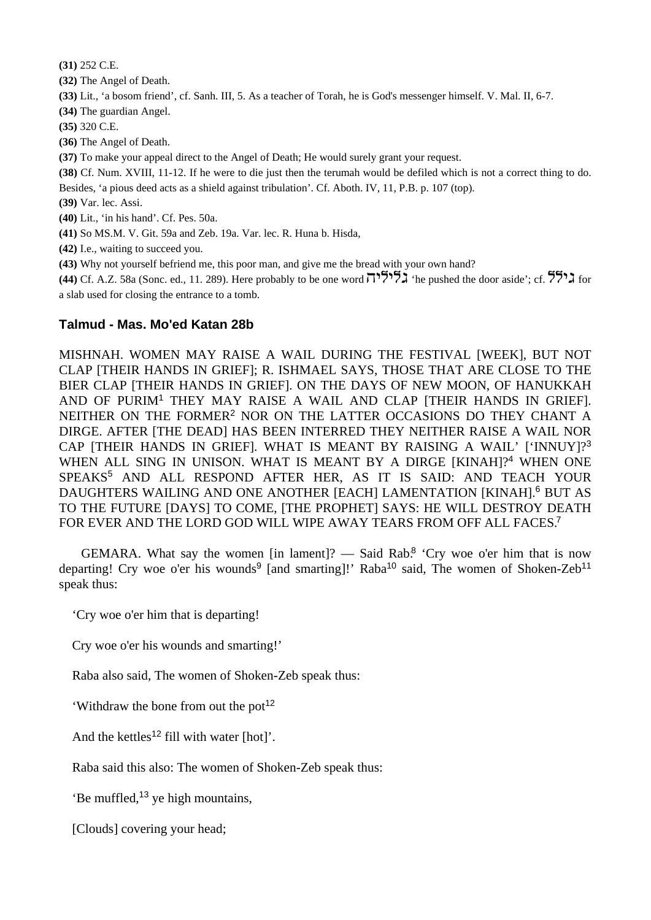**(31)** 252 C.E.

**(32)** The Angel of Death.

**(33)** Lit., 'a bosom friend', cf. Sanh. III, 5. As a teacher of Torah, he is God's messenger himself. V. Mal. II, 6-7.

**(34)** The guardian Angel.

**(35)** 320 C.E.

**(36)** The Angel of Death.

**(37)** To make your appeal direct to the Angel of Death; He would surely grant your request.

**(38)** Cf. Num. XVIII, 11-12. If he were to die just then the terumah would be defiled which is not a correct thing to do. Besides, 'a pious deed acts as a shield against tribulation'. Cf. Aboth. IV, 11, P.B. p. 107 (top).

**(39)** Var. lec. Assi.

**(40)** Lit., 'in his hand'. Cf. Pes. 50a.

**(41)** So MS.M. V. Git. 59a and Zeb. 19a. Var. lec. R. Huna b. Hisda,

**(42)** I.e., waiting to succeed you.

**(43)** Why not yourself befriend me, this poor man, and give me the bread with your own hand?

**(44)** Cf. A.Z. 58a (Sonc. ed., 11. 289). Here probably to be one word גליליה 'he pushed the door aside'; cf. גילל for a slab used for closing the entrance to a tomb.

## Talmud - Mas. Mo'ed Katan 28b

MISHNAH. WOMEN MAY RAISE A WAIL DURING THE FESTIVAL [WEEK], BUT NOT CLAP [THEIR HANDS IN GRIEF]; R. ISHMAEL SAYS, THOSE THAT ARE CLOSE TO THE BIER CLAP [THEIR HANDS IN GRIEF]. ON THE DAYS OF NEW MOON, OF HANUKKAH AND OF PURIM[1] THEY MAY RAISE A WAIL AND CLAP [THEIR HANDS IN GRIEF]. NEITHER ON THE FORMER[2] NOR ON THE LATTER OCCASIONS DO THEY CHANT A DIRGE. AFTER [THE DEAD] HAS BEEN INTERRED THEY NEITHER RAISE A WAIL NOR CAP [THEIR HANDS IN GRIEF]. WHAT IS MEANT BY RAISING A WAIL' ['INNUY]?[3] WHEN ALL SING IN UNISON. WHAT IS MEANT BY A DIRGE [KINAH]?[4] WHEN ONE SPEAKS[5] AND ALL RESPOND AFTER HER, AS IT IS SAID: AND TEACH YOUR DAUGHTERS WAILING AND ONE ANOTHER [EACH] LAMENTATION [KINAH].[6] BUT AS TO THE FUTURE [DAYS] TO COME, [THE PROPHET] SAYS: HE WILL DESTROY DEATH FOR EVER AND THE LORD GOD WILL WIPE AWAY TEARS FROM OFF ALL FACES.[7]

GEMARA. What say the women [in lament]? — Said Rab.[8] 'Cry woe o'er him that is now departing! Cry woe o'er his wounds[9] [and smarting]!' Raba[10] said, The women of Shoken-Zeb[11] speak thus:

'Cry woe o'er him that is departing!

Cry woe o'er his wounds and smarting!'

Raba also said, The women of Shoken-Zeb speak thus:

'Withdraw the bone from out the pot[12]

And the kettles[12] fill with water [hot]'.

Raba said this also: The women of Shoken-Zeb speak thus:

'Be muffled,[13] ye high mountains,

[Clouds] covering your head;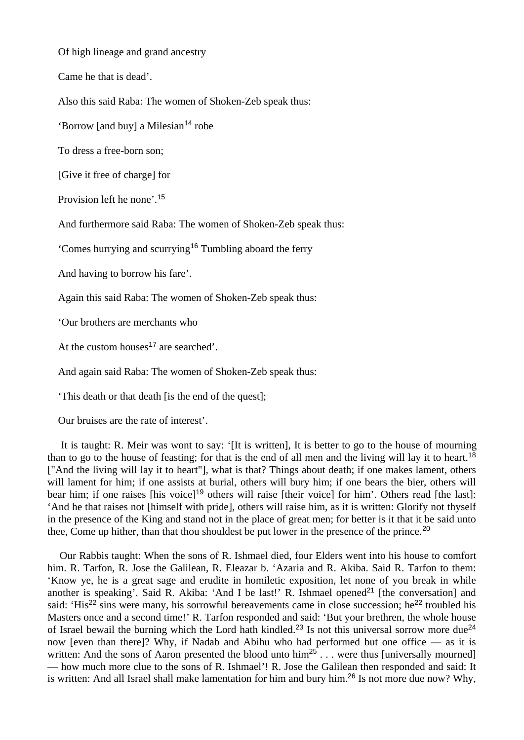Of high lineage and grand ancestry

Came he that is dead'.

Also this said Raba: The women of Shoken-Zeb speak thus:

'Borrow [and buy] a Milesian[14] robe

To dress a free-born son;

[Give it free of charge] for

Provision left he none'.[15]

And furthermore said Raba: The women of Shoken-Zeb speak thus:

'Comes hurrying and scurrying[16] Tumbling aboard the ferry

And having to borrow his fare'.

Again this said Raba: The women of Shoken-Zeb speak thus:

'Our brothers are merchants who

At the custom houses[17] are searched'.

And again said Raba: The women of Shoken-Zeb speak thus:

'This death or that death [is the end of the quest];

Our bruises are the rate of interest'.

It is taught: R. Meir was wont to say: '[It is written], It is better to go to the house of mourning than to go to the house of feasting; for that is the end of all men and the living will lay it to heart.[18] ["And the living will lay it to heart"], what is that? Things about death; if one makes lament, others will lament for him; if one assists at burial, others will bury him; if one bears the bier, others will bear him; if one raises [his voice][19] others will raise [their voice] for him'. Others read [the last]: 'And he that raises not [himself with pride], others will raise him, as it is written: Glorify not thyself in the presence of the King and stand not in the place of great men; for better is it that it be said unto thee, Come up hither, than that thou shouldest be put lower in the presence of the prince.[20]

Our Rabbis taught: When the sons of R. Ishmael died, four Elders went into his house to comfort him. R. Tarfon, R. Jose the Galilean, R. Eleazar b. 'Azaria and R. Akiba. Said R. Tarfon to them: 'Know ye, he is a great sage and erudite in homiletic exposition, let none of you break in while another is speaking'. Said R. Akiba: 'And I be last!' R. Ishmael opened[21] [the conversation] and said: 'His[22] sins were many, his sorrowful bereavements came in close succession; he[22] troubled his Masters once and a second time!' R. Tarfon responded and said: 'But your brethren, the whole house of Israel bewail the burning which the Lord hath kindled.[23] Is not this universal sorrow more due[24] now [even than there]? Why, if Nadab and Abihu who had performed but one office — as it is written: And the sons of Aaron presented the blood unto him[25] . . . were thus [universally mourned] — how much more clue to the sons of R. Ishmael'! R. Jose the Galilean then responded and said: It is written: And all Israel shall make lamentation for him and bury him.[26] Is not more due now? Why,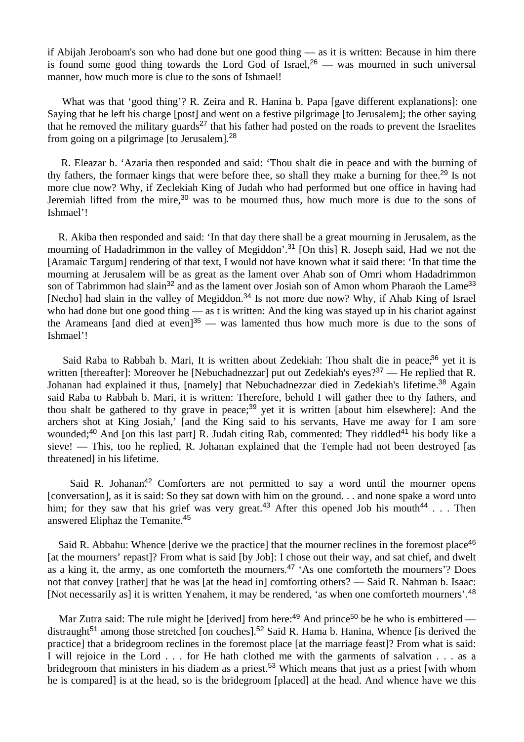if Abijah Jeroboam's son who had done but one good thing — as it is written: Because in him there is found some good thing towards the Lord God of Israel,[26] — was mourned in such universal manner, how much more is clue to the sons of Ishmael!

What was that 'good thing'? R. Zeira and R. Hanina b. Papa [gave different explanations]: one Saying that he left his charge [post] and went on a festive pilgrimage [to Jerusalem]; the other saying that he removed the military guards[27] that his father had posted on the roads to prevent the Israelites from going on a pilgrimage [to Jerusalem].[28]

R. Eleazar b. 'Azaria then responded and said: 'Thou shalt die in peace and with the burning of thy fathers, the formaer kings that were before thee, so shall they make a burning for thee.[29] Is not more clue now? Why, if Zeclekiah King of Judah who had performed but one office in having had Jeremiah lifted from the mire,[30] was to be mourned thus, how much more is due to the sons of Ishmael'!

R. Akiba then responded and said: 'In that day there shall be a great mourning in Jerusalem, as the mourning of Hadadrimmon in the valley of Megiddon'.[31] [On this] R. Joseph said, Had we not the [Aramaic Targum] rendering of that text, I would not have known what it said there: 'In that time the mourning at Jerusalem will be as great as the lament over Ahab son of Omri whom Hadadrimmon son of Tabrimmon had slain[32] and as the lament over Josiah son of Amon whom Pharaoh the Lame[33] [Necho] had slain in the valley of Megiddon.[34] Is not more due now? Why, if Ahab King of Israel who had done but one good thing — as t is written: And the king was stayed up in his chariot against the Arameans [and died at even][35] — was lamented thus how much more is due to the sons of Ishmael'!

Said Raba to Rabbah b. Mari, It is written about Zedekiah: Thou shalt die in peace;[36] yet it is written [thereafter]: Moreover he [Nebuchadnezzar] put out Zedekiah's eyes?[37] — He replied that R. Johanan had explained it thus, [namely] that Nebuchadnezzar died in Zedekiah's lifetime.[38] Again said Raba to Rabbah b. Mari, it is written: Therefore, behold I will gather thee to thy fathers, and thou shalt be gathered to thy grave in peace;[39] yet it is written [about him elsewhere]: And the archers shot at King Josiah,' [and the King said to his servants, Have me away for I am sore wounded;[40] And [on this last part] R. Judah citing Rab, commented: They riddled[41] his body like a sieve! — This, too he replied, R. Johanan explained that the Temple had not been destroyed [as threatened] in his lifetime.

Said R. Johanan:[42] Comforters are not permitted to say a word until the mourner opens [conversation], as it is said: So they sat down with him on the ground. . . and none spake a word unto him; for they saw that his grief was very great.[43] After this opened Job his mouth[44] . . . Then answered Eliphaz the Temanite.[45]

Said R. Abbahu: Whence [derive we the practice] that the mourner reclines in the foremost place[46] [at the mourners' repast]? From what is said [by Job]: I chose out their way, and sat chief, and dwelt as a king it, the army, as one comforteth the mourners.[47] 'As one comforteth the mourners'? Does not that convey [rather] that he was [at the head in] comforting others? — Said R. Nahman b. Isaac: [Not necessarily as] it is written Yenahem, it may be rendered, 'as when one comforteth mourners'.[48]

Mar Zutra said: The rule might be [derived] from here:[49] And prince[50] be he who is embittered — distraught[51] among those stretched [on couches].[52] Said R. Hama b. Hanina, Whence [is derived the practice] that a bridegroom reclines in the foremost place [at the marriage feast]? From what is said: I will rejoice in the Lord . . . for He hath clothed me with the garments of salvation . . . as a bridegroom that ministers in his diadem as a priest.[53] Which means that just as a priest [with whom he is compared] is at the head, so is the bridegroom [placed] at the head. And whence have we this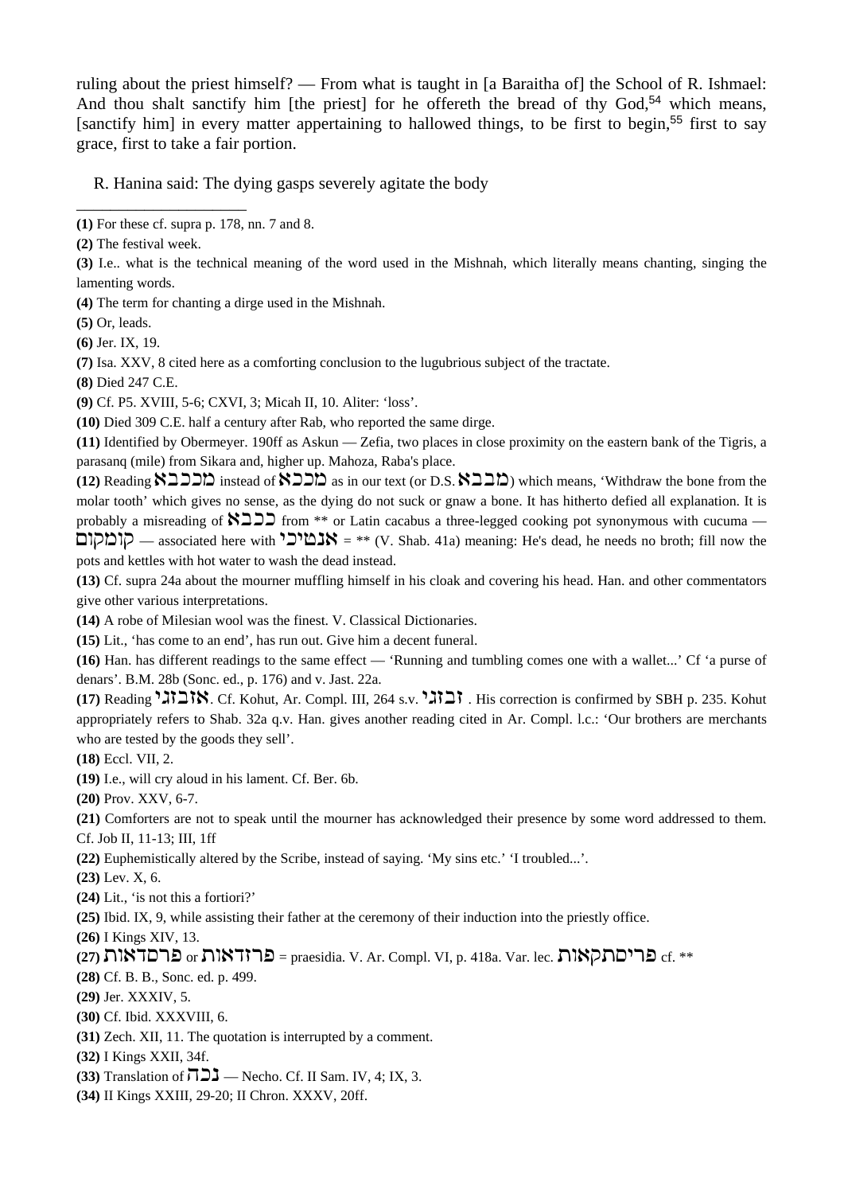ruling about the priest himself? — From what is taught in [a Baraitha of] the School of R. Ishmael: And thou shalt sanctify him [the priest] for he offereth the bread of thy God,[54] which means, [sanctify him] in every matter appertaining to hallowed things, to be first to begin,[55] first to say grace, first to take a fair portion.

R. Hanina said: The dying gasps severely agitate the body

---

**(1)** For these cf. supra p. 178, nn. 7 and 8.

**(2)** The festival week.

**(3)** I.e.. what is the technical meaning of the word used in the Mishnah, which literally means chanting, singing the lamenting words.

**(4)** The term for chanting a dirge used in the Mishnah.

**(5)** Or, leads.

**(6)** Jer. IX, 19.

**(7)** Isa. XXV, 8 cited here as a comforting conclusion to the lugubrious subject of the tractate.

**(8)** Died 247 C.E.

**(9)** Cf. P5. XVIII, 5-6; CXVI, 3; Micah II, 10. Aliter: 'loss'.

**(10)** Died 309 C.E. half a century after Rab, who reported the same dirge.

**(11)** Identified by Obermeyer. 190ff as Askun — Zefia, two places in close proximity on the eastern bank of the Tigris, a parasanq (mile) from Sikara and, higher up. Mahoza, Raba's place.

**(12)** Reading מכבבא instead of מככבא as in our text (or D.S. מבבא) which means, 'Withdraw the bone from the molar tooth' which gives no sense, as the dying do not suck or gnaw a bone. It has hitherto defied all explanation. It is probably a misreading of כבבא from ** or Latin cacabus a three-legged cooking pot synonymous with cucuma — קומקום — associated here with אנטיכי = ** (V. Shab. 41a) meaning: He's dead, he needs no broth; fill now the pots and kettles with hot water to wash the dead instead.

**(13)** Cf. supra 24a about the mourner muffling himself in his cloak and covering his head. Han. and other commentators give other various interpretations.

**(14)** A robe of Milesian wool was the finest. V. Classical Dictionaries.

**(15)** Lit., 'has come to an end', has run out. Give him a decent funeral.

**(16)** Han. has different readings to the same effect — 'Running and tumbling comes one with a wallet...' Cf 'a purse of denars'. B.M. 28b (Sonc. ed., p. 176) and v. Jast. 22a.

**(17)** Reading אזבזגי. Cf. Kohut, Ar. Compl. III, 264 s.v. זבזגי . His correction is confirmed by SBH p. 235. Kohut appropriately refers to Shab. 32a q.v. Han. gives another reading cited in Ar. Compl. l.c.: 'Our brothers are merchants who are tested by the goods they sell'.

**(18)** Eccl. VII, 2.

**(19)** I.e., will cry aloud in his lament. Cf. Ber. 6b.

**(20)** Prov. XXV, 6-7.

**(21)** Comforters are not to speak until the mourner has acknowledged their presence by some word addressed to them. Cf. Job II, 11-13; III, 1ff

**(22)** Euphemistically altered by the Scribe, instead of saying. 'My sins etc.' 'I troubled...'.

**(23)** Lev. X, 6.

**(24)** Lit., 'is not this a fortiori?'

**(25)** Ibid. IX, 9, while assisting their father at the ceremony of their induction into the priestly office.

**(26)** I Kings XIV, 13.

**(27)** פרסדאות or פרזדאות = praesidia. V. Ar. Compl. VI, p. 418a. Var. lec. פריסתקאות cf. **

**(28)** Cf. B. B., Sonc. ed. p. 499.

**(29)** Jer. XXXIV, 5.

**(30)** Cf. Ibid. XXXVIII, 6.

**(31)** Zech. XII, 11. The quotation is interrupted by a comment.

**(32)** I Kings XXII, 34f.

**(33)** Translation of נכה — Necho. Cf. II Sam. IV, 4; IX, 3.

**(34)** II Kings XXIII, 29-20; II Chron. XXXV, 20ff.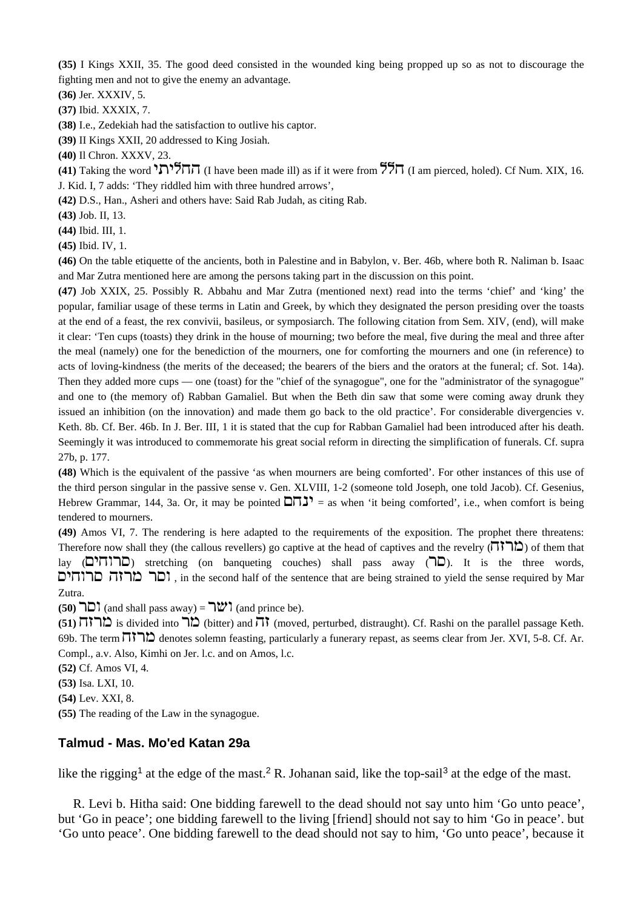**(35)** I Kings XXII, 35. The good deed consisted in the wounded king being propped up so as not to discourage the fighting men and not to give the enemy an advantage.

**(36)** Jer. XXXIV, 5.

**(37)** Ibid. XXXIX, 7.

**(38)** I.e., Zedekiah had the satisfaction to outlive his captor.

**(39)** II Kings XXII, 20 addressed to King Josiah.

**(40)** Il Chron. XXXV, 23.

**(41)** Taking the word החליתי (I have been made ill) as if it were from חלל (I am pierced, holed). Cf Num. XIX, 16. J. Kid. I, 7 adds: 'They riddled him with three hundred arrows',

**(42)** D.S., Han., Asheri and others have: Said Rab Judah, as citing Rab.

**(43)** Job. II, 13.

**(44)** Ibid. III, 1.

**(45)** Ibid. IV, 1.

**(46)** On the table etiquette of the ancients, both in Palestine and in Babylon, v. Ber. 46b, where both R. Naliman b. Isaac and Mar Zutra mentioned here are among the persons taking part in the discussion on this point.

**(47)** Job XXIX, 25. Possibly R. Abbahu and Mar Zutra (mentioned next) read into the terms 'chief' and 'king' the popular, familiar usage of these terms in Latin and Greek, by which they designated the person presiding over the toasts at the end of a feast, the rex convivii, basileus, or symposiarch. The following citation from Sem. XIV, (end), will make it clear: 'Ten cups (toasts) they drink in the house of mourning; two before the meal, five during the meal and three after the meal (namely) one for the benediction of the mourners, one for comforting the mourners and one (in reference) to acts of loving-kindness (the merits of the deceased; the bearers of the biers and the orators at the funeral; cf. Sot. 14a). Then they added more cups — one (toast) for the "chief of the synagogue", one for the "administrator of the synagogue" and one to (the memory of) Rabban Gamaliel. But when the Beth din saw that some were coming away drunk they issued an inhibition (on the innovation) and made them go back to the old practice'. For considerable divergencies v. Keth. 8b. Cf. Ber. 46b. In J. Ber. III, 1 it is stated that the cup for Rabban Gamaliel had been introduced after his death. Seemingly it was introduced to commemorate his great social reform in directing the simplification of funerals. Cf. supra 27b, p. 177.

**(48)** Which is the equivalent of the passive 'as when mourners are being comforted'. For other instances of this use of the third person singular in the passive sense v. Gen. XLVIII, 1-2 (someone told Joseph, one told Jacob). Cf. Gesenius, Hebrew Grammar, 144, 3a. Or, it may be pointed ינחם = as when 'it being comforted', i.e., when comfort is being tendered to mourners.

**(49)** Amos VI, 7. The rendering is here adapted to the requirements of the exposition. The prophet there threatens: Therefore now shall they (the callous revellers) go captive at the head of captives and the revelry (מרזח) of them that lay (סרוחים) stretching (on banqueting couches) shall pass away (סר). It is the three words, וסר מרזח סרוחים , in the second half of the sentence that are being strained to yield the sense required by Mar Zutra.

**(50)** וסר (and shall pass away) = ושר (and prince be).

**(51)** מרזח is divided into מר (bitter) and זח (moved, perturbed, distraught). Cf. Rashi on the parallel passage Keth. 69b. The term מרזח denotes solemn feasting, particularly a funerary repast, as seems clear from Jer. XVI, 5-8. Cf. Ar. Compl., a.v. Also, Kimhi on Jer. l.c. and on Amos, l.c.

**(52)** Cf. Amos VI, 4.

**(53)** Isa. LXI, 10.

**(54)** Lev. XXI, 8.

**(55)** The reading of the Law in the synagogue.

## Talmud - Mas. Mo'ed Katan 29a

like the rigging[1] at the edge of the mast.[2] R. Johanan said, like the top-sail[3] at the edge of the mast.

R. Levi b. Hitha said: One bidding farewell to the dead should not say unto him 'Go unto peace', but 'Go in peace'; one bidding farewell to the living [friend] should not say to him 'Go in peace'. but 'Go unto peace'. One bidding farewell to the dead should not say to him, 'Go unto peace', because it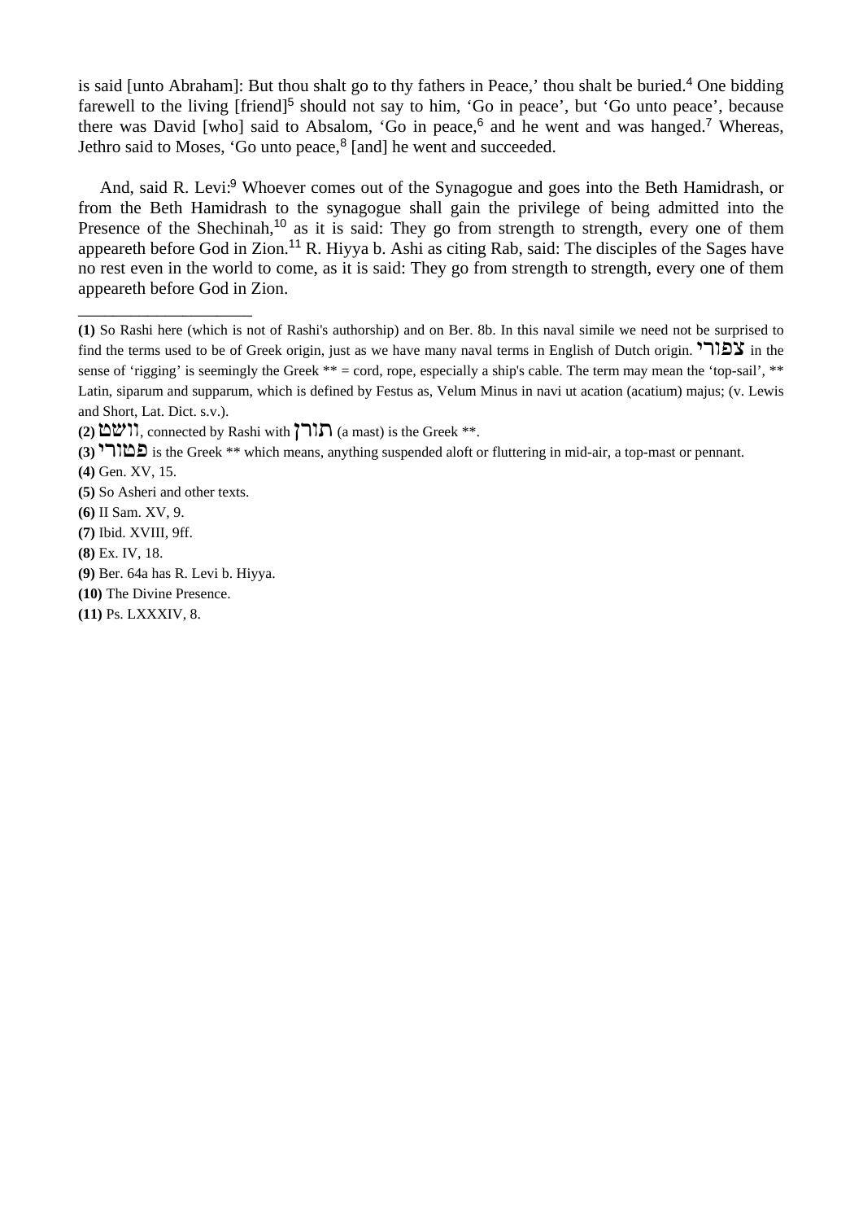is said [unto Abraham]: But thou shalt go to thy fathers in Peace,' thou shalt be buried.[4] One bidding farewell to the living [friend][5] should not say to him, 'Go in peace', but 'Go unto peace', because there was David [who] said to Absalom, 'Go in peace,[6] and he went and was hanged.[7] Whereas, Jethro said to Moses, 'Go unto peace,[8] [and] he went and succeeded.

And, said R. Levi:[9] Whoever comes out of the Synagogue and goes into the Beth Hamidrash, or from the Beth Hamidrash to the synagogue shall gain the privilege of being admitted into the Presence of the Shechinah,[10] as it is said: They go from strength to strength, every one of them appeareth before God in Zion.[11] R. Hiyya b. Ashi as citing Rab, said: The disciples of the Sages have no rest even in the world to come, as it is said: They go from strength to strength, every one of them appeareth before God in Zion.

---

**(1)** So Rashi here (which is not of Rashi's authorship) and on Ber. 8b. In this naval simile we need not be surprised to find the terms used to be of Greek origin, just as we have many naval terms in English of Dutch origin. צפורי in the sense of 'rigging' is seemingly the Greek ** = cord, rope, especially a ship's cable. The term may mean the 'top-sail', ** Latin, siparum and supparum, which is defined by Festus as, Velum Minus in navi ut acation (acatium) majus; (v. Lewis and Short, Lat. Dict. s.v.).

**(2)** וושט, connected by Rashi with תורן (a mast) is the Greek **.

**(3)** פטורי is the Greek ** which means, anything suspended aloft or fluttering in mid-air, a top-mast or pennant.

**(4)** Gen. XV, 15.

**(5)** So Asheri and other texts.

**(6)** II Sam. XV, 9.

**(7)** Ibid. XVIII, 9ff.

**(8)** Ex. IV, 18.

**(9)** Ber. 64a has R. Levi b. Hiyya.

**(10)** The Divine Presence.

**(11)** Ps. LXXXIV, 8.